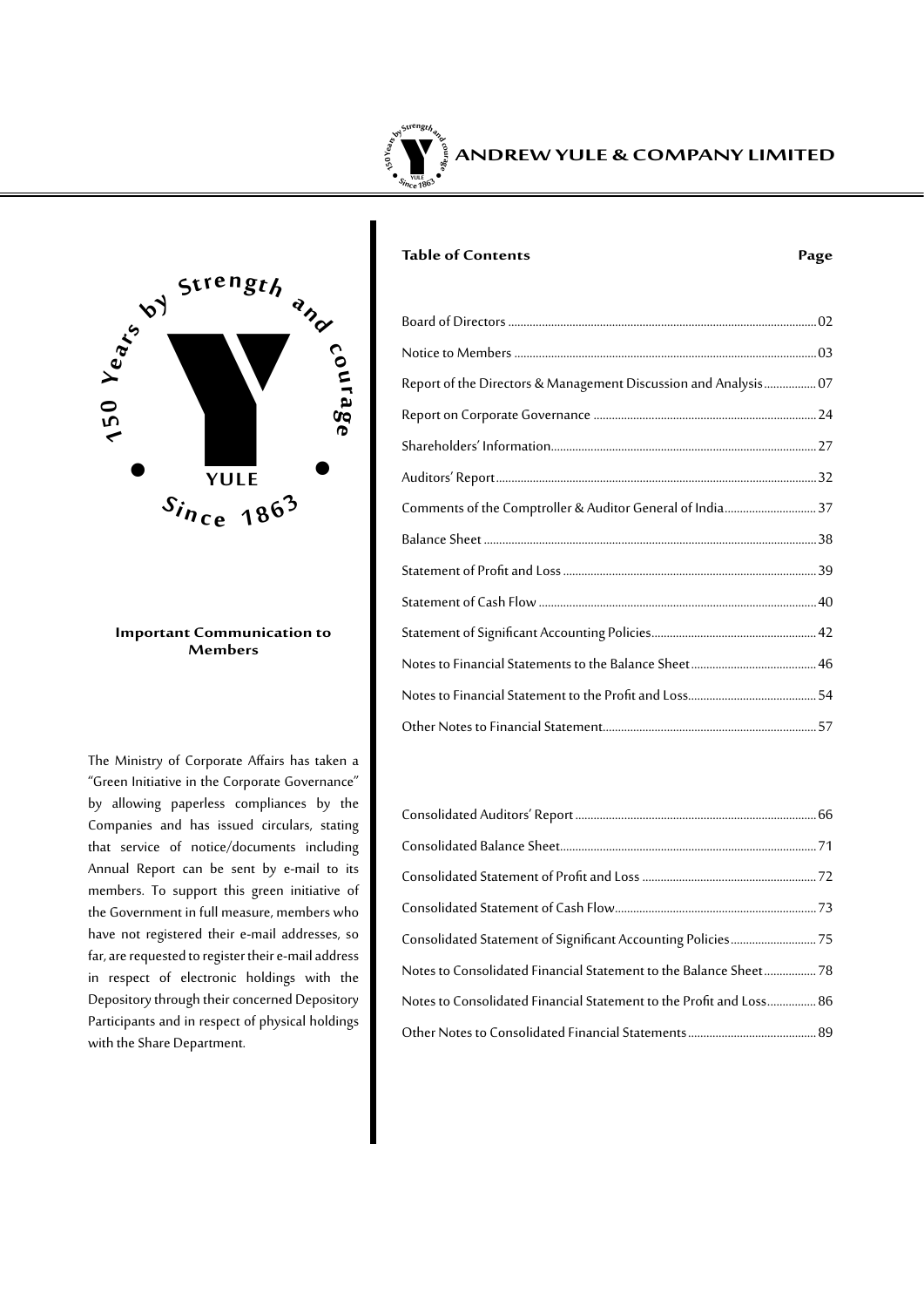# ANDREW YULE & COMPANY LIMITED

150 Years by Strength and courage

YULE

Since 1863

## Important Communication to Members

The Ministry of Corporate Affairs has taken a "Green Initiative in the Corporate Governance" by allowing paperless compliances by the Companies and has issued circulars, stating that service of notice/documents including Annual Report can be sent by e-mail to its members. To support this green initiative of the Government in full measure, members who have not registered their e-mail addresses, so far, are requested to register their e-mail address in respect of electronic holdings with the Depository through their concerned Depository Participants and in respect of physical holdings with the Share Department.

## Table of Contents

| Table of Contents | Page |
|---|---|
| Board of Directors | 02 |
| Notice to Members | 03 |
| Report of the Directors & Management Discussion and Analysis | 07 |
| Report on Corporate Governance | 24 |
| Shareholders' Information | 27 |
| Auditors' Report | 32 |
| Comments of the Comptroller & Auditor General of India | 37 |
| Balance Sheet | 38 |
| Statement of Profit and Loss | 39 |
| Statement of Cash Flow | 40 |
| Statement of Significant Accounting Policies | 42 |
| Notes to Financial Statements to the Balance Sheet | 46 |
| Notes to Financial Statement to the Profit and Loss | 54 |
| Other Notes to Financial Statement | 57 |
| Consolidated Auditors' Report | 66 |
| Consolidated Balance Sheet | 71 |
| Consolidated Statement of Profit and Loss | 72 |
| Consolidated Statement of Cash Flow | 73 |
| Consolidated Statement of Significant Accounting Policies | 75 |
| Notes to Consolidated Financial Statement to the Balance Sheet | 78 |
| Notes to Consolidated Financial Statement to the Profit and Loss | 86 |
| Other Notes to Consolidated Financial Statements | 89 |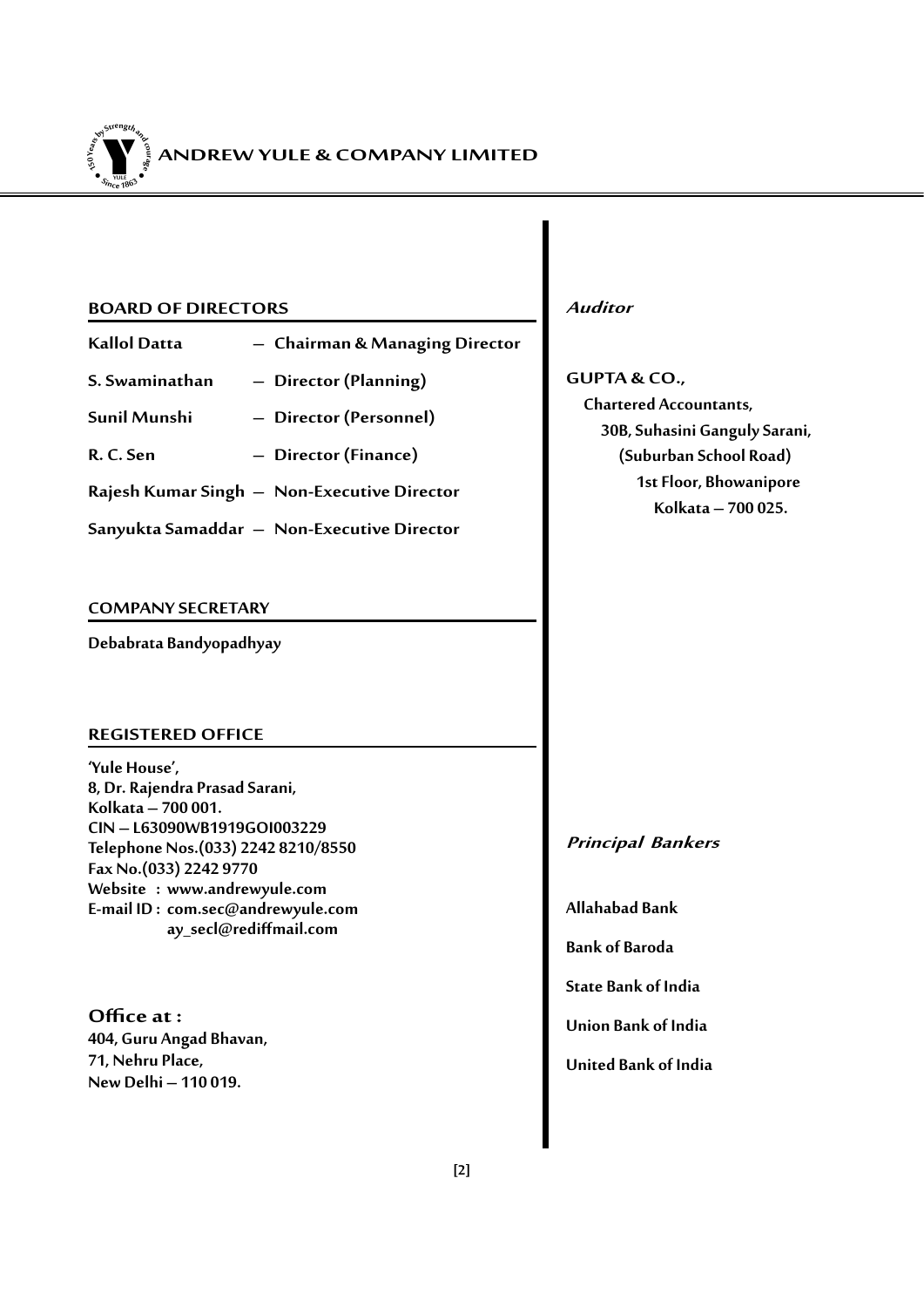## BOARD OF DIRECTORS

**Kallol Datta** — **Chairman & Managing Director**

**S. Swaminathan** — **Director (Planning)**

**Sunil Munshi** — **Director (Personnel)**

**R. C. Sen** — **Director (Finance)**

**Rajesh Kumar Singh** — **Non-Executive Director**

**Sanyukta Samaddar** — **Non-Executive Director**

## COMPANY SECRETARY

**Debabrata Bandyopadhyay**

## REGISTERED OFFICE

**'Yule House',**
**8, Dr. Rajendra Prasad Sarani,**
**Kolkata – 700 001.**
**CIN – L63090WB1919GOI003229**
**Telephone Nos.(033) 2242 8210/8550**
**Fax No.(033) 2242 9770**
**Website : www.andrewyule.com**
**E-mail ID : com.sec@andrewyule.com**
**ay_secl@rediffmail.com**

### Office at :

**404, Guru Angad Bhavan,**
**71, Nehru Place,**
**New Delhi – 110 019.**

## *Auditor*

**GUPTA & CO.,**
**Chartered Accountants,**
**30B, Suhasini Ganguly Sarani,**
**(Suburban School Road)**
**1st Floor, Bhowanipore**
**Kolkata – 700 025.**

## *Principal Bankers*

**Allahabad Bank**

**Bank of Baroda**

**State Bank of India**

**Union Bank of India**

**United Bank of India**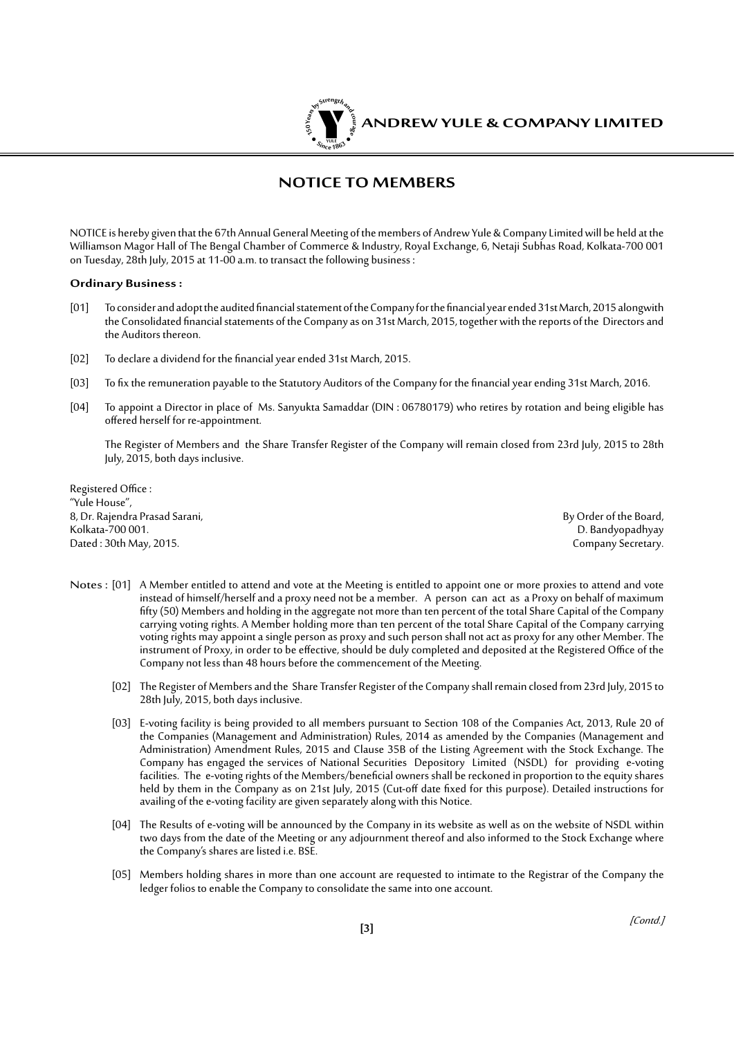# NOTICE TO MEMBERS

NOTICE is hereby given that the 67th Annual General Meeting of the members of Andrew Yule & Company Limited will be held at the Williamson Magor Hall of The Bengal Chamber of Commerce & Industry, Royal Exchange, 6, Netaji Subhas Road, Kolkata-700 001 on Tuesday, 28th July, 2015 at 11-00 a.m. to transact the following business :

**Ordinary Business :**

[01] To consider and adopt the audited financial statement of the Company for the financial year ended 31st March, 2015 alongwith the Consolidated financial statements of the Company as on 31st March, 2015, together with the reports of the Directors and the Auditors thereon.

[02] To declare a dividend for the financial year ended 31st March, 2015.

[03] To fix the remuneration payable to the Statutory Auditors of the Company for the financial year ending 31st March, 2016.

[04] To appoint a Director in place of Ms. Sanyukta Samaddar (DIN : 06780179) who retires by rotation and being eligible has offered herself for re-appointment.

The Register of Members and the Share Transfer Register of the Company will remain closed from 23rd July, 2015 to 28th July, 2015, both days inclusive.

Registered Office :
"Yule House",
8, Dr. Rajendra Prasad Sarani,
Kolkata-700 001.
Dated : 30th May, 2015.

By Order of the Board,
D. Bandyopadhyay
Company Secretary.

Notes :

[01] A Member entitled to attend and vote at the Meeting is entitled to appoint one or more proxies to attend and vote instead of himself/herself and a proxy need not be a member. A person can act as a Proxy on behalf of maximum fifty (50) Members and holding in the aggregate not more than ten percent of the total Share Capital of the Company carrying voting rights. A Member holding more than ten percent of the total Share Capital of the Company carrying voting rights may appoint a single person as proxy and such person shall not act as proxy for any other Member. The instrument of Proxy, in order to be effective, should be duly completed and deposited at the Registered Office of the Company not less than 48 hours before the commencement of the Meeting.

[02] The Register of Members and the Share Transfer Register of the Company shall remain closed from 23rd July, 2015 to 28th July, 2015, both days inclusive.

[03] E-voting facility is being provided to all members pursuant to Section 108 of the Companies Act, 2013, Rule 20 of the Companies (Management and Administration) Rules, 2014 as amended by the Companies (Management and Administration) Amendment Rules, 2015 and Clause 35B of the Listing Agreement with the Stock Exchange. The Company has engaged the services of National Securities Depository Limited (NSDL) for providing e-voting facilities. The e-voting rights of the Members/beneficial owners shall be reckoned in proportion to the equity shares held by them in the Company as on 21st July, 2015 (Cut-off date fixed for this purpose). Detailed instructions for availing of the e-voting facility are given separately along with this Notice.

[04] The Results of e-voting will be announced by the Company in its website as well as on the website of NSDL within two days from the date of the Meeting or any adjournment thereof and also informed to the Stock Exchange where the Company's shares are listed i.e. BSE.

[05] Members holding shares in more than one account are requested to intimate to the Registrar of the Company the ledger folios to enable the Company to consolidate the same into one account.

*[Contd.]*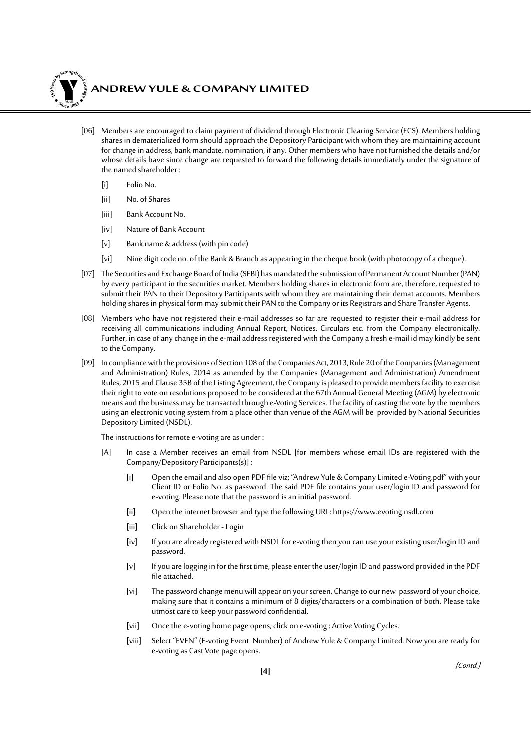[06] Members are encouraged to claim payment of dividend through Electronic Clearing Service (ECS). Members holding shares in dematerialized form should approach the Depository Participant with whom they are maintaining account for change in address, bank mandate, nomination, if any. Other members who have not furnished the details and/or whose details have since change are requested to forward the following details immediately under the signature of the named shareholder :

- [i] Folio No.
- [ii] No. of Shares
- [iii] Bank Account No.
- [iv] Nature of Bank Account
- [v] Bank name & address (with pin code)
- [vi] Nine digit code no. of the Bank & Branch as appearing in the cheque book (with photocopy of a cheque).

[07] The Securities and Exchange Board of India (SEBI) has mandated the submission of Permanent Account Number (PAN) by every participant in the securities market. Members holding shares in electronic form are, therefore, requested to submit their PAN to their Depository Participants with whom they are maintaining their demat accounts. Members holding shares in physical form may submit their PAN to the Company or its Registrars and Share Transfer Agents.

[08] Members who have not registered their e-mail addresses so far are requested to register their e-mail address for receiving all communications including Annual Report, Notices, Circulars etc. from the Company electronically. Further, in case of any change in the e-mail address registered with the Company a fresh e-mail id may kindly be sent to the Company.

[09] In compliance with the provisions of Section 108 of the Companies Act, 2013, Rule 20 of the Companies (Management and Administration) Rules, 2014 as amended by the Companies (Management and Administration) Amendment Rules, 2015 and Clause 35B of the Listing Agreement, the Company is pleased to provide members facility to exercise their right to vote on resolutions proposed to be considered at the 67th Annual General Meeting (AGM) by electronic means and the business may be transacted through e-Voting Services. The facility of casting the vote by the members using an electronic voting system from a place other than venue of the AGM will be provided by National Securities Depository Limited (NSDL).

The instructions for remote e-voting are as under :

[A] In case a Member receives an email from NSDL [for members whose email IDs are registered with the Company/Depository Participants(s)] :

- [i] Open the email and also open PDF file viz; "Andrew Yule & Company Limited e-Voting.pdf" with your Client ID or Folio No. as password. The said PDF file contains your user/login ID and password for e-voting. Please note that the password is an initial password.
- [ii] Open the internet browser and type the following URL: https://www.evoting.nsdl.com
- [iii] Click on Shareholder - Login
- [iv] If you are already registered with NSDL for e-voting then you can use your existing user/login ID and password.
- [v] If you are logging in for the first time, please enter the user/login ID and password provided in the PDF file attached.
- [vi] The password change menu will appear on your screen. Change to our new password of your choice, making sure that it contains a minimum of 8 digits/characters or a combination of both. Please take utmost care to keep your password confidential.
- [vii] Once the e-voting home page opens, click on e-voting : Active Voting Cycles.
- [viii] Select "EVEN" (E-voting Event Number) of Andrew Yule & Company Limited. Now you are ready for e-voting as Cast Vote page opens.

*[Contd.]*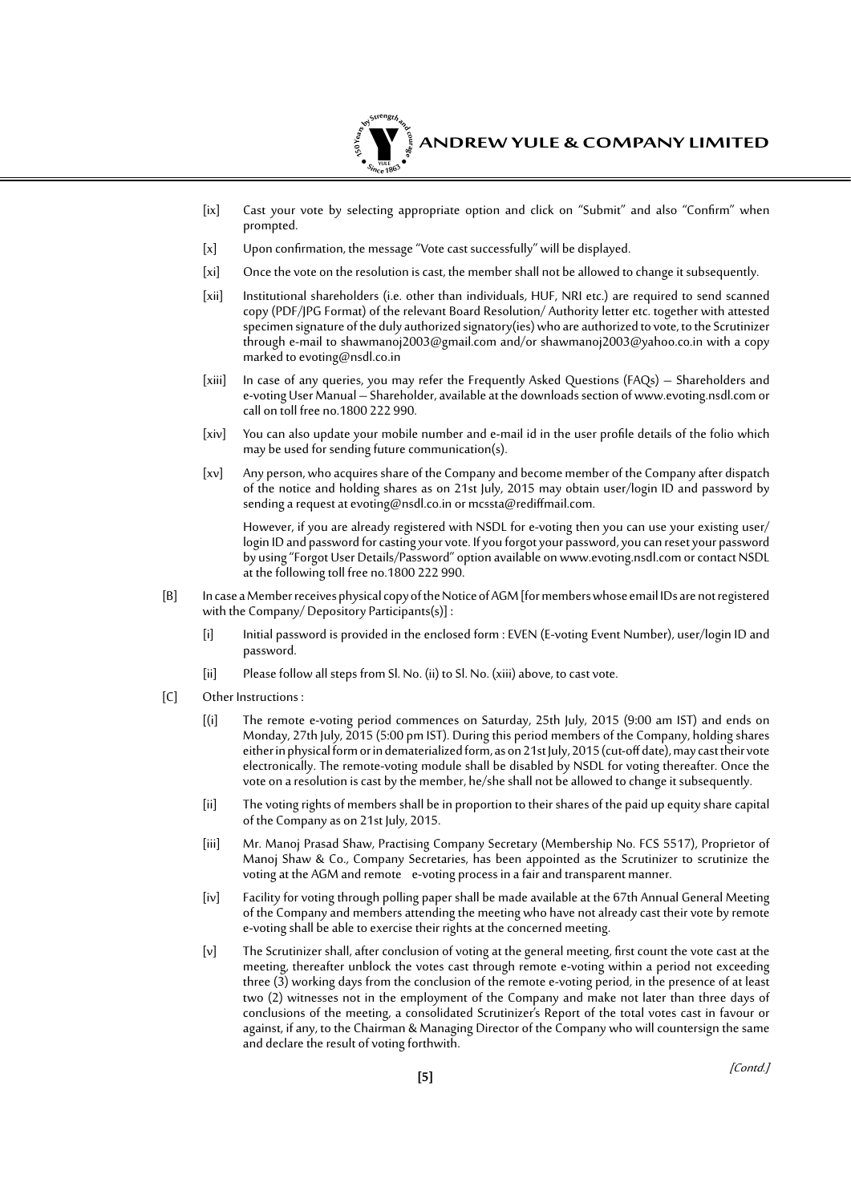[ix] Cast your vote by selecting appropriate option and click on "Submit" and also "Confirm" when prompted.

[x] Upon confirmation, the message "Vote cast successfully" will be displayed.

[xi] Once the vote on the resolution is cast, the member shall not be allowed to change it subsequently.

[xii] Institutional shareholders (i.e. other than individuals, HUF, NRI etc.) are required to send scanned copy (PDF/JPG Format) of the relevant Board Resolution/ Authority letter etc. together with attested specimen signature of the duly authorized signatory(ies) who are authorized to vote, to the Scrutinizer through e-mail to shawmanoj2003@gmail.com and/or shawmanoj2003@yahoo.co.in with a copy marked to evoting@nsdl.co.in

[xiii] In case of any queries, you may refer the Frequently Asked Questions (FAQs) – Shareholders and e-voting User Manual – Shareholder, available at the downloads section of www.evoting.nsdl.com or call on toll free no.1800 222 990.

[xiv] You can also update your mobile number and e-mail id in the user profile details of the folio which may be used for sending future communication(s).

[xv] Any person, who acquires share of the Company and become member of the Company after dispatch of the notice and holding shares as on 21st July, 2015 may obtain user/login ID and password by sending a request at evoting@nsdl.co.in or mcssta@rediffmail.com.

However, if you are already registered with NSDL for e-voting then you can use your existing user/login ID and password for casting your vote. If you forgot your password, you can reset your password by using "Forgot User Details/Password" option available on www.evoting.nsdl.com or contact NSDL at the following toll free no.1800 222 990.

[B] In case a Member receives physical copy of the Notice of AGM [for members whose email IDs are not registered with the Company/ Depository Participants(s)] :

[i] Initial password is provided in the enclosed form : EVEN (E-voting Event Number), user/login ID and password.

[ii] Please follow all steps from Sl. No. (ii) to Sl. No. (xiii) above, to cast vote.

[C] Other Instructions :

[(i] The remote e-voting period commences on Saturday, 25th July, 2015 (9:00 am IST) and ends on Monday, 27th July, 2015 (5:00 pm IST). During this period members of the Company, holding shares either in physical form or in dematerialized form, as on 21st July, 2015 (cut-off date), may cast their vote electronically. The remote-voting module shall be disabled by NSDL for voting thereafter. Once the vote on a resolution is cast by the member, he/she shall not be allowed to change it subsequently.

[ii] The voting rights of members shall be in proportion to their shares of the paid up equity share capital of the Company as on 21st July, 2015.

[iii] Mr. Manoj Prasad Shaw, Practising Company Secretary (Membership No. FCS 5517), Proprietor of Manoj Shaw & Co., Company Secretaries, has been appointed as the Scrutinizer to scrutinize the voting at the AGM and remote e-voting process in a fair and transparent manner.

[iv] Facility for voting through polling paper shall be made available at the 67th Annual General Meeting of the Company and members attending the meeting who have not already cast their vote by remote e-voting shall be able to exercise their rights at the concerned meeting.

[v] The Scrutinizer shall, after conclusion of voting at the general meeting, first count the vote cast at the meeting, thereafter unblock the votes cast through remote e-voting within a period not exceeding three (3) working days from the conclusion of the remote e-voting period, in the presence of at least two (2) witnesses not in the employment of the Company and make not later than three days of conclusions of the meeting, a consolidated Scrutinizer's Report of the total votes cast in favour or against, if any, to the Chairman & Managing Director of the Company who will countersign the same and declare the result of voting forthwith.

*[Contd.]*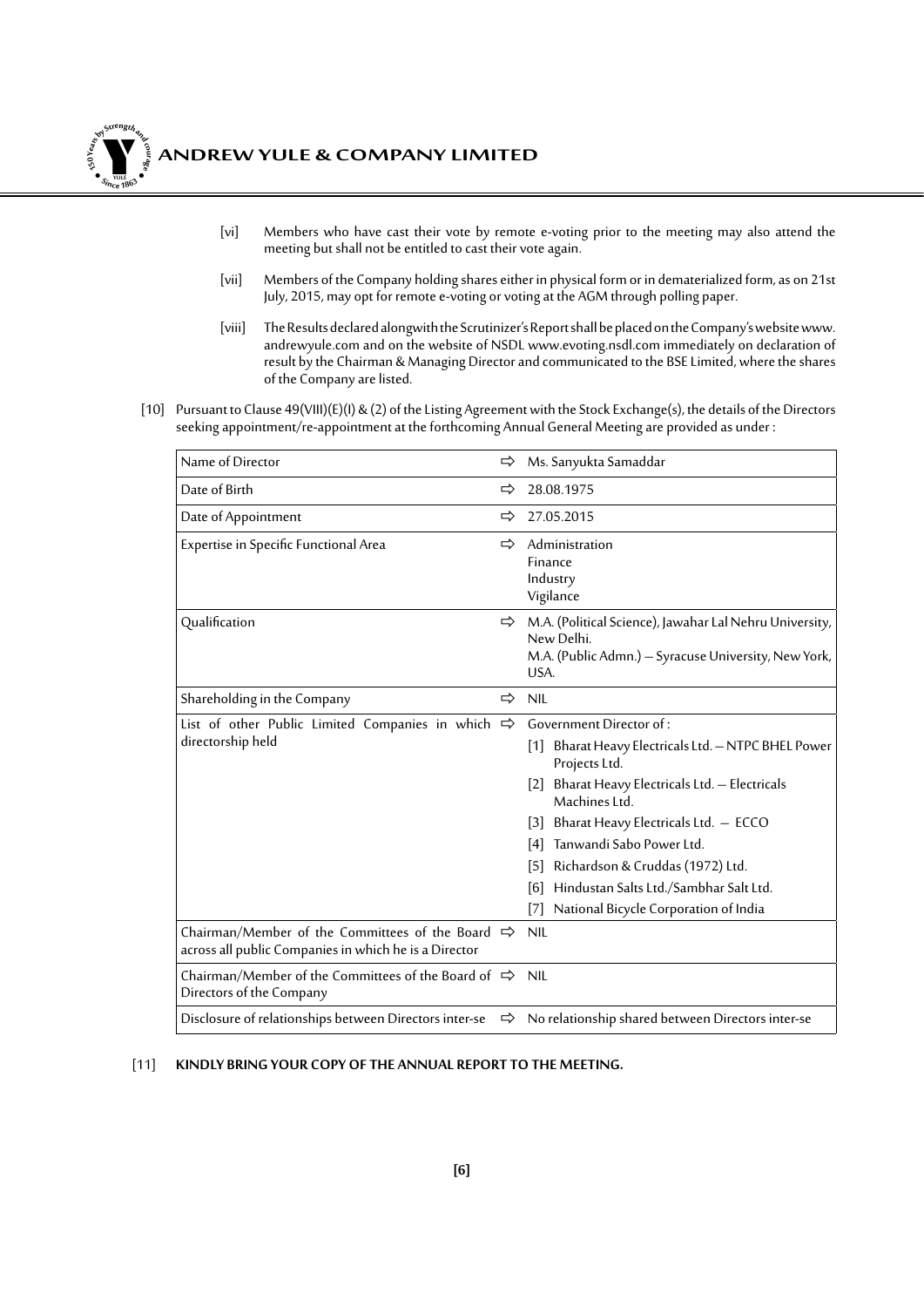[vi] Members who have cast their vote by remote e-voting prior to the meeting may also attend the meeting but shall not be entitled to cast their vote again.

[vii] Members of the Company holding shares either in physical form or in dematerialized form, as on 21st July, 2015, may opt for remote e-voting or voting at the AGM through polling paper.

[viii] The Results declared alongwith the Scrutinizer's Report shall be placed on the Company's website www.andrewyule.com and on the website of NSDL www.evoting.nsdl.com immediately on declaration of result by the Chairman & Managing Director and communicated to the BSE Limited, where the shares of the Company are listed.

[10] Pursuant to Clause 49(VIII)(E)(I) & (2) of the Listing Agreement with the Stock Exchange(s), the details of the Directors seeking appointment/re-appointment at the forthcoming Annual General Meeting are provided as under :

| | | |
|---|---|---|
| Name of Director | ⇨ | Ms. Sanyukta Samaddar |
| Date of Birth | ⇨ | 28.08.1975 |
| Date of Appointment | ⇨ | 27.05.2015 |
| Expertise in Specific Functional Area | ⇨ | Administration<br>Finance<br>Industry<br>Vigilance |
| Qualification | ⇨ | M.A. (Political Science), Jawahar Lal Nehru University, New Delhi.<br>M.A. (Public Admn.) – Syracuse University, New York, USA. |
| Shareholding in the Company | ⇨ | NIL |
| List of other Public Limited Companies in which directorship held | ⇨ | Government Director of :<br>[1] Bharat Heavy Electricals Ltd. – NTPC BHEL Power Projects Ltd.<br>[2] Bharat Heavy Electricals Ltd. – Electricals Machines Ltd.<br>[3] Bharat Heavy Electricals Ltd. – ECCO<br>[4] Tanwandi Sabo Power Ltd.<br>[5] Richardson & Cruddas (1972) Ltd.<br>[6] Hindustan Salts Ltd./Sambhar Salt Ltd.<br>[7] National Bicycle Corporation of India |
| Chairman/Member of the Committees of the Board across all public Companies in which he is a Director | ⇨ | NIL |
| Chairman/Member of the Committees of the Board of Directors of the Company | ⇨ | NIL |
| Disclosure of relationships between Directors inter-se | ⇨ | No relationship shared between Directors inter-se |

[11] **KINDLY BRING YOUR COPY OF THE ANNUAL REPORT TO THE MEETING.**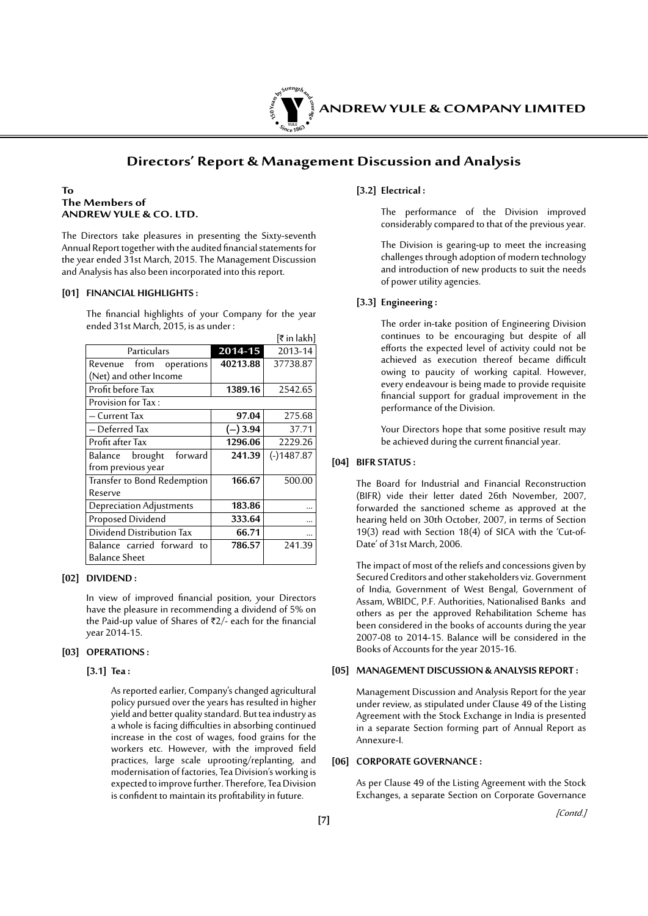# Directors' Report & Management Discussion and Analysis

**To**
**The Members of**
**ANDREW YULE & CO. LTD.**

The Directors take pleasures in presenting the Sixty-seventh Annual Report together with the audited financial statements for the year ended 31st March, 2015. The Management Discussion and Analysis has also been incorporated into this report.

## [01] FINANCIAL HIGHLIGHTS :

The financial highlights of your Company for the year ended 31st March, 2015, is as under :

[₹ in lakh]

| Particulars | 2014-15 | 2013-14 |
|---|---|---|
| Revenue from operations (Net) and other Income | **40213.88** | 37738.87 |
| Profit before Tax | **1389.16** | 2542.65 |
| Provision for Tax : | | |
| – Current Tax | **97.04** | 275.68 |
| – Deferred Tax | **(–) 3.94** | 37.71 |
| Profit after Tax | **1296.06** | 2229.26 |
| Balance brought forward from previous year | **241.39** | (-)1487.87 |
| Transfer to Bond Redemption Reserve | **166.67** | 500.00 |
| Depreciation Adjustments | **183.86** | ... |
| Proposed Dividend | **333.64** | ... |
| Dividend Distribution Tax | **66.71** | ... |
| Balance carried forward to Balance Sheet | **786.57** | 241.39 |

## [02] DIVIDEND :

In view of improved financial position, your Directors have the pleasure in recommending a dividend of 5% on the Paid-up value of Shares of ₹2/- each for the financial year 2014-15.

## [03] OPERATIONS :

### [3.1] Tea :

As reported earlier, Company's changed agricultural policy pursued over the years has resulted in higher yield and better quality standard. But tea industry as a whole is facing difficulties in absorbing continued increase in the cost of wages, food grains for the workers etc. However, with the improved field practices, large scale uprooting/replanting, and modernisation of factories, Tea Division's working is expected to improve further. Therefore, Tea Division is confident to maintain its profitability in future.

### [3.2] Electrical :

The performance of the Division improved considerably compared to that of the previous year.

The Division is gearing-up to meet the increasing challenges through adoption of modern technology and introduction of new products to suit the needs of power utility agencies.

### [3.3] Engineering :

The order in-take position of Engineering Division continues to be encouraging but despite of all efforts the expected level of activity could not be achieved as execution thereof became difficult owing to paucity of working capital. However, every endeavour is being made to provide requisite financial support for gradual improvement in the performance of the Division.

Your Directors hope that some positive result may be achieved during the current financial year.

## [04] BIFR STATUS :

The Board for Industrial and Financial Reconstruction (BIFR) vide their letter dated 26th November, 2007, forwarded the sanctioned scheme as approved at the hearing held on 30th October, 2007, in terms of Section 19(3) read with Section 18(4) of SICA with the 'Cut-of-Date' of 31st March, 2006.

The impact of most of the reliefs and concessions given by Secured Creditors and other stakeholders viz. Government of India, Government of West Bengal, Government of Assam, WBIDC, P.F. Authorities, Nationalised Banks and others as per the approved Rehabilitation Scheme has been considered in the books of accounts during the year 2007-08 to 2014-15. Balance will be considered in the Books of Accounts for the year 2015-16.

## [05] MANAGEMENT DISCUSSION & ANALYSIS REPORT :

Management Discussion and Analysis Report for the year under review, as stipulated under Clause 49 of the Listing Agreement with the Stock Exchange in India is presented in a separate Section forming part of Annual Report as Annexure-I.

## [06] CORPORATE GOVERNANCE :

As per Clause 49 of the Listing Agreement with the Stock Exchanges, a separate Section on Corporate Governance

*[Contd.]*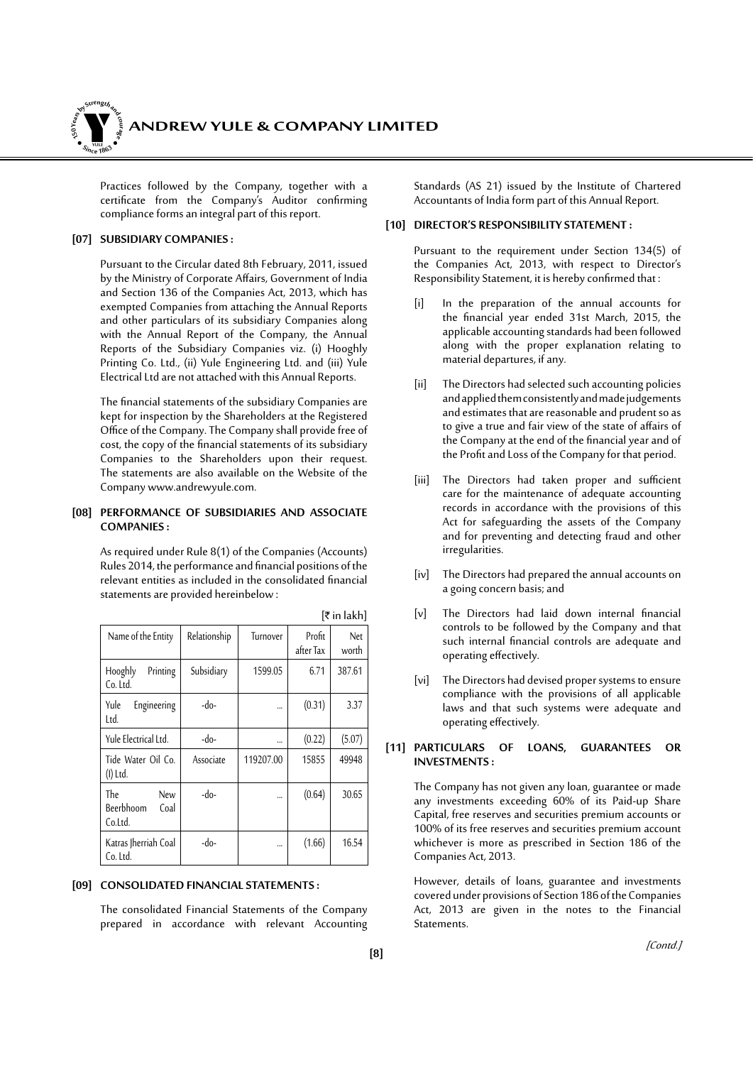Practices followed by the Company, together with a certificate from the Company's Auditor confirming compliance forms an integral part of this report.

## [07] SUBSIDIARY COMPANIES :

Pursuant to the Circular dated 8th February, 2011, issued by the Ministry of Corporate Affairs, Government of India and Section 136 of the Companies Act, 2013, which has exempted Companies from attaching the Annual Reports and other particulars of its subsidiary Companies along with the Annual Report of the Company, the Annual Reports of the Subsidiary Companies viz. (i) Hooghly Printing Co. Ltd., (ii) Yule Engineering Ltd. and (iii) Yule Electrical Ltd are not attached with this Annual Reports.

The financial statements of the subsidiary Companies are kept for inspection by the Shareholders at the Registered Office of the Company. The Company shall provide free of cost, the copy of the financial statements of its subsidiary Companies to the Shareholders upon their request. The statements are also available on the Website of the Company www.andrewyule.com.

## [08] PERFORMANCE OF SUBSIDIARIES AND ASSOCIATE COMPANIES :

As required under Rule 8(1) of the Companies (Accounts) Rules 2014, the performance and financial positions of the relevant entities as included in the consolidated financial statements are provided hereinbelow :

[₹ in lakh]

| Name of the Entity | Relationship | Turnover | Profit after Tax | Net worth |
|---|---|---|---|---|
| Hooghly Printing Co. Ltd. | Subsidiary | 1599.05 | 6.71 | 387.61 |
| Yule Engineering Ltd. | -do- | ... | (0.31) | 3.37 |
| Yule Electrical Ltd. | -do- | ... | (0.22) | (5.07) |
| Tide Water Oil Co. (I) Ltd. | Associate | 119207.00 | 15855 | 49948 |
| The New Beerbhoom Coal Co.Ltd. | -do- | ... | (0.64) | 30.65 |
| Katras Jherriah Coal Co. Ltd. | -do- | ... | (1.66) | 16.54 |

## [09] CONSOLIDATED FINANCIAL STATEMENTS :

The consolidated Financial Statements of the Company prepared in accordance with relevant Accounting Standards (AS 21) issued by the Institute of Chartered Accountants of India form part of this Annual Report.

## [10] DIRECTOR'S RESPONSIBILITY STATEMENT :

Pursuant to the requirement under Section 134(5) of the Companies Act, 2013, with respect to Director's Responsibility Statement, it is hereby confirmed that :

[i] In the preparation of the annual accounts for the financial year ended 31st March, 2015, the applicable accounting standards had been followed along with the proper explanation relating to material departures, if any.

[ii] The Directors had selected such accounting policies and applied them consistently and made judgements and estimates that are reasonable and prudent so as to give a true and fair view of the state of affairs of the Company at the end of the financial year and of the Profit and Loss of the Company for that period.

[iii] The Directors had taken proper and sufficient care for the maintenance of adequate accounting records in accordance with the provisions of this Act for safeguarding the assets of the Company and for preventing and detecting fraud and other irregularities.

[iv] The Directors had prepared the annual accounts on a going concern basis; and

[v] The Directors had laid down internal financial controls to be followed by the Company and that such internal financial controls are adequate and operating effectively.

[vi] The Directors had devised proper systems to ensure compliance with the provisions of all applicable laws and that such systems were adequate and operating effectively.

## [11] PARTICULARS OF LOANS, GUARANTEES OR INVESTMENTS :

The Company has not given any loan, guarantee or made any investments exceeding 60% of its Paid-up Share Capital, free reserves and securities premium accounts or 100% of its free reserves and securities premium account whichever is more as prescribed in Section 186 of the Companies Act, 2013.

However, details of loans, guarantee and investments covered under provisions of Section 186 of the Companies Act, 2013 are given in the notes to the Financial Statements.

*[Contd.]*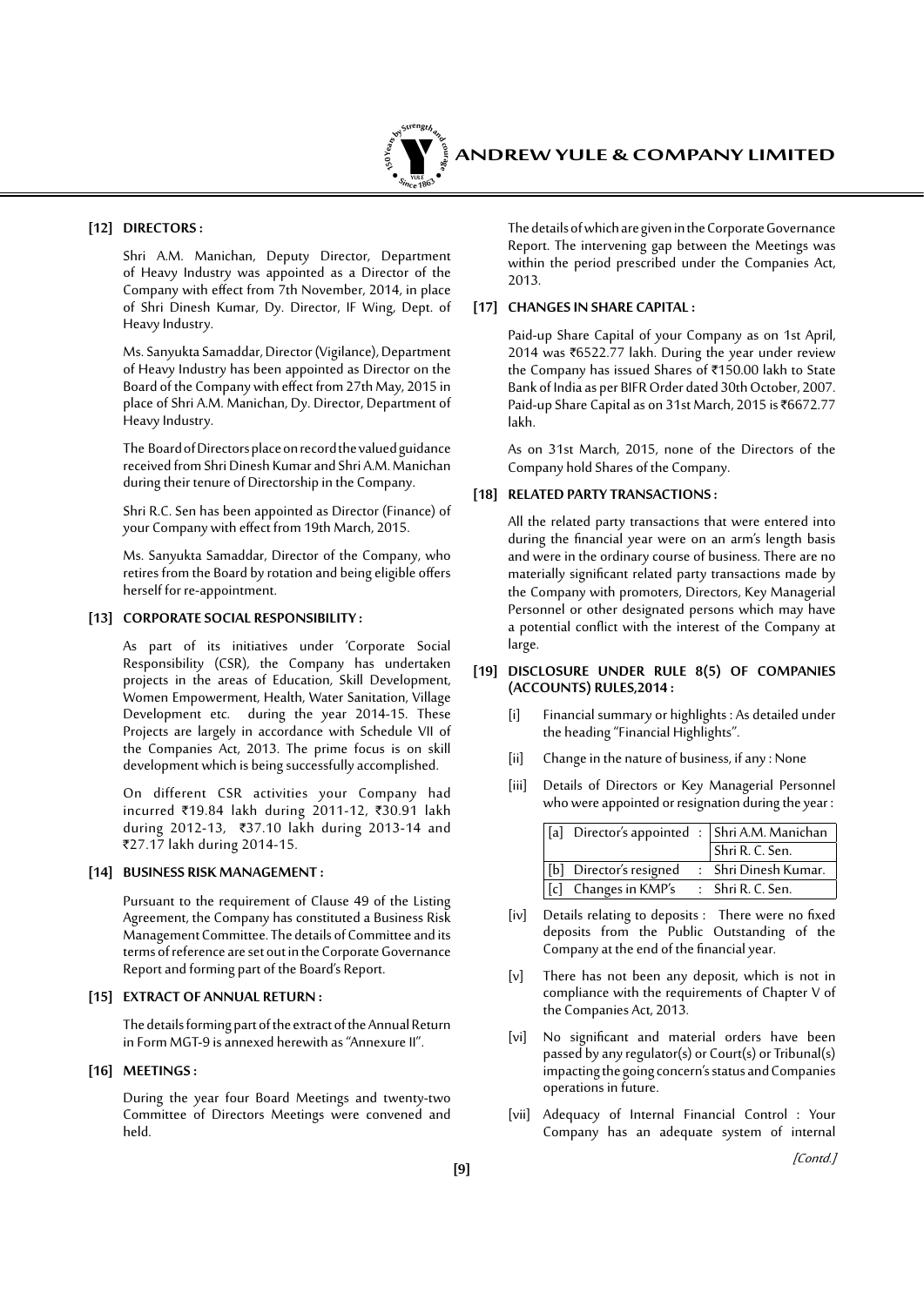## [12] DIRECTORS :

Shri A.M. Manichan, Deputy Director, Department of Heavy Industry was appointed as a Director of the Company with effect from 7th November, 2014, in place of Shri Dinesh Kumar, Dy. Director, IF Wing, Dept. of Heavy Industry.

Ms. Sanyukta Samaddar, Director (Vigilance), Department of Heavy Industry has been appointed as Director on the Board of the Company with effect from 27th May, 2015 in place of Shri A.M. Manichan, Dy. Director, Department of Heavy Industry.

The Board of Directors place on record the valued guidance received from Shri Dinesh Kumar and Shri A.M. Manichan during their tenure of Directorship in the Company.

Shri R.C. Sen has been appointed as Director (Finance) of your Company with effect from 19th March, 2015.

Ms. Sanyukta Samaddar, Director of the Company, who retires from the Board by rotation and being eligible offers herself for re-appointment.

## [13] CORPORATE SOCIAL RESPONSIBILITY :

As part of its initiatives under 'Corporate Social Responsibility (CSR), the Company has undertaken projects in the areas of Education, Skill Development, Women Empowerment, Health, Water Sanitation, Village Development etc. during the year 2014-15. These Projects are largely in accordance with Schedule VII of the Companies Act, 2013. The prime focus is on skill development which is being successfully accomplished.

On different CSR activities your Company had incurred ₹19.84 lakh during 2011-12, ₹30.91 lakh during 2012-13, ₹37.10 lakh during 2013-14 and ₹27.17 lakh during 2014-15.

## [14] BUSINESS RISK MANAGEMENT :

Pursuant to the requirement of Clause 49 of the Listing Agreement, the Company has constituted a Business Risk Management Committee. The details of Committee and its terms of reference are set out in the Corporate Governance Report and forming part of the Board's Report.

## [15] EXTRACT OF ANNUAL RETURN :

The details forming part of the extract of the Annual Return in Form MGT-9 is annexed herewith as "Annexure II".

## [16] MEETINGS :

During the year four Board Meetings and twenty-two Committee of Directors Meetings were convened and held. The details of which are given in the Corporate Governance Report. The intervening gap between the Meetings was within the period prescribed under the Companies Act, 2013.

## [17] CHANGES IN SHARE CAPITAL :

Paid-up Share Capital of your Company as on 1st April, 2014 was ₹6522.77 lakh. During the year under review the Company has issued Shares of ₹150.00 lakh to State Bank of India as per BIFR Order dated 30th October, 2007. Paid-up Share Capital as on 31st March, 2015 is ₹6672.77 lakh.

As on 31st March, 2015, none of the Directors of the Company hold Shares of the Company.

## [18] RELATED PARTY TRANSACTIONS :

All the related party transactions that were entered into during the financial year were on an arm's length basis and were in the ordinary course of business. There are no materially significant related party transactions made by the Company with promoters, Directors, Key Managerial Personnel or other designated persons which may have a potential conflict with the interest of the Company at large.

## [19] DISCLOSURE UNDER RULE 8(5) OF COMPANIES (ACCOUNTS) RULES,2014 :

[i] Financial summary or highlights : As detailed under the heading "Financial Highlights".

[ii] Change in the nature of business, if any : None

[iii] Details of Directors or Key Managerial Personnel who were appointed or resignation during the year :

| | |
|---|---|
| [a] Director's appointed : | Shri A.M. Manichan |
| | Shri R. C. Sen. |
| [b] Director's resigned | : Shri Dinesh Kumar. |
| [c] Changes in KMP's | : Shri R. C. Sen. |

[iv] Details relating to deposits : There were no fixed deposits from the Public Outstanding of the Company at the end of the financial year.

[v] There has not been any deposit, which is not in compliance with the requirements of Chapter V of the Companies Act, 2013.

[vi] No significant and material orders have been passed by any regulator(s) or Court(s) or Tribunal(s) impacting the going concern's status and Companies operations in future.

[vii] Adequacy of Internal Financial Control : Your Company has an adequate system of internal

*[Contd.]*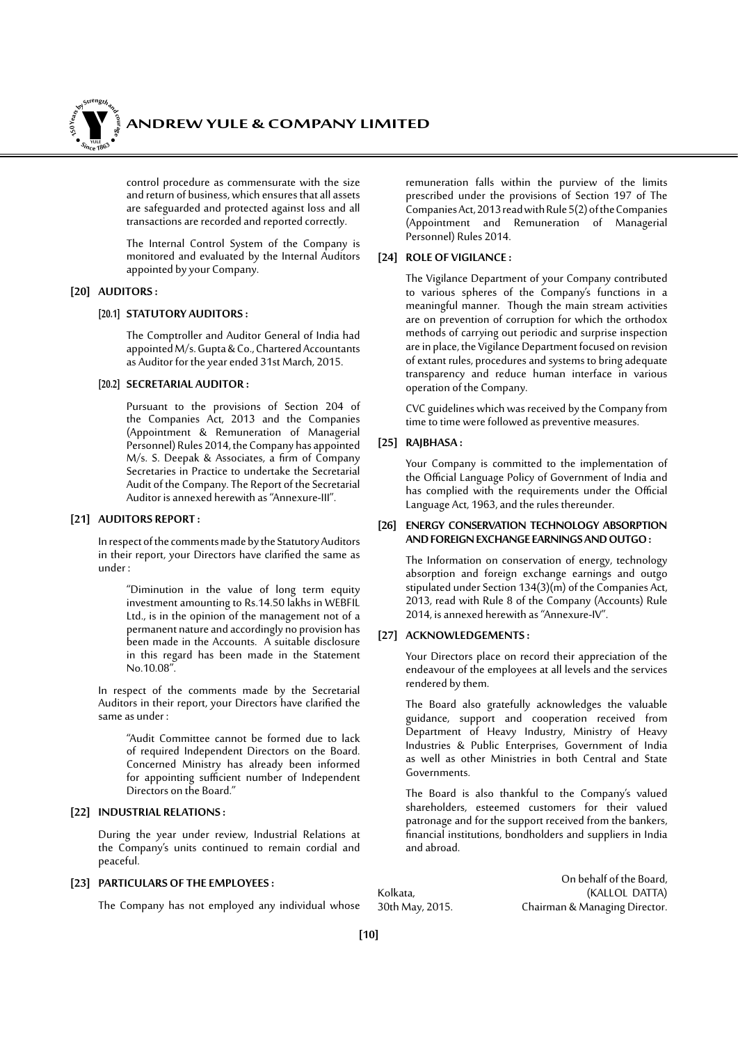control procedure as commensurate with the size and return of business, which ensures that all assets are safeguarded and protected against loss and all transactions are recorded and reported correctly.

The Internal Control System of the Company is monitored and evaluated by the Internal Auditors appointed by your Company.

## [20] AUDITORS :

### [20.1] STATUTORY AUDITORS :

The Comptroller and Auditor General of India had appointed M/s. Gupta & Co., Chartered Accountants as Auditor for the year ended 31st March, 2015.

### [20.2] SECRETARIAL AUDITOR :

Pursuant to the provisions of Section 204 of the Companies Act, 2013 and the Companies (Appointment & Remuneration of Managerial Personnel) Rules 2014, the Company has appointed M/s. S. Deepak & Associates, a firm of Company Secretaries in Practice to undertake the Secretarial Audit of the Company. The Report of the Secretarial Auditor is annexed herewith as "Annexure-III".

## [21] AUDITORS REPORT :

In respect of the comments made by the Statutory Auditors in their report, your Directors have clarified the same as under :

> "Diminution in the value of long term equity investment amounting to Rs.14.50 lakhs in WEBFIL Ltd., is in the opinion of the management not of a permanent nature and accordingly no provision has been made in the Accounts. A suitable disclosure in this regard has been made in the Statement No.10.08".

In respect of the comments made by the Secretarial Auditors in their report, your Directors have clarified the same as under :

> "Audit Committee cannot be formed due to lack of required Independent Directors on the Board. Concerned Ministry has already been informed for appointing sufficient number of Independent Directors on the Board."

## [22] INDUSTRIAL RELATIONS :

During the year under review, Industrial Relations at the Company's units continued to remain cordial and peaceful.

## [23] PARTICULARS OF THE EMPLOYEES :

The Company has not employed any individual whose remuneration falls within the purview of the limits prescribed under the provisions of Section 197 of The Companies Act, 2013 read with Rule 5(2) of the Companies (Appointment and Remuneration of Managerial Personnel) Rules 2014.

## [24] ROLE OF VIGILANCE :

The Vigilance Department of your Company contributed to various spheres of the Company's functions in a meaningful manner. Though the main stream activities are on prevention of corruption for which the orthodox methods of carrying out periodic and surprise inspection are in place, the Vigilance Department focused on revision of extant rules, procedures and systems to bring adequate transparency and reduce human interface in various operation of the Company.

CVC guidelines which was received by the Company from time to time were followed as preventive measures.

## [25] RAJBHASA :

Your Company is committed to the implementation of the Official Language Policy of Government of India and has complied with the requirements under the Official Language Act, 1963, and the rules thereunder.

## [26] ENERGY CONSERVATION TECHNOLOGY ABSORPTION AND FOREIGN EXCHANGE EARNINGS AND OUTGO :

The Information on conservation of energy, technology absorption and foreign exchange earnings and outgo stipulated under Section 134(3)(m) of the Companies Act, 2013, read with Rule 8 of the Company (Accounts) Rule 2014, is annexed herewith as "Annexure-IV".

## [27] ACKNOWLEDGEMENTS :

Your Directors place on record their appreciation of the endeavour of the employees at all levels and the services rendered by them.

The Board also gratefully acknowledges the valuable guidance, support and cooperation received from Department of Heavy Industry, Ministry of Heavy Industries & Public Enterprises, Government of India as well as other Ministries in both Central and State Governments.

The Board is also thankful to the Company's valued shareholders, esteemed customers for their valued patronage and for the support received from the bankers, financial institutions, bondholders and suppliers in India and abroad.

On behalf of the Board,
(KALLOL DATTA)
Chairman & Managing Director.

Kolkata,
30th May, 2015.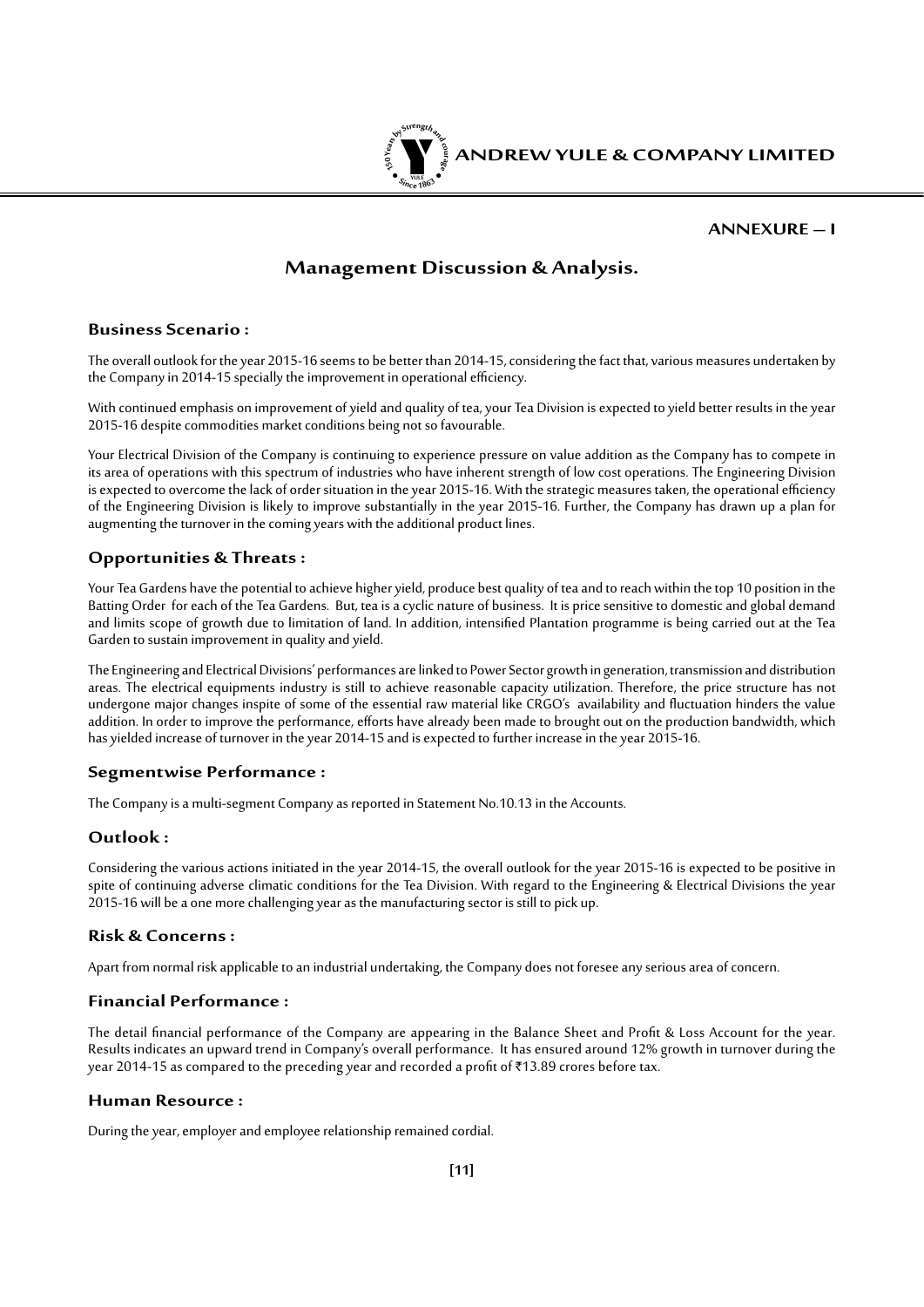## ANNEXURE – I

# Management Discussion & Analysis.

### Business Scenario :

The overall outlook for the year 2015-16 seems to be better than 2014-15, considering the fact that, various measures undertaken by the Company in 2014-15 specially the improvement in operational efficiency.

With continued emphasis on improvement of yield and quality of tea, your Tea Division is expected to yield better results in the year 2015-16 despite commodities market conditions being not so favourable.

Your Electrical Division of the Company is continuing to experience pressure on value addition as the Company has to compete in its area of operations with this spectrum of industries who have inherent strength of low cost operations. The Engineering Division is expected to overcome the lack of order situation in the year 2015-16. With the strategic measures taken, the operational efficiency of the Engineering Division is likely to improve substantially in the year 2015-16. Further, the Company has drawn up a plan for augmenting the turnover in the coming years with the additional product lines.

### Opportunities & Threats :

Your Tea Gardens have the potential to achieve higher yield, produce best quality of tea and to reach within the top 10 position in the Batting Order for each of the Tea Gardens. But, tea is a cyclic nature of business. It is price sensitive to domestic and global demand and limits scope of growth due to limitation of land. In addition, intensified Plantation programme is being carried out at the Tea Garden to sustain improvement in quality and yield.

The Engineering and Electrical Divisions' performances are linked to Power Sector growth in generation, transmission and distribution areas. The electrical equipments industry is still to achieve reasonable capacity utilization. Therefore, the price structure has not undergone major changes inspite of some of the essential raw material like CRGO's availability and fluctuation hinders the value addition. In order to improve the performance, efforts have already been made to brought out on the production bandwidth, which has yielded increase of turnover in the year 2014-15 and is expected to further increase in the year 2015-16.

### Segmentwise Performance :

The Company is a multi-segment Company as reported in Statement No.10.13 in the Accounts.

### Outlook :

Considering the various actions initiated in the year 2014-15, the overall outlook for the year 2015-16 is expected to be positive in spite of continuing adverse climatic conditions for the Tea Division. With regard to the Engineering & Electrical Divisions the year 2015-16 will be a one more challenging year as the manufacturing sector is still to pick up.

### Risk & Concerns :

Apart from normal risk applicable to an industrial undertaking, the Company does not foresee any serious area of concern.

### Financial Performance :

The detail financial performance of the Company are appearing in the Balance Sheet and Profit & Loss Account for the year. Results indicates an upward trend in Company's overall performance. It has ensured around 12% growth in turnover during the year 2014-15 as compared to the preceding year and recorded a profit of ₹13.89 crores before tax.

### Human Resource :

During the year, employer and employee relationship remained cordial.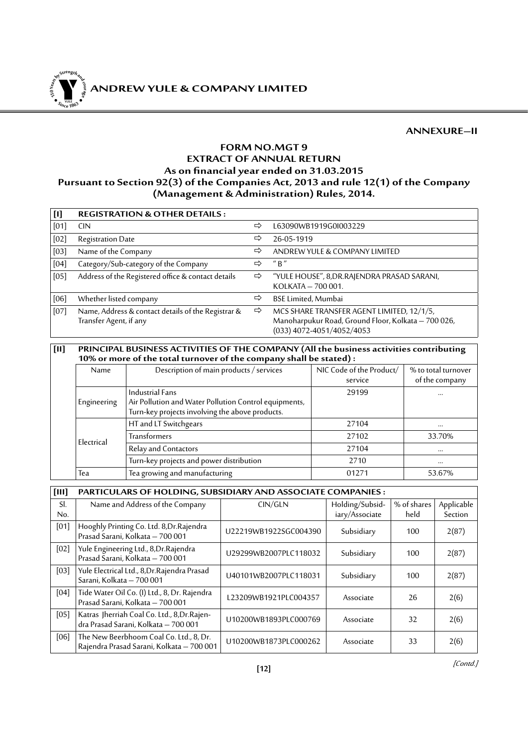**ANNEXURE–II**

# FORM NO.MGT 9
## EXTRACT OF ANNUAL RETURN
### As on financial year ended on 31.03.2015
### Pursuant to Section 92(3) of the Companies Act, 2013 and rule 12(1) of the Company (Management & Administration) Rules, 2014.

| [I] | REGISTRATION & OTHER DETAILS : | | |
|---|---|---|---|
| [01] | CIN | ⇨ | L63090WB1919G0I003229 |
| [02] | Registration Date | ⇨ | 26-05-1919 |
| [03] | Name of the Company | ⇨ | ANDREW YULE & COMPANY LIMITED |
| [04] | Category/Sub-category of the Company | ⇨ | " B " |
| [05] | Address of the Registered office & contact details | ⇨ | "YULE HOUSE", 8,DR.RAJENDRA PRASAD SARANI, KOLKATA – 700 001. |
| [06] | Whether listed company | ⇨ | BSE Limited, Mumbai |
| [07] | Name, Address & contact details of the Registrar & Transfer Agent, if any | ⇨ | MCS SHARE TRANSFER AGENT LIMITED, 12/1/5, Manoharpukur Road, Ground Floor, Kolkata – 700 026, (033) 4072-4051/4052/4053 |

**[II] PRINCIPAL BUSINESS ACTIVITIES OF THE COMPANY (All the business activities contributing 10% or more of the total turnover of the company shall be stated) :**

| Name | Description of main products / services | NIC Code of the Product/ service | % to total turnover of the company |
|---|---|---|---|
| Engineering | Industrial Fans<br>Air Pollution and Water Pollution Control equipments,<br>Turn-key projects involving the above products. | 29199 | ... |
| Electrical | HT and LT Switchgears | 27104 | ... |
| | Transformers | 27102 | 33.70% |
| | Relay and Contactors | 27104 | ... |
| | Turn-key projects and power distribution | 2710 | ... |
| Tea | Tea growing and manufacturing | 01271 | 53.67% |

**[III] PARTICULARS OF HOLDING, SUBSIDIARY AND ASSOCIATE COMPANIES :**

| Sl. No. | Name and Address of the Company | CIN/GLN | Holding/Subsidiary/Associate | % of shares held | Applicable Section |
|---|---|---|---|---|---|
| [01] | Hooghly Printing Co. Ltd. 8,Dr.Rajendra Prasad Sarani, Kolkata – 700 001 | U22219WB1922SGC004390 | Subsidiary | 100 | 2(87) |
| [02] | Yule Engineering Ltd., 8,Dr.Rajendra Prasad Sarani, Kolkata – 700 001 | U29299WB2007PLC118032 | Subsidiary | 100 | 2(87) |
| [03] | Yule Electrical Ltd., 8,Dr.Rajendra Prasad Sarani, Kolkata – 700 001 | U40101WB2007PLC118031 | Subsidiary | 100 | 2(87) |
| [04] | Tide Water Oil Co. (I) Ltd., 8, Dr. Rajendra Prasad Sarani, Kolkata – 700 001 | L23209WB1921PLC004357 | Associate | 26 | 2(6) |
| [05] | Katras Jherriah Coal Co. Ltd., 8,Dr.Rajendra Prasad Sarani, Kolkata – 700 001 | U10200WB1893PLC000769 | Associate | 32 | 2(6) |
| [06] | The New Beerbhoom Coal Co. Ltd., 8, Dr. Rajendra Prasad Sarani, Kolkata – 700 001 | U10200WB1873PLC000262 | Associate | 33 | 2(6) |

*[Contd.]*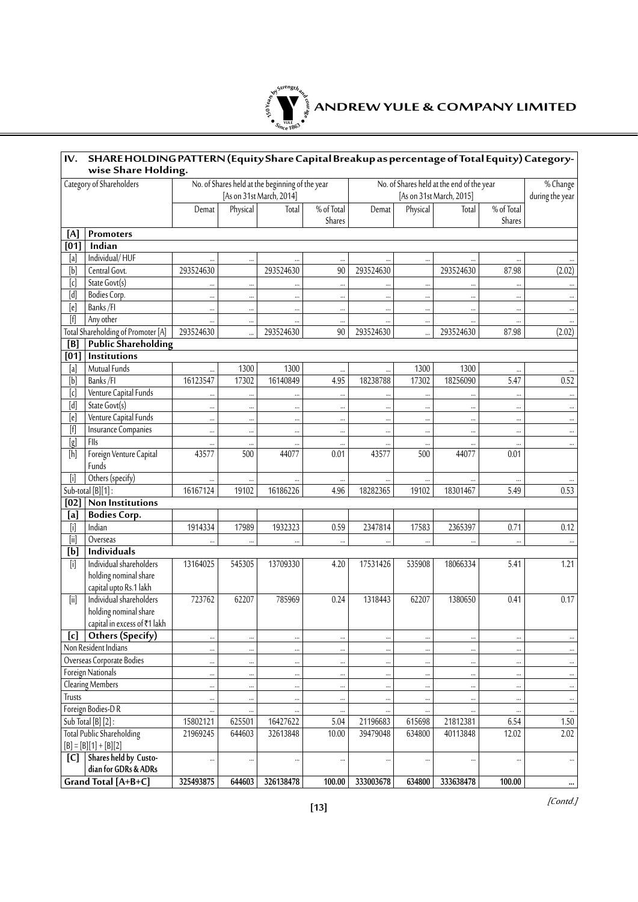## IV. SHARE HOLDING PATTERN (Equity Share Capital Breakup as percentage of Total Equity) Category-wise Share Holding.

| | Category of Shareholders | No. of Shares held at the beginning of the year [As on 31st March, 2014] | | | | No. of Shares held at the end of the year [As on 31st March, 2015] | | | | % Change during the year |
|---|---|---|---|---|---|---|---|---|---|---|
| | | Demat | Physical | Total | % of Total Shares | Demat | Physical | Total | % of Total Shares | |
| **[A]** | **Promoters** | | | | | | | | | |
| **[01]** | **Indian** | | | | | | | | | |
| [a] | Individual/ HUF | ... | ... | ... | ... | ... | ... | ... | ... | ... |
| [b] | Central Govt. | 293524630 | | 293524630 | 90 | 293524630 | | 293524630 | 87.98 | (2.02) |
| [c] | State Govt(s) | ... | ... | ... | ... | ... | ... | ... | ... | ... |
| [d] | Bodies Corp. | ... | ... | ... | ... | ... | ... | ... | ... | ... |
| [e] | Banks /FI | ... | ... | ... | ... | ... | ... | ... | ... | ... |
| [f] | Any other | ... | ... | ... | ... | ... | ... | ... | ... | ... |
| | Total Shareholding of Promoter [A] | 293524630 | ... | 293524630 | 90 | 293524630 | ... | 293524630 | 87.98 | (2.02) |
| **[B]** | **Public Shareholding** | | | | | | | | | |
| **[01]** | **Institutions** | | | | | | | | | |
| [a] | Mutual Funds | ... | 1300 | 1300 | ... | ... | 1300 | 1300 | ... | ... |
| [b] | Banks /FI | 16123547 | 17302 | 16140849 | 4.95 | 18238788 | 17302 | 18256090 | 5.47 | 0.52 |
| [c] | Venture Capital Funds | ... | ... | ... | ... | ... | ... | ... | ... | ... |
| [d] | State Govt(s) | ... | ... | ... | ... | ... | ... | ... | ... | ... |
| [e] | Venture Capital Funds | ... | ... | ... | ... | ... | ... | ... | ... | ... |
| [f] | Insurance Companies | ... | ... | ... | ... | ... | ... | ... | ... | ... |
| [g] | FIIs | ... | ... | ... | ... | ... | ... | ... | ... | ... |
| [h] | Foreign Venture Capital Funds | 43577 | 500 | 44077 | 0.01 | 43577 | 500 | 44077 | 0.01 | |
| [i] | Others (specify) | ... | ... | ... | ... | ... | ... | ... | ... | ... |
| | Sub-total [B][1] : | 16167124 | 19102 | 16186226 | 4.96 | 18282365 | 19102 | 18301467 | 5.49 | 0.53 |
| **[02]** | **Non Institutions** | | | | | | | | | |
| **[a]** | **Bodies Corp.** | | | | | | | | | |
| [i] | Indian | 1914334 | 17989 | 1932323 | 0.59 | 2347814 | 17583 | 2365397 | 0.71 | 0.12 |
| [ii] | Overseas | ... | ... | ... | ... | ... | ... | ... | ... | ... |
| **[b]** | **Individuals** | | | | | | | | | |
| [i] | Individual shareholders holding nominal share capital upto Rs.1 lakh | 13164025 | 545305 | 13709330 | 4.20 | 17531426 | 535908 | 18066334 | 5.41 | 1.21 |
| [ii] | Individual shareholders holding nominal share capital in excess of ₹1 lakh | 723762 | 62207 | 785969 | 0.24 | 1318443 | 62207 | 1380650 | 0.41 | 0.17 |
| **[c]** | **Others (Specify)** | ... | ... | ... | ... | ... | ... | ... | ... | ... |
| | Non Resident Indians | ... | ... | ... | ... | ... | ... | ... | ... | ... |
| | Overseas Corporate Bodies | ... | ... | ... | ... | ... | ... | ... | ... | ... |
| | Foreign Nationals | ... | ... | ... | ... | ... | ... | ... | ... | ... |
| | Clearing Members | ... | ... | ... | ... | ... | ... | ... | ... | ... |
| | Trusts | ... | ... | ... | ... | ... | ... | ... | ... | ... |
| | Foreign Bodies-D R | ... | ... | ... | ... | ... | ... | ... | ... | ... |
| | Sub Total [B] [2] : | 15802121 | 625501 | 16427622 | 5.04 | 21196683 | 615698 | 21812381 | 6.54 | 1.50 |
| | Total Public Shareholding [B] = [B][1] + [B][2] | 21969245 | 644603 | 32613848 | 10.00 | 39479048 | 634800 | 40113848 | 12.02 | 2.02 |
| **[C]** | **Shares held by Custodian for GDRs & ADRs** | ... | ... | ... | ... | ... | ... | ... | ... | ... |
| | **Grand Total [A+B+C]** | **325493875** | **644603** | **326138478** | **100.00** | **333003678** | **634800** | **333638478** | **100.00** | **...** |

*[Contd.]*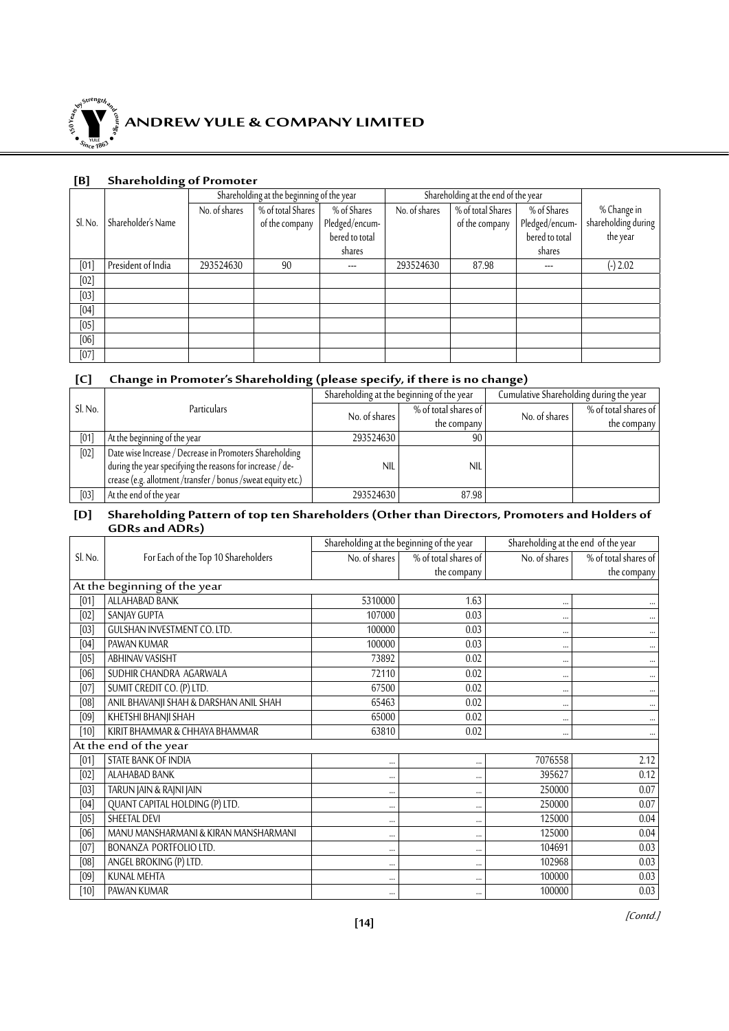### [B] Shareholding of Promoter

| Sl. No. | Shareholder's Name | Shareholding at the beginning of the year | | | Shareholding at the end of the year | | | % Change in shareholding during the year |
|---|---|---|---|---|---|---|---|---|
| | | No. of shares | % of total Shares of the company | % of Shares Pledged/encumbered to total shares | No. of shares | % of total Shares of the company | % of Shares Pledged/encumbered to total shares | |
| [01] | President of India | 293524630 | 90 | --- | 293524630 | 87.98 | --- | (-) 2.02 |
| [02] | | | | | | | | |
| [03] | | | | | | | | |
| [04] | | | | | | | | |
| [05] | | | | | | | | |
| [06] | | | | | | | | |
| [07] | | | | | | | | |

### [C] Change in Promoter's Shareholding (please specify, if there is no change)

| Sl. No. | Particulars | Shareholding at the beginning of the year | | Cumulative Shareholding during the year | |
|---|---|---|---|---|---|
| | | No. of shares | % of total shares of the company | No. of shares | % of total shares of the company |
| [01] | At the beginning of the year | 293524630 | 90 | | |
| [02] | Date wise Increase / Decrease in Promoters Shareholding during the year specifying the reasons for increase / decrease (e.g. allotment /transfer / bonus /sweat equity etc.) | NIL | NIL | | |
| [03] | At the end of the year | 293524630 | 87.98 | | |

### [D] Shareholding Pattern of top ten Shareholders (Other than Directors, Promoters and Holders of GDRs and ADRs)

| Sl. No. | For Each of the Top 10 Shareholders | Shareholding at the beginning of the year | | Shareholding at the end of the year | |
|---|---|---|---|---|---|
| | | No. of shares | % of total shares of the company | No. of shares | % of total shares of the company |
| **At the beginning of the year** | | | | | |
| [01] | ALLAHABAD BANK | 5310000 | 1.63 | ... | ... |
| [02] | SANJAY GUPTA | 107000 | 0.03 | ... | ... |
| [03] | GULSHAN INVESTMENT CO. LTD. | 100000 | 0.03 | ... | ... |
| [04] | PAWAN KUMAR | 100000 | 0.03 | ... | ... |
| [05] | ABHINAV VASISHT | 73892 | 0.02 | ... | ... |
| [06] | SUDHIR CHANDRA AGARWALA | 72110 | 0.02 | ... | ... |
| [07] | SUMIT CREDIT CO. (P) LTD. | 67500 | 0.02 | ... | ... |
| [08] | ANIL BHAVANJI SHAH & DARSHAN ANIL SHAH | 65463 | 0.02 | ... | ... |
| [09] | KHETSHI BHANJI SHAH | 65000 | 0.02 | ... | ... |
| [10] | KIRIT BHAMMAR & CHHAYA BHAMMAR | 63810 | 0.02 | ... | ... |
| **At the end of the year** | | | | | |
| [01] | STATE BANK OF INDIA | ... | ... | 7076558 | 2.12 |
| [02] | ALAHABAD BANK | ... | ... | 395627 | 0.12 |
| [03] | TARUN JAIN & RAJNI JAIN | ... | ... | 250000 | 0.07 |
| [04] | QUANT CAPITAL HOLDING (P) LTD. | ... | ... | 250000 | 0.07 |
| [05] | SHEETAL DEVI | ... | ... | 125000 | 0.04 |
| [06] | MANU MANSHARMANI & KIRAN MANSHARMANI | ... | ... | 125000 | 0.04 |
| [07] | BONANZA PORTFOLIO LTD. | ... | ... | 104691 | 0.03 |
| [08] | ANGEL BROKING (P) LTD. | ... | ... | 102968 | 0.03 |
| [09] | KUNAL MEHTA | ... | ... | 100000 | 0.03 |
| [10] | PAWAN KUMAR | ... | ... | 100000 | 0.03 |

*[Contd.]*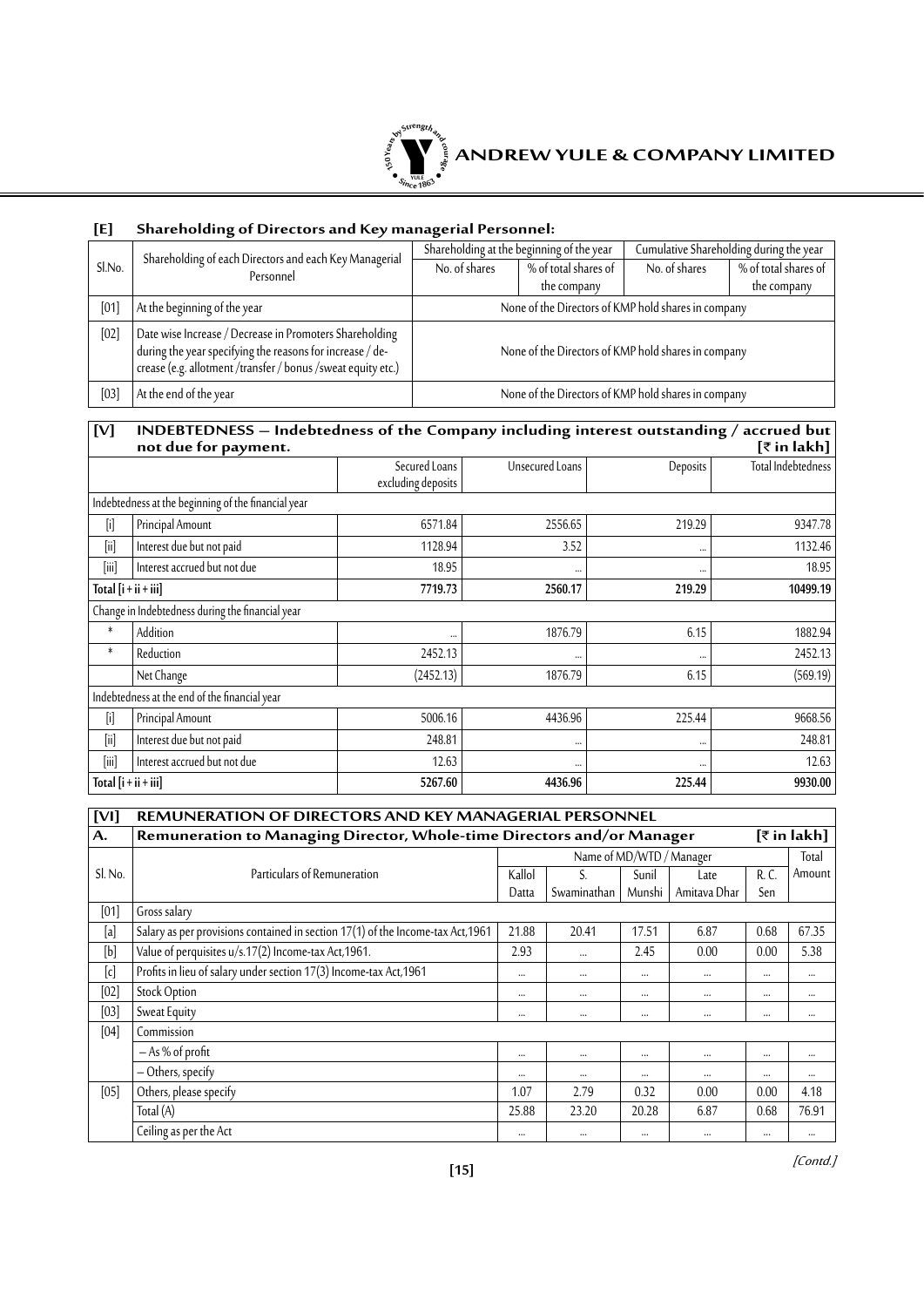### [E] Shareholding of Directors and Key managerial Personnel:

| Sl.No. | Shareholding of each Directors and each Key Managerial Personnel | Shareholding at the beginning of the year | | Cumulative Shareholding during the year | |
|---|---|---|---|---|---|
| | | No. of shares | % of total shares of the company | No. of shares | % of total shares of the company |
| [01] | At the beginning of the year | None of the Directors of KMP hold shares in company | | | |
| [02] | Date wise Increase / Decrease in Promoters Shareholding during the year specifying the reasons for increase / de-crease (e.g. allotment /transfer / bonus /sweat equity etc.) | None of the Directors of KMP hold shares in company | | | |
| [03] | At the end of the year | None of the Directors of KMP hold shares in company | | | |

### [V] INDEBTEDNESS – Indebtedness of the Company including interest outstanding / accrued but not due for payment. [₹ in lakh]

| | | Secured Loans excluding deposits | Unsecured Loans | Deposits | Total Indebtedness |
|---|---|---|---|---|---|
| Indebtedness at the beginning of the financial year | | | | | |
| [i] | Principal Amount | 6571.84 | 2556.65 | 219.29 | 9347.78 |
| [ii] | Interest due but not paid | 1128.94 | 3.52 | ... | 1132.46 |
| [iii] | Interest accrued but not due | 18.95 | ... | ... | 18.95 |
| **Total [i + ii + iii]** | | **7719.73** | **2560.17** | **219.29** | **10499.19** |
| Change in Indebtedness during the financial year | | | | | |
| * | Addition | ... | 1876.79 | 6.15 | 1882.94 |
| * | Reduction | 2452.13 | ... | ... | 2452.13 |
| | Net Change | (2452.13) | 1876.79 | 6.15 | (569.19) |
| Indebtedness at the end of the financial year | | | | | |
| [i] | Principal Amount | 5006.16 | 4436.96 | 225.44 | 9668.56 |
| [ii] | Interest due but not paid | 248.81 | ... | ... | 248.81 |
| [iii] | Interest accrued but not due | 12.63 | ... | ... | 12.63 |
| **Total [i + ii + iii]** | | **5267.60** | **4436.96** | **225.44** | **9930.00** |

### [VI] REMUNERATION OF DIRECTORS AND KEY MANAGERIAL PERSONNEL

### A. Remuneration to Managing Director, Whole-time Directors and/or Manager [₹ in lakh]

| Sl. No. | Particulars of Remuneration | Name of MD/WTD / Manager | | | | | Total Amount |
|---|---|---|---|---|---|---|---|
| | | Kallol Datta | S. Swaminathan | Sunil Munshi | Late Amitava Dhar | R. C. Sen | |
| [01] | Gross salary | | | | | | |
| [a] | Salary as per provisions contained in section 17(1) of the Income-tax Act,1961 | 21.88 | 20.41 | 17.51 | 6.87 | 0.68 | 67.35 |
| [b] | Value of perquisites u/s.17(2) Income-tax Act,1961. | 2.93 | ... | 2.45 | 0.00 | 0.00 | 5.38 |
| [c] | Profits in lieu of salary under section 17(3) Income-tax Act,1961 | ... | ... | ... | ... | ... | ... |
| [02] | Stock Option | ... | ... | ... | ... | ... | ... |
| [03] | Sweat Equity | ... | ... | ... | ... | ... | ... |
| [04] | Commission | | | | | | |
| | – As % of profit | ... | ... | ... | ... | ... | ... |
| | – Others, specify | ... | ... | ... | ... | ... | ... |
| [05] | Others, please specify | 1.07 | 2.79 | 0.32 | 0.00 | 0.00 | 4.18 |
| | Total (A) | 25.88 | 23.20 | 20.28 | 6.87 | 0.68 | 76.91 |
| | Ceiling as per the Act | ... | ... | ... | ... | ... | ... |

*[Contd.]*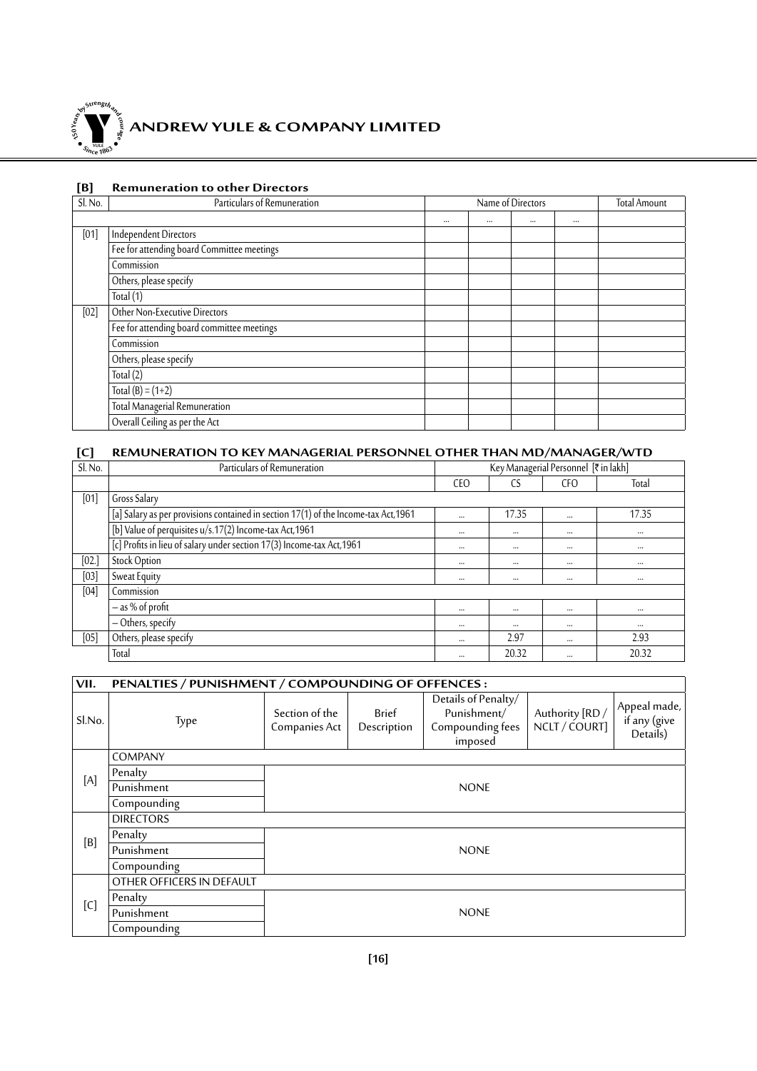### [B] Remuneration to other Directors

| Sl. No. | Particulars of Remuneration | Name of Directors | | | | Total Amount |
|---|---|---|---|---|---|---|
| | | ... | ... | ... | ... | |
| [01] | Independent Directors | | | | | |
| | Fee for attending board Committee meetings | | | | | |
| | Commission | | | | | |
| | Others, please specify | | | | | |
| | Total (1) | | | | | |
| [02] | Other Non-Executive Directors | | | | | |
| | Fee for attending board committee meetings | | | | | |
| | Commission | | | | | |
| | Others, please specify | | | | | |
| | Total (2) | | | | | |
| | Total (B) = (1+2) | | | | | |
| | Total Managerial Remuneration | | | | | |
| | Overall Ceiling as per the Act | | | | | |

### [C] REMUNERATION TO KEY MANAGERIAL PERSONNEL OTHER THAN MD/MANAGER/WTD

| Sl. No. | Particulars of Remuneration | Key Managerial Personnel [₹ in lakh] | | | |
|---|---|---|---|---|---|
| | | CEO | CS | CFO | Total |
| [01] | Gross Salary | | | | |
| | [a] Salary as per provisions contained in section 17(1) of the Income-tax Act,1961 | ... | 17.35 | ... | 17.35 |
| | [b] Value of perquisites u/s.17(2) Income-tax Act,1961 | ... | ... | ... | ... |
| | [c] Profits in lieu of salary under section 17(3) Income-tax Act,1961 | ... | ... | ... | ... |
| [02.] | Stock Option | ... | ... | ... | ... |
| [03] | Sweat Equity | ... | ... | ... | ... |
| [04] | Commission | | | | |
| | – as % of profit | ... | ... | ... | ... |
| | – Others, specify | ... | ... | ... | ... |
| [05] | Others, please specify | ... | 2.97 | ... | 2.93 |
| | Total | ... | 20.32 | ... | 20.32 |

### VII. PENALTIES / PUNISHMENT / COMPOUNDING OF OFFENCES :

| Sl.No. | Type | Section of the Companies Act | Brief Description | Details of Penalty/ Punishment/ Compounding fees imposed | Authority [RD / NCLT / COURT] | Appeal made, if any (give Details) |
|---|---|---|---|---|---|---|
| [A] | COMPANY | | | | | |
| | Penalty | NONE | | | | |
| | Punishment | | | | | |
| | Compounding | | | | | |
| [B] | DIRECTORS | | | | | |
| | Penalty | NONE | | | | |
| | Punishment | | | | | |
| | Compounding | | | | | |
| [C] | OTHER OFFICERS IN DEFAULT | | | | | |
| | Penalty | NONE | | | | |
| | Punishment | | | | | |
| | Compounding | | | | | |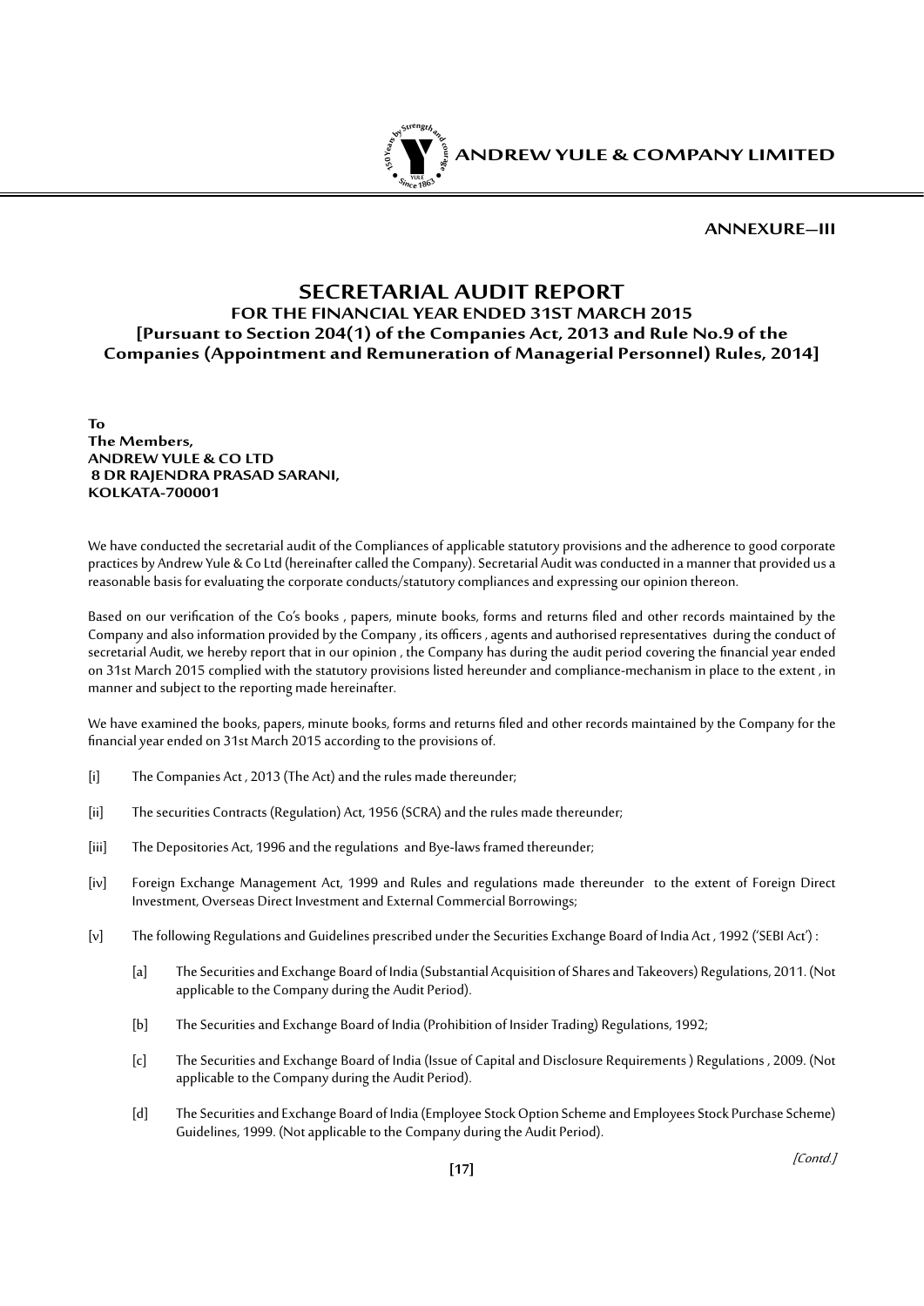**ANNEXURE—III**

# SECRETARIAL AUDIT REPORT

## FOR THE FINANCIAL YEAR ENDED 31ST MARCH 2015

## [Pursuant to Section 204(1) of the Companies Act, 2013 and Rule No.9 of the Companies (Appointment and Remuneration of Managerial Personnel) Rules, 2014]

**To**
**The Members,**
**ANDREW YULE & CO LTD**
**8 DR RAJENDRA PRASAD SARANI,**
**KOLKATA-700001**

We have conducted the secretarial audit of the Compliances of applicable statutory provisions and the adherence to good corporate practices by Andrew Yule & Co Ltd (hereinafter called the Company). Secretarial Audit was conducted in a manner that provided us a reasonable basis for evaluating the corporate conducts/statutory compliances and expressing our opinion thereon.

Based on our verification of the Co's books , papers, minute books, forms and returns filed and other records maintained by the Company and also information provided by the Company , its officers , agents and authorised representatives during the conduct of secretarial Audit, we hereby report that in our opinion , the Company has during the audit period covering the financial year ended on 31st March 2015 complied with the statutory provisions listed hereunder and compliance-mechanism in place to the extent , in manner and subject to the reporting made hereinafter.

We have examined the books, papers, minute books, forms and returns filed and other records maintained by the Company for the financial year ended on 31st March 2015 according to the provisions of.

[i] The Companies Act , 2013 (The Act) and the rules made thereunder;

[ii] The securities Contracts (Regulation) Act, 1956 (SCRA) and the rules made thereunder;

[iii] The Depositories Act, 1996 and the regulations and Bye-laws framed thereunder;

[iv] Foreign Exchange Management Act, 1999 and Rules and regulations made thereunder to the extent of Foreign Direct Investment, Overseas Direct Investment and External Commercial Borrowings;

[v] The following Regulations and Guidelines prescribed under the Securities Exchange Board of India Act , 1992 ('SEBI Act') :

  [a] The Securities and Exchange Board of India (Substantial Acquisition of Shares and Takeovers) Regulations, 2011. (Not applicable to the Company during the Audit Period).

  [b] The Securities and Exchange Board of India (Prohibition of Insider Trading) Regulations, 1992;

  [c] The Securities and Exchange Board of India (Issue of Capital and Disclosure Requirements ) Regulations , 2009. (Not applicable to the Company during the Audit Period).

  [d] The Securities and Exchange Board of India (Employee Stock Option Scheme and Employees Stock Purchase Scheme) Guidelines, 1999. (Not applicable to the Company during the Audit Period).

*[Contd.]*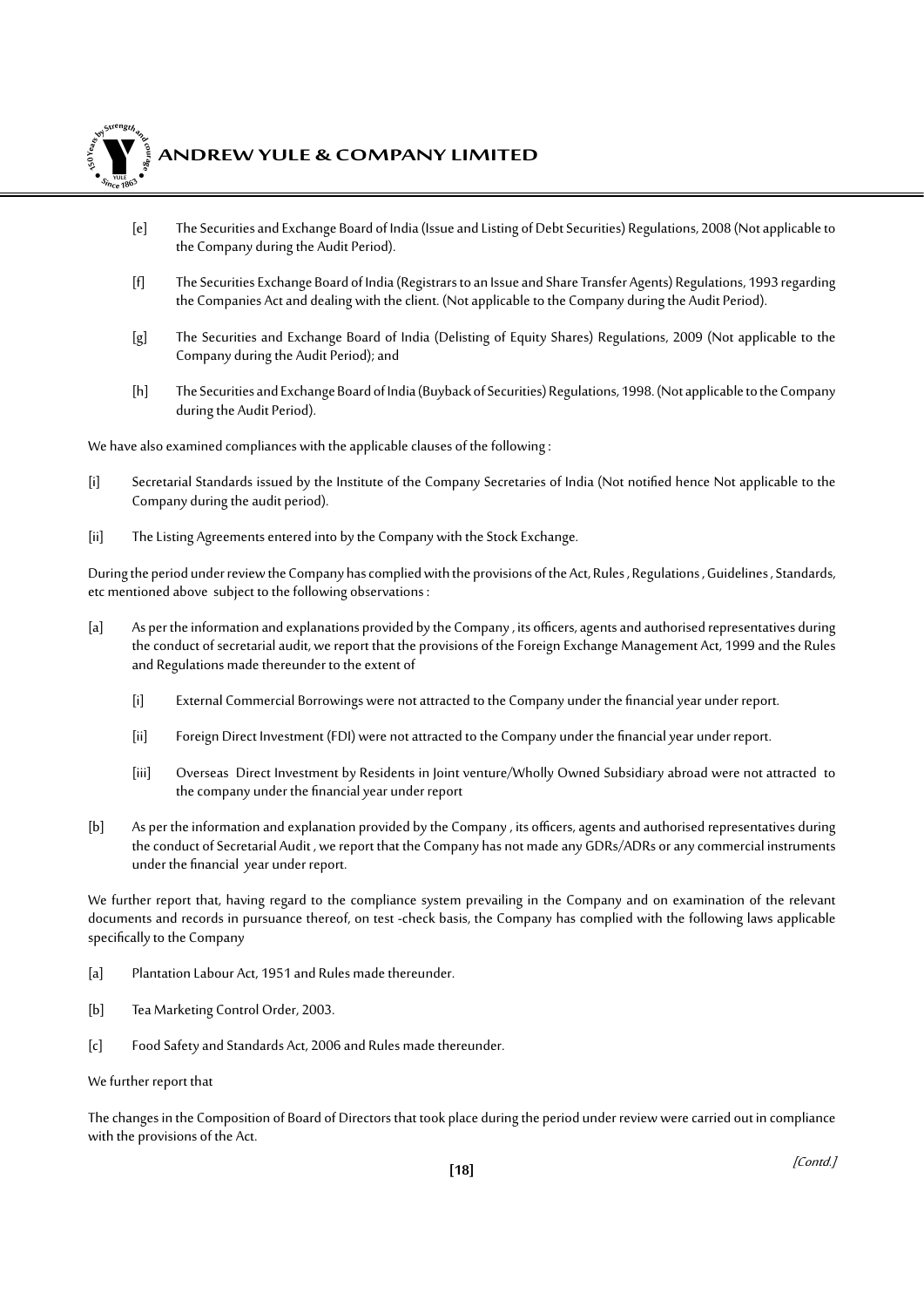[e] The Securities and Exchange Board of India (Issue and Listing of Debt Securities) Regulations, 2008 (Not applicable to the Company during the Audit Period).

[f] The Securities Exchange Board of India (Registrars to an Issue and Share Transfer Agents) Regulations, 1993 regarding the Companies Act and dealing with the client. (Not applicable to the Company during the Audit Period).

[g] The Securities and Exchange Board of India (Delisting of Equity Shares) Regulations, 2009 (Not applicable to the Company during the Audit Period); and

[h] The Securities and Exchange Board of India (Buyback of Securities) Regulations, 1998. (Not applicable to the Company during the Audit Period).

We have also examined compliances with the applicable clauses of the following :

[i] Secretarial Standards issued by the Institute of the Company Secretaries of India (Not notified hence Not applicable to the Company during the audit period).

[ii] The Listing Agreements entered into by the Company with the Stock Exchange.

During the period under review the Company has complied with the provisions of the Act, Rules , Regulations , Guidelines , Standards, etc mentioned above subject to the following observations :

[a] As per the information and explanations provided by the Company , its officers, agents and authorised representatives during the conduct of secretarial audit, we report that the provisions of the Foreign Exchange Management Act, 1999 and the Rules and Regulations made thereunder to the extent of

   [i] External Commercial Borrowings were not attracted to the Company under the financial year under report.

   [ii] Foreign Direct Investment (FDI) were not attracted to the Company under the financial year under report.

   [iii] Overseas Direct Investment by Residents in Joint venture/Wholly Owned Subsidiary abroad were not attracted to the company under the financial year under report

[b] As per the information and explanation provided by the Company , its officers, agents and authorised representatives during the conduct of Secretarial Audit , we report that the Company has not made any GDRs/ADRs or any commercial instruments under the financial year under report.

We further report that, having regard to the compliance system prevailing in the Company and on examination of the relevant documents and records in pursuance thereof, on test -check basis, the Company has complied with the following laws applicable specifically to the Company

[a] Plantation Labour Act, 1951 and Rules made thereunder.

[b] Tea Marketing Control Order, 2003.

[c] Food Safety and Standards Act, 2006 and Rules made thereunder.

We further report that

The changes in the Composition of Board of Directors that took place during the period under review were carried out in compliance with the provisions of the Act.

*[Contd.]*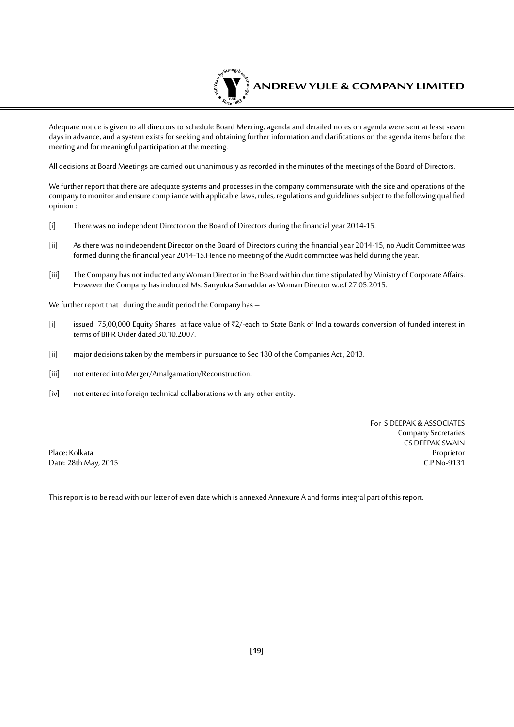Adequate notice is given to all directors to schedule Board Meeting, agenda and detailed notes on agenda were sent at least seven days in advance, and a system exists for seeking and obtaining further information and clarifications on the agenda items before the meeting and for meaningful participation at the meeting.

All decisions at Board Meetings are carried out unanimously as recorded in the minutes of the meetings of the Board of Directors.

We further report that there are adequate systems and processes in the company commensurate with the size and operations of the company to monitor and ensure compliance with applicable laws, rules, regulations and guidelines subject to the following qualified opinion :

[i] There was no independent Director on the Board of Directors during the financial year 2014-15.

[ii] As there was no independent Director on the Board of Directors during the financial year 2014-15, no Audit Committee was formed during the financial year 2014-15.Hence no meeting of the Audit committee was held during the year.

[iii] The Company has not inducted any Woman Director in the Board within due time stipulated by Ministry of Corporate Affairs. However the Company has inducted Ms. Sanyukta Samaddar as Woman Director w.e.f 27.05.2015.

We further report that during the audit period the Company has –

[i] issued 75,00,000 Equity Shares at face value of ₹2/-each to State Bank of India towards conversion of funded interest in terms of BIFR Order dated 30.10.2007.

[ii] major decisions taken by the members in pursuance to Sec 180 of the Companies Act , 2013.

[iii] not entered into Merger/Amalgamation/Reconstruction.

[iv] not entered into foreign technical collaborations with any other entity.

For S DEEPAK & ASSOCIATES
Company Secretaries
CS DEEPAK SWAIN
Proprietor
C.P No-9131

Place: Kolkata
Date: 28th May, 2015

This report is to be read with our letter of even date which is annexed Annexure A and forms integral part of this report.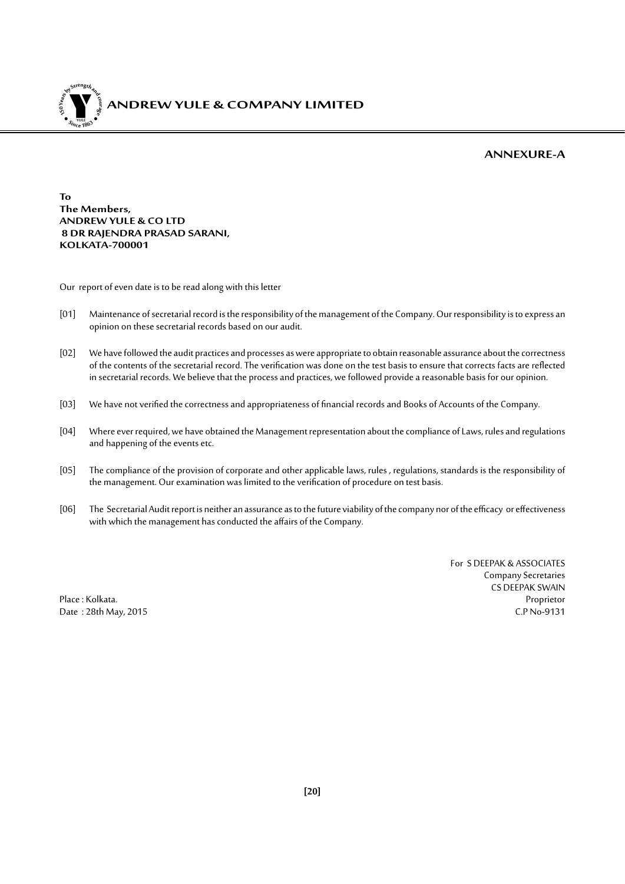## ANNEXURE-A

**To**
**The Members,**
**ANDREW YULE & CO LTD**
**8 DR RAJENDRA PRASAD SARANI,**
**KOLKATA-700001**

Our report of even date is to be read along with this letter

[01] Maintenance of secretarial record is the responsibility of the management of the Company. Our responsibility is to express an opinion on these secretarial records based on our audit.

[02] We have followed the audit practices and processes as were appropriate to obtain reasonable assurance about the correctness of the contents of the secretarial record. The verification was done on the test basis to ensure that corrects facts are reflected in secretarial records. We believe that the process and practices, we followed provide a reasonable basis for our opinion.

[03] We have not verified the correctness and appropriateness of financial records and Books of Accounts of the Company.

[04] Where ever required, we have obtained the Management representation about the compliance of Laws, rules and regulations and happening of the events etc.

[05] The compliance of the provision of corporate and other applicable laws, rules , regulations, standards is the responsibility of the management. Our examination was limited to the verification of procedure on test basis.

[06] The Secretarial Audit report is neither an assurance as to the future viability of the company nor of the efficacy or effectiveness with which the management has conducted the affairs of the Company.

For S DEEPAK & ASSOCIATES
Company Secretaries
CS DEEPAK SWAIN
Proprietor
C.P No-9131

Place : Kolkata.
Date : 28th May, 2015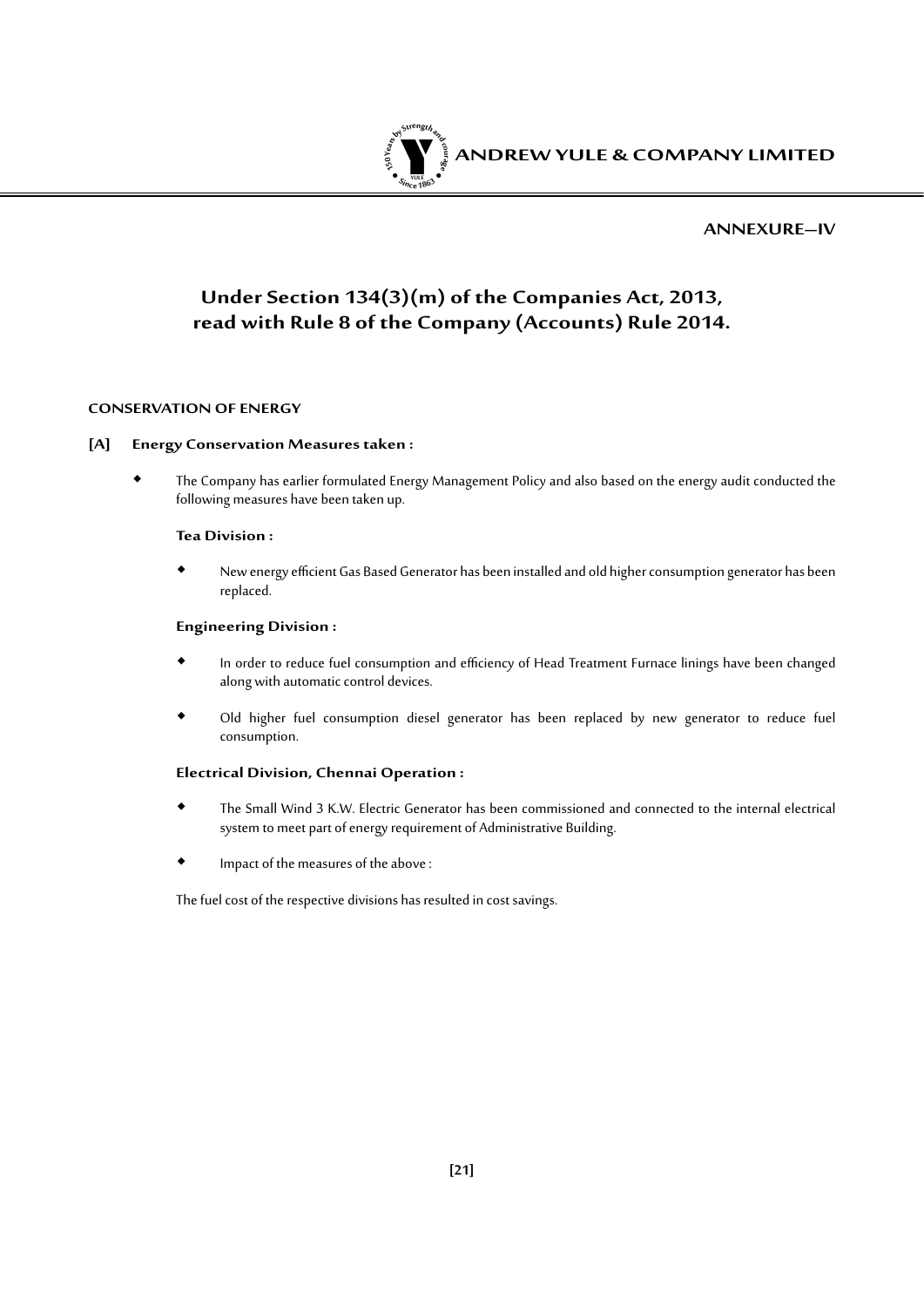**ANNEXURE–IV**

# Under Section 134(3)(m) of the Companies Act, 2013, read with Rule 8 of the Company (Accounts) Rule 2014.

## CONSERVATION OF ENERGY

### [A] Energy Conservation Measures taken :

- The Company has earlier formulated Energy Management Policy and also based on the energy audit conducted the following measures have been taken up.

  **Tea Division :**

  - New energy efficient Gas Based Generator has been installed and old higher consumption generator has been replaced.

  **Engineering Division :**

  - In order to reduce fuel consumption and efficiency of Head Treatment Furnace linings have been changed along with automatic control devices.
  - Old higher fuel consumption diesel generator has been replaced by new generator to reduce fuel consumption.

  **Electrical Division, Chennai Operation :**

  - The Small Wind 3 K.W. Electric Generator has been commissioned and connected to the internal electrical system to meet part of energy requirement of Administrative Building.
  - Impact of the measures of the above :

  The fuel cost of the respective divisions has resulted in cost savings.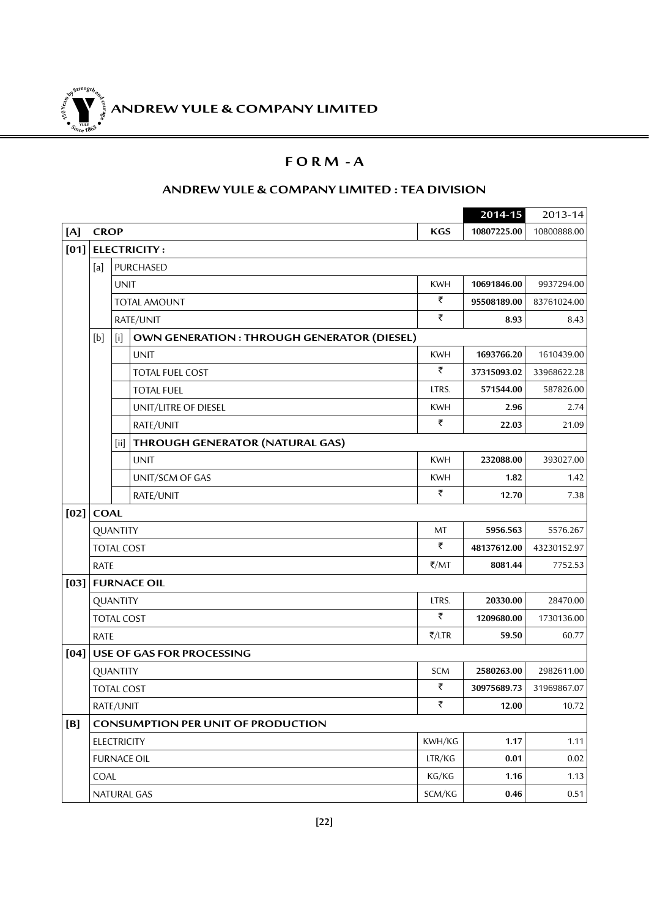## FORM - A

### ANDREW YULE & COMPANY LIMITED : TEA DIVISION

| | | | | | **2014-15** | 2013-14 |
|---|---|---|---|---|---|---|
| **[A]** | **CROP** | | | **KGS** | **10807225.00** | 10800888.00 |
| **[01]** | **ELECTRICITY :** | | | | | |
| | [a] | PURCHASED | | | | |
| | | UNIT | | KWH | **10691846.00** | 9937294.00 |
| | | TOTAL AMOUNT | | ₹ | **95508189.00** | 83761024.00 |
| | | RATE/UNIT | | ₹ | **8.93** | 8.43 |
| | [b] | [i] | **OWN GENERATION : THROUGH GENERATOR (DIESEL)** | | | |
| | | | UNIT | KWH | **1693766.20** | 1610439.00 |
| | | | TOTAL FUEL COST | ₹ | **37315093.02** | 33968622.28 |
| | | | TOTAL FUEL | LTRS. | **571544.00** | 587826.00 |
| | | | UNIT/LITRE OF DIESEL | KWH | **2.96** | 2.74 |
| | | | RATE/UNIT | ₹ | **22.03** | 21.09 |
| | | [ii] | **THROUGH GENERATOR (NATURAL GAS)** | | | |
| | | | UNIT | KWH | **232088.00** | 393027.00 |
| | | | UNIT/SCM OF GAS | KWH | **1.82** | 1.42 |
| | | | RATE/UNIT | ₹ | **12.70** | 7.38 |
| **[02]** | **COAL** | | | | | |
| | QUANTITY | | | MT | **5956.563** | 5576.267 |
| | TOTAL COST | | | ₹ | **48137612.00** | 43230152.97 |
| | RATE | | | ₹/MT | **8081.44** | 7752.53 |
| **[03]** | **FURNACE OIL** | | | | | |
| | QUANTITY | | | LTRS. | **20330.00** | 28470.00 |
| | TOTAL COST | | | ₹ | **1209680.00** | 1730136.00 |
| | RATE | | | ₹/LTR | **59.50** | 60.77 |
| **[04]** | **USE OF GAS FOR PROCESSING** | | | | | |
| | QUANTITY | | | SCM | **2580263.00** | 2982611.00 |
| | TOTAL COST | | | ₹ | **30975689.73** | 31969867.07 |
| | RATE/UNIT | | | ₹ | **12.00** | 10.72 |
| **[B]** | **CONSUMPTION PER UNIT OF PRODUCTION** | | | | | |
| | ELECTRICITY | | | KWH/KG | **1.17** | 1.11 |
| | FURNACE OIL | | | LTR/KG | **0.01** | 0.02 |
| | COAL | | | KG/KG | **1.16** | 1.13 |
| | NATURAL GAS | | | SCM/KG | **0.46** | 0.51 |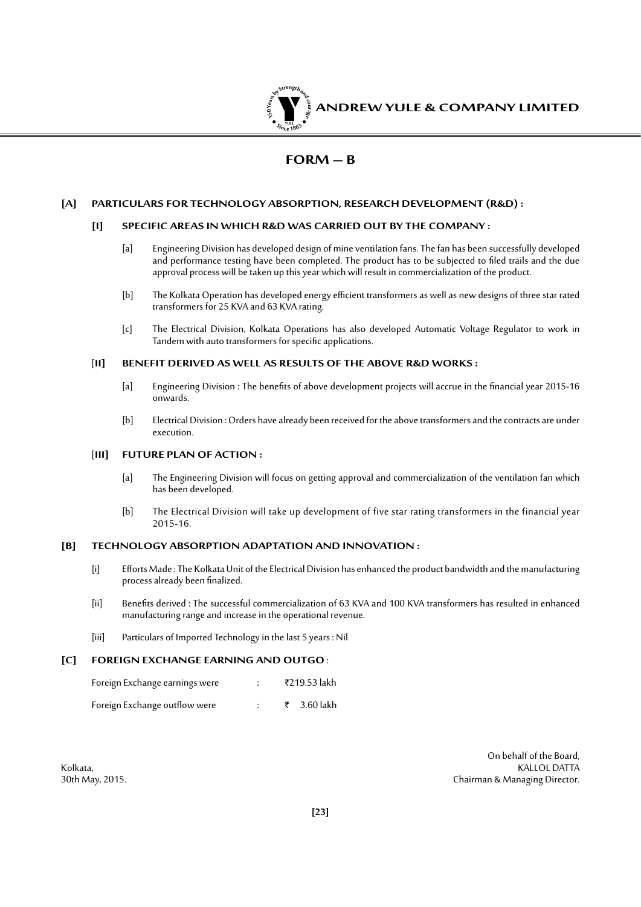# FORM – B

## [A] PARTICULARS FOR TECHNOLOGY ABSORPTION, RESEARCH DEVELOPMENT (R&D) :

### [I] SPECIFIC AREAS IN WHICH R&D WAS CARRIED OUT BY THE COMPANY :

[a] Engineering Division has developed design of mine ventilation fans. The fan has been successfully developed and performance testing have been completed. The product has to be subjected to filed trails and the due approval process will be taken up this year which will result in commercialization of the product.

[b] The Kolkata Operation has developed energy efficient transformers as well as new designs of three star rated transformers for 25 KVA and 63 KVA rating.

[c] The Electrical Division, Kolkata Operations has also developed Automatic Voltage Regulator to work in Tandem with auto transformers for specific applications.

### [II] BENEFIT DERIVED AS WELL AS RESULTS OF THE ABOVE R&D WORKS :

[a] Engineering Division : The benefits of above development projects will accrue in the financial year 2015-16 onwards.

[b] Electrical Division : Orders have already been received for the above transformers and the contracts are under execution.

### [III] FUTURE PLAN OF ACTION :

[a] The Engineering Division will focus on getting approval and commercialization of the ventilation fan which has been developed.

[b] The Electrical Division will take up development of five star rating transformers in the financial year 2015-16.

## [B] TECHNOLOGY ABSORPTION ADAPTATION AND INNOVATION :

[i] Efforts Made : The Kolkata Unit of the Electrical Division has enhanced the product bandwidth and the manufacturing process already been finalized.

[ii] Benefits derived : The successful commercialization of 63 KVA and 100 KVA transformers has resulted in enhanced manufacturing range and increase in the operational revenue.

[iii] Particulars of Imported Technology in the last 5 years : Nil

## [C] FOREIGN EXCHANGE EARNING AND OUTGO :

Foreign Exchange earnings were : ₹219.53 lakh

Foreign Exchange outflow were : ₹ 3.60 lakh

On behalf of the Board,
KALLOL DATTA
Chairman & Managing Director.

Kolkata,
30th May, 2015.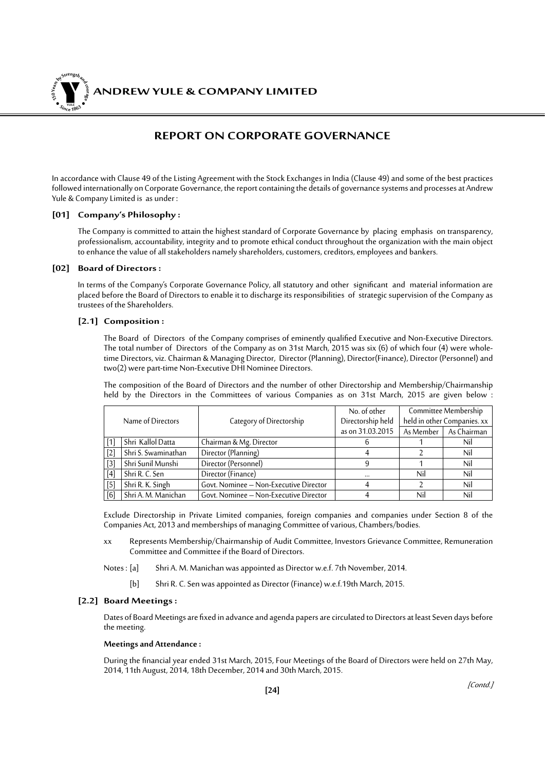# REPORT ON CORPORATE GOVERNANCE

In accordance with Clause 49 of the Listing Agreement with the Stock Exchanges in India (Clause 49) and some of the best practices followed internationally on Corporate Governance, the report containing the details of governance systems and processes at Andrew Yule & Company Limited is as under :

## [01] Company's Philosophy :

The Company is committed to attain the highest standard of Corporate Governance by placing emphasis on transparency, professionalism, accountability, integrity and to promote ethical conduct throughout the organization with the main object to enhance the value of all stakeholders namely shareholders, customers, creditors, employees and bankers.

## [02] Board of Directors :

In terms of the Company's Corporate Governance Policy, all statutory and other significant and material information are placed before the Board of Directors to enable it to discharge its responsibilities of strategic supervision of the Company as trustees of the Shareholders.

### [2.1] Composition :

The Board of Directors of the Company comprises of eminently qualified Executive and Non-Executive Directors. The total number of Directors of the Company as on 31st March, 2015 was six (6) of which four (4) were whole-time Directors, viz. Chairman & Managing Director, Director (Planning), Director(Finance), Director (Personnel) and two(2) were part-time Non-Executive DHI Nominee Directors.

The composition of the Board of Directors and the number of other Directorship and Membership/Chairmanship held by the Directors in the Committees of various Companies as on 31st March, 2015 are given below :

| Name of Directors | | Category of Directorship | No. of other Directorship held as on 31.03.2015 | Committee Membership held in other Companies. xx | |
|---|---|---|---|---|---|
| | | | | As Member | As Chairman |
| [1] | Shri Kallol Datta | Chairman & Mg. Director | 6 | 1 | Nil |
| [2] | Shri S. Swaminathan | Director (Planning) | 4 | 2 | Nil |
| [3] | Shri Sunil Munshi | Director (Personnel) | 9 | 1 | Nil |
| [4] | Shri R. C. Sen | Director (Finance) | ... | Nil | Nil |
| [5] | Shri R. K. Singh | Govt. Nominee – Non-Executive Director | 4 | 2 | Nil |
| [6] | Shri A. M. Manichan | Govt. Nominee – Non-Executive Director | 4 | Nil | Nil |

Exclude Directorship in Private Limited companies, foreign companies and companies under Section 8 of the Companies Act, 2013 and memberships of managing Committee of various, Chambers/bodies.

xx Represents Membership/Chairmanship of Audit Committee, Investors Grievance Committee, Remuneration Committee and Committee if the Board of Directors.

Notes : [a] Shri A. M. Manichan was appointed as Director w.e.f. 7th November, 2014.

[b] Shri R. C. Sen was appointed as Director (Finance) w.e.f.19th March, 2015.

### [2.2] Board Meetings :

Dates of Board Meetings are fixed in advance and agenda papers are circulated to Directors at least Seven days before the meeting.

**Meetings and Attendance :**

During the financial year ended 31st March, 2015, Four Meetings of the Board of Directors were held on 27th May, 2014, 11th August, 2014, 18th December, 2014 and 30th March, 2015.

*[Contd.]*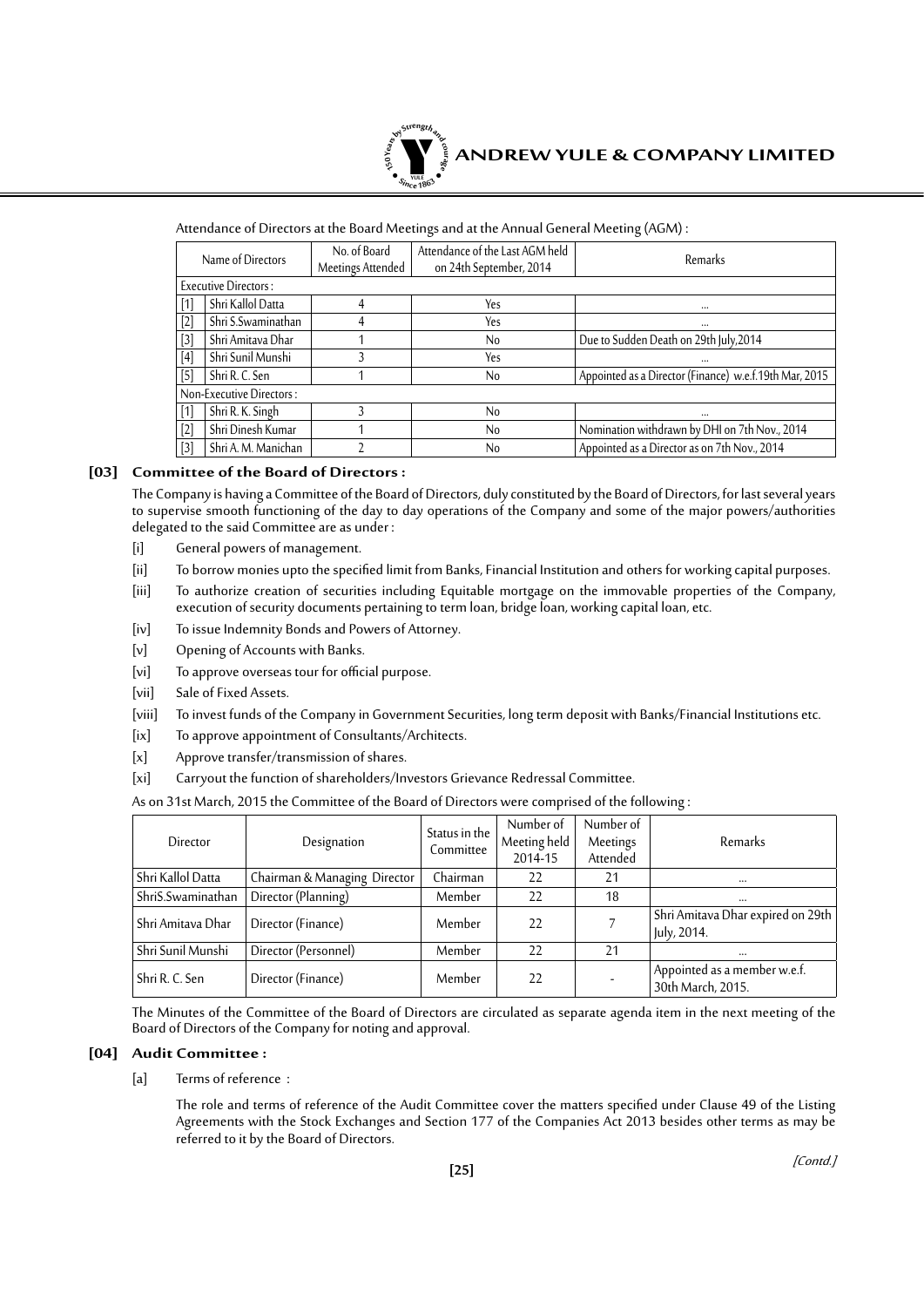Attendance of Directors at the Board Meetings and at the Annual General Meeting (AGM) :

| | Name of Directors | No. of Board Meetings Attended | Attendance of the Last AGM held on 24th September, 2014 | Remarks |
|---|---|---|---|---|
| Executive Directors : | | | | |
| [1] | Shri Kallol Datta | 4 | Yes | ... |
| [2] | Shri S.Swaminathan | 4 | Yes | ... |
| [3] | Shri Amitava Dhar | 1 | No | Due to Sudden Death on 29th July,2014 |
| [4] | Shri Sunil Munshi | 3 | Yes | ... |
| [5] | Shri R. C. Sen | 1 | No | Appointed as a Director (Finance) w.e.f.19th Mar, 2015 |
| Non-Executive Directors : | | | | |
| [1] | Shri R. K. Singh | 3 | No | ... |
| [2] | Shri Dinesh Kumar | 1 | No | Nomination withdrawn by DHI on 7th Nov., 2014 |
| [3] | Shri A. M. Manichan | 2 | No | Appointed as a Director as on 7th Nov., 2014 |

## [03] Committee of the Board of Directors :

The Company is having a Committee of the Board of Directors, duly constituted by the Board of Directors, for last several years to supervise smooth functioning of the day to day operations of the Company and some of the major powers/authorities delegated to the said Committee are as under :

[i] General powers of management.

[ii] To borrow monies upto the specified limit from Banks, Financial Institution and others for working capital purposes.

[iii] To authorize creation of securities including Equitable mortgage on the immovable properties of the Company, execution of security documents pertaining to term loan, bridge loan, working capital loan, etc.

[iv] To issue Indemnity Bonds and Powers of Attorney.

[v] Opening of Accounts with Banks.

[vi] To approve overseas tour for official purpose.

[vii] Sale of Fixed Assets.

[viii] To invest funds of the Company in Government Securities, long term deposit with Banks/Financial Institutions etc.

[ix] To approve appointment of Consultants/Architects.

[x] Approve transfer/transmission of shares.

[xi] Carryout the function of shareholders/Investors Grievance Redressal Committee.

As on 31st March, 2015 the Committee of the Board of Directors were comprised of the following :

| Director | Designation | Status in the Committee | Number of Meeting held 2014-15 | Number of Meetings Attended | Remarks |
|---|---|---|---|---|---|
| Shri Kallol Datta | Chairman & Managing Director | Chairman | 22 | 21 | ... |
| ShriS.Swaminathan | Director (Planning) | Member | 22 | 18 | ... |
| Shri Amitava Dhar | Director (Finance) | Member | 22 | 7 | Shri Amitava Dhar expired on 29th July, 2014. |
| Shri Sunil Munshi | Director (Personnel) | Member | 22 | 21 | ... |
| Shri R. C. Sen | Director (Finance) | Member | 22 | - | Appointed as a member w.e.f. 30th March, 2015. |

The Minutes of the Committee of the Board of Directors are circulated as separate agenda item in the next meeting of the Board of Directors of the Company for noting and approval.

## [04] Audit Committee :

[a] Terms of reference :

The role and terms of reference of the Audit Committee cover the matters specified under Clause 49 of the Listing Agreements with the Stock Exchanges and Section 177 of the Companies Act 2013 besides other terms as may be referred to it by the Board of Directors.

*[Contd.]*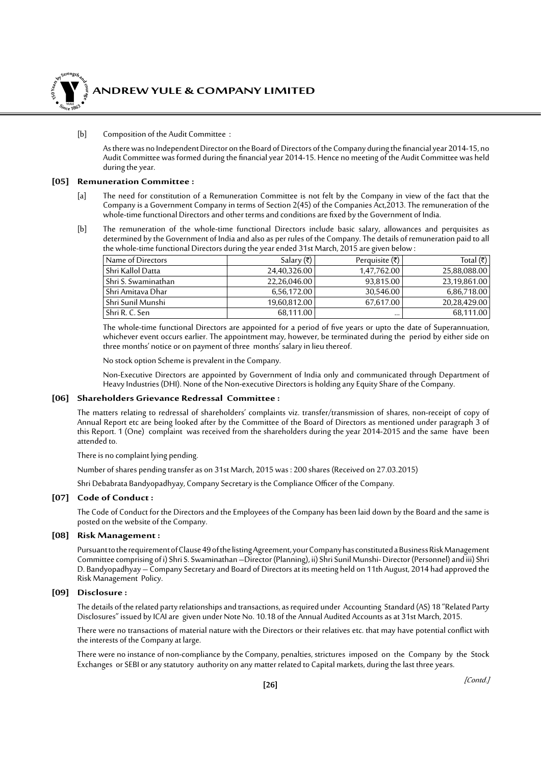[b] Composition of the Audit Committee :

As there was no Independent Director on the Board of Directors of the Company during the financial year 2014-15, no Audit Committee was formed during the financial year 2014-15. Hence no meeting of the Audit Committee was held during the year.

### [05] Remuneration Committee :

[a] The need for constitution of a Remuneration Committee is not felt by the Company in view of the fact that the Company is a Government Company in terms of Section 2(45) of the Companies Act,2013. The remuneration of the whole-time functional Directors and other terms and conditions are fixed by the Government of India.

[b] The remuneration of the whole-time functional Directors include basic salary, allowances and perquisites as determined by the Government of India and also as per rules of the Company. The details of remuneration paid to all the whole-time functional Directors during the year ended 31st March, 2015 are given below :

| Name of Directors | Salary (₹) | Perquisite (₹) | Total (₹) |
|---|---|---|---|
| Shri Kallol Datta | 24,40,326.00 | 1,47,762.00 | 25,88,088.00 |
| Shri S. Swaminathan | 22,26,046.00 | 93,815.00 | 23,19,861.00 |
| Shri Amitava Dhar | 6,56,172.00 | 30,546.00 | 6,86,718.00 |
| Shri Sunil Munshi | 19,60,812.00 | 67,617.00 | 20,28,429.00 |
| Shri R. C. Sen | 68,111.00 | ... | 68,111.00 |

The whole-time functional Directors are appointed for a period of five years or upto the date of Superannuation, whichever event occurs earlier. The appointment may, however, be terminated during the period by either side on three months' notice or on payment of three months' salary in lieu thereof.

No stock option Scheme is prevalent in the Company.

Non-Executive Directors are appointed by Government of India only and communicated through Department of Heavy Industries (DHI). None of the Non-executive Directors is holding any Equity Share of the Company.

### [06] Shareholders Grievance Redressal Committee :

The matters relating to redressal of shareholders' complaints viz. transfer/transmission of shares, non-receipt of copy of Annual Report etc are being looked after by the Committee of the Board of Directors as mentioned under paragraph 3 of this Report. 1 (One) complaint was received from the shareholders during the year 2014-2015 and the same have been attended to.

There is no complaint lying pending.

Number of shares pending transfer as on 31st March, 2015 was : 200 shares (Received on 27.03.2015)

Shri Debabrata Bandyopadhyay, Company Secretary is the Compliance Officer of the Company.

### [07] Code of Conduct :

The Code of Conduct for the Directors and the Employees of the Company has been laid down by the Board and the same is posted on the website of the Company.

### [08] Risk Management :

Pursuant to the requirement of Clause 49 of the listing Agreement, your Company has constituted a Business Risk Management Committee comprising of i) Shri S. Swaminathan –Director (Planning), ii) Shri Sunil Munshi- Director (Personnel) and iii) Shri D. Bandyopadhyay – Company Secretary and Board of Directors at its meeting held on 11th August, 2014 had approved the Risk Management Policy.

### [09] Disclosure :

The details of the related party relationships and transactions, as required under Accounting Standard (AS) 18 "Related Party Disclosures" issued by ICAI are given under Note No. 10.18 of the Annual Audited Accounts as at 31st March, 2015.

There were no transactions of material nature with the Directors or their relatives etc. that may have potential conflict with the interests of the Company at large.

There were no instance of non-compliance by the Company, penalties, strictures imposed on the Company by the Stock Exchanges or SEBI or any statutory authority on any matter related to Capital markets, during the last three years.

*[Contd.]*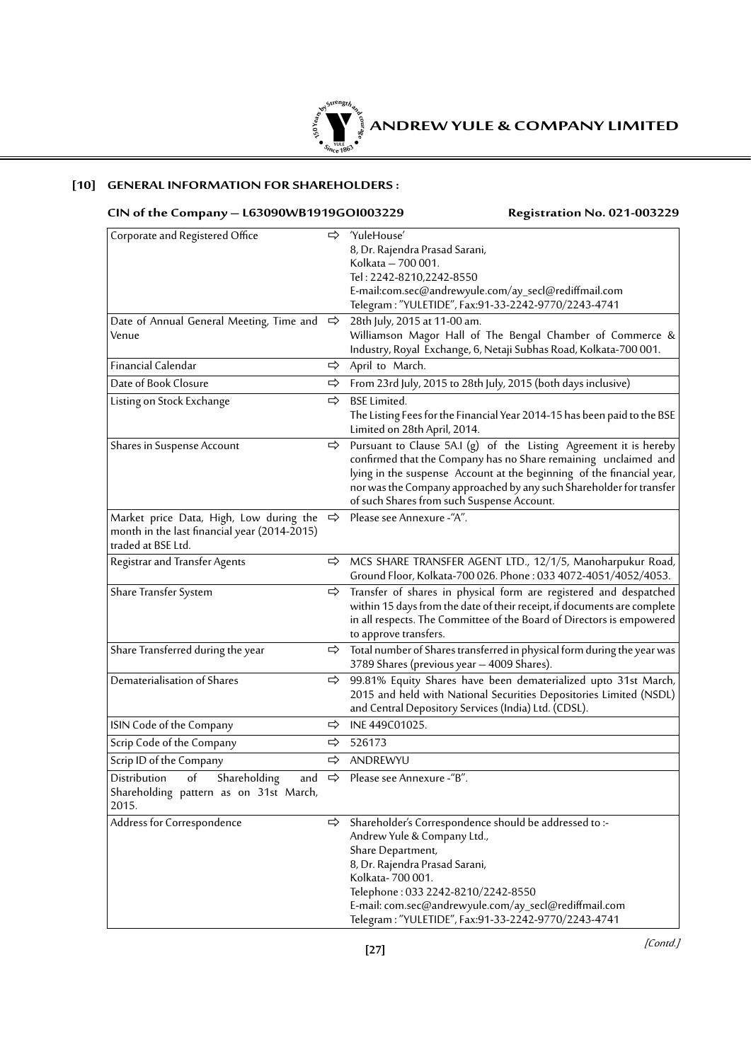## [10] GENERAL INFORMATION FOR SHAREHOLDERS :

**CIN of the Company – L63090WB1919GOI003229** **Registration No. 021-003229**

| | | |
|---|---|---|
| Corporate and Registered Office | ⇨ | 'YuleHouse'<br>8, Dr. Rajendra Prasad Sarani,<br>Kolkata – 700 001.<br>Tel : 2242-8210,2242-8550<br>E-mail:com.sec@andrewyule.com/ay_secl@rediffmail.com<br>Telegram : "YULETIDE", Fax:91-33-2242-9770/2243-4741 |
| Date of Annual General Meeting, Time and Venue | ⇨ | 28th July, 2015 at 11-00 am.<br>Williamson Magor Hall of The Bengal Chamber of Commerce & Industry, Royal Exchange, 6, Netaji Subhas Road, Kolkata-700 001. |
| Financial Calendar | ⇨ | April to March. |
| Date of Book Closure | ⇨ | From 23rd July, 2015 to 28th July, 2015 (both days inclusive) |
| Listing on Stock Exchange | ⇨ | BSE Limited.<br>The Listing Fees for the Financial Year 2014-15 has been paid to the BSE Limited on 28th April, 2014. |
| Shares in Suspense Account | ⇨ | Pursuant to Clause 5A.I (g) of the Listing Agreement it is hereby confirmed that the Company has no Share remaining unclaimed and lying in the suspense Account at the beginning of the financial year, nor was the Company approached by any such Shareholder for transfer of such Shares from such Suspense Account. |
| Market price Data, High, Low during the month in the last financial year (2014-2015) traded at BSE Ltd. | ⇨ | Please see Annexure -"A". |
| Registrar and Transfer Agents | ⇨ | MCS SHARE TRANSFER AGENT LTD., 12/1/5, Manoharpukur Road, Ground Floor, Kolkata-700 026. Phone : 033 4072-4051/4052/4053. |
| Share Transfer System | ⇨ | Transfer of shares in physical form are registered and despatched within 15 days from the date of their receipt, if documents are complete in all respects. The Committee of the Board of Directors is empowered to approve transfers. |
| Share Transferred during the year | ⇨ | Total number of Shares transferred in physical form during the year was 3789 Shares (previous year – 4009 Shares). |
| Dematerialisation of Shares | ⇨ | 99.81% Equity Shares have been dematerialized upto 31st March, 2015 and held with National Securities Depositories Limited (NSDL) and Central Depository Services (India) Ltd. (CDSL). |
| ISIN Code of the Company | ⇨ | INE 449C01025. |
| Scrip Code of the Company | ⇨ | 526173 |
| Scrip ID of the Company | ⇨ | ANDREWYU |
| Distribution of Shareholding and Shareholding pattern as on 31st March, 2015. | ⇨ | Please see Annexure -"B". |
| Address for Correspondence | ⇨ | Shareholder's Correspondence should be addressed to :-<br>Andrew Yule & Company Ltd.,<br>Share Department,<br>8, Dr. Rajendra Prasad Sarani,<br>Kolkata- 700 001.<br>Telephone : 033 2242-8210/2242-8550<br>E-mail: com.sec@andrewyule.com/ay_secl@rediffmail.com<br>Telegram : "YULETIDE", Fax:91-33-2242-9770/2243-4741 |

*[Contd.]*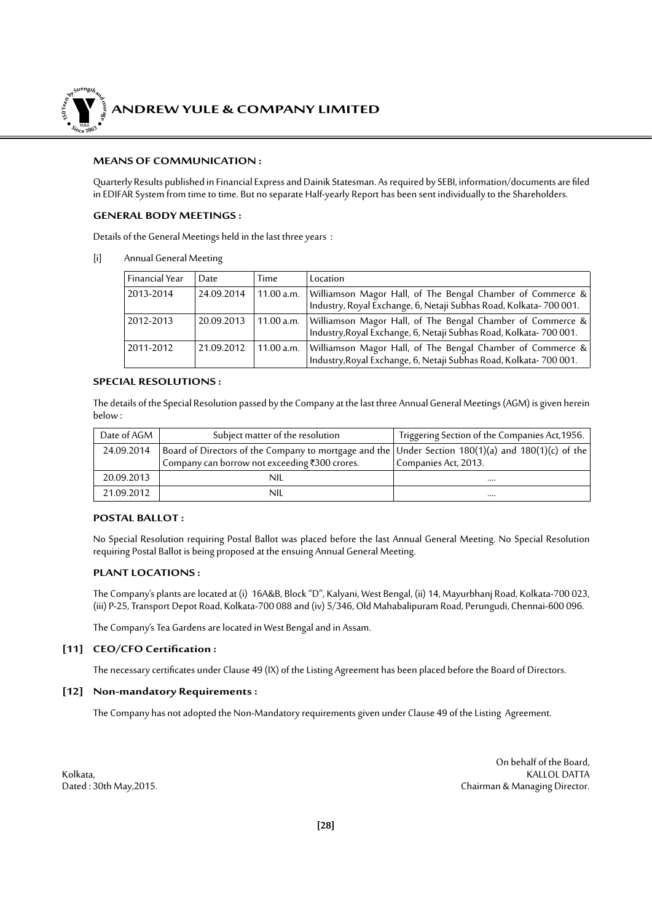**MEANS OF COMMUNICATION :**

Quarterly Results published in Financial Express and Dainik Statesman. As required by SEBI, information/documents are filed in EDIFAR System from time to time. But no separate Half-yearly Report has been sent individually to the Shareholders.

**GENERAL BODY MEETINGS :**

Details of the General Meetings held in the last three years :

[i] Annual General Meeting

| Financial Year | Date | Time | Location |
|---|---|---|---|
| 2013-2014 | 24.09.2014 | 11.00 a.m. | Williamson Magor Hall, of The Bengal Chamber of Commerce & Industry, Royal Exchange, 6, Netaji Subhas Road, Kolkata- 700 001. |
| 2012-2013 | 20.09.2013 | 11.00 a.m. | Williamson Magor Hall, of The Bengal Chamber of Commerce & Industry,Royal Exchange, 6, Netaji Subhas Road, Kolkata- 700 001. |
| 2011-2012 | 21.09.2012 | 11.00 a.m. | Williamson Magor Hall, of The Bengal Chamber of Commerce & Industry,Royal Exchange, 6, Netaji Subhas Road, Kolkata- 700 001. |

**SPECIAL RESOLUTIONS :**

The details of the Special Resolution passed by the Company at the last three Annual General Meetings (AGM) is given herein below :

| Date of AGM | Subject matter of the resolution | Triggering Section of the Companies Act,1956. |
|---|---|---|
| 24.09.2014 | Board of Directors of the Company to mortgage and the Company can borrow not exceeding ₹300 crores. | Under Section 180(1)(a) and 180(1)(c) of the Companies Act, 2013. |
| 20.09.2013 | NIL | .... |
| 21.09.2012 | NIL | .... |

**POSTAL BALLOT :**

No Special Resolution requiring Postal Ballot was placed before the last Annual General Meeting. No Special Resolution requiring Postal Ballot is being proposed at the ensuing Annual General Meeting.

**PLANT LOCATIONS :**

The Company's plants are located at (i) 16A&B, Block "D", Kalyani, West Bengal, (ii) 14, Mayurbhanj Road, Kolkata-700 023, (iii) P-25, Transport Depot Road, Kolkata-700 088 and (iv) 5/346, Old Mahabalipuram Road, Perungudi, Chennai-600 096.

The Company's Tea Gardens are located in West Bengal and in Assam.

**[11] CEO/CFO Certification :**

The necessary certificates under Clause 49 (IX) of the Listing Agreement has been placed before the Board of Directors.

**[12] Non-mandatory Requirements :**

The Company has not adopted the Non-Mandatory requirements given under Clause 49 of the Listing Agreement.

Kolkata,
Dated : 30th May,2015.

On behalf of the Board,
KALLOL DATTA
Chairman & Managing Director.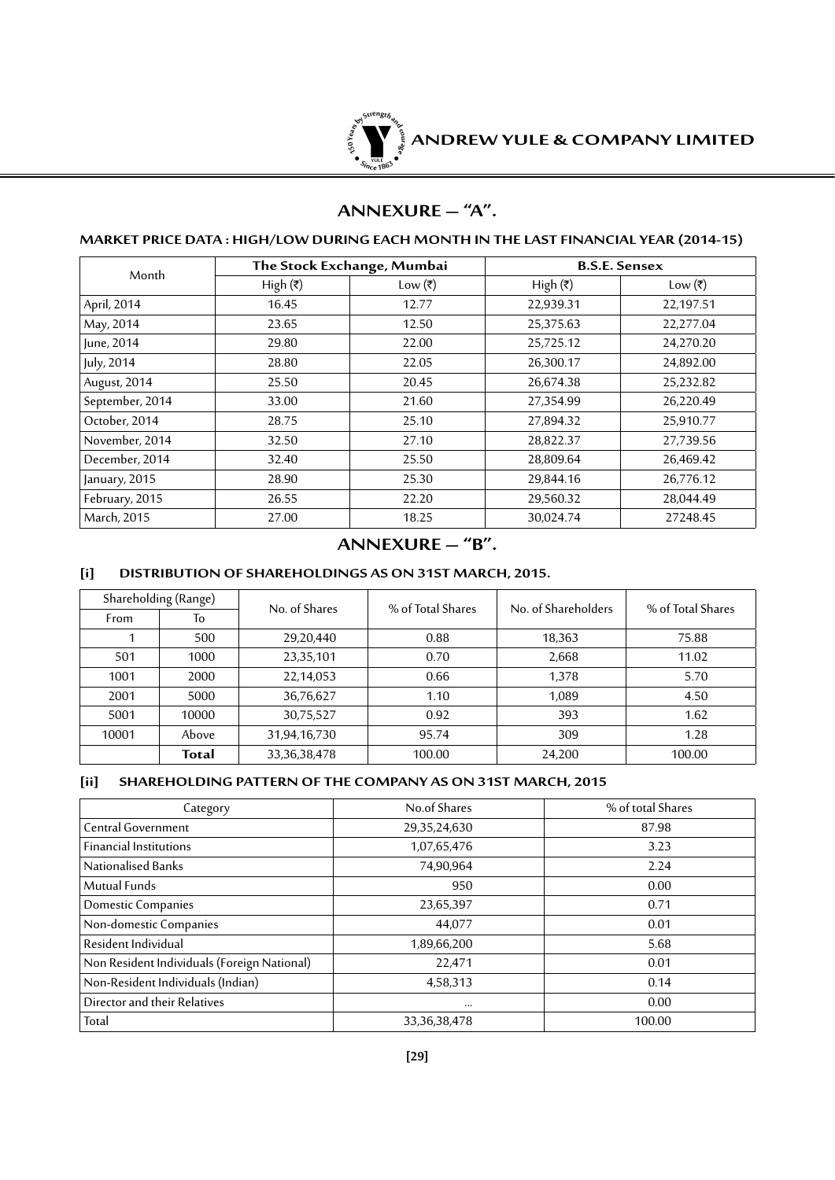## ANNEXURE – "A".

### MARKET PRICE DATA : HIGH/LOW DURING EACH MONTH IN THE LAST FINANCIAL YEAR (2014-15)

| Month | The Stock Exchange, Mumbai | | B.S.E. Sensex | |
|---|---|---|---|---|
| | High (₹) | Low (₹) | High (₹) | Low (₹) |
| April, 2014 | 16.45 | 12.77 | 22,939.31 | 22,197.51 |
| May, 2014 | 23.65 | 12.50 | 25,375.63 | 22,277.04 |
| June, 2014 | 29.80 | 22.00 | 25,725.12 | 24,270.20 |
| July, 2014 | 28.80 | 22.05 | 26,300.17 | 24,892.00 |
| August, 2014 | 25.50 | 20.45 | 26,674.38 | 25,232.82 |
| September, 2014 | 33.00 | 21.60 | 27,354.99 | 26,220.49 |
| October, 2014 | 28.75 | 25.10 | 27,894.32 | 25,910.77 |
| November, 2014 | 32.50 | 27.10 | 28,822.37 | 27,739.56 |
| December, 2014 | 32.40 | 25.50 | 28,809.64 | 26,469.42 |
| January, 2015 | 28.90 | 25.30 | 29,844.16 | 26,776.12 |
| February, 2015 | 26.55 | 22.20 | 29,560.32 | 28,044.49 |
| March, 2015 | 27.00 | 18.25 | 30,024.74 | 27248.45 |

## ANNEXURE – "B".

### [i] DISTRIBUTION OF SHAREHOLDINGS AS ON 31ST MARCH, 2015.

| Shareholding (Range) | | No. of Shares | % of Total Shares | No. of Shareholders | % of Total Shares |
|---|---|---|---|---|---|
| From | To | | | | |
| 1 | 500 | 29,20,440 | 0.88 | 18,363 | 75.88 |
| 501 | 1000 | 23,35,101 | 0.70 | 2,668 | 11.02 |
| 1001 | 2000 | 22,14,053 | 0.66 | 1,378 | 5.70 |
| 2001 | 5000 | 36,76,627 | 1.10 | 1,089 | 4.50 |
| 5001 | 10000 | 30,75,527 | 0.92 | 393 | 1.62 |
| 10001 | Above | 31,94,16,730 | 95.74 | 309 | 1.28 |
| | **Total** | 33,36,38,478 | 100.00 | 24,200 | 100.00 |

### [ii] SHAREHOLDING PATTERN OF THE COMPANY AS ON 31ST MARCH, 2015

| Category | No.of Shares | % of total Shares |
|---|---|---|
| Central Government | 29,35,24,630 | 87.98 |
| Financial Institutions | 1,07,65,476 | 3.23 |
| Nationalised Banks | 74,90,964 | 2.24 |
| Mutual Funds | 950 | 0.00 |
| Domestic Companies | 23,65,397 | 0.71 |
| Non-domestic Companies | 44,077 | 0.01 |
| Resident Individual | 1,89,66,200 | 5.68 |
| Non Resident Individuals (Foreign National) | 22,471 | 0.01 |
| Non-Resident Individuals (Indian) | 4,58,313 | 0.14 |
| Director and their Relatives | ... | 0.00 |
| Total | 33,36,38,478 | 100.00 |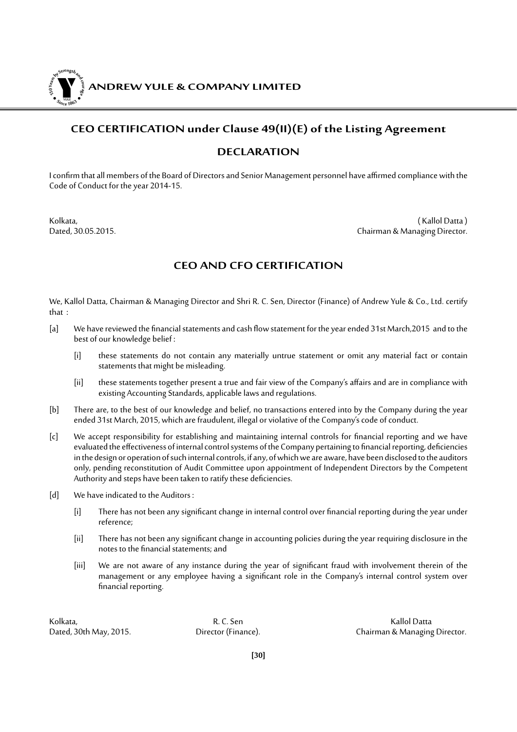## CEO CERTIFICATION under Clause 49(II)(E) of the Listing Agreement

### DECLARATION

I confirm that all members of the Board of Directors and Senior Management personnel have affirmed compliance with the Code of Conduct for the year 2014-15.

Kolkata,
Dated, 30.05.2015.

( Kallol Datta )
Chairman & Managing Director.

### CEO AND CFO CERTIFICATION

We, Kallol Datta, Chairman & Managing Director and Shri R. C. Sen, Director (Finance) of Andrew Yule & Co., Ltd. certify that :

[a] We have reviewed the financial statements and cash flow statement for the year ended 31st March,2015 and to the best of our knowledge belief :

[i] these statements do not contain any materially untrue statement or omit any material fact or contain statements that might be misleading.

[ii] these statements together present a true and fair view of the Company's affairs and are in compliance with existing Accounting Standards, applicable laws and regulations.

[b] There are, to the best of our knowledge and belief, no transactions entered into by the Company during the year ended 31st March, 2015, which are fraudulent, illegal or violative of the Company's code of conduct.

[c] We accept responsibility for establishing and maintaining internal controls for financial reporting and we have evaluated the effectiveness of internal control systems of the Company pertaining to financial reporting, deficiencies in the design or operation of such internal controls, if any, of which we are aware, have been disclosed to the auditors only, pending reconstitution of Audit Committee upon appointment of Independent Directors by the Competent Authority and steps have been taken to ratify these deficiencies.

[d] We have indicated to the Auditors :

[i] There has not been any significant change in internal control over financial reporting during the year under reference;

[ii] There has not been any significant change in accounting policies during the year requiring disclosure in the notes to the financial statements; and

[iii] We are not aware of any instance during the year of significant fraud with involvement therein of the management or any employee having a significant role in the Company's internal control system over financial reporting.

Kolkata,
Dated, 30th May, 2015.

R. C. Sen
Director (Finance).

Kallol Datta
Chairman & Managing Director.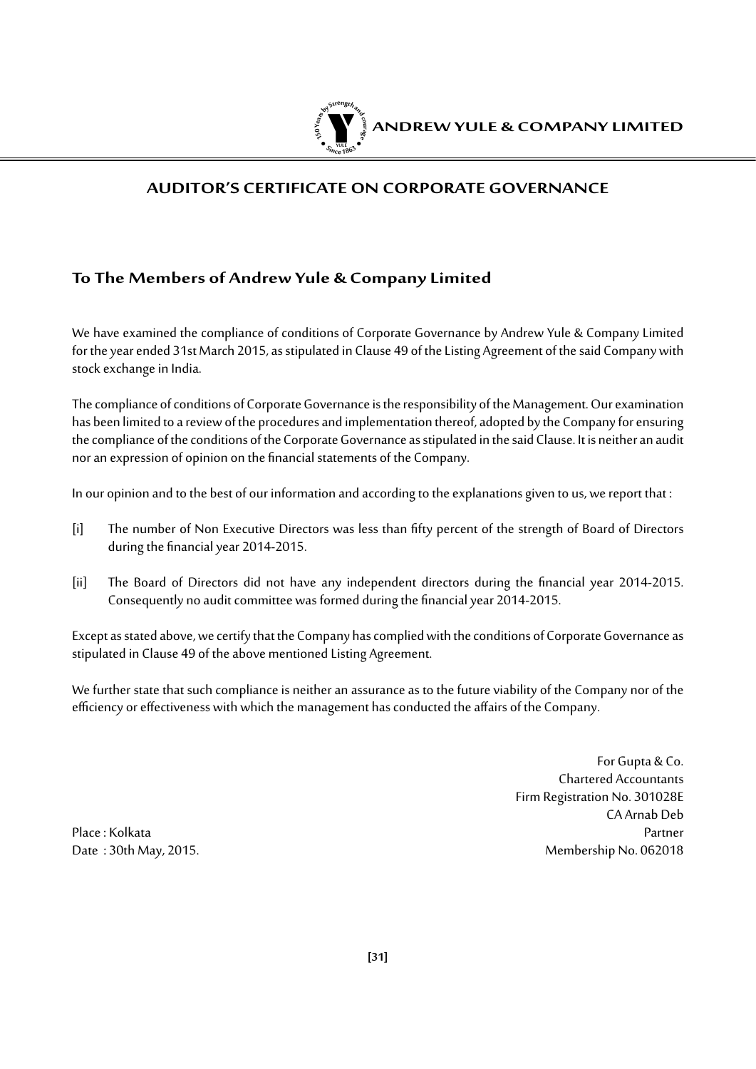# AUDITOR'S CERTIFICATE ON CORPORATE GOVERNANCE

## To The Members of Andrew Yule & Company Limited

We have examined the compliance of conditions of Corporate Governance by Andrew Yule & Company Limited for the year ended 31st March 2015, as stipulated in Clause 49 of the Listing Agreement of the said Company with stock exchange in India.

The compliance of conditions of Corporate Governance is the responsibility of the Management. Our examination has been limited to a review of the procedures and implementation thereof, adopted by the Company for ensuring the compliance of the conditions of the Corporate Governance as stipulated in the said Clause. It is neither an audit nor an expression of opinion on the financial statements of the Company.

In our opinion and to the best of our information and according to the explanations given to us, we report that :

[i] The number of Non Executive Directors was less than fifty percent of the strength of Board of Directors during the financial year 2014-2015.

[ii] The Board of Directors did not have any independent directors during the financial year 2014-2015. Consequently no audit committee was formed during the financial year 2014-2015.

Except as stated above, we certify that the Company has complied with the conditions of Corporate Governance as stipulated in Clause 49 of the above mentioned Listing Agreement.

We further state that such compliance is neither an assurance as to the future viability of the Company nor of the efficiency or effectiveness with which the management has conducted the affairs of the Company.

For Gupta & Co.
Chartered Accountants
Firm Registration No. 301028E
CA Arnab Deb
Partner
Membership No. 062018

Place : Kolkata
Date : 30th May, 2015.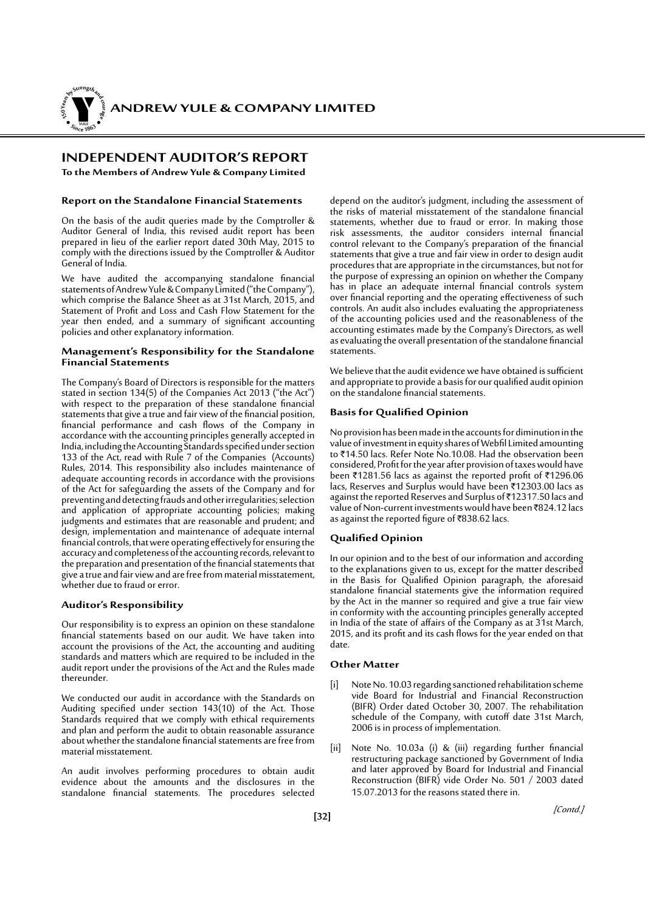# INDEPENDENT AUDITOR'S REPORT

**To the Members of Andrew Yule & Company Limited**

### Report on the Standalone Financial Statements

On the basis of the audit queries made by the Comptroller & Auditor General of India, this revised audit report has been prepared in lieu of the earlier report dated 30th May, 2015 to comply with the directions issued by the Comptroller & Auditor General of India.

We have audited the accompanying standalone financial statements of Andrew Yule & Company Limited ("the Company"), which comprise the Balance Sheet as at 31st March, 2015, and Statement of Profit and Loss and Cash Flow Statement for the year then ended, and a summary of significant accounting policies and other explanatory information.

### Management's Responsibility for the Standalone Financial Statements

The Company's Board of Directors is responsible for the matters stated in section 134(5) of the Companies Act 2013 ("the Act") with respect to the preparation of these standalone financial statements that give a true and fair view of the financial position, financial performance and cash flows of the Company in accordance with the accounting principles generally accepted in India, including the Accounting Standards specified under section 133 of the Act, read with Rule 7 of the Companies (Accounts) Rules, 2014. This responsibility also includes maintenance of adequate accounting records in accordance with the provisions of the Act for safeguarding the assets of the Company and for preventing and detecting frauds and other irregularities; selection and application of appropriate accounting policies; making judgments and estimates that are reasonable and prudent; and design, implementation and maintenance of adequate internal financial controls, that were operating effectively for ensuring the accuracy and completeness of the accounting records, relevant to the preparation and presentation of the financial statements that give a true and fair view and are free from material misstatement, whether due to fraud or error.

### Auditor's Responsibility

Our responsibility is to express an opinion on these standalone financial statements based on our audit. We have taken into account the provisions of the Act, the accounting and auditing standards and matters which are required to be included in the audit report under the provisions of the Act and the Rules made thereunder.

We conducted our audit in accordance with the Standards on Auditing specified under section 143(10) of the Act. Those Standards required that we comply with ethical requirements and plan and perform the audit to obtain reasonable assurance about whether the standalone financial statements are free from material misstatement.

An audit involves performing procedures to obtain audit evidence about the amounts and the disclosures in the standalone financial statements. The procedures selected depend on the auditor's judgment, including the assessment of the risks of material misstatement of the standalone financial statements, whether due to fraud or error. In making those risk assessments, the auditor considers internal financial control relevant to the Company's preparation of the financial statements that give a true and fair view in order to design audit procedures that are appropriate in the circumstances, but not for the purpose of expressing an opinion on whether the Company has in place an adequate internal financial controls system over financial reporting and the operating effectiveness of such controls. An audit also includes evaluating the appropriateness of the accounting policies used and the reasonableness of the accounting estimates made by the Company's Directors, as well as evaluating the overall presentation of the standalone financial statements.

We believe that the audit evidence we have obtained is sufficient and appropriate to provide a basis for our qualified audit opinion on the standalone financial statements.

### Basis for Qualified Opinion

No provision has been made in the accounts for diminution in the value of investment in equity shares of Webfil Limited amounting to ₹14.50 lacs. Refer Note No.10.08. Had the observation been considered, Profit for the year after provision of taxes would have been ₹1281.56 lacs as against the reported profit of ₹1296.06 lacs, Reserves and Surplus would have been ₹12303.00 lacs as against the reported Reserves and Surplus of ₹12317.50 lacs and value of Non-current investments would have been ₹824.12 lacs as against the reported figure of ₹838.62 lacs.

### Qualified Opinion

In our opinion and to the best of our information and according to the explanations given to us, except for the matter described in the Basis for Qualified Opinion paragraph, the aforesaid standalone financial statements give the information required by the Act in the manner so required and give a true fair view in conformity with the accounting principles generally accepted in India of the state of affairs of the Company as at 31st March, 2015, and its profit and its cash flows for the year ended on that date.

### Other Matter

[i] Note No. 10.03 regarding sanctioned rehabilitation scheme vide Board for Industrial and Financial Reconstruction (BIFR) Order dated October 30, 2007. The rehabilitation schedule of the Company, with cutoff date 31st March, 2006 is in process of implementation.

[ii] Note No. 10.03a (i) & (iii) regarding further financial restructuring package sanctioned by Government of India and later approved by Board for Industrial and Financial Reconstruction (BIFR) vide Order No. 501 / 2003 dated 15.07.2013 for the reasons stated there in.

*[Contd.]*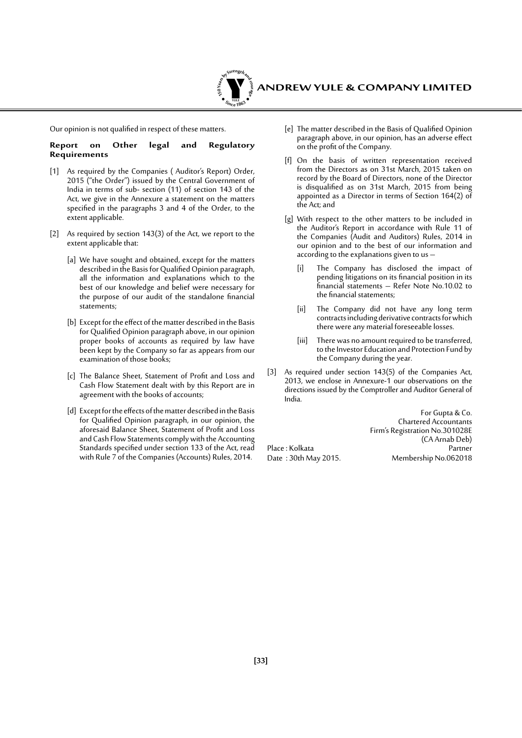Our opinion is not qualified in respect of these matters.

**Report on Other legal and Regulatory Requirements**

[1] As required by the Companies ( Auditor's Report) Order, 2015 ("the Order") issued by the Central Government of India in terms of sub- section (11) of section 143 of the Act, we give in the Annexure a statement on the matters specified in the paragraphs 3 and 4 of the Order, to the extent applicable.

[2] As required by section 143(3) of the Act, we report to the extent applicable that:

[a] We have sought and obtained, except for the matters described in the Basis for Qualified Opinion paragraph, all the information and explanations which to the best of our knowledge and belief were necessary for the purpose of our audit of the standalone financial statements;

[b] Except for the effect of the matter described in the Basis for Qualified Opinion paragraph above, in our opinion proper books of accounts as required by law have been kept by the Company so far as appears from our examination of those books;

[c] The Balance Sheet, Statement of Profit and Loss and Cash Flow Statement dealt with by this Report are in agreement with the books of accounts;

[d] Except for the effects of the matter described in the Basis for Qualified Opinion paragraph, in our opinion, the aforesaid Balance Sheet, Statement of Profit and Loss and Cash Flow Statements comply with the Accounting Standards specified under section 133 of the Act, read with Rule 7 of the Companies (Accounts) Rules, 2014.

[e] The matter described in the Basis of Qualified Opinion paragraph above, in our opinion, has an adverse effect on the profit of the Company.

[f] On the basis of written representation received from the Directors as on 31st March, 2015 taken on record by the Board of Directors, none of the Director is disqualified as on 31st March, 2015 from being appointed as a Director in terms of Section 164(2) of the Act; and

[g] With respect to the other matters to be included in the Auditor's Report in accordance with Rule 11 of the Companies (Audit and Auditors) Rules, 2014 in our opinion and to the best of our information and according to the explanations given to us –

[i] The Company has disclosed the impact of pending litigations on its financial position in its financial statements – Refer Note No.10.02 to the financial statements;

[ii] The Company did not have any long term contracts including derivative contracts for which there were any material foreseeable losses.

[iii] There was no amount required to be transferred, to the Investor Education and Protection Fund by the Company during the year.

[3] As required under section 143(5) of the Companies Act, 2013, we enclose in Annexure-1 our observations on the directions issued by the Comptroller and Auditor General of India.

For Gupta & Co.
Chartered Accountants
Firm's Registration No.301028E
(CA Arnab Deb)
Partner
Membership No.062018

Place : Kolkata
Date : 30th May 2015.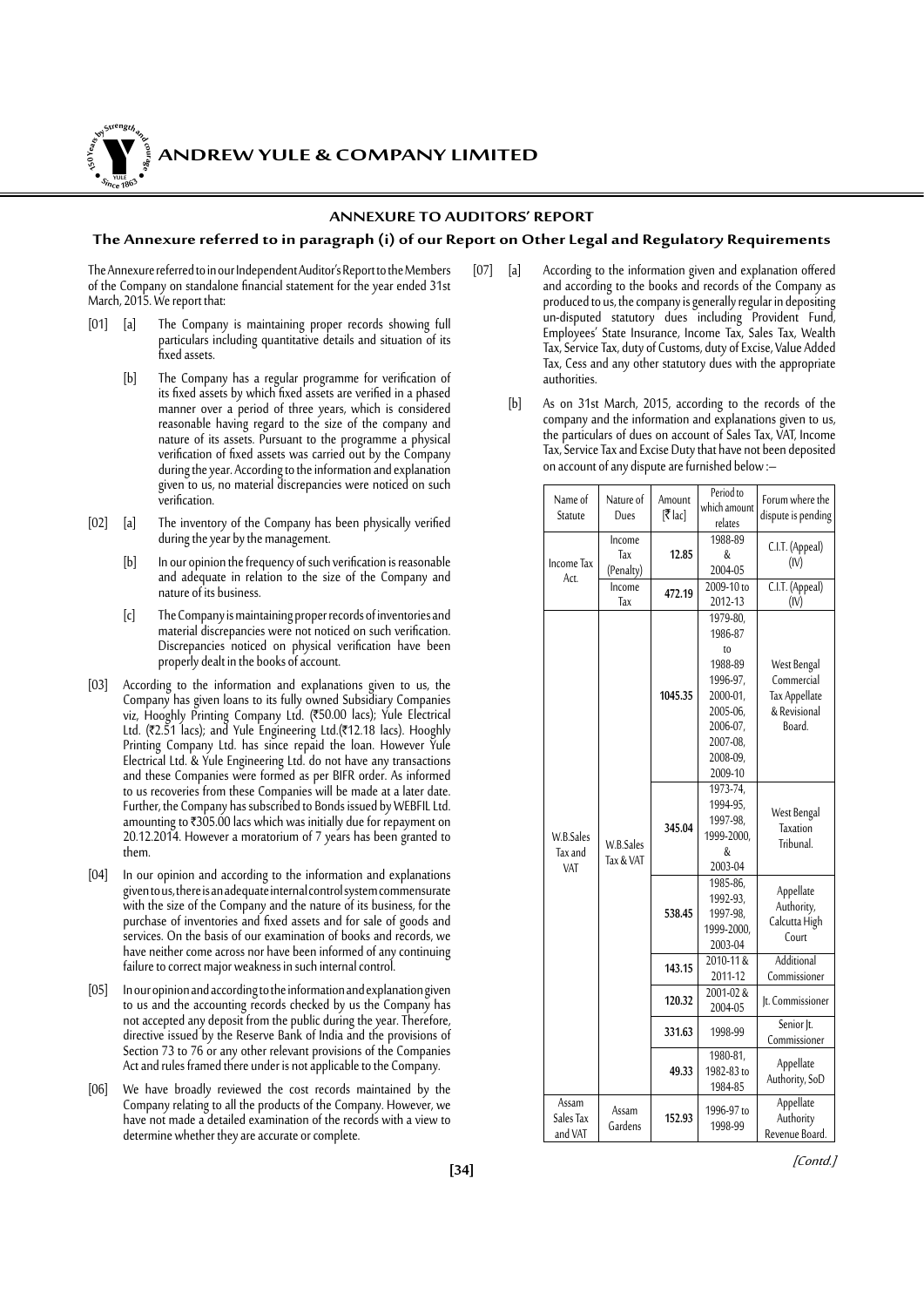## ANNEXURE TO AUDITORS' REPORT

### The Annexure referred to in paragraph (i) of our Report on Other Legal and Regulatory Requirements

The Annexure referred to in our Independent Auditor's Report to the Members of the Company on standalone financial statement for the year ended 31st March, 2015. We report that:

[01] [a] The Company is maintaining proper records showing full particulars including quantitative details and situation of its fixed assets.

[b] The Company has a regular programme for verification of its fixed assets by which fixed assets are verified in a phased manner over a period of three years, which is considered reasonable having regard to the size of the company and nature of its assets. Pursuant to the programme a physical verification of fixed assets was carried out by the Company during the year. According to the information and explanation given to us, no material discrepancies were noticed on such verification.

[02] [a] The inventory of the Company has been physically verified during the year by the management.

[b] In our opinion the frequency of such verification is reasonable and adequate in relation to the size of the Company and nature of its business.

[c] The Company is maintaining proper records of inventories and material discrepancies were not noticed on such verification. Discrepancies noticed on physical verification have been properly dealt in the books of account.

[03] According to the information and explanations given to us, the Company has given loans to its fully owned Subsidiary Companies viz, Hooghly Printing Company Ltd. (₹50.00 lacs); Yule Electrical Ltd. (₹2.51 lacs); and Yule Engineering Ltd.(₹12.18 lacs). Hooghly Printing Company Ltd. has since repaid the loan. However Yule Electrical Ltd. & Yule Engineering Ltd. do not have any transactions and these Companies were formed as per BIFR order. As informed to us recoveries from these Companies will be made at a later date. Further, the Company has subscribed to Bonds issued by WEBFIL Ltd. amounting to ₹305.00 lacs which was initially due for repayment on 20.12.2014. However a moratorium of 7 years has been granted to them.

[04] In our opinion and according to the information and explanations given to us, there is an adequate internal control system commensurate with the size of the Company and the nature of its business, for the purchase of inventories and fixed assets and for sale of goods and services. On the basis of our examination of books and records, we have neither come across nor have been informed of any continuing failure to correct major weakness in such internal control.

[05] In our opinion and according to the information and explanation given to us and the accounting records checked by us the Company has not accepted any deposit from the public during the year. Therefore, directive issued by the Reserve Bank of India and the provisions of Section 73 to 76 or any other relevant provisions of the Companies Act and rules framed there under is not applicable to the Company.

[06] We have broadly reviewed the cost records maintained by the Company relating to all the products of the Company. However, we have not made a detailed examination of the records with a view to determine whether they are accurate or complete.

[07] [a] According to the information given and explanation offered and according to the books and records of the Company as produced to us, the company is generally regular in depositing un-disputed statutory dues including Provident Fund, Employees' State Insurance, Income Tax, Sales Tax, Wealth Tax, Service Tax, duty of Customs, duty of Excise, Value Added Tax, Cess and any other statutory dues with the appropriate authorities.

[b] As on 31st March, 2015, according to the records of the company and the information and explanations given to us, the particulars of dues on account of Sales Tax, VAT, Income Tax, Service Tax and Excise Duty that have not been deposited on account of any dispute are furnished below :–

| Name of Statute | Nature of Dues | Amount [₹ lac] | Period to which amount relates | Forum where the dispute is pending |
|---|---|---|---|---|
| Income Tax Act. | Income Tax (Penalty) | **12.85** | 1988-89 & 2004-05 | C.I.T. (Appeal) (IV) |
| | Income Tax | **472.19** | 2009-10 to 2012-13 | C.I.T. (Appeal) (IV) |
| W.B.Sales Tax and VAT | W.B.Sales Tax & VAT | **1045.35** | 1979-80, 1986-87 to 1988-89 1996-97, 2000-01, 2005-06, 2006-07, 2007-08, 2008-09, 2009-10 | West Bengal Commercial Tax Appellate & Revisional Board. |
| | | **345.04** | 1973-74, 1994-95, 1997-98, 1999-2000, & 2003-04 | West Bengal Taxation Tribunal. |
| | | **538.45** | 1985-86, 1992-93, 1997-98, 1999-2000, 2003-04 | Appellate Authority, Calcutta High Court |
| | | **143.15** | 2010-11 & 2011-12 | Additional Commissioner |
| | | **120.32** | 2001-02 & 2004-05 | Jt. Commissioner |
| | | **331.63** | 1998-99 | Senior Jt. Commissioner |
| | | **49.33** | 1980-81, 1982-83 to 1984-85 | Appellate Authority, SoD |
| Assam Sales Tax and VAT | Assam Gardens | **152.93** | 1996-97 to 1998-99 | Appellate Authority Revenue Board. |

*[Contd.]*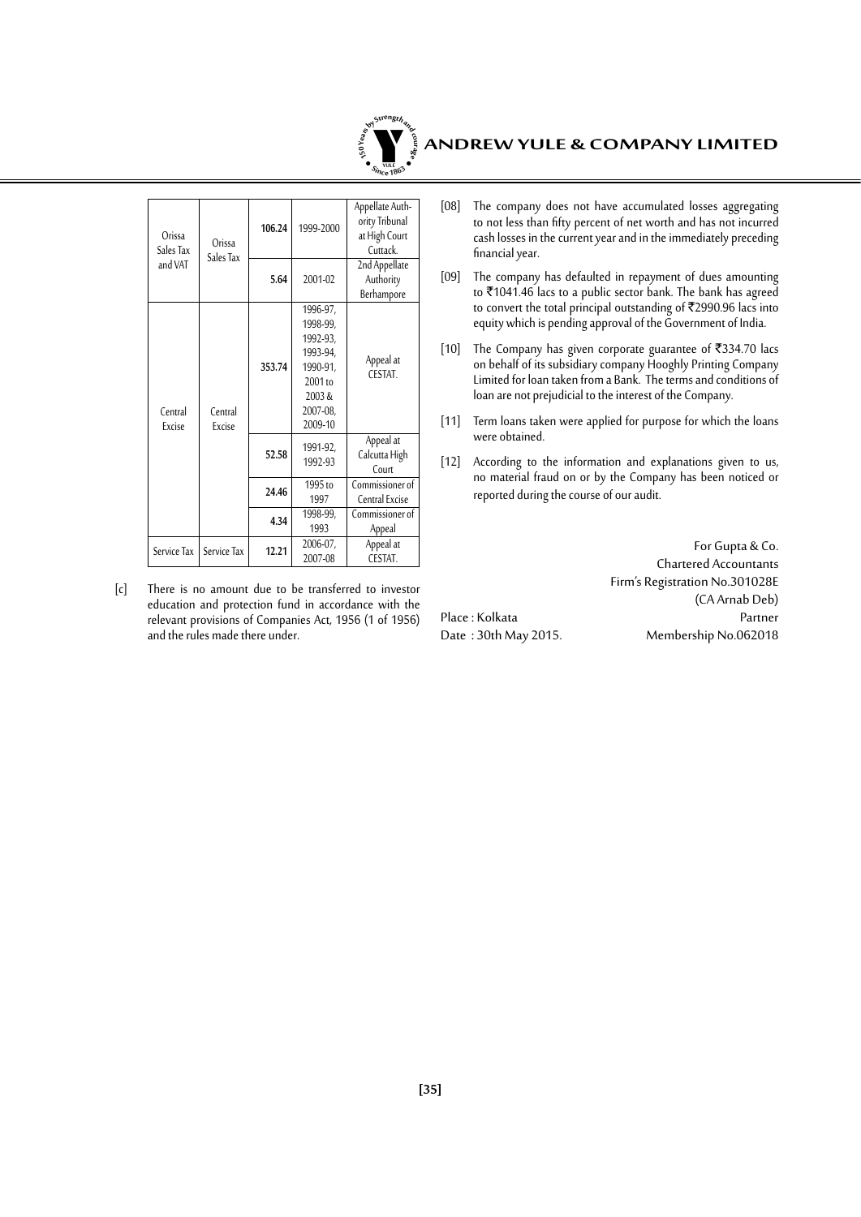| Orissa Sales Tax and VAT | Orissa Sales Tax | 106.24 | 1999-2000 | Appellate Authority Tribunal at High Court Cuttack. |
|---|---|---|---|---|
| | | 5.64 | 2001-02 | 2nd Appellate Authority Berhampore |
| Central Excise | Central Excise | 353.74 | 1996-97, 1998-99, 1992-93, 1993-94, 1990-91, 2001 to 2003 & 2007-08, 2009-10 | Appeal at CESTAT. |
| | | 52.58 | 1991-92, 1992-93 | Appeal at Calcutta High Court |
| | | 24.46 | 1995 to 1997 | Commissioner of Central Excise |
| | | 4.34 | 1998-99, 1993 | Commissioner of Appeal |
| Service Tax | Service Tax | 12.21 | 2006-07, 2007-08 | Appeal at CESTAT. |

[c] There is no amount due to be transferred to investor education and protection fund in accordance with the relevant provisions of Companies Act, 1956 (1 of 1956) and the rules made there under.

[08] The company does not have accumulated losses aggregating to not less than fifty percent of net worth and has not incurred cash losses in the current year and in the immediately preceding financial year.

[09] The company has defaulted in repayment of dues amounting to ₹1041.46 lacs to a public sector bank. The bank has agreed to convert the total principal outstanding of ₹2990.96 lacs into equity which is pending approval of the Government of India.

[10] The Company has given corporate guarantee of ₹334.70 lacs on behalf of its subsidiary company Hooghly Printing Company Limited for loan taken from a Bank. The terms and conditions of loan are not prejudicial to the interest of the Company.

[11] Term loans taken were applied for purpose for which the loans were obtained.

[12] According to the information and explanations given to us, no material fraud on or by the Company has been noticed or reported during the course of our audit.

For Gupta & Co.
Chartered Accountants
Firm's Registration No.301028E
(CA Arnab Deb)
Partner
Membership No.062018

Place : Kolkata
Date : 30th May 2015.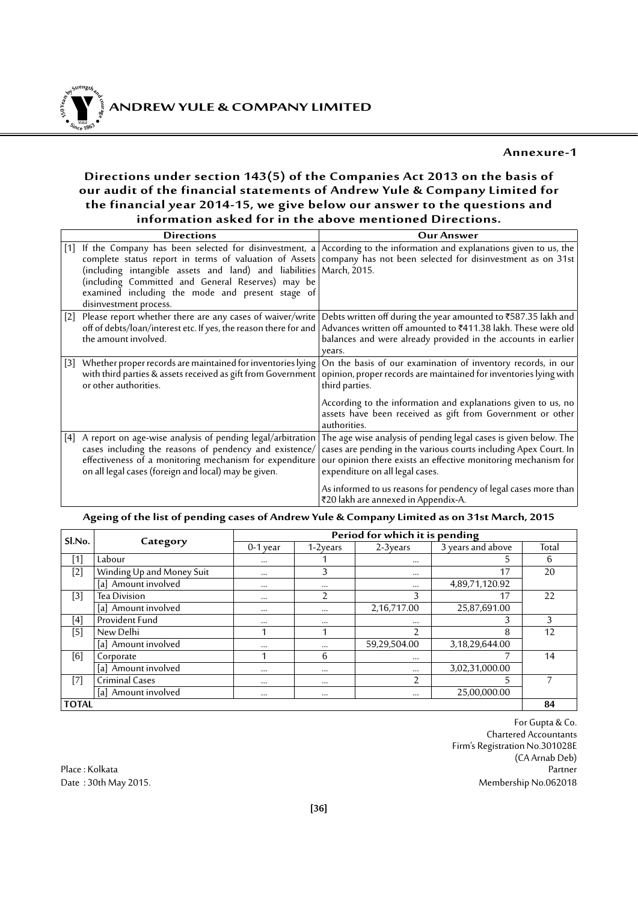## Annexure-1

### Directions under section 143(5) of the Companies Act 2013 on the basis of our audit of the financial statements of Andrew Yule & Company Limited for the financial year 2014-15, we give below our answer to the questions and information asked for in the above mentioned Directions.

| Directions | Our Answer |
|---|---|
| [1] If the Company has been selected for disinvestment, a complete status report in terms of valuation of Assets (including intangible assets and land) and liabilities (including Committed and General Reserves) may be examined including the mode and present stage of disinvestment process. | According to the information and explanations given to us, the company has not been selected for disinvestment as on 31st March, 2015. |
| [2] Please report whether there are any cases of waiver/write off of debts/loan/interest etc. If yes, the reason there for and the amount involved. | Debts written off during the year amounted to ₹587.35 lakh and Advances written off amounted to ₹411.38 lakh. These were old balances and were already provided in the accounts in earlier years. |
| [3] Whether proper records are maintained for inventories lying with third parties & assets received as gift from Government or other authorities. | On the basis of our examination of inventory records, in our opinion, proper records are maintained for inventories lying with third parties.<br><br>According to the information and explanations given to us, no assets have been received as gift from Government or other authorities. |
| [4] A report on age-wise analysis of pending legal/arbitration cases including the reasons of pendency and existence/ effectiveness of a monitoring mechanism for expenditure on all legal cases (foreign and local) may be given. | The age wise analysis of pending legal cases is given below. The cases are pending in the various courts including Apex Court. In our opinion there exists an effective monitoring mechanism for expenditure on all legal cases.<br><br>As informed to us reasons for pendency of legal cases more than ₹20 lakh are annexed in Appendix-A. |

**Ageing of the list of pending cases of Andrew Yule & Company Limited as on 31st March, 2015**

| Sl.No. | Category | Period for which it is pending | | | | |
|---|---|---|---|---|---|---|
| | | 0-1 year | 1-2years | 2-3years | 3 years and above | Total |
| [1] | Labour | ... | 1 | ... | 5 | 6 |
| [2] | Winding Up and Money Suit | ... | 3 | ... | 17 | 20 |
| | [a] Amount involved | ... | ... | ... | 4,89,71,120.92 | |
| [3] | Tea Division | ... | 2 | 3 | 17 | 22 |
| | [a] Amount involved | ... | ... | 2,16,717.00 | 25,87,691.00 | |
| [4] | Provident Fund | ... | ... | ... | 3 | 3 |
| [5] | New Delhi | 1 | 1 | 2 | 8 | 12 |
| | [a] Amount involved | ... | ... | 59,29,504.00 | 3,18,29,644.00 | |
| [6] | Corporate | 1 | 6 | ... | 7 | 14 |
| | [a] Amount involved | ... | ... | ... | 3,02,31,000.00 | |
| [7] | Criminal Cases | ... | ... | 2 | 5 | 7 |
| | [a] Amount involved | ... | ... | ... | 25,00,000.00 | |
| **TOTAL** | | | | | | **84** |

For Gupta & Co.
Chartered Accountants
Firm's Registration No.301028E
(CA Arnab Deb)
Partner
Membership No.062018

Place : Kolkata
Date : 30th May 2015.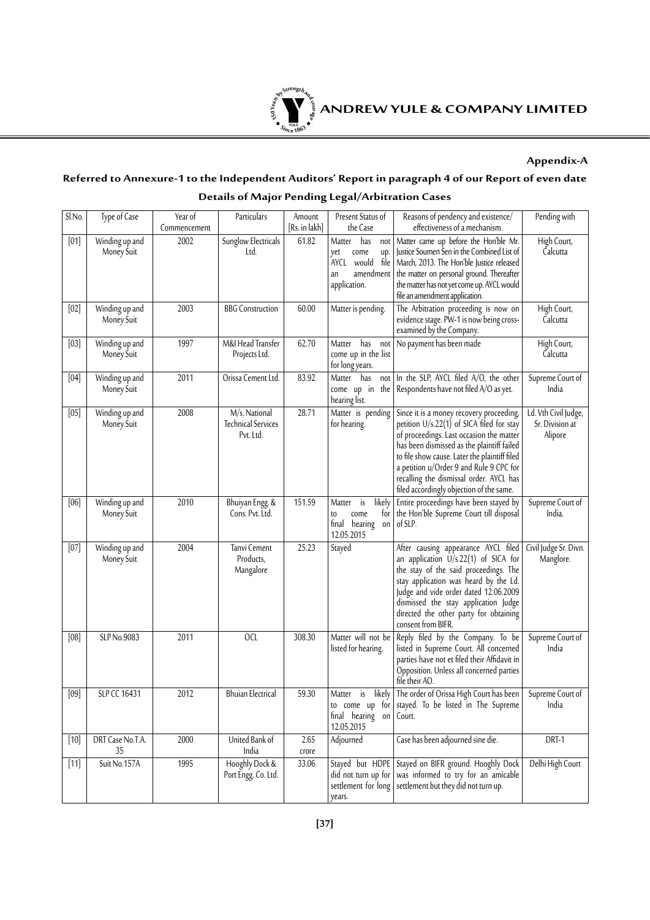**Appendix-A**

## Referred to Annexure-1 to the Independent Auditors' Report in paragraph 4 of our Report of even date

### Details of Major Pending Legal/Arbitration Cases

| Sl.No. | Type of Case | Year of Commencement | Particulars | Amount [Rs. in lakh] | Present Status of the Case | Reasons of pendency and existence/ effectiveness of a mechanism. | Pending with |
|---|---|---|---|---|---|---|---|
| [01] | Winding up and Money Suit | 2002 | Sunglow Electricals Ltd. | 61.82 | Matter has not yet come up. AYCL would file an amendment application. | Matter came up before the Hon'ble Mr. Justice Soumen Sen in the Combined List of March, 2013. The Hon'ble Justice released the matter on personal ground. Thereafter the matter has not yet come up. AYCL would file an amendment application. | High Court, Calcutta |
| [02] | Winding up and Money Suit | 2003 | BBG Construction | 60.00 | Matter is pending. | The Arbitration proceeding is now on evidence stage. PW-1 is now being cross-examined by the Company. | High Court, Calcutta |
| [03] | Winding up and Money Suit | 1997 | M&I Head Transfer Projects Ltd. | 62.70 | Matter has not come up in the list for long years. | No payment has been made | High Court, Calcutta |
| [04] | Winding up and Money Suit | 2011 | Orissa Cement Ltd. | 83.92 | Matter has not come up in the hearing list. | In the SLP, AYCL filed A/O, the other Respondents have not filed A/O as yet. | Supreme Court of India |
| [05] | Winding up and Money Suit | 2008 | M/s. National Technical Services Pvt. Ltd. | 28.71 | Matter is pending for hearing. | Since it is a money recovery proceeding, petition U/s.22(1) of SICA filed for stay of proceedings. Last occasion the matter has been dismissed as the plaintiff failed to file show cause. Later the plaintiff filed a petition u/Order 9 and Rule 9 CPC for recalling the dismissal order. AYCL has filed accordingly objection of the same. | Ld. Vth Civil Judge, Sr. Division at Alipore |
| [06] | Winding up and Money Suit | 2010 | Bhuiyan Engg. & Cons. Pvt. Ltd. | 151.59 | Matter is likely to come for final hearing on 12.05.2015 | Entire proceedings have been stayed by the Hon'ble Supreme Court till disposal of SLP. | Supreme Court of India. |
| [07] | Winding up and Money Suit | 2004 | Tanvi Cement Products, Mangalore | 25.23 | Stayed | After causing appearance AYCL filed an application U/s.22(1) of SICA for the stay of the said proceedings. The stay application was heard by the Ld. Judge and vide order dated 12.06.2009 dismissed the stay application Judge directed the other party for obtaining consent from BIFR. | Civil Judge Sr. Divn. Manglore. |
| [08] | SLP No.9083 | 2011 | OCL | 308.30 | Matter will not be listed for hearing. | Reply filed by the Company. To be listed in Supreme Court. All concerned parties have not et filed their Affidavit in Opposition. Unless all concerned parties file their AO. | Supreme Court of India |
| [09] | SLP CC 16431 | 2012 | Bhuian Electrical | 59.30 | Matter is likely to come up for final hearing on 12.05.2015 | The order of Orissa High Court has been stayed. To be listed in The Supreme Court. | Supreme Court of India |
| [10] | DRT Case No.T.A. 35 | 2000 | United Bank of India | 2.65 crore | Adjourned | Case has been adjourned sine die. | DRT-1 |
| [11] | Suit No.157A | 1995 | Hooghly Dock & Port Engg. Co. Ltd. | 33.06 | Stayed but HDPE did not turn up for settlement for long years. | Stayed on BIFR ground. Hooghly Dock was informed to try for an amicable settlement but they did not turn up. | Delhi High Court |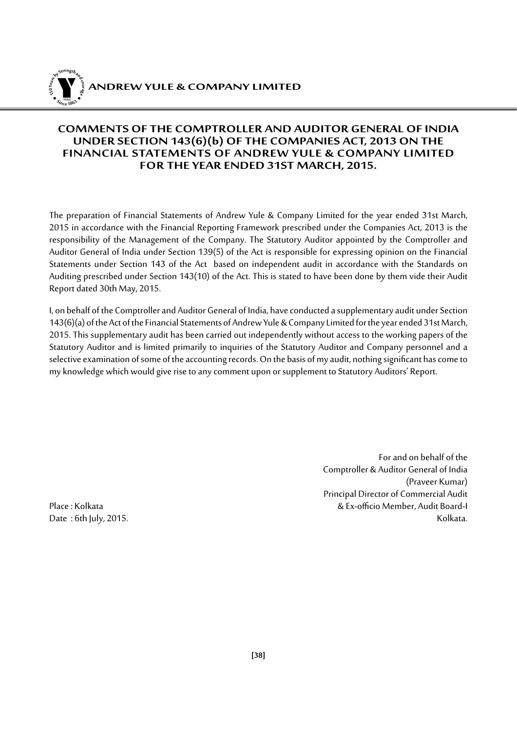# COMMENTS OF THE COMPTROLLER AND AUDITOR GENERAL OF INDIA UNDER SECTION 143(6)(b) OF THE COMPANIES ACT, 2013 ON THE FINANCIAL STATEMENTS OF ANDREW YULE & COMPANY LIMITED FOR THE YEAR ENDED 31ST MARCH, 2015.

The preparation of Financial Statements of Andrew Yule & Company Limited for the year ended 31st March, 2015 in accordance with the Financial Reporting Framework prescribed under the Companies Act, 2013 is the responsibility of the Management of the Company. The Statutory Auditor appointed by the Comptroller and Auditor General of India under Section 139(5) of the Act is responsible for expressing opinion on the Financial Statements under Section 143 of the Act based on independent audit in accordance with the Standards on Auditing prescribed under Section 143(10) of the Act. This is stated to have been done by them vide their Audit Report dated 30th May, 2015.

I, on behalf of the Comptroller and Auditor General of India, have conducted a supplementary audit under Section 143(6)(a) of the Act of the Financial Statements of Andrew Yule & Company Limited for the year ended 31st March, 2015. This supplementary audit has been carried out independently without access to the working papers of the Statutory Auditor and is limited primarily to inquiries of the Statutory Auditor and Company personnel and a selective examination of some of the accounting records. On the basis of my audit, nothing significant has come to my knowledge which would give rise to any comment upon or supplement to Statutory Auditors' Report.

For and on behalf of the
Comptroller & Auditor General of India
(Praveer Kumar)
Principal Director of Commercial Audit
& Ex-officio Member, Audit Board-I
Kolkata.

Place : Kolkata
Date : 6th July, 2015.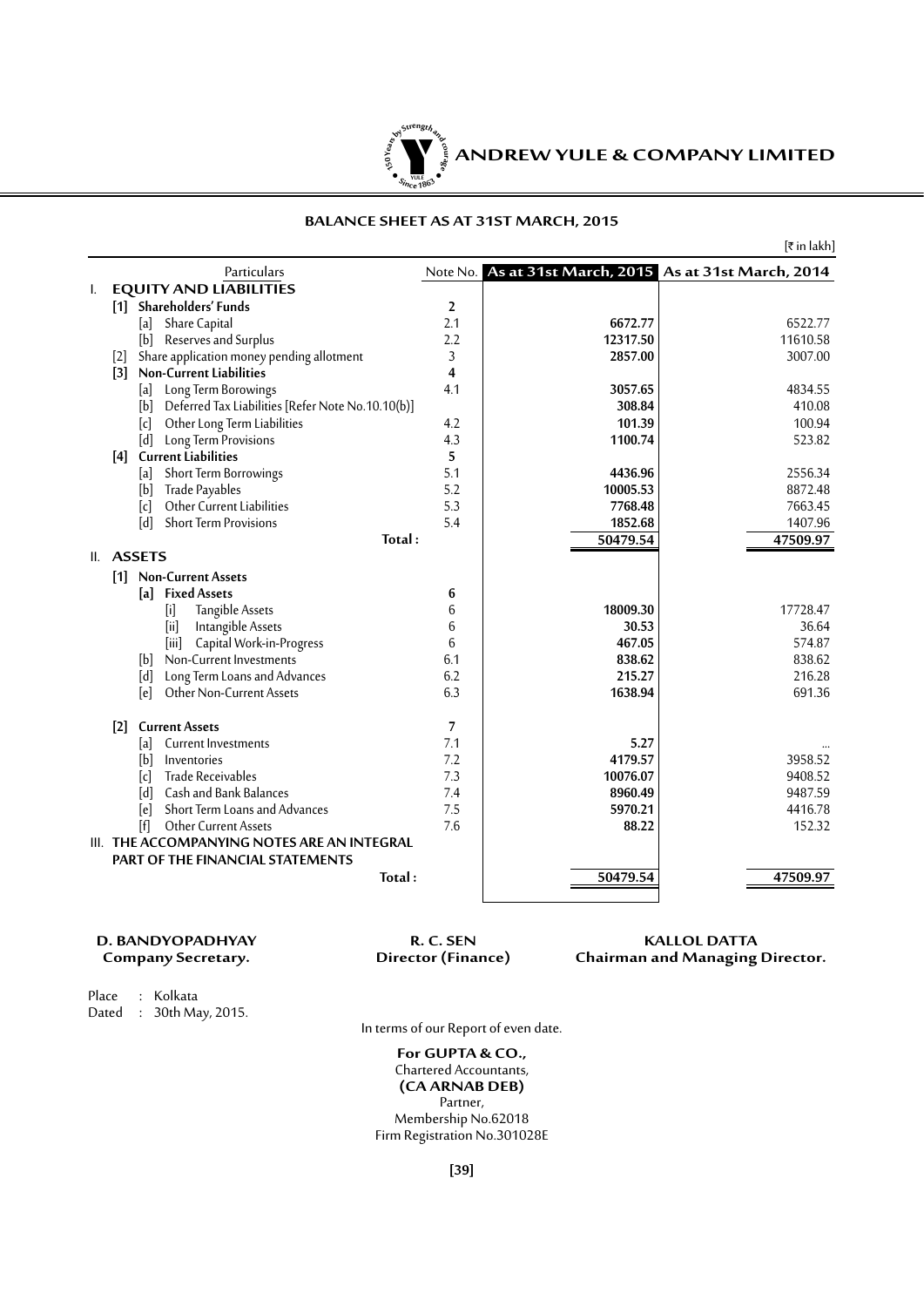# ANDREW YULE & COMPANY LIMITED

## BALANCE SHEET AS AT 31ST MARCH, 2015

[₹ in lakh]

| Particulars | Note No. | As at 31st March, 2015 | As at 31st March, 2014 |
|---|---|---|---|
| **I. EQUITY AND LIABILITIES** | | | |
| **[1] Shareholders' Funds** | **2** | | |
| [a] Share Capital | 2.1 | **6672.77** | 6522.77 |
| [b] Reserves and Surplus | 2.2 | **12317.50** | 11610.58 |
| [2] Share application money pending allotment | 3 | **2857.00** | 3007.00 |
| **[3] Non-Current Liabilities** | **4** | | |
| [a] Long Term Borowings | 4.1 | **3057.65** | 4834.55 |
| [b] Deferred Tax Liabilities [Refer Note No.10.10(b)] | | **308.84** | 410.08 |
| [c] Other Long Term Liabilities | 4.2 | **101.39** | 100.94 |
| [d] Long Term Provisions | 4.3 | **1100.74** | 523.82 |
| **[4] Current Liabilities** | **5** | | |
| [a] Short Term Borrowings | 5.1 | **4436.96** | 2556.34 |
| [b] Trade Payables | 5.2 | **10005.53** | 8872.48 |
| [c] Other Current Liabilities | 5.3 | **7768.48** | 7663.45 |
| [d] Short Term Provisions | 5.4 | **1852.68** | 1407.96 |
| **Total :** | | **50479.54** | **47509.97** |
| **II. ASSETS** | | | |
| **[1] Non-Current Assets** | | | |
| **[a] Fixed Assets** | **6** | | |
| [i] Tangible Assets | 6 | **18009.30** | 17728.47 |
| [ii] Intangible Assets | 6 | **30.53** | 36.64 |
| [iii] Capital Work-in-Progress | 6 | **467.05** | 574.87 |
| [b] Non-Current Investments | 6.1 | **838.62** | 838.62 |
| [d] Long Term Loans and Advances | 6.2 | **215.27** | 216.28 |
| [e] Other Non-Current Assets | 6.3 | **1638.94** | 691.36 |
| **[2] Current Assets** | **7** | | |
| [a] Current Investments | 7.1 | **5.27** | ... |
| [b] Inventories | 7.2 | **4179.57** | 3958.52 |
| [c] Trade Receivables | 7.3 | **10076.07** | 9408.52 |
| [d] Cash and Bank Balances | 7.4 | **8960.49** | 9487.59 |
| [e] Short Term Loans and Advances | 7.5 | **5970.21** | 4416.78 |
| [f] Other Current Assets | 7.6 | **88.22** | 152.32 |
| **III. THE ACCOMPANYING NOTES ARE AN INTEGRAL PART OF THE FINANCIAL STATEMENTS** | | | |
| **Total :** | | **50479.54** | **47509.97** |

**D. BANDYOPADHYAY**
**Company Secretary.**

**R. C. SEN**
**Director (Finance)**

**KALLOL DATTA**
**Chairman and Managing Director.**

Place : Kolkata
Dated : 30th May, 2015.

In terms of our Report of even date.

**For GUPTA & CO.,**
Chartered Accountants,
**(CA ARNAB DEB)**
Partner,
Membership No.62018
Firm Registration No.301028E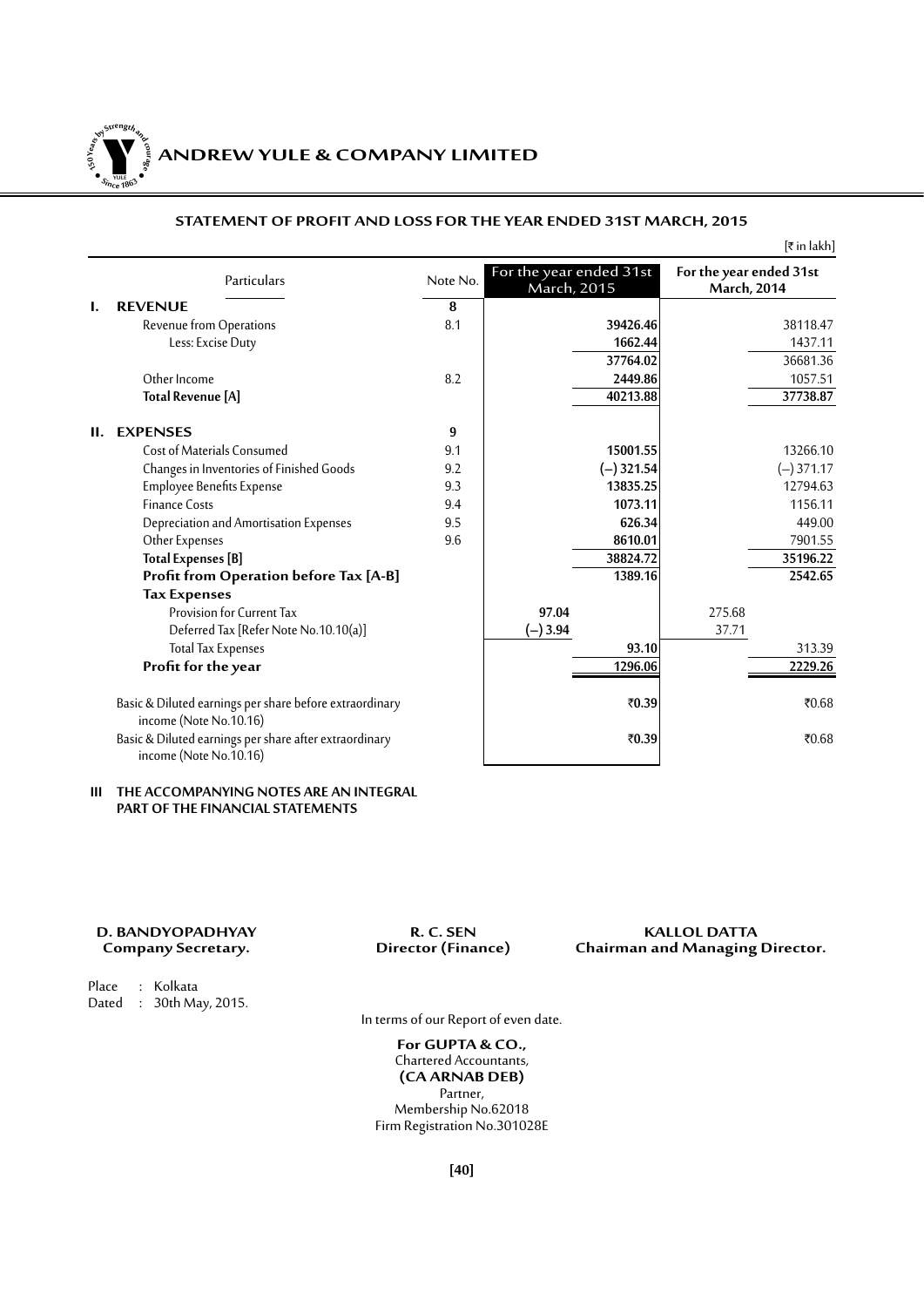## ANDREW YULE & COMPANY LIMITED

### STATEMENT OF PROFIT AND LOSS FOR THE YEAR ENDED 31ST MARCH, 2015

[₹ in lakh]

| | Particulars | Note No. | For the year ended 31st March, 2015 | | For the year ended 31st March, 2014 | |
|---|---|---|---|---|---|---|
| **I.** | **REVENUE** | **8** | | | | |
| | Revenue from Operations | 8.1 | | **39426.46** | | 38118.47 |
| | Less: Excise Duty | | | **1662.44** | | 1437.11 |
| | | | | **37764.02** | | 36681.36 |
| | Other Income | 8.2 | | **2449.86** | | 1057.51 |
| | **Total Revenue [A]** | | | **40213.88** | | **37738.87** |
| **II.** | **EXPENSES** | **9** | | | | |
| | Cost of Materials Consumed | 9.1 | | **15001.55** | | 13266.10 |
| | Changes in Inventories of Finished Goods | 9.2 | | **(–) 321.54** | | (–) 371.17 |
| | Employee Benefits Expense | 9.3 | | **13835.25** | | 12794.63 |
| | Finance Costs | 9.4 | | **1073.11** | | 1156.11 |
| | Depreciation and Amortisation Expenses | 9.5 | | **626.34** | | 449.00 |
| | Other Expenses | 9.6 | | **8610.01** | | 7901.55 |
| | **Total Expenses [B]** | | | **38824.72** | | **35196.22** |
| | **Profit from Operation before Tax [A-B]** | | | **1389.16** | | **2542.65** |
| | **Tax Expenses** | | | | | |
| | Provision for Current Tax | | **97.04** | | 275.68 | |
| | Deferred Tax [Refer Note No.10.10(a)] | | **(–) 3.94** | | 37.71 | |
| | Total Tax Expenses | | | **93.10** | | 313.39 |
| | **Profit for the year** | | | **1296.06** | | **2229.26** |
| | Basic & Diluted earnings per share before extraordinary income (Note No.10.16) | | | **₹0.39** | | ₹0.68 |
| | Basic & Diluted earnings per share after extraordinary income (Note No.10.16) | | | **₹0.39** | | ₹0.68 |

**III THE ACCOMPANYING NOTES ARE AN INTEGRAL PART OF THE FINANCIAL STATEMENTS**

**D. BANDYOPADHYAY**
**Company Secretary.**

**R. C. SEN**
**Director (Finance)**

**KALLOL DATTA**
**Chairman and Managing Director.**

Place : Kolkata
Dated : 30th May, 2015.

In terms of our Report of even date.

**For GUPTA & CO.,**
Chartered Accountants,
**(CA ARNAB DEB)**
Partner,
Membership No.62018
Firm Registration No.301028E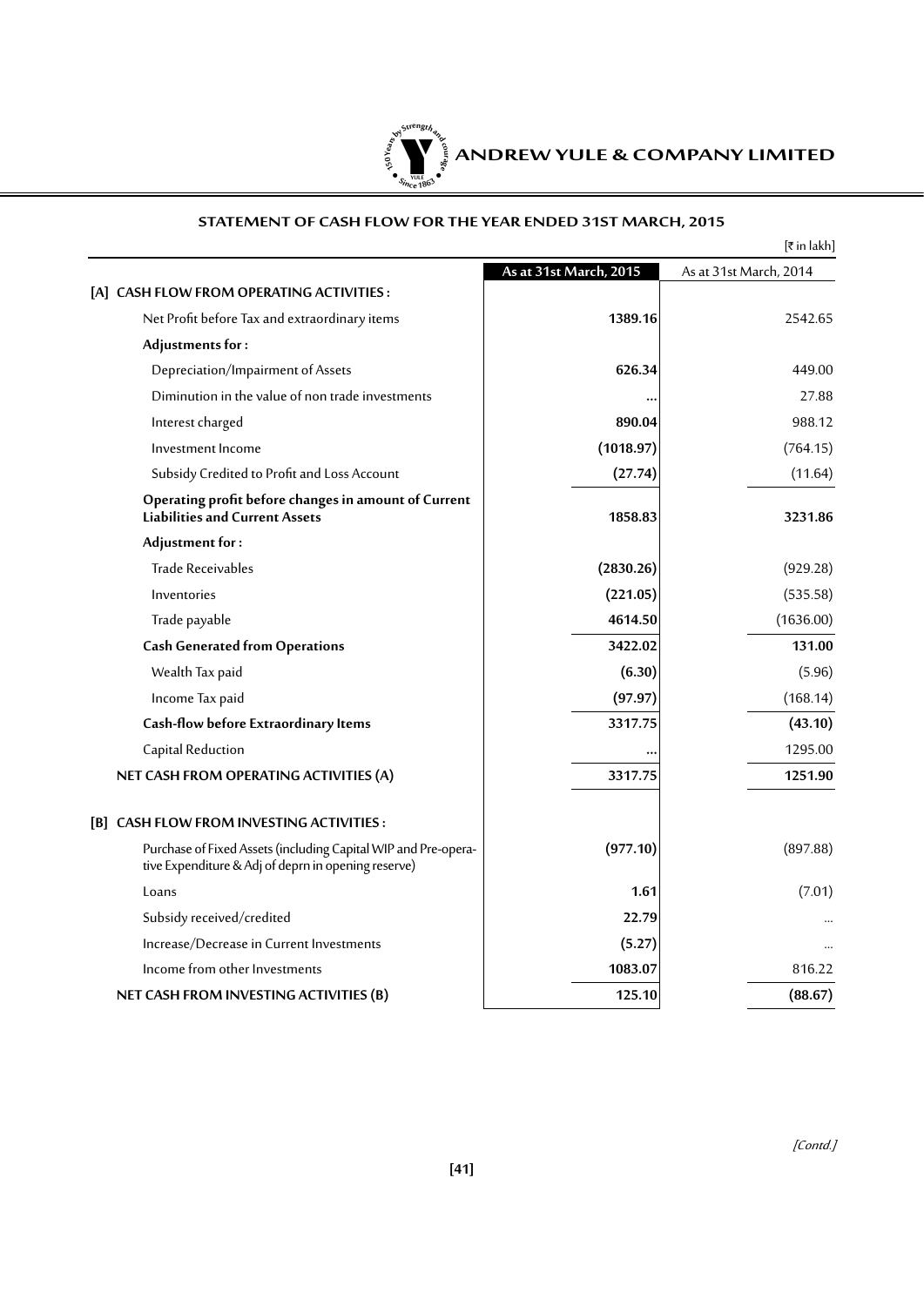## STATEMENT OF CASH FLOW FOR THE YEAR ENDED 31ST MARCH, 2015

[₹ in lakh]

| | As at 31st March, 2015 | As at 31st March, 2014 |
|---|---|---|
| **[A] CASH FLOW FROM OPERATING ACTIVITIES :** | | |
| Net Profit before Tax and extraordinary items | **1389.16** | 2542.65 |
| **Adjustments for :** | | |
| Depreciation/Impairment of Assets | **626.34** | 449.00 |
| Diminution in the value of non trade investments | **...** | 27.88 |
| Interest charged | **890.04** | 988.12 |
| Investment Income | **(1018.97)** | (764.15) |
| Subsidy Credited to Profit and Loss Account | **(27.74)** | (11.64) |
| **Operating profit before changes in amount of Current Liabilities and Current Assets** | **1858.83** | **3231.86** |
| **Adjustment for :** | | |
| Trade Receivables | **(2830.26)** | (929.28) |
| Inventories | **(221.05)** | (535.58) |
| Trade payable | **4614.50** | (1636.00) |
| **Cash Generated from Operations** | **3422.02** | **131.00** |
| Wealth Tax paid | **(6.30)** | (5.96) |
| Income Tax paid | **(97.97)** | (168.14) |
| **Cash-flow before Extraordinary Items** | **3317.75** | **(43.10)** |
| Capital Reduction | **...** | 1295.00 |
| **NET CASH FROM OPERATING ACTIVITIES (A)** | **3317.75** | **1251.90** |
| **[B] CASH FLOW FROM INVESTING ACTIVITIES :** | | |
| Purchase of Fixed Assets (including Capital WIP and Pre-operative Expenditure & Adj of deprn in opening reserve) | **(977.10)** | (897.88) |
| Loans | **1.61** | (7.01) |
| Subsidy received/credited | **22.79** | ... |
| Increase/Decrease in Current Investments | **(5.27)** | ... |
| Income from other Investments | **1083.07** | 816.22 |
| **NET CASH FROM INVESTING ACTIVITIES (B)** | **125.10** | **(88.67)** |

*[Contd.]*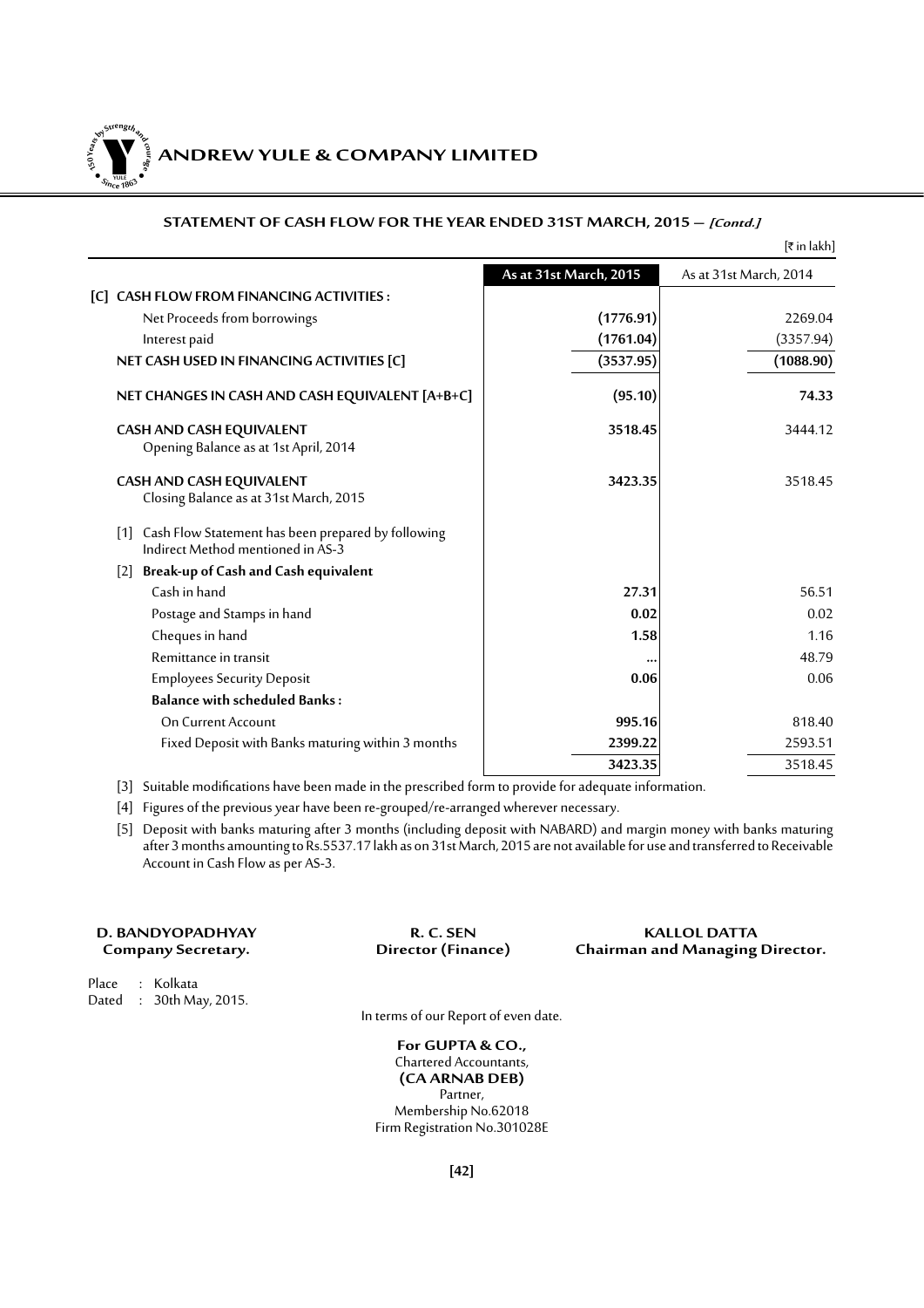## STATEMENT OF CASH FLOW FOR THE YEAR ENDED 31ST MARCH, 2015 — *[Contd.]*

[₹ in lakh]

| | As at 31st March, 2015 | As at 31st March, 2014 |
|---|---|---|
| **[C] CASH FLOW FROM FINANCING ACTIVITIES :** | | |
| Net Proceeds from borrowings | **(1776.91)** | 2269.04 |
| Interest paid | **(1761.04)** | (3357.94) |
| **NET CASH USED IN FINANCING ACTIVITIES [C]** | **(3537.95)** | **(1088.90)** |
| **NET CHANGES IN CASH AND CASH EQUIVALENT [A+B+C]** | **(95.10)** | **74.33** |
| **CASH AND CASH EQUIVALENT** Opening Balance as at 1st April, 2014 | **3518.45** | 3444.12 |
| **CASH AND CASH EQUIVALENT** Closing Balance as at 31st March, 2015 | **3423.35** | 3518.45 |
| [1] Cash Flow Statement has been prepared by following Indirect Method mentioned in AS-3 | | |
| [2] **Break-up of Cash and Cash equivalent** | | |
| Cash in hand | **27.31** | 56.51 |
| Postage and Stamps in hand | **0.02** | 0.02 |
| Cheques in hand | **1.58** | 1.16 |
| Remittance in transit | **...** | 48.79 |
| Employees Security Deposit | **0.06** | 0.06 |
| **Balance with scheduled Banks :** | | |
| On Current Account | **995.16** | 818.40 |
| Fixed Deposit with Banks maturing within 3 months | **2399.22** | 2593.51 |
| | **3423.35** | 3518.45 |

[3] Suitable modifications have been made in the prescribed form to provide for adequate information.

[4] Figures of the previous year have been re-grouped/re-arranged wherever necessary.

[5] Deposit with banks maturing after 3 months (including deposit with NABARD) and margin money with banks maturing after 3 months amounting to Rs.5537.17 lakh as on 31st March, 2015 are not available for use and transferred to Receivable Account in Cash Flow as per AS-3.

**D. BANDYOPADHYAY**
**Company Secretary.**

**R. C. SEN**
**Director (Finance)**

**KALLOL DATTA**
**Chairman and Managing Director.**

Place : Kolkata
Dated : 30th May, 2015.

In terms of our Report of even date.

**For GUPTA & CO.,**
Chartered Accountants,
**(CA ARNAB DEB)**
Partner,
Membership No.62018
Firm Registration No.301028E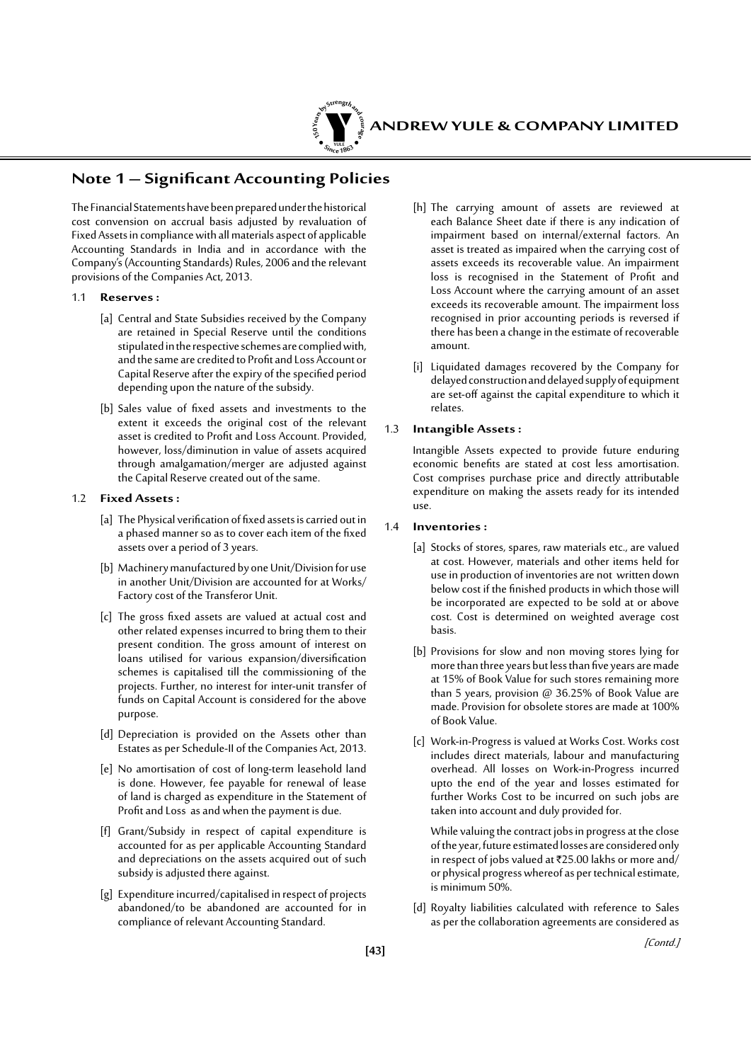## Note 1 – Significant Accounting Policies

The Financial Statements have been prepared under the historical cost convension on accrual basis adjusted by revaluation of Fixed Assets in compliance with all materials aspect of applicable Accounting Standards in India and in accordance with the Company's (Accounting Standards) Rules, 2006 and the relevant provisions of the Companies Act, 2013.

### 1.1 Reserves :

[a] Central and State Subsidies received by the Company are retained in Special Reserve until the conditions stipulated in the respective schemes are complied with, and the same are credited to Profit and Loss Account or Capital Reserve after the expiry of the specified period depending upon the nature of the subsidy.

[b] Sales value of fixed assets and investments to the extent it exceeds the original cost of the relevant asset is credited to Profit and Loss Account. Provided, however, loss/diminution in value of assets acquired through amalgamation/merger are adjusted against the Capital Reserve created out of the same.

### 1.2 Fixed Assets :

[a] The Physical verification of fixed assets is carried out in a phased manner so as to cover each item of the fixed assets over a period of 3 years.

[b] Machinery manufactured by one Unit/Division for use in another Unit/Division are accounted for at Works/ Factory cost of the Transferor Unit.

[c] The gross fixed assets are valued at actual cost and other related expenses incurred to bring them to their present condition. The gross amount of interest on loans utilised for various expansion/diversification schemes is capitalised till the commissioning of the projects. Further, no interest for inter-unit transfer of funds on Capital Account is considered for the above purpose.

[d] Depreciation is provided on the Assets other than Estates as per Schedule-II of the Companies Act, 2013.

[e] No amortisation of cost of long-term leasehold land is done. However, fee payable for renewal of lease of land is charged as expenditure in the Statement of Profit and Loss as and when the payment is due.

[f] Grant/Subsidy in respect of capital expenditure is accounted for as per applicable Accounting Standard and depreciations on the assets acquired out of such subsidy is adjusted there against.

[g] Expenditure incurred/capitalised in respect of projects abandoned/to be abandoned are accounted for in compliance of relevant Accounting Standard.

[h] The carrying amount of assets are reviewed at each Balance Sheet date if there is any indication of impairment based on internal/external factors. An asset is treated as impaired when the carrying cost of assets exceeds its recoverable value. An impairment loss is recognised in the Statement of Profit and Loss Account where the carrying amount of an asset exceeds its recoverable amount. The impairment loss recognised in prior accounting periods is reversed if there has been a change in the estimate of recoverable amount.

[i] Liquidated damages recovered by the Company for delayed construction and delayed supply of equipment are set-off against the capital expenditure to which it relates.

### 1.3 Intangible Assets :

Intangible Assets expected to provide future enduring economic benefits are stated at cost less amortisation. Cost comprises purchase price and directly attributable expenditure on making the assets ready for its intended use.

### 1.4 Inventories :

[a] Stocks of stores, spares, raw materials etc., are valued at cost. However, materials and other items held for use in production of inventories are not written down below cost if the finished products in which those will be incorporated are expected to be sold at or above cost. Cost is determined on weighted average cost basis.

[b] Provisions for slow and non moving stores lying for more than three years but less than five years are made at 15% of Book Value for such stores remaining more than 5 years, provision @ 36.25% of Book Value are made. Provision for obsolete stores are made at 100% of Book Value.

[c] Work-in-Progress is valued at Works Cost. Works cost includes direct materials, labour and manufacturing overhead. All losses on Work-in-Progress incurred upto the end of the year and losses estimated for further Works Cost to be incurred on such jobs are taken into account and duly provided for.

While valuing the contract jobs in progress at the close of the year, future estimated losses are considered only in respect of jobs valued at ₹25.00 lakhs or more and/ or physical progress whereof as per technical estimate, is minimum 50%.

[d] Royalty liabilities calculated with reference to Sales as per the collaboration agreements are considered as

*[Contd.]*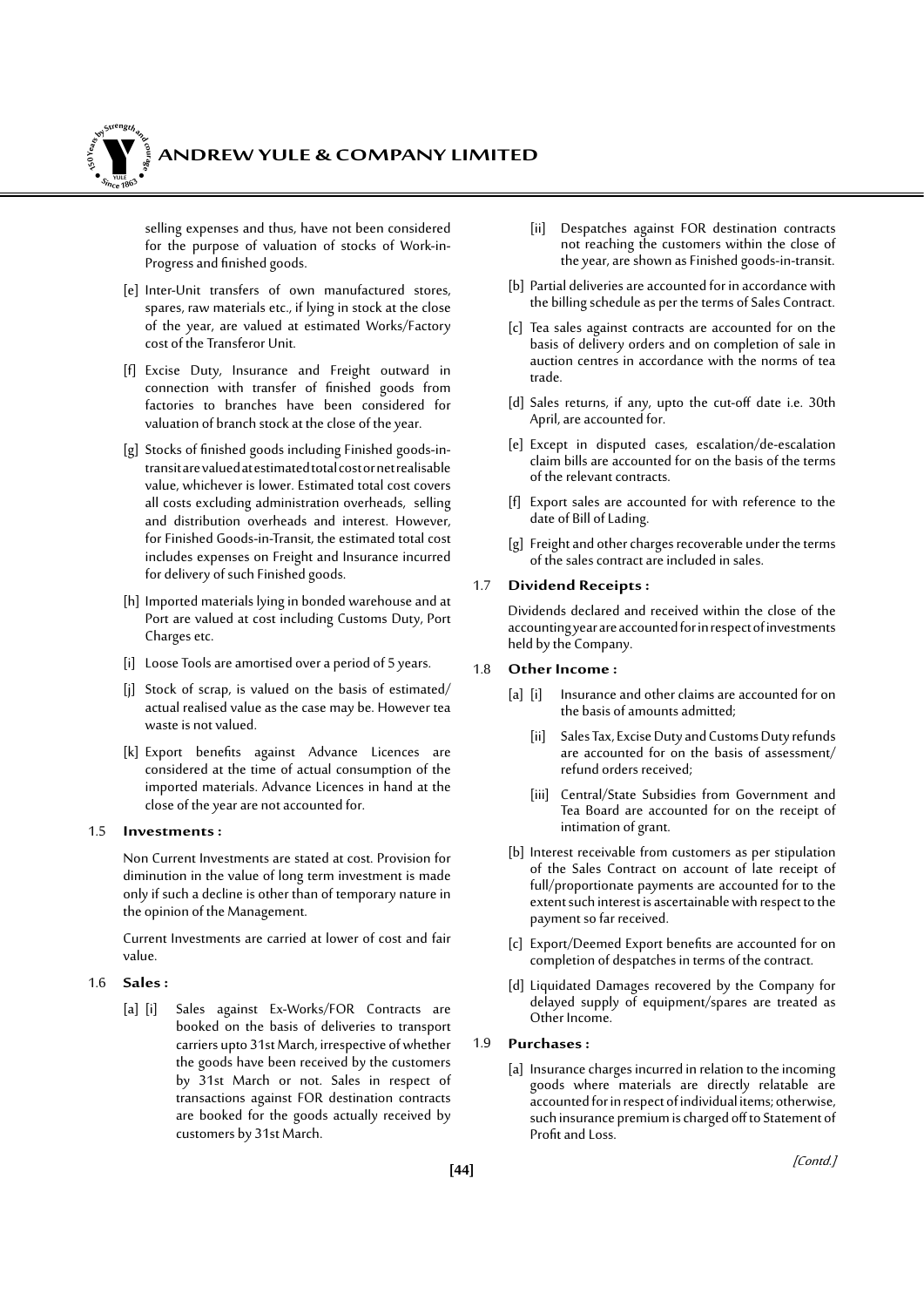selling expenses and thus, have not been considered for the purpose of valuation of stocks of Work-in-Progress and finished goods.

[e] Inter-Unit transfers of own manufactured stores, spares, raw materials etc., if lying in stock at the close of the year, are valued at estimated Works/Factory cost of the Transferor Unit.

[f] Excise Duty, Insurance and Freight outward in connection with transfer of finished goods from factories to branches have been considered for valuation of branch stock at the close of the year.

[g] Stocks of finished goods including Finished goods-in-transit are valued at estimated total cost or net realisable value, whichever is lower. Estimated total cost covers all costs excluding administration overheads, selling and distribution overheads and interest. However, for Finished Goods-in-Transit, the estimated total cost includes expenses on Freight and Insurance incurred for delivery of such Finished goods.

[h] Imported materials lying in bonded warehouse and at Port are valued at cost including Customs Duty, Port Charges etc.

[i] Loose Tools are amortised over a period of 5 years.

[j] Stock of scrap, is valued on the basis of estimated/ actual realised value as the case may be. However tea waste is not valued.

[k] Export benefits against Advance Licences are considered at the time of actual consumption of the imported materials. Advance Licences in hand at the close of the year are not accounted for.

### 1.5 Investments :

Non Current Investments are stated at cost. Provision for diminution in the value of long term investment is made only if such a decline is other than of temporary nature in the opinion of the Management.

Current Investments are carried at lower of cost and fair value.

### 1.6 Sales :

[a] [i] Sales against Ex-Works/FOR Contracts are booked on the basis of deliveries to transport carriers upto 31st March, irrespective of whether the goods have been received by the customers by 31st March or not. Sales in respect of transactions against FOR destination contracts are booked for the goods actually received by customers by 31st March.

[ii] Despatches against FOR destination contracts not reaching the customers within the close of the year, are shown as Finished goods-in-transit.

[b] Partial deliveries are accounted for in accordance with the billing schedule as per the terms of Sales Contract.

[c] Tea sales against contracts are accounted for on the basis of delivery orders and on completion of sale in auction centres in accordance with the norms of tea trade.

[d] Sales returns, if any, upto the cut-off date i.e. 30th April, are accounted for.

[e] Except in disputed cases, escalation/de-escalation claim bills are accounted for on the basis of the terms of the relevant contracts.

[f] Export sales are accounted for with reference to the date of Bill of Lading.

[g] Freight and other charges recoverable under the terms of the sales contract are included in sales.

### 1.7 Dividend Receipts :

Dividends declared and received within the close of the accounting year are accounted for in respect of investments held by the Company.

### 1.8 Other Income :

[a] [i] Insurance and other claims are accounted for on the basis of amounts admitted;

[ii] Sales Tax, Excise Duty and Customs Duty refunds are accounted for on the basis of assessment/ refund orders received;

[iii] Central/State Subsidies from Government and Tea Board are accounted for on the receipt of intimation of grant.

[b] Interest receivable from customers as per stipulation of the Sales Contract on account of late receipt of full/proportionate payments are accounted for to the extent such interest is ascertainable with respect to the payment so far received.

[c] Export/Deemed Export benefits are accounted for on completion of despatches in terms of the contract.

[d] Liquidated Damages recovered by the Company for delayed supply of equipment/spares are treated as Other Income.

### 1.9 Purchases :

[a] Insurance charges incurred in relation to the incoming goods where materials are directly relatable are accounted for in respect of individual items; otherwise, such insurance premium is charged off to Statement of Profit and Loss.

*[Contd.]*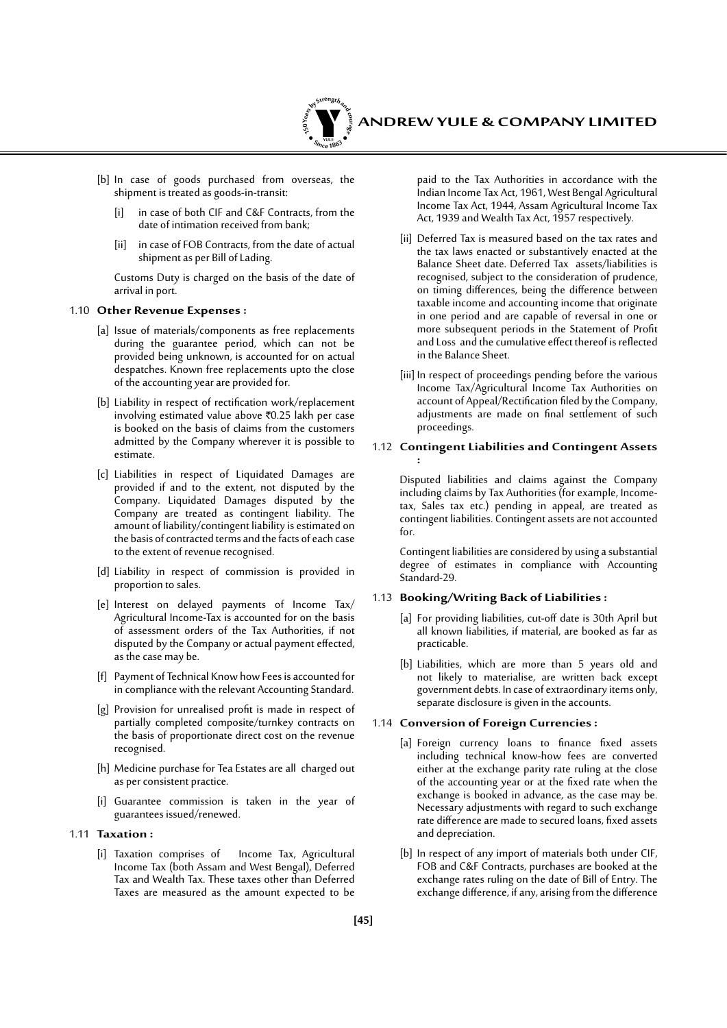[b] In case of goods purchased from overseas, the shipment is treated as goods-in-transit:

   [i] in case of both CIF and C&F Contracts, from the date of intimation received from bank;

   [ii] in case of FOB Contracts, from the date of actual shipment as per Bill of Lading.

   Customs Duty is charged on the basis of the date of arrival in port.

1.10 **Other Revenue Expenses :**

[a] Issue of materials/components as free replacements during the guarantee period, which can not be provided being unknown, is accounted for on actual despatches. Known free replacements upto the close of the accounting year are provided for.

[b] Liability in respect of rectification work/replacement involving estimated value above ₹0.25 lakh per case is booked on the basis of claims from the customers admitted by the Company wherever it is possible to estimate.

[c] Liabilities in respect of Liquidated Damages are provided if and to the extent, not disputed by the Company. Liquidated Damages disputed by the Company are treated as contingent liability. The amount of liability/contingent liability is estimated on the basis of contracted terms and the facts of each case to the extent of revenue recognised.

[d] Liability in respect of commission is provided in proportion to sales.

[e] Interest on delayed payments of Income Tax/ Agricultural Income-Tax is accounted for on the basis of assessment orders of the Tax Authorities, if not disputed by the Company or actual payment effected, as the case may be.

[f] Payment of Technical Know how Fees is accounted for in compliance with the relevant Accounting Standard.

[g] Provision for unrealised profit is made in respect of partially completed composite/turnkey contracts on the basis of proportionate direct cost on the revenue recognised.

[h] Medicine purchase for Tea Estates are all charged out as per consistent practice.

[i] Guarantee commission is taken in the year of guarantees issued/renewed.

1.11 **Taxation :**

[i] Taxation comprises of Income Tax, Agricultural Income Tax (both Assam and West Bengal), Deferred Tax and Wealth Tax. These taxes other than Deferred Taxes are measured as the amount expected to be paid to the Tax Authorities in accordance with the Indian Income Tax Act, 1961, West Bengal Agricultural Income Tax Act, 1944, Assam Agricultural Income Tax Act, 1939 and Wealth Tax Act, 1957 respectively.

[ii] Deferred Tax is measured based on the tax rates and the tax laws enacted or substantively enacted at the Balance Sheet date. Deferred Tax assets/liabilities is recognised, subject to the consideration of prudence, on timing differences, being the difference between taxable income and accounting income that originate in one period and are capable of reversal in one or more subsequent periods in the Statement of Profit and Loss and the cumulative effect thereof is reflected in the Balance Sheet.

[iii] In respect of proceedings pending before the various Income Tax/Agricultural Income Tax Authorities on account of Appeal/Rectification filed by the Company, adjustments are made on final settlement of such proceedings.

1.12 **Contingent Liabilities and Contingent Assets :**

Disputed liabilities and claims against the Company including claims by Tax Authorities (for example, Income-tax, Sales tax etc.) pending in appeal, are treated as contingent liabilities. Contingent assets are not accounted for.

Contingent liabilities are considered by using a substantial degree of estimates in compliance with Accounting Standard-29.

1.13 **Booking/Writing Back of Liabilities :**

[a] For providing liabilities, cut-off date is 30th April but all known liabilities, if material, are booked as far as practicable.

[b] Liabilities, which are more than 5 years old and not likely to materialise, are written back except government debts. In case of extraordinary items only, separate disclosure is given in the accounts.

1.14 **Conversion of Foreign Currencies :**

[a] Foreign currency loans to finance fixed assets including technical know-how fees are converted either at the exchange parity rate ruling at the close of the accounting year or at the fixed rate when the exchange is booked in advance, as the case may be. Necessary adjustments with regard to such exchange rate difference are made to secured loans, fixed assets and depreciation.

[b] In respect of any import of materials both under CIF, FOB and C&F Contracts, purchases are booked at the exchange rates ruling on the date of Bill of Entry. The exchange difference, if any, arising from the difference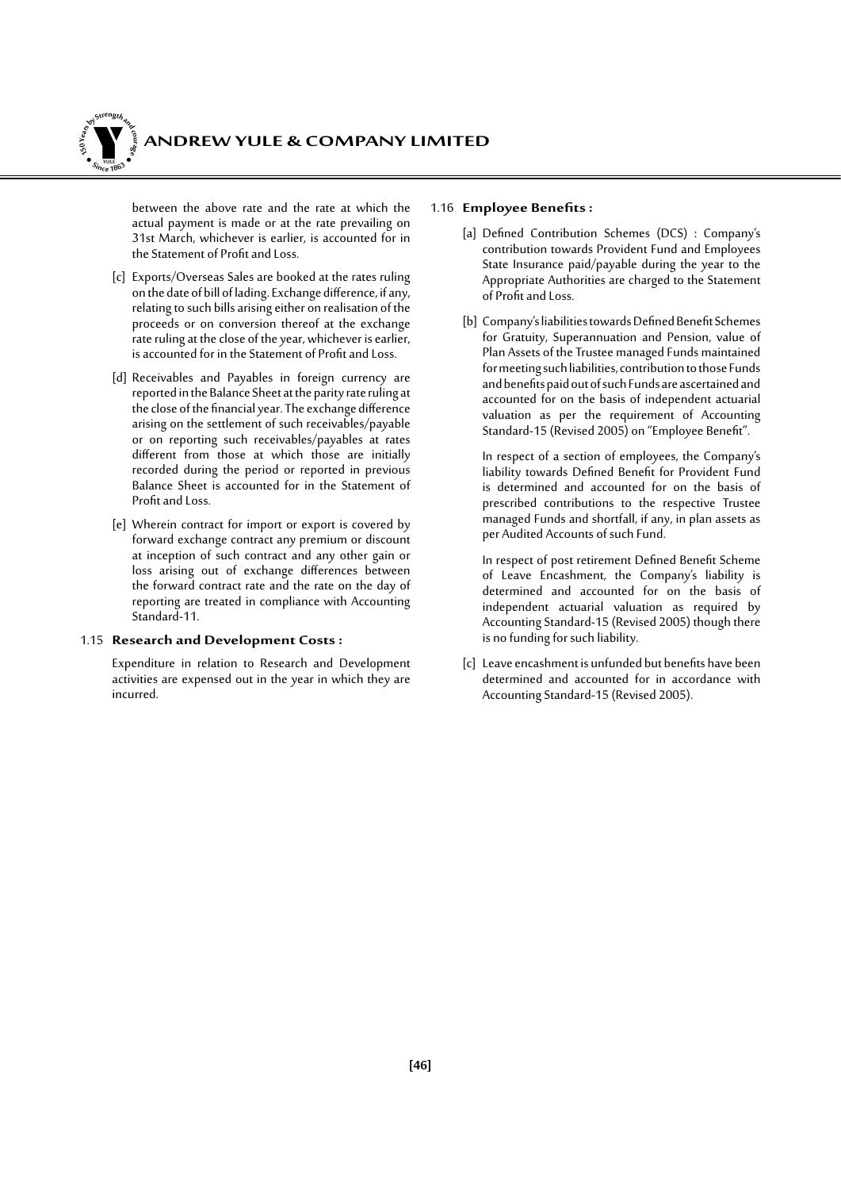between the above rate and the rate at which the actual payment is made or at the rate prevailing on 31st March, whichever is earlier, is accounted for in the Statement of Profit and Loss.

[c] Exports/Overseas Sales are booked at the rates ruling on the date of bill of lading. Exchange difference, if any, relating to such bills arising either on realisation of the proceeds or on conversion thereof at the exchange rate ruling at the close of the year, whichever is earlier, is accounted for in the Statement of Profit and Loss.

[d] Receivables and Payables in foreign currency are reported in the Balance Sheet at the parity rate ruling at the close of the financial year. The exchange difference arising on the settlement of such receivables/payable or on reporting such receivables/payables at rates different from those at which those are initially recorded during the period or reported in previous Balance Sheet is accounted for in the Statement of Profit and Loss.

[e] Wherein contract for import or export is covered by forward exchange contract any premium or discount at inception of such contract and any other gain or loss arising out of exchange differences between the forward contract rate and the rate on the day of reporting are treated in compliance with Accounting Standard-11.

1.15 **Research and Development Costs :**

Expenditure in relation to Research and Development activities are expensed out in the year in which they are incurred.

1.16 **Employee Benefits :**

[a] Defined Contribution Schemes (DCS) : Company's contribution towards Provident Fund and Employees State Insurance paid/payable during the year to the Appropriate Authorities are charged to the Statement of Profit and Loss.

[b] Company's liabilities towards Defined Benefit Schemes for Gratuity, Superannuation and Pension, value of Plan Assets of the Trustee managed Funds maintained for meeting such liabilities, contribution to those Funds and benefits paid out of such Funds are ascertained and accounted for on the basis of independent actuarial valuation as per the requirement of Accounting Standard-15 (Revised 2005) on "Employee Benefit".

In respect of a section of employees, the Company's liability towards Defined Benefit for Provident Fund is determined and accounted for on the basis of prescribed contributions to the respective Trustee managed Funds and shortfall, if any, in plan assets as per Audited Accounts of such Fund.

In respect of post retirement Defined Benefit Scheme of Leave Encashment, the Company's liability is determined and accounted for on the basis of independent actuarial valuation as required by Accounting Standard-15 (Revised 2005) though there is no funding for such liability.

[c] Leave encashment is unfunded but benefits have been determined and accounted for in accordance with Accounting Standard-15 (Revised 2005).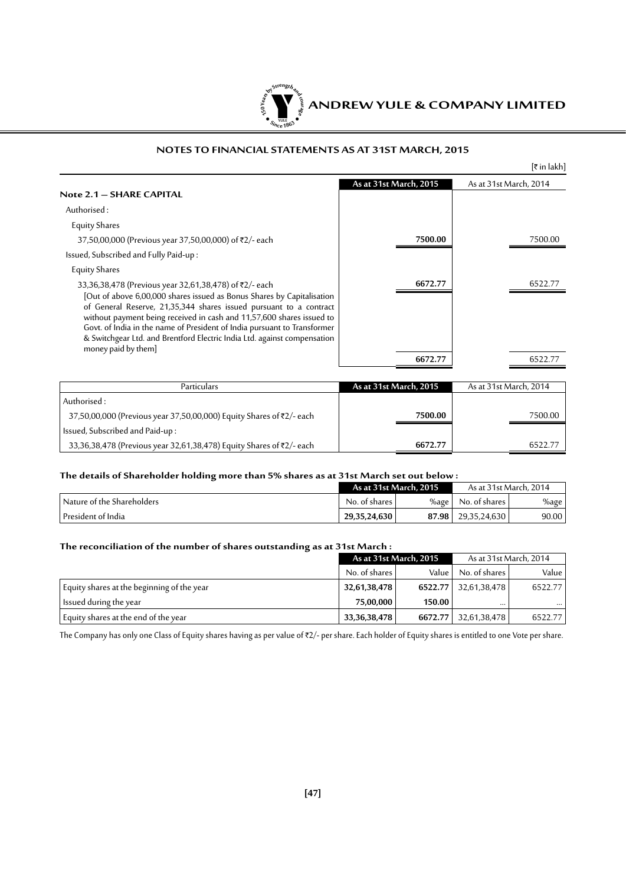## NOTES TO FINANCIAL STATEMENTS AS AT 31ST MARCH, 2015

[₹ in lakh]

| | As at 31st March, 2015 | As at 31st March, 2014 |
|---|---|---|
| **Note 2.1 — SHARE CAPITAL** | | |
| Authorised : | | |
| Equity Shares | | |
| 37,50,00,000 (Previous year 37,50,00,000) of ₹2/- each | **7500.00** | 7500.00 |
| Issued, Subscribed and Fully Paid-up : | | |
| Equity Shares | | |
| 33,36,38,478 (Previous year 32,61,38,478) of ₹2/- each [Out of above 6,00,000 shares issued as Bonus Shares by Capitalisation of General Reserve, 21,35,344 shares issued pursuant to a contract without payment being received in cash and 11,57,600 shares issued to Govt. of India in the name of President of India pursuant to Transformer & Switchgear Ltd. and Brentford Electric India Ltd. against compensation money paid by them] | **6672.77** | 6522.77 |
| | **6672.77** | 6522.77 |

| Particulars | As at 31st March, 2015 | As at 31st March, 2014 |
|---|---|---|
| Authorised : | | |
| 37,50,00,000 (Previous year 37,50,00,000) Equity Shares of ₹2/- each | **7500.00** | 7500.00 |
| Issued, Subscribed and Paid-up : | | |
| 33,36,38,478 (Previous year 32,61,38,478) Equity Shares of ₹2/- each | **6672.77** | 6522.77 |

**The details of Shareholder holding more than 5% shares as at 31st March set out below :**

| | As at 31st March, 2015 | | As at 31st March, 2014 | |
|---|---|---|---|---|
| Nature of the Shareholders | No. of shares | %age | No. of shares | %age |
| President of India | **29,35,24,630** | **87.98** | 29,35,24,630 | 90.00 |

**The reconciliation of the number of shares outstanding as at 31st March :**

| | As at 31st March, 2015 | | As at 31st March, 2014 | |
|---|---|---|---|---|
| | No. of shares | Value | No. of shares | Value |
| Equity shares at the beginning of the year | **32,61,38,478** | **6522.77** | 32,61,38,478 | 6522.77 |
| Issued during the year | **75,00,000** | **150.00** | ... | ... |
| Equity shares at the end of the year | **33,36,38,478** | **6672.77** | 32,61,38,478 | 6522.77 |

The Company has only one Class of Equity shares having as per value of ₹2/- per share. Each holder of Equity shares is entitled to one Vote per share.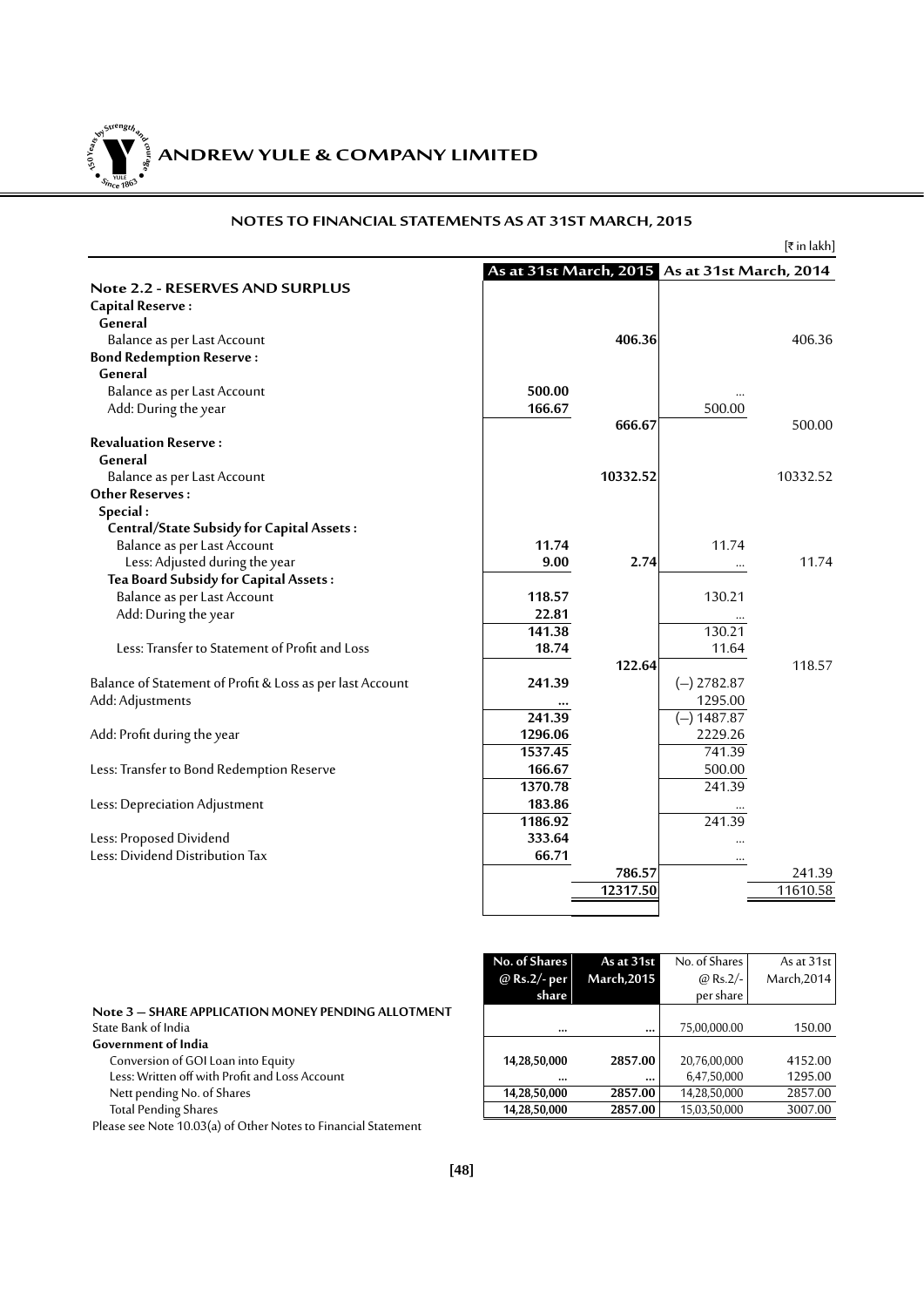## NOTES TO FINANCIAL STATEMENTS AS AT 31ST MARCH, 2015

[₹ in lakh]

| | As at 31st March, 2015 | | As at 31st March, 2014 | |
|---|---|---|---|---|
| **Note 2.2 - RESERVES AND SURPLUS** | | | | |
| **Capital Reserve :** | | | | |
| **General** | | | | |
| Balance as per Last Account | | **406.36** | | 406.36 |
| **Bond Redemption Reserve :** | | | | |
| **General** | | | | |
| Balance as per Last Account | **500.00** | | ... | |
| Add: During the year | **166.67** | | 500.00 | |
| | | **666.67** | | 500.00 |
| **Revaluation Reserve :** | | | | |
| **General** | | | | |
| Balance as per Last Account | | **10332.52** | | 10332.52 |
| **Other Reserves :** | | | | |
| **Special :** | | | | |
| **Central/State Subsidy for Capital Assets :** | | | | |
| Balance as per Last Account | **11.74** | | 11.74 | |
| Less: Adjusted during the year | **9.00** | **2.74** | ... | 11.74 |
| **Tea Board Subsidy for Capital Assets :** | | | | |
| Balance as per Last Account | **118.57** | | 130.21 | |
| Add: During the year | **22.81** | | ... | |
| | **141.38** | | 130.21 | |
| Less: Transfer to Statement of Profit and Loss | **18.74** | | 11.64 | |
| | | **122.64** | | 118.57 |
| Balance of Statement of Profit & Loss as per last Account | **241.39** | | (–) 2782.87 | |
| Add: Adjustments | **...** | | 1295.00 | |
| | **241.39** | | (–) 1487.87 | |
| Add: Profit during the year | **1296.06** | | 2229.26 | |
| | **1537.45** | | 741.39 | |
| Less: Transfer to Bond Redemption Reserve | **166.67** | | 500.00 | |
| | **1370.78** | | 241.39 | |
| Less: Depreciation Adjustment | **183.86** | | ... | |
| | **1186.92** | | 241.39 | |
| Less: Proposed Dividend | **333.64** | | ... | |
| Less: Dividend Distribution Tax | **66.71** | | ... | |
| | | **786.57** | | 241.39 |
| | | **12317.50** | | 11610.58 |

| | No. of Shares @ Rs.2/- per share | As at 31st March,2015 | No. of Shares @ Rs.2/- per share | As at 31st March,2014 |
|---|---|---|---|---|
| **Note 3 – SHARE APPLICATION MONEY PENDING ALLOTMENT** | | | | |
| State Bank of India | **...** | **...** | 75,00,000.00 | 150.00 |
| **Government of India** | | | | |
| Conversion of GOI Loan into Equity | **14,28,50,000** | **2857.00** | 20,76,00,000 | 4152.00 |
| Less: Written off with Profit and Loss Account | **...** | **...** | 6,47,50,000 | 1295.00 |
| Nett pending No. of Shares | **14,28,50,000** | **2857.00** | 14,28,50,000 | 2857.00 |
| Total Pending Shares | **14,28,50,000** | **2857.00** | 15,03,50,000 | 3007.00 |

Please see Note 10.03(a) of Other Notes to Financial Statement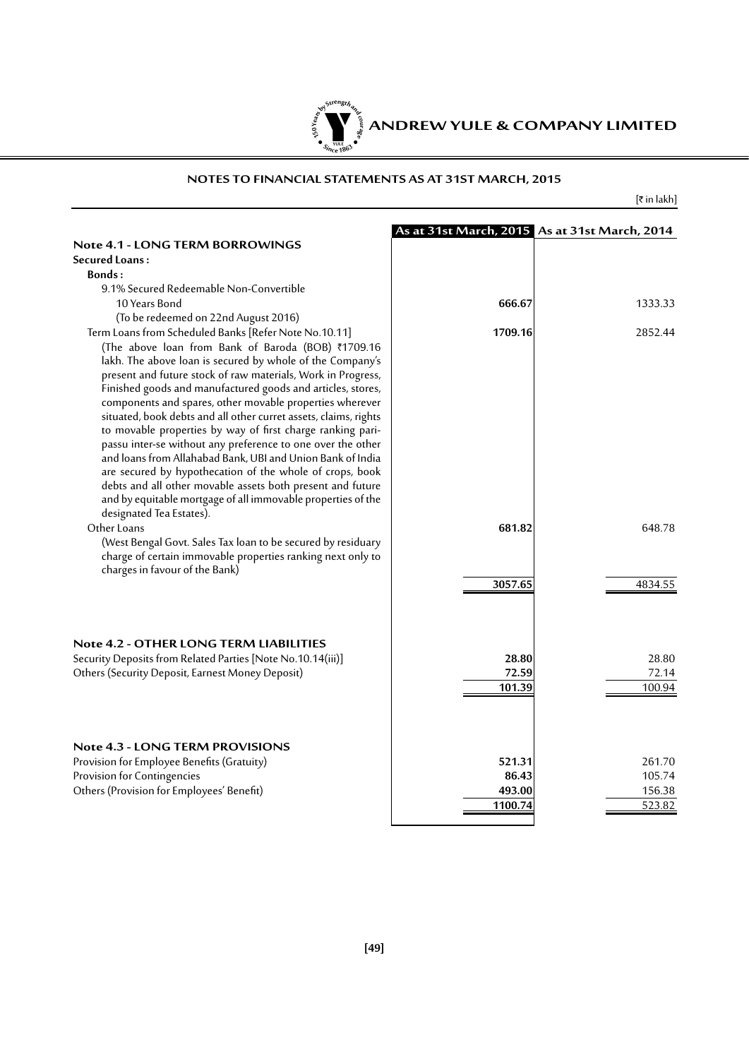## NOTES TO FINANCIAL STATEMENTS AS AT 31ST MARCH, 2015

[₹ in lakh]

| | As at 31st March, 2015 | As at 31st March, 2014 |
|---|---|---|
| **Note 4.1 - LONG TERM BORROWINGS** | | |
| **Secured Loans :** | | |
| **Bonds :** | | |
| 9.1% Secured Redeemable Non-Convertible 10 Years Bond (To be redeemed on 22nd August 2016) | **666.67** | 1333.33 |
| Term Loans from Scheduled Banks [Refer Note No.10.11] (The above loan from Bank of Baroda (BOB) ₹1709.16 lakh. The above loan is secured by whole of the Company's present and future stock of raw materials, Work in Progress, Finished goods and manufactured goods and articles, stores, components and spares, other movable properties wherever situated, book debts and all other curret assets, claims, rights to movable properties by way of first charge ranking pari-passu inter-se without any preference to one over the other and loans from Allahabad Bank, UBI and Union Bank of India are secured by hypothecation of the whole of crops, book debts and all other movable assets both present and future and by equitable mortgage of all immovable properties of the designated Tea Estates). | **1709.16** | 2852.44 |
| Other Loans (West Bengal Govt. Sales Tax loan to be secured by residuary charge of certain immovable properties ranking next only to charges in favour of the Bank) | **681.82** | 648.78 |
| | **3057.65** | 4834.55 |
| **Note 4.2 - OTHER LONG TERM LIABILITIES** | | |
| Security Deposits from Related Parties [Note No.10.14(iii)] | **28.80** | 28.80 |
| Others (Security Deposit, Earnest Money Deposit) | **72.59** | 72.14 |
| | **101.39** | 100.94 |
| **Note 4.3 - LONG TERM PROVISIONS** | | |
| Provision for Employee Benefits (Gratuity) | **521.31** | 261.70 |
| Provision for Contingencies | **86.43** | 105.74 |
| Others (Provision for Employees' Benefit) | **493.00** | 156.38 |
| | **1100.74** | 523.82 |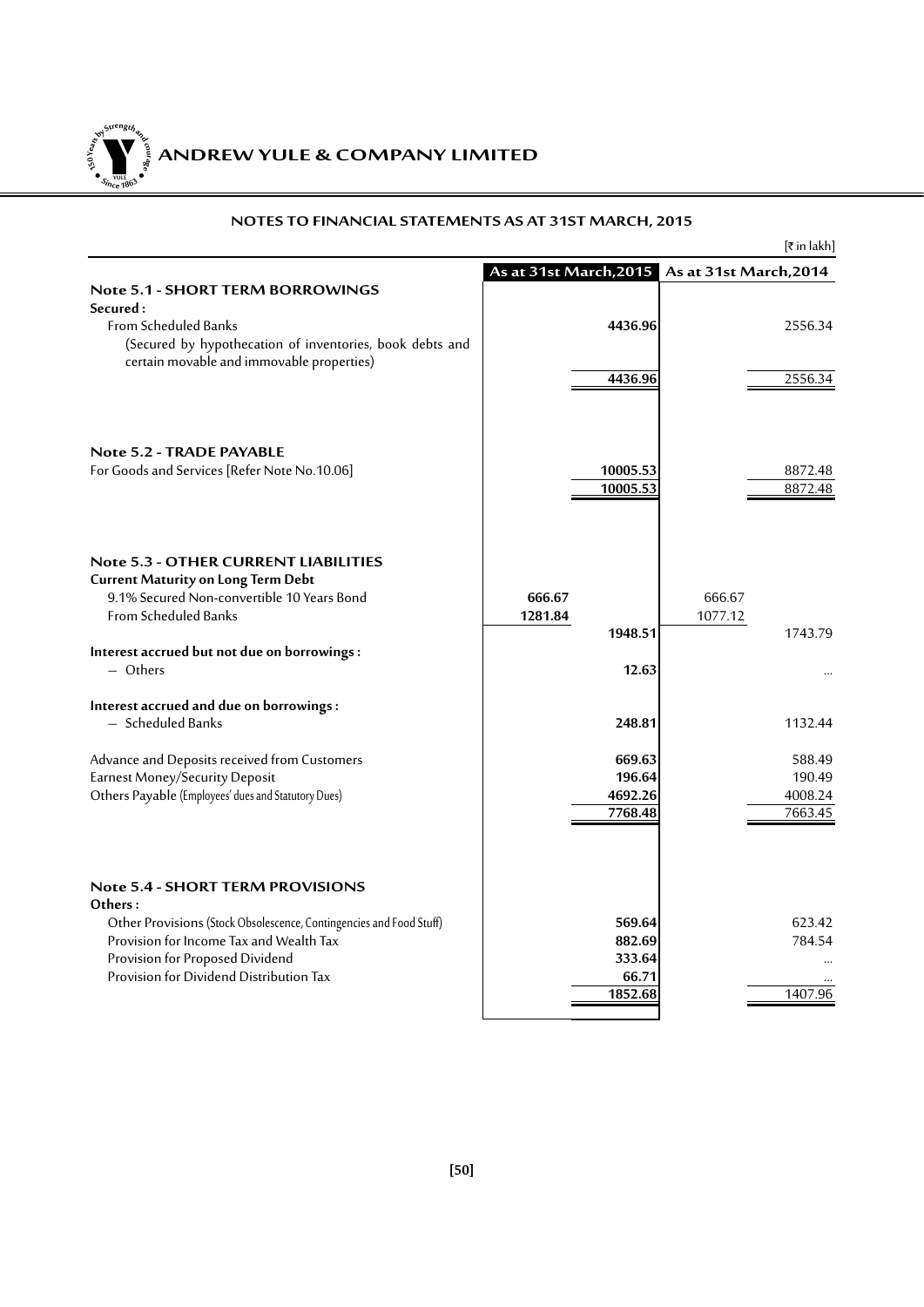## NOTES TO FINANCIAL STATEMENTS AS AT 31ST MARCH, 2015

[₹ in lakh]

| | As at 31st March,2015 | | As at 31st March,2014 | |
|---|---|---|---|---|
| **Note 5.1 - SHORT TERM BORROWINGS** | | | | |
| **Secured :** | | | | |
| From Scheduled Banks | | **4436.96** | | 2556.34 |
| (Secured by hypothecation of inventories, book debts and certain movable and immovable properties) | | | | |
| | | **4436.96** | | 2556.34 |
| **Note 5.2 - TRADE PAYABLE** | | | | |
| For Goods and Services [Refer Note No.10.06] | | **10005.53** | | 8872.48 |
| | | **10005.53** | | 8872.48 |
| **Note 5.3 - OTHER CURRENT LIABILITIES** | | | | |
| **Current Maturity on Long Term Debt** | | | | |
| 9.1% Secured Non-convertible 10 Years Bond | **666.67** | | 666.67 | |
| From Scheduled Banks | **1281.84** | | 1077.12 | |
| | | **1948.51** | | 1743.79 |
| **Interest accrued but not due on borrowings :** | | | | |
| – Others | | **12.63** | | ... |
| **Interest accrued and due on borrowings :** | | | | |
| – Scheduled Banks | | **248.81** | | 1132.44 |
| Advance and Deposits received from Customers | | **669.63** | | 588.49 |
| Earnest Money/Security Deposit | | **196.64** | | 190.49 |
| Others Payable (Employees' dues and Statutory Dues) | | **4692.26** | | 4008.24 |
| | | **7768.48** | | 7663.45 |
| **Note 5.4 - SHORT TERM PROVISIONS** | | | | |
| **Others :** | | | | |
| Other Provisions (Stock Obsolescence, Contingencies and Food Stuff) | | **569.64** | | 623.42 |
| Provision for Income Tax and Wealth Tax | | **882.69** | | 784.54 |
| Provision for Proposed Dividend | | **333.64** | | ... |
| Provision for Dividend Distribution Tax | | **66.71** | | ... |
| | | **1852.68** | | 1407.96 |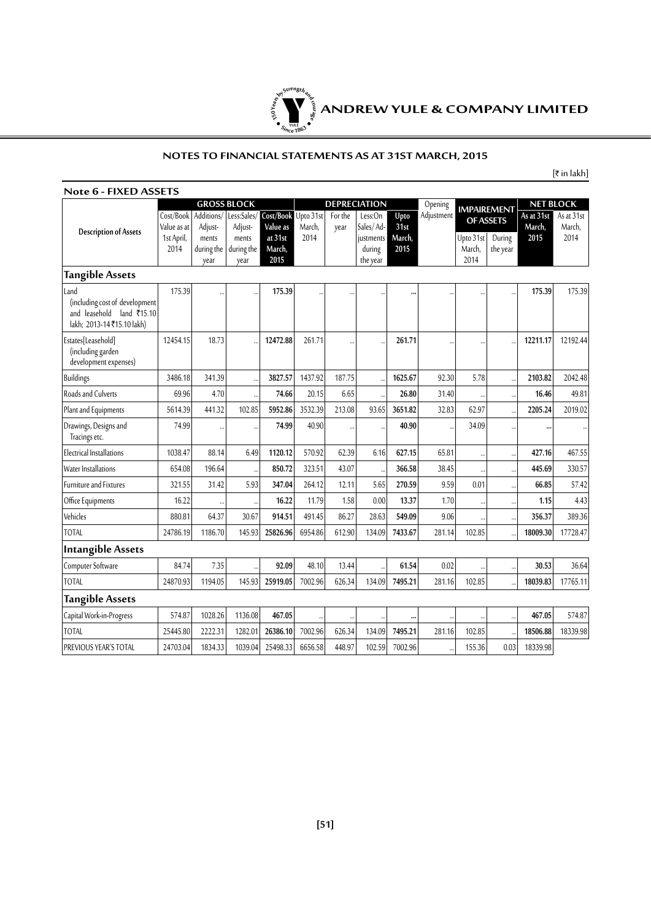## NOTES TO FINANCIAL STATEMENTS AS AT 31ST MARCH, 2015

[₹ in lakh]

### Note 6 - FIXED ASSETS

| Description of Assets | GROSS BLOCK | | | | DEPRECIATION | | | | Opening Adjustment | IMPAIREMENT OF ASSETS | | NET BLOCK | |
|---|---|---|---|---|---|---|---|---|---|---|---|---|---|
| | Cost/Book Value as at 1st April, 2014 | Additions/ Adjust- ments during the year | Less:Sales/ Adjust- ments during the year | Cost/Book Value as at 31st March, 2015 | Upto 31st March, 2014 | For the year | Less:On Sales/ Ad- justments during the year | Upto 31st March, 2015 | | Upto 31st March, 2014 | During the year | As at 31st March, 2015 | As at 31st March, 2014 |
| **Tangible Assets** | | | | | | | | | | | | | |
| Land (including cost of development and leasehold land ₹15.10 lakh; 2013-14 ₹15.10 lakh) | 175.39 | ... | ... | **175.39** | ... | ... | ... | **...** | ... | ... | ... | **175.39** | 175.39 |
| Estates[Leasehold] (including garden development expenses) | 12454.15 | 18.73 | ... | **12472.88** | 261.71 | ... | ... | **261.71** | ... | ... | ... | **12211.17** | 12192.44 |
| Buildings | 3486.18 | 341.39 | ... | **3827.57** | 1437.92 | 187.75 | ... | **1625.67** | 92.30 | 5.78 | ... | **2103.82** | 2042.48 |
| Roads and Culverts | 69.96 | 4.70 | ... | **74.66** | 20.15 | 6.65 | ... | **26.80** | 31.40 | ... | ... | **16.46** | 49.81 |
| Plant and Equipments | 5614.39 | 441.32 | 102.85 | **5952.86** | 3532.39 | 213.08 | 93.65 | **3651.82** | 32.83 | 62.97 | ... | **2205.24** | 2019.02 |
| Drawings, Designs and Tracings etc. | 74.99 | ... | ... | **74.99** | 40.90 | ... | ... | **40.90** | ... | 34.09 | ... | **...** | ... |
| Electrical Installations | 1038.47 | 88.14 | 6.49 | **1120.12** | 570.92 | 62.39 | 6.16 | **627.15** | 65.81 | ... | ... | **427.16** | 467.55 |
| Water Installations | 654.08 | 196.64 | ... | **850.72** | 323.51 | 43.07 | ... | **366.58** | 38.45 | ... | ... | **445.69** | 330.57 |
| Furniture and Fixtures | 321.55 | 31.42 | 5.93 | **347.04** | 264.12 | 12.11 | 5.65 | **270.59** | 9.59 | 0.01 | ... | **66.85** | 57.42 |
| Office Equipments | 16.22 | ... | ... | **16.22** | 11.79 | 1.58 | 0.00 | **13.37** | 1.70 | ... | ... | **1.15** | 4.43 |
| Vehicles | 880.81 | 64.37 | 30.67 | **914.51** | 491.45 | 86.27 | 28.63 | **549.09** | 9.06 | ... | ... | **356.37** | 389.36 |
| TOTAL | 24786.19 | 1186.70 | 145.93 | **25826.96** | 6954.86 | 612.90 | 134.09 | **7433.67** | 281.14 | 102.85 | ... | **18009.30** | 17728.47 |
| **Intangible Assets** | | | | | | | | | | | | | |
| Computer Software | 84.74 | 7.35 | ... | **92.09** | 48.10 | 13.44 | ... | **61.54** | 0.02 | ... | ... | **30.53** | 36.64 |
| TOTAL | 24870.93 | 1194.05 | 145.93 | **25919.05** | 7002.96 | 626.34 | 134.09 | **7495.21** | 281.16 | 102.85 | ... | **18039.83** | 17765.11 |
| **Tangible Assets** | | | | | | | | | | | | | |
| Capital Work-in-Progress | 574.87 | 1028.26 | 1136.08 | **467.05** | ... | ... | ... | **...** | ... | ... | ... | **467.05** | 574.87 |
| TOTAL | 25445.80 | 2222.31 | 1282.01 | **26386.10** | 7002.96 | 626.34 | 134.09 | **7495.21** | 281.16 | 102.85 | ... | **18506.88** | 18339.98 |
| PREVIOUS YEAR'S TOTAL | 24703.04 | 1834.33 | 1039.04 | 25498.33 | 6656.58 | 448.97 | 102.59 | 7002.96 | ... | 155.36 | 0.03 | 18339.98 | |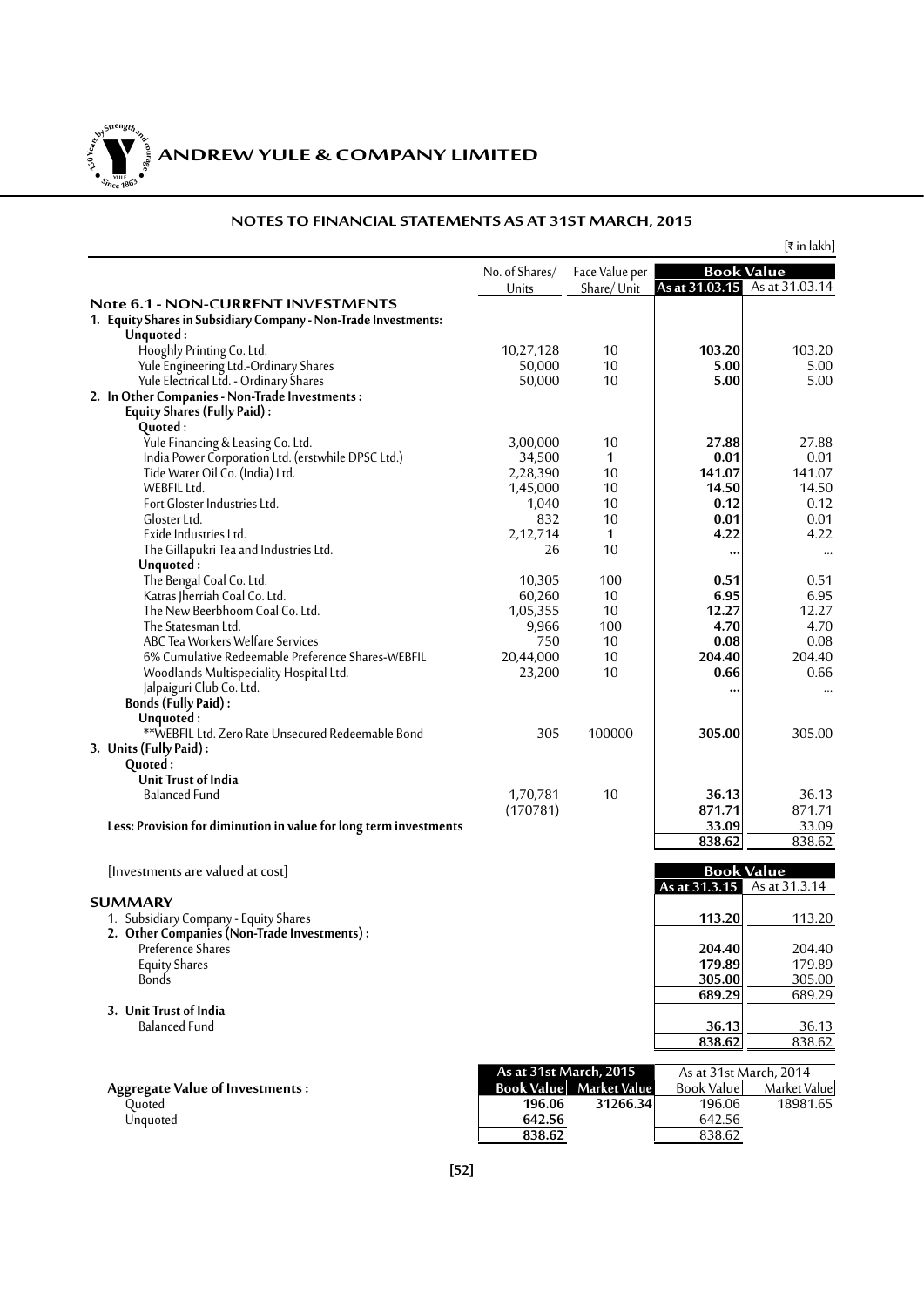## NOTES TO FINANCIAL STATEMENTS AS AT 31ST MARCH, 2015

[₹ in lakh]

| | No. of Shares/ Units | Face Value per Share/ Unit | Book Value As at 31.03.15 | Book Value As at 31.03.14 |
|---|---|---|---|---|
| **Note 6.1 - NON-CURRENT INVESTMENTS** | | | | |
| **1. Equity Shares in Subsidiary Company - Non-Trade Investments:** | | | | |
| **Unquoted :** | | | | |
| Hooghly Printing Co. Ltd. | 10,27,128 | 10 | **103.20** | 103.20 |
| Yule Engineering Ltd.-Ordinary Shares | 50,000 | 10 | **5.00** | 5.00 |
| Yule Electrical Ltd. - Ordinary Shares | 50,000 | 10 | **5.00** | 5.00 |
| **2. In Other Companies - Non-Trade Investments :** | | | | |
| **Equity Shares (Fully Paid) :** | | | | |
| **Quoted :** | | | | |
| Yule Financing & Leasing Co. Ltd. | 3,00,000 | 10 | **27.88** | 27.88 |
| India Power Corporation Ltd. (erstwhile DPSC Ltd.) | 34,500 | 1 | **0.01** | 0.01 |
| Tide Water Oil Co. (India) Ltd. | 2,28,390 | 10 | **141.07** | 141.07 |
| WEBFIL Ltd. | 1,45,000 | 10 | **14.50** | 14.50 |
| Fort Gloster Industries Ltd. | 1,040 | 10 | **0.12** | 0.12 |
| Gloster Ltd. | 832 | 10 | **0.01** | 0.01 |
| Exide Industries Ltd. | 2,12,714 | 1 | **4.22** | 4.22 |
| The Gillapukri Tea and Industries Ltd. | 26 | 10 | **...** | ... |
| **Unquoted :** | | | | |
| The Bengal Coal Co. Ltd. | 10,305 | 100 | **0.51** | 0.51 |
| Katras Jherriah Coal Co. Ltd. | 60,260 | 10 | **6.95** | 6.95 |
| The New Beerbhoom Coal Co. Ltd. | 1,05,355 | 10 | **12.27** | 12.27 |
| The Statesman Ltd. | 9,966 | 100 | **4.70** | 4.70 |
| ABC Tea Workers Welfare Services | 750 | 10 | **0.08** | 0.08 |
| 6% Cumulative Redeemable Preference Shares-WEBFIL | 20,44,000 | 10 | **204.40** | 204.40 |
| Woodlands Multispeciality Hospital Ltd. | 23,200 | 10 | **0.66** | 0.66 |
| Jalpaiguri Club Co. Ltd. | | | **...** | ... |
| **Bonds (Fully Paid) :** | | | | |
| **Unquoted :** | | | | |
| **WEBFIL Ltd. Zero Rate Unsecured Redeemable Bond | 305 | 100000 | **305.00** | 305.00 |
| **3. Units (Fully Paid) :** | | | | |
| **Quoted :** | | | | |
| **Unit Trust of India** | | | | |
| Balanced Fund | 1,70,781 | 10 | **36.13** | 36.13 |
| | (170781) | | **871.71** | 871.71 |
| **Less: Provision for diminution in value for long term investments** | | | **33.09** | 33.09 |
| | | | **838.62** | 838.62 |

[Investments are valued at cost]

| **SUMMARY** | Book Value As at 31.3.15 | Book Value As at 31.3.14 |
|---|---|---|
| 1. Subsidiary Company - Equity Shares | **113.20** | 113.20 |
| **2. Other Companies (Non-Trade Investments) :** | | |
| Preference Shares | **204.40** | 204.40 |
| Equity Shares | **179.89** | 179.89 |
| Bonds | **305.00** | 305.00 |
| | **689.29** | 689.29 |
| **3. Unit Trust of India** | | |
| Balanced Fund | **36.13** | 36.13 |
| | **838.62** | 838.62 |

| **Aggregate Value of Investments :** | As at 31st March, 2015 Book Value | As at 31st March, 2015 Market Value | As at 31st March, 2014 Book Value | As at 31st March, 2014 Market Value |
|---|---|---|---|---|
| Quoted | **196.06** | **31266.34** | 196.06 | 18981.65 |
| Unquoted | **642.56** | | 642.56 | |
| | **838.62** | | 838.62 | |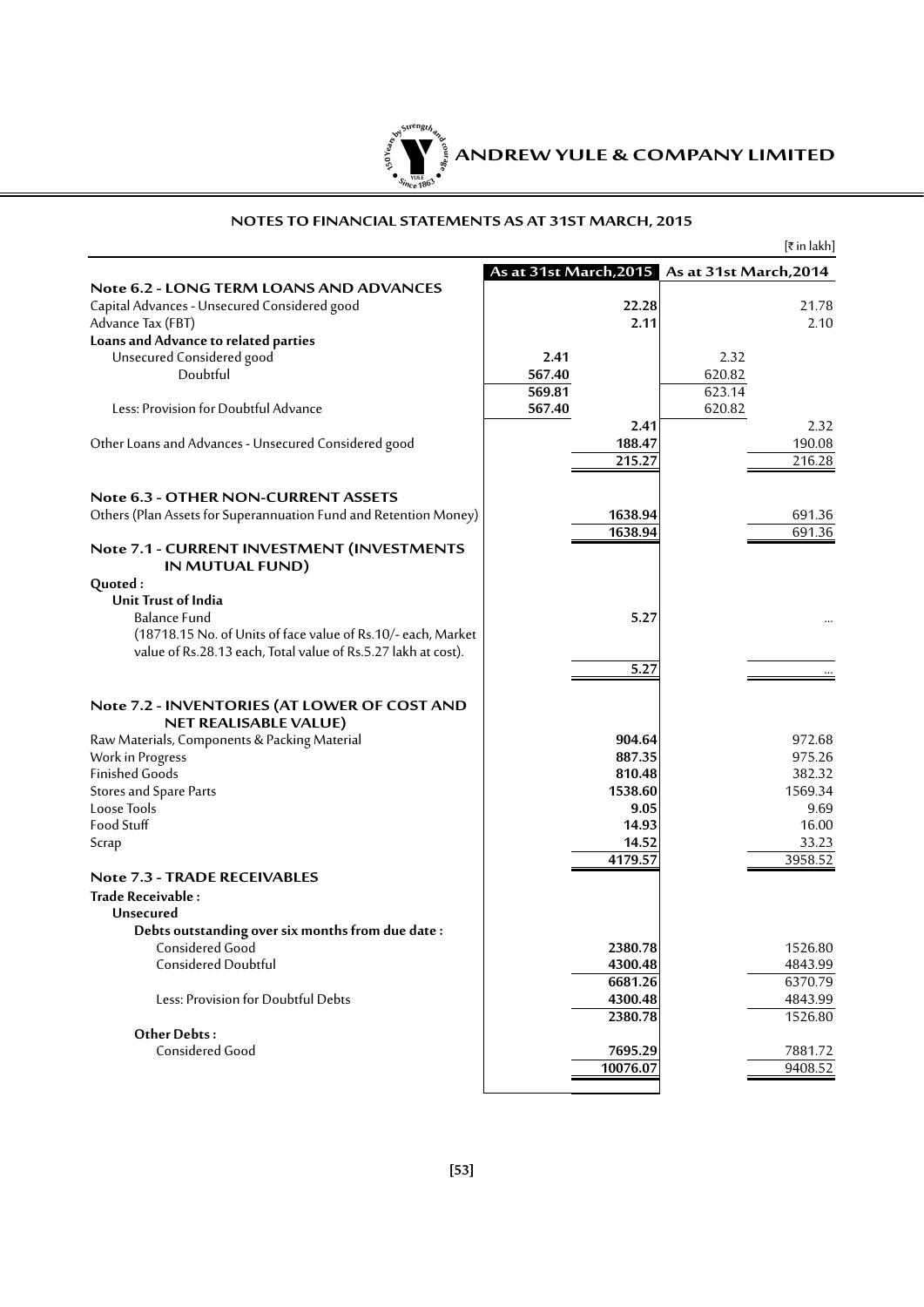## NOTES TO FINANCIAL STATEMENTS AS AT 31ST MARCH, 2015

[₹ in lakh]

| | As at 31st March,2015 | | As at 31st March,2014 | |
|---|---|---|---|---|
| **Note 6.2 - LONG TERM LOANS AND ADVANCES** | | | | |
| Capital Advances - Unsecured Considered good | | **22.28** | | 21.78 |
| Advance Tax (FBT) | | **2.11** | | 2.10 |
| **Loans and Advance to related parties** | | | | |
| Unsecured Considered good | **2.41** | | 2.32 | |
| Doubtful | **567.40** | | 620.82 | |
| | **569.81** | | 623.14 | |
| Less: Provision for Doubtful Advance | **567.40** | | 620.82 | |
| | | **2.41** | | 2.32 |
| Other Loans and Advances - Unsecured Considered good | | **188.47** | | 190.08 |
| | | **215.27** | | 216.28 |
| **Note 6.3 - OTHER NON-CURRENT ASSETS** | | | | |
| Others (Plan Assets for Superannuation Fund and Retention Money) | | **1638.94** | | 691.36 |
| | | **1638.94** | | 691.36 |
| **Note 7.1 - CURRENT INVESTMENT (INVESTMENTS IN MUTUAL FUND)** | | | | |
| **Quoted :** | | | | |
| **Unit Trust of India** | | | | |
| Balance Fund (18718.15 No. of Units of face value of Rs.10/- each, Market value of Rs.28.13 each, Total value of Rs.5.27 lakh at cost). | | **5.27** | | ... |
| | | **5.27** | | ... |
| **Note 7.2 - INVENTORIES (AT LOWER OF COST AND NET REALISABLE VALUE)** | | | | |
| Raw Materials, Components & Packing Material | | **904.64** | | 972.68 |
| Work in Progress | | **887.35** | | 975.26 |
| Finished Goods | | **810.48** | | 382.32 |
| Stores and Spare Parts | | **1538.60** | | 1569.34 |
| Loose Tools | | **9.05** | | 9.69 |
| Food Stuff | | **14.93** | | 16.00 |
| Scrap | | **14.52** | | 33.23 |
| | | **4179.57** | | 3958.52 |
| **Note 7.3 - TRADE RECEIVABLES** | | | | |
| **Trade Receivable :** | | | | |
| **Unsecured** | | | | |
| **Debts outstanding over six months from due date :** | | | | |
| Considered Good | | **2380.78** | | 1526.80 |
| Considered Doubtful | | **4300.48** | | 4843.99 |
| | | **6681.26** | | 6370.79 |
| Less: Provision for Doubtful Debts | | **4300.48** | | 4843.99 |
| | | **2380.78** | | 1526.80 |
| **Other Debts :** | | | | |
| Considered Good | | **7695.29** | | 7881.72 |
| | | **10076.07** | | 9408.52 |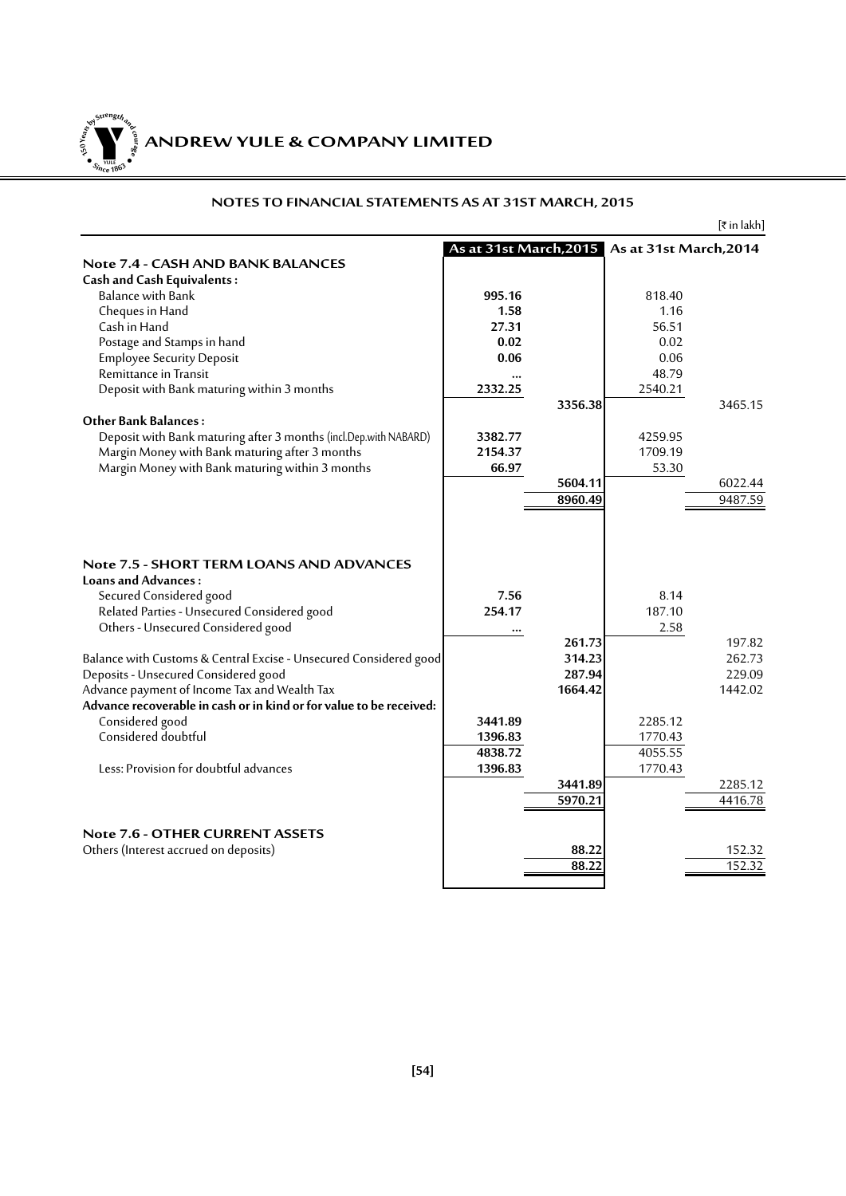## NOTES TO FINANCIAL STATEMENTS AS AT 31ST MARCH, 2015

[₹ in lakh]

| | As at 31st March,2015 | | As at 31st March,2014 | |
|---|---|---|---|---|
| **Note 7.4 - CASH AND BANK BALANCES** | | | | |
| **Cash and Cash Equivalents :** | | | | |
| Balance with Bank | **995.16** | | 818.40 | |
| Cheques in Hand | **1.58** | | 1.16 | |
| Cash in Hand | **27.31** | | 56.51 | |
| Postage and Stamps in hand | **0.02** | | 0.02 | |
| Employee Security Deposit | **0.06** | | 0.06 | |
| Remittance in Transit | **...** | | 48.79 | |
| Deposit with Bank maturing within 3 months | **2332.25** | | 2540.21 | |
| | | **3356.38** | | 3465.15 |
| **Other Bank Balances :** | | | | |
| Deposit with Bank maturing after 3 months (incl.Dep.with NABARD) | **3382.77** | | 4259.95 | |
| Margin Money with Bank maturing after 3 months | **2154.37** | | 1709.19 | |
| Margin Money with Bank maturing within 3 months | **66.97** | | 53.30 | |
| | | **5604.11** | | 6022.44 |
| | | **8960.49** | | 9487.59 |
| **Note 7.5 - SHORT TERM LOANS AND ADVANCES** | | | | |
| **Loans and Advances :** | | | | |
| Secured Considered good | **7.56** | | 8.14 | |
| Related Parties - Unsecured Considered good | **254.17** | | 187.10 | |
| Others - Unsecured Considered good | **...** | | 2.58 | |
| | | **261.73** | | 197.82 |
| Balance with Customs & Central Excise - Unsecured Considered good | | **314.23** | | 262.73 |
| Deposits - Unsecured Considered good | | **287.94** | | 229.09 |
| Advance payment of Income Tax and Wealth Tax | | **1664.42** | | 1442.02 |
| **Advance recoverable in cash or in kind or for value to be received:** | | | | |
| Considered good | **3441.89** | | 2285.12 | |
| Considered doubtful | **1396.83** | | 1770.43 | |
| | **4838.72** | | 4055.55 | |
| Less: Provision for doubtful advances | **1396.83** | | 1770.43 | |
| | | **3441.89** | | 2285.12 |
| | | **5970.21** | | 4416.78 |
| **Note 7.6 - OTHER CURRENT ASSETS** | | | | |
| Others (Interest accrued on deposits) | | **88.22** | | 152.32 |
| | | **88.22** | | 152.32 |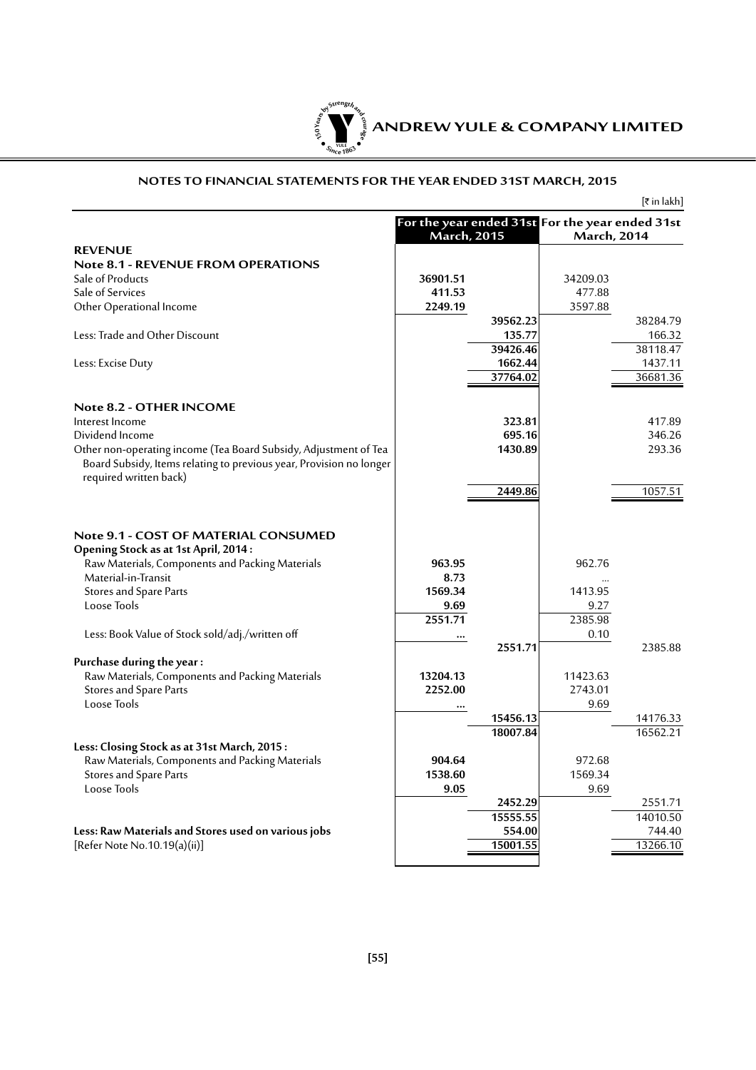## NOTES TO FINANCIAL STATEMENTS FOR THE YEAR ENDED 31ST MARCH, 2015

[₹ in lakh]

| | For the year ended 31st March, 2015 | | For the year ended 31st March, 2014 | |
|---|---|---|---|---|
| **REVENUE** | | | | |
| **Note 8.1 - REVENUE FROM OPERATIONS** | | | | |
| Sale of Products | **36901.51** | | 34209.03 | |
| Sale of Services | **411.53** | | 477.88 | |
| Other Operational Income | **2249.19** | | 3597.88 | |
| | | **39562.23** | | 38284.79 |
| Less: Trade and Other Discount | | **135.77** | | 166.32 |
| | | **39426.46** | | 38118.47 |
| Less: Excise Duty | | **1662.44** | | 1437.11 |
| | | **37764.02** | | 36681.36 |
| **Note 8.2 - OTHER INCOME** | | | | |
| Interest Income | | **323.81** | | 417.89 |
| Dividend Income | | **695.16** | | 346.26 |
| Other non-operating income (Tea Board Subsidy, Adjustment of Tea Board Subsidy, Items relating to previous year, Provision no longer required written back) | | **1430.89** | | 293.36 |
| | | **2449.86** | | 1057.51 |
| **Note 9.1 - COST OF MATERIAL CONSUMED** | | | | |
| **Opening Stock as at 1st April, 2014 :** | | | | |
| Raw Materials, Components and Packing Materials | **963.95** | | 962.76 | |
| Material-in-Transit | **8.73** | | ... | |
| Stores and Spare Parts | **1569.34** | | 1413.95 | |
| Loose Tools | **9.69** | | 9.27 | |
| | **2551.71** | | 2385.98 | |
| Less: Book Value of Stock sold/adj./written off | **...** | | 0.10 | |
| | | **2551.71** | | 2385.88 |
| **Purchase during the year :** | | | | |
| Raw Materials, Components and Packing Materials | **13204.13** | | 11423.63 | |
| Stores and Spare Parts | **2252.00** | | 2743.01 | |
| Loose Tools | **...** | | 9.69 | |
| | | **15456.13** | | 14176.33 |
| | | **18007.84** | | 16562.21 |
| **Less: Closing Stock as at 31st March, 2015 :** | | | | |
| Raw Materials, Components and Packing Materials | **904.64** | | 972.68 | |
| Stores and Spare Parts | **1538.60** | | 1569.34 | |
| Loose Tools | **9.05** | | 9.69 | |
| | | **2452.29** | | 2551.71 |
| | | **15555.55** | | 14010.50 |
| **Less: Raw Materials and Stores used on various jobs** [Refer Note No.10.19(a)(ii)] | | **554.00** | | 744.40 |
| | | **15001.55** | | 13266.10 |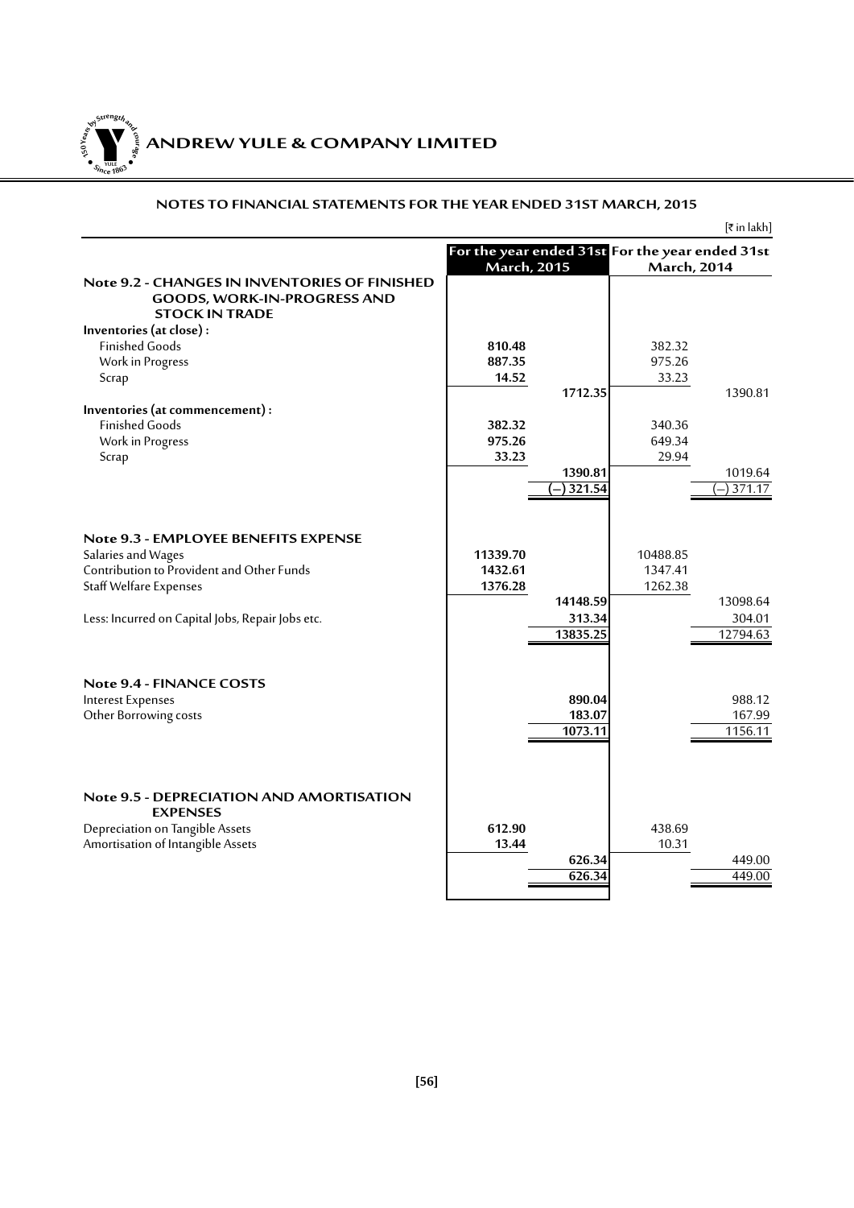## NOTES TO FINANCIAL STATEMENTS FOR THE YEAR ENDED 31ST MARCH, 2015

[₹ in lakh]

| | For the year ended 31st March, 2015 | | For the year ended 31st March, 2014 | |
|---|---|---|---|---|
| **Note 9.2 - CHANGES IN INVENTORIES OF FINISHED GOODS, WORK-IN-PROGRESS AND STOCK IN TRADE** | | | | |
| **Inventories (at close) :** | | | | |
| Finished Goods | **810.48** | | 382.32 | |
| Work in Progress | **887.35** | | 975.26 | |
| Scrap | **14.52** | | 33.23 | |
| | | **1712.35** | | 1390.81 |
| **Inventories (at commencement) :** | | | | |
| Finished Goods | **382.32** | | 340.36 | |
| Work in Progress | **975.26** | | 649.34 | |
| Scrap | **33.23** | | 29.94 | |
| | | **1390.81** | | 1019.64 |
| | | **(–) 321.54** | | (–) 371.17 |
| **Note 9.3 - EMPLOYEE BENEFITS EXPENSE** | | | | |
| Salaries and Wages | **11339.70** | | 10488.85 | |
| Contribution to Provident and Other Funds | **1432.61** | | 1347.41 | |
| Staff Welfare Expenses | **1376.28** | | 1262.38 | |
| | | **14148.59** | | 13098.64 |
| Less: Incurred on Capital Jobs, Repair Jobs etc. | | **313.34** | | 304.01 |
| | | **13835.25** | | 12794.63 |
| **Note 9.4 - FINANCE COSTS** | | | | |
| Interest Expenses | | **890.04** | | 988.12 |
| Other Borrowing costs | | **183.07** | | 167.99 |
| | | **1073.11** | | 1156.11 |
| **Note 9.5 - DEPRECIATION AND AMORTISATION EXPENSES** | | | | |
| Depreciation on Tangible Assets | **612.90** | | 438.69 | |
| Amortisation of Intangible Assets | **13.44** | | 10.31 | |
| | | **626.34** | | 449.00 |
| | | **626.34** | | 449.00 |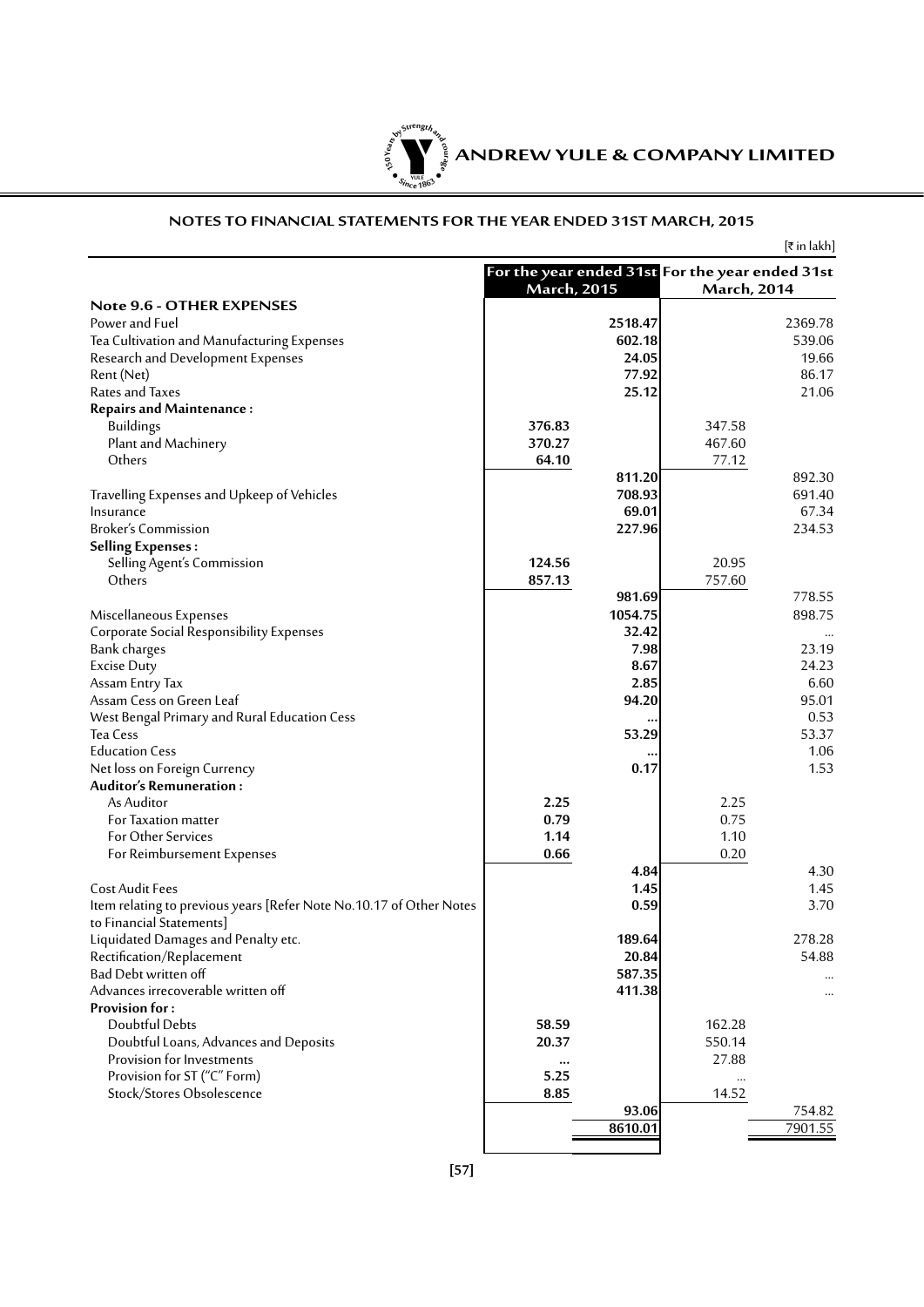## NOTES TO FINANCIAL STATEMENTS FOR THE YEAR ENDED 31ST MARCH, 2015

[₹ in lakh]

| | For the year ended 31st March, 2015 | | For the year ended 31st March, 2014 | |
|---|---|---|---|---|
| **Note 9.6 - OTHER EXPENSES** | | | | |
| Power and Fuel | | **2518.47** | | 2369.78 |
| Tea Cultivation and Manufacturing Expenses | | **602.18** | | 539.06 |
| Research and Development Expenses | | **24.05** | | 19.66 |
| Rent (Net) | | **77.92** | | 86.17 |
| Rates and Taxes | | **25.12** | | 21.06 |
| **Repairs and Maintenance :** | | | | |
| Buildings | **376.83** | | 347.58 | |
| Plant and Machinery | **370.27** | | 467.60 | |
| Others | **64.10** | | 77.12 | |
| | | **811.20** | | 892.30 |
| Travelling Expenses and Upkeep of Vehicles | | **708.93** | | 691.40 |
| Insurance | | **69.01** | | 67.34 |
| Broker's Commission | | **227.96** | | 234.53 |
| **Selling Expenses :** | | | | |
| Selling Agent's Commission | **124.56** | | 20.95 | |
| Others | **857.13** | | 757.60 | |
| | | **981.69** | | 778.55 |
| Miscellaneous Expenses | | **1054.75** | | 898.75 |
| Corporate Social Responsibility Expenses | | **32.42** | | ... |
| Bank charges | | **7.98** | | 23.19 |
| Excise Duty | | **8.67** | | 24.23 |
| Assam Entry Tax | | **2.85** | | 6.60 |
| Assam Cess on Green Leaf | | **94.20** | | 95.01 |
| West Bengal Primary and Rural Education Cess | | **...** | | 0.53 |
| Tea Cess | | **53.29** | | 53.37 |
| Education Cess | | **...** | | 1.06 |
| Net loss on Foreign Currency | | **0.17** | | 1.53 |
| **Auditor's Remuneration :** | | | | |
| As Auditor | **2.25** | | 2.25 | |
| For Taxation matter | **0.79** | | 0.75 | |
| For Other Services | **1.14** | | 1.10 | |
| For Reimbursement Expenses | **0.66** | | 0.20 | |
| | | **4.84** | | 4.30 |
| Cost Audit Fees | | **1.45** | | 1.45 |
| Item relating to previous years [Refer Note No.10.17 of Other Notes to Financial Statements] | | **0.59** | | 3.70 |
| Liquidated Damages and Penalty etc. | | **189.64** | | 278.28 |
| Rectification/Replacement | | **20.84** | | 54.88 |
| Bad Debt written off | | **587.35** | | ... |
| Advances irrecoverable written off | | **411.38** | | ... |
| **Provision for :** | | | | |
| Doubtful Debts | **58.59** | | 162.28 | |
| Doubtful Loans, Advances and Deposits | **20.37** | | 550.14 | |
| Provision for Investments | **...** | | 27.88 | |
| Provision for ST ("C" Form) | **5.25** | | ... | |
| Stock/Stores Obsolescence | **8.85** | | 14.52 | |
| | | **93.06** | | 754.82 |
| | | **8610.01** | | 7901.55 |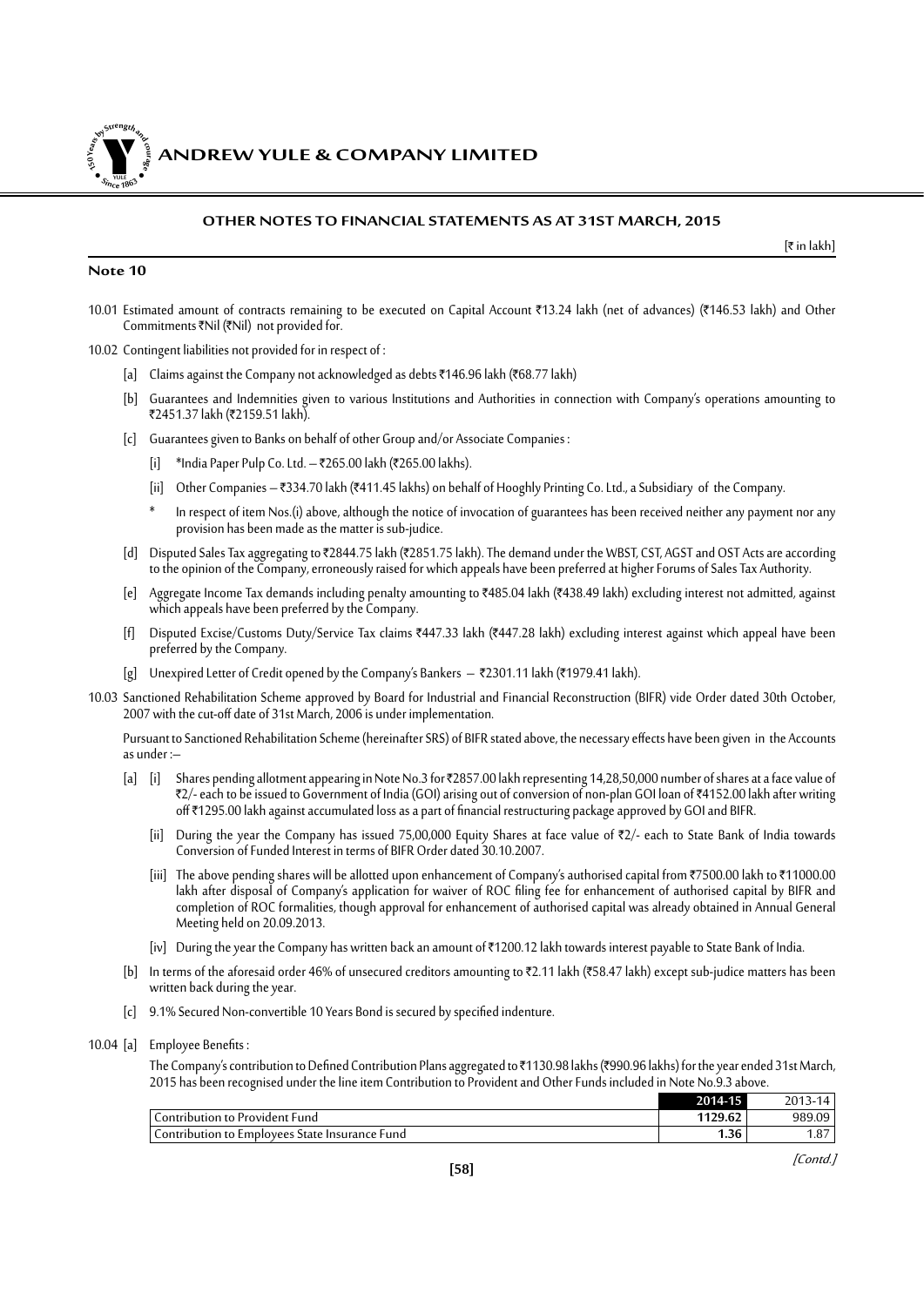## OTHER NOTES TO FINANCIAL STATEMENTS AS AT 31ST MARCH, 2015

[₹ in lakh]

### Note 10

10.01 Estimated amount of contracts remaining to be executed on Capital Account ₹13.24 lakh (net of advances) (₹146.53 lakh) and Other Commitments ₹Nil (₹Nil) not provided for.

10.02 Contingent liabilities not provided for in respect of :

- [a] Claims against the Company not acknowledged as debts ₹146.96 lakh (₹68.77 lakh)
- [b] Guarantees and Indemnities given to various Institutions and Authorities in connection with Company's operations amounting to ₹2451.37 lakh (₹2159.51 lakh).
- [c] Guarantees given to Banks on behalf of other Group and/or Associate Companies :
  - [i] *India Paper Pulp Co. Ltd. – ₹265.00 lakh (₹265.00 lakhs).
  - [ii] Other Companies – ₹334.70 lakh (₹411.45 lakhs) on behalf of Hooghly Printing Co. Ltd., a Subsidiary of the Company.
  - \* In respect of item Nos.(i) above, although the notice of invocation of guarantees has been received neither any payment nor any provision has been made as the matter is sub-judice.
- [d] Disputed Sales Tax aggregating to ₹2844.75 lakh (₹2851.75 lakh). The demand under the WBST, CST, AGST and OST Acts are according to the opinion of the Company, erroneously raised for which appeals have been preferred at higher Forums of Sales Tax Authority.
- [e] Aggregate Income Tax demands including penalty amounting to ₹485.04 lakh (₹438.49 lakh) excluding interest not admitted, against which appeals have been preferred by the Company.
- [f] Disputed Excise/Customs Duty/Service Tax claims ₹447.33 lakh (₹447.28 lakh) excluding interest against which appeal have been preferred by the Company.
- [g] Unexpired Letter of Credit opened by the Company's Bankers – ₹2301.11 lakh (₹1979.41 lakh).

10.03 Sanctioned Rehabilitation Scheme approved by Board for Industrial and Financial Reconstruction (BIFR) vide Order dated 30th October, 2007 with the cut-off date of 31st March, 2006 is under implementation.

Pursuant to Sanctioned Rehabilitation Scheme (hereinafter SRS) of BIFR stated above, the necessary effects have been given in the Accounts as under :–

- [a] [i] Shares pending allotment appearing in Note No.3 for ₹2857.00 lakh representing 14,28,50,000 number of shares at a face value of ₹2/- each to be issued to Government of India (GOI) arising out of conversion of non-plan GOI loan of ₹4152.00 lakh after writing off ₹1295.00 lakh against accumulated loss as a part of financial restructuring package approved by GOI and BIFR.
  - [ii] During the year the Company has issued 75,00,000 Equity Shares at face value of ₹2/- each to State Bank of India towards Conversion of Funded Interest in terms of BIFR Order dated 30.10.2007.
  - [iii] The above pending shares will be allotted upon enhancement of Company's authorised capital from ₹7500.00 lakh to ₹11000.00 lakh after disposal of Company's application for waiver of ROC filing fee for enhancement of authorised capital by BIFR and completion of ROC formalities, though approval for enhancement of authorised capital was already obtained in Annual General Meeting held on 20.09.2013.
  - [iv] During the year the Company has written back an amount of ₹1200.12 lakh towards interest payable to State Bank of India.
- [b] In terms of the aforesaid order 46% of unsecured creditors amounting to ₹2.11 lakh (₹58.47 lakh) except sub-judice matters has been written back during the year.
- [c] 9.1% Secured Non-convertible 10 Years Bond is secured by specified indenture.

10.04 [a] Employee Benefits :

The Company's contribution to Defined Contribution Plans aggregated to ₹1130.98 lakhs (₹990.96 lakhs) for the year ended 31st March, 2015 has been recognised under the line item Contribution to Provident and Other Funds included in Note No.9.3 above.

| | **2014-15** | 2013-14 |
|---|---|---|
| Contribution to Provident Fund | **1129.62** | 989.09 |
| Contribution to Employees State Insurance Fund | **1.36** | 1.87 |

*[Contd.]*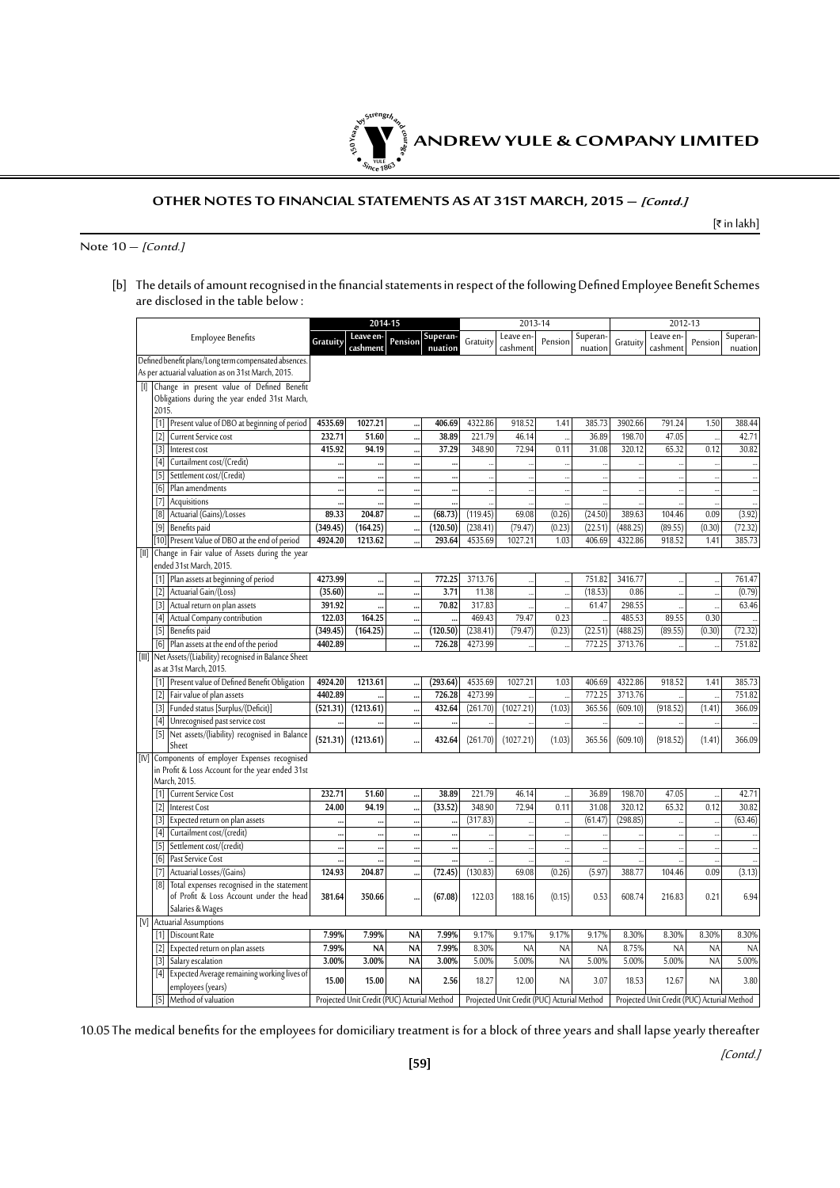# OTHER NOTES TO FINANCIAL STATEMENTS AS AT 31ST MARCH, 2015 – *[Contd.]*

[₹ in lakh]

Note 10 – *[Contd.]*

[b] The details of amount recognised in the financial statements in respect of the following Defined Employee Benefit Schemes are disclosed in the table below :

| Employee Benefits | 2014-15 | | | | 2013-14 | | | | 2012-13 | | | |
|---|---|---|---|---|---|---|---|---|---|---|---|---|
| | Gratuity | Leave en-cashment | Pension | Superan-nuation | Gratuity | Leave en-cashment | Pension | Superan-nuation | Gratuity | Leave en-cashment | Pension | Superan-nuation |
| Defined benefit plans/Long term compensated absences. As per actuarial valuation as on 31st March, 2015. | | | | | | | | | | | | |
| [I] Change in present value of Defined Benefit Obligations during the year ended 31st March, 2015. | | | | | | | | | | | | |
| [1] Present value of DBO at beginning of period | 4535.69 | 1027.21 | ... | 406.69 | 4322.86 | 918.52 | 1.41 | 385.73 | 3902.66 | 791.24 | 1.50 | 388.44 |
| [2] Current Service cost | 232.71 | 51.60 | ... | 38.89 | 221.79 | 46.14 | .. | 36.89 | 198.70 | 47.05 | .. | 42.71 |
| [3] Interest cost | 415.92 | 94.19 | ... | 37.29 | 348.90 | 72.94 | 0.11 | 31.08 | 320.12 | 65.32 | 0.12 | 30.82 |
| [4] Curtailment cost/(Credit) | ... | ... | ... | ... | .. | .. | .. | .. | .. | .. | .. | .. |
| [5] Settlement cost/(Credit) | ... | ... | ... | ... | .. | .. | .. | .. | .. | .. | .. | .. |
| [6] Plan amendments | ... | ... | ... | ... | .. | .. | .. | .. | .. | .. | .. | .. |
| [7] Acquisitions | ... | ... | ... | ... | .. | .. | .. | .. | .. | .. | .. | .. |
| [8] Actuarial (Gains)/Losses | 89.33 | 204.87 | ... | (68.73) | (119.45) | 69.08 | (0.26) | (24.50) | 389.63 | 104.46 | 0.09 | (3.92) |
| [9] Benefits paid | (349.45) | (164.25) | ... | (120.50) | (238.41) | (79.47) | (0.23) | (22.51) | (488.25) | (89.55) | (0.30) | (72.32) |
| [10] Present Value of DBO at the end of period | 4924.20 | 1213.62 | ... | 293.64 | 4535.69 | 1027.21 | 1.03 | 406.69 | 4322.86 | 918.52 | 1.41 | 385.73 |
| [II] Change in Fair value of Assets during the year ended 31st March, 2015. | | | | | | | | | | | | |
| [1] Plan assets at beginning of period | 4273.99 | ... | ... | 772.25 | 3713.76 | .. | .. | 751.82 | 3416.77 | .. | .. | 761.47 |
| [2] Actuarial Gain/(Loss) | (35.60) | ... | ... | 3.71 | 11.38 | .. | .. | (18.53) | 0.86 | .. | .. | (0.79) |
| [3] Actual return on plan assets | 391.92 | ... | ... | 70.82 | 317.83 | .. | .. | 61.47 | 298.55 | .. | .. | 63.46 |
| [4] Actual Company contribution | 122.03 | 164.25 | ... | ... | 469.43 | 79.47 | 0.23 | .. | 485.53 | 89.55 | 0.30 | .. |
| [5] Benefits paid | (349.45) | (164.25) | ... | (120.50) | (238.41) | (79.47) | (0.23) | (22.51) | (488.25) | (89.55) | (0.30) | (72.32) |
| [6] Plan assets at the end of the period | 4402.89 | | ... | 726.28 | 4273.99 | .. | .. | 772.25 | 3713.76 | .. | .. | 751.82 |
| [III] Net Assets/(Liability) recognised in Balance Sheet as at 31st March, 2015. | | | | | | | | | | | | |
| [1] Present value of Defined Benefit Obligation | 4924.20 | 1213.61 | ... | (293.64) | 4535.69 | 1027.21 | 1.03 | 406.69 | 4322.86 | 918.52 | 1.41 | 385.73 |
| [2] Fair value of plan assets | 4402.89 | ... | ... | 726.28 | 4273.99 | .. | .. | 772.25 | 3713.76 | .. | .. | 751.82 |
| [3] Funded status [Surplus/(Deficit)] | (521.31) | (1213.61) | ... | 432.64 | (261.70) | (1027.21) | (1.03) | 365.56 | (609.10) | (918.52) | (1.41) | 366.09 |
| [4] Unrecognised past service cost | ... | ... | ... | ... | .. | .. | .. | .. | .. | .. | .. | .. |
| [5] Net assets/(liability) recognised in Balance Sheet | (521.31) | (1213.61) | ... | 432.64 | (261.70) | (1027.21) | (1.03) | 365.56 | (609.10) | (918.52) | (1.41) | 366.09 |
| [IV] Components of employer Expenses recognised in Profit & Loss Account for the year ended 31st March, 2015. | | | | | | | | | | | | |
| [1] Current Service Cost | 232.71 | 51.60 | ... | 38.89 | 221.79 | 46.14 | .. | 36.89 | 198.70 | 47.05 | .. | 42.71 |
| [2] Interest Cost | 24.00 | 94.19 | ... | (33.52) | 348.90 | 72.94 | 0.11 | 31.08 | 320.12 | 65.32 | 0.12 | 30.82 |
| [3] Expected return on plan assets | ... | ... | ... | ... | (317.83) | .. | .. | (61.47) | (298.85) | .. | .. | (63.46) |
| [4] Curtailment cost/(credit) | ... | ... | ... | ... | .. | .. | .. | .. | .. | .. | .. | .. |
| [5] Settlement cost/(credit) | ... | ... | ... | ... | .. | .. | .. | .. | .. | .. | .. | .. |
| [6] Past Service Cost | ... | ... | ... | ... | .. | .. | .. | .. | .. | .. | .. | .. |
| [7] Actuarial Losses/(Gains) | 124.93 | 204.87 | ... | (72.45) | (130.83) | 69.08 | (0.26) | (5.97) | 388.77 | 104.46 | 0.09 | (3.13) |
| [8] Total expenses recognised in the statement of Profit & Loss Account under the head Salaries & Wages | 381.64 | 350.66 | ... | (67.08) | 122.03 | 188.16 | (0.15) | 0.53 | 608.74 | 216.83 | 0.21 | 6.94 |
| [V] Actuarial Assumptions | | | | | | | | | | | | |
| [1] Discount Rate | 7.99% | 7.99% | NA | 7.99% | 9.17% | 9.17% | 9.17% | 9.17% | 8.30% | 8.30% | 8.30% | 8.30% |
| [2] Expected return on plan assets | 7.99% | NA | NA | 7.99% | 8.30% | NA | NA | NA | 8.75% | NA | NA | NA |
| [3] Salary escalation | 3.00% | 3.00% | NA | 3.00% | 5.00% | 5.00% | NA | 5.00% | 5.00% | 5.00% | NA | 5.00% |
| [4] Expected Average remaining working lives of employees (years) | 15.00 | 15.00 | NA | 2.56 | 18.27 | 12.00 | NA | 3.07 | 18.53 | 12.67 | NA | 3.80 |
| [5] Method of valuation | Projected Unit Credit (PUC) Acturial Method | | | | Projected Unit Credit (PUC) Acturial Method | | | | Projected Unit Credit (PUC) Acturial Method | | | |

10.05 The medical benefits for the employees for domiciliary treatment is for a block of three years and shall lapse yearly thereafter

*[Contd.]*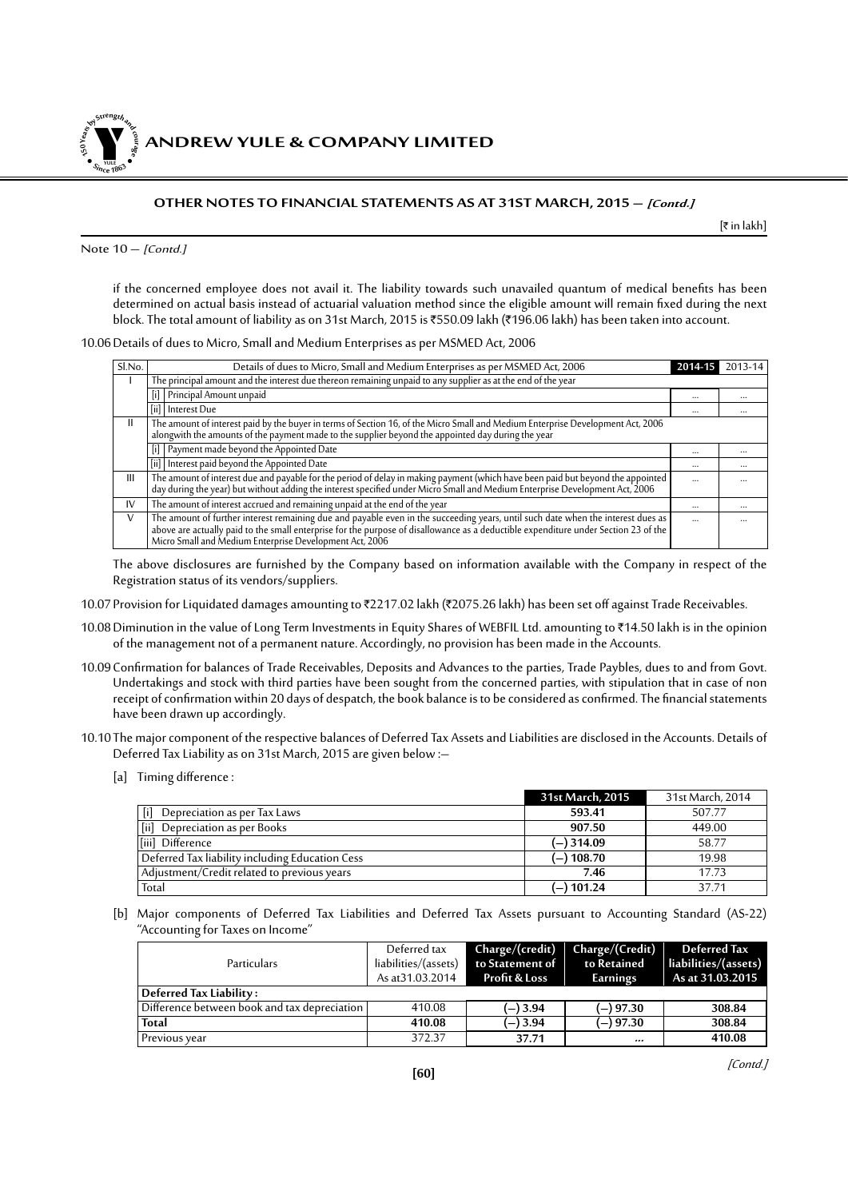## OTHER NOTES TO FINANCIAL STATEMENTS AS AT 31ST MARCH, 2015 — *[Contd.]*

[₹ in lakh]

Note 10 — *[Contd.]*

if the concerned employee does not avail it. The liability towards such unavailed quantum of medical benefits has been determined on actual basis instead of actuarial valuation method since the eligible amount will remain fixed during the next block. The total amount of liability as on 31st March, 2015 is ₹550.09 lakh (₹196.06 lakh) has been taken into account.

10.06 Details of dues to Micro, Small and Medium Enterprises as per MSMED Act, 2006

| Sl.No. | | Details of dues to Micro, Small and Medium Enterprises as per MSMED Act, 2006 | 2014-15 | 2013-14 |
|---|---|---|---|---|
| I | The principal amount and the interest due thereon remaining unpaid to any supplier as at the end of the year | | | |
| | [i] | Principal Amount unpaid | ... | ... |
| | [ii] | Interest Due | ... | ... |
| II | The amount of interest paid by the buyer in terms of Section 16, of the Micro Small and Medium Enterprise Development Act, 2006 alongwith the amounts of the payment made to the supplier beyond the appointed day during the year | | | |
| | [i] | Payment made beyond the Appointed Date | ... | ... |
| | [ii] | Interest paid beyond the Appointed Date | ... | ... |
| III | The amount of interest due and payable for the period of delay in making payment (which have been paid but beyond the appointed day during the year) but without adding the interest specified under Micro Small and Medium Enterprise Development Act, 2006 | | ... | ... |
| IV | The amount of interest accrued and remaining unpaid at the end of the year | | ... | ... |
| V | The amount of further interest remaining due and payable even in the succeeding years, until such date when the interest dues as above are actually paid to the small enterprise for the purpose of disallowance as a deductible expenditure under Section 23 of the Micro Small and Medium Enterprise Development Act, 2006 | | ... | ... |

The above disclosures are furnished by the Company based on information available with the Company in respect of the Registration status of its vendors/suppliers.

10.07 Provision for Liquidated damages amounting to ₹2217.02 lakh (₹2075.26 lakh) has been set off against Trade Receivables.

10.08 Diminution in the value of Long Term Investments in Equity Shares of WEBFIL Ltd. amounting to ₹14.50 lakh is in the opinion of the management not of a permanent nature. Accordingly, no provision has been made in the Accounts.

10.09 Confirmation for balances of Trade Receivables, Deposits and Advances to the parties, Trade Paybles, dues to and from Govt. Undertakings and stock with third parties have been sought from the concerned parties, with stipulation that in case of non receipt of confirmation within 20 days of despatch, the book balance is to be considered as confirmed. The financial statements have been drawn up accordingly.

10.10 The major component of the respective balances of Deferred Tax Assets and Liabilities are disclosed in the Accounts. Details of Deferred Tax Liability as on 31st March, 2015 are given below :—

[a] Timing difference :

| | 31st March, 2015 | 31st March, 2014 |
|---|---|---|
| [i] Depreciation as per Tax Laws | **593.41** | 507.77 |
| [ii] Depreciation as per Books | **907.50** | 449.00 |
| [iii] Difference | **(—) 314.09** | 58.77 |
| Deferred Tax liability including Education Cess | **(—) 108.70** | 19.98 |
| Adjustment/Credit related to previous years | **7.46** | 17.73 |
| Total | **(—) 101.24** | 37.71 |

[b] Major components of Deferred Tax Liabilities and Deferred Tax Assets pursuant to Accounting Standard (AS-22) "Accounting for Taxes on Income"

| Particulars | Deferred tax liabilities/(assets) As at31.03.2014 | Charge/(credit) to Statement of Profit & Loss | Charge/(Credit) to Retained Earnings | Deferred Tax liabilities/(assets) As at 31.03.2015 |
|---|---|---|---|---|
| **Deferred Tax Liability :** | | | | |
| Difference between book and tax depreciation | 410.08 | **(—) 3.94** | **(—) 97.30** | **308.84** |
| **Total** | **410.08** | **(—) 3.94** | **(—) 97.30** | **308.84** |
| Previous year | 372.37 | **37.71** | **...** | **410.08** |

*[Contd.]*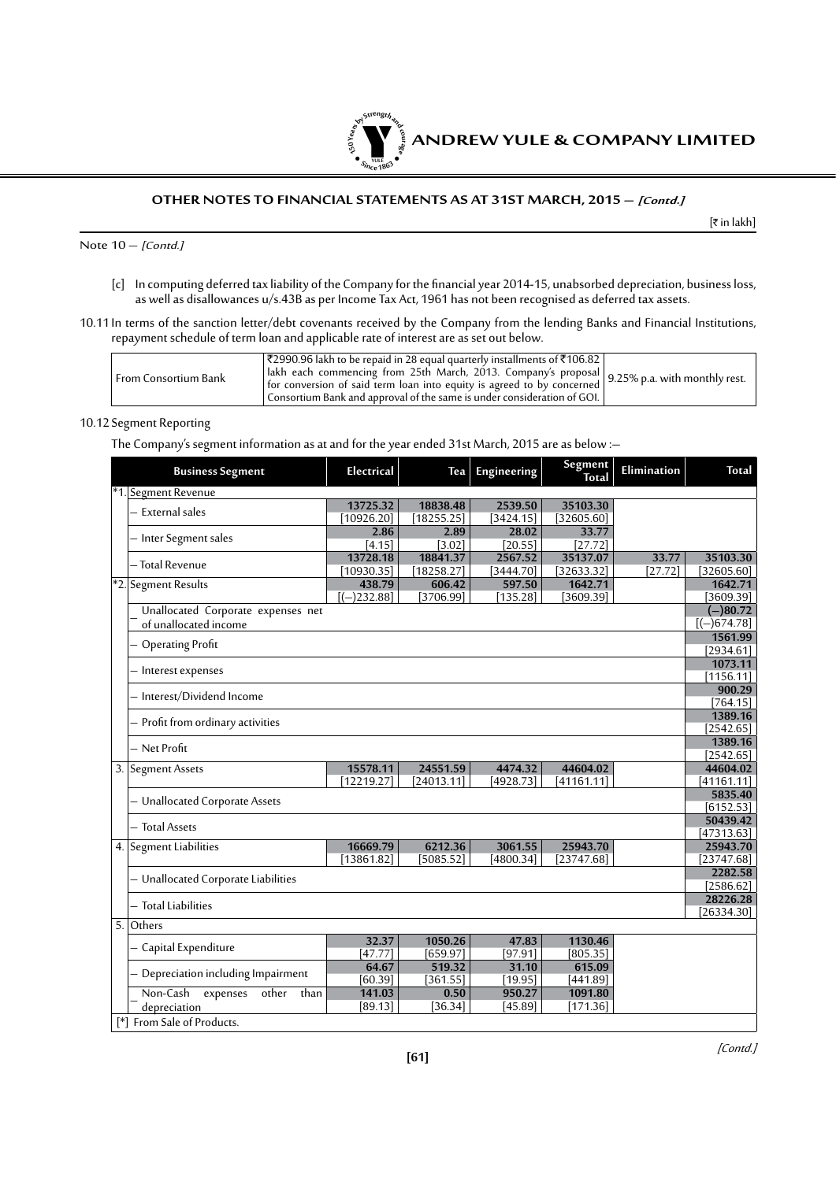## OTHER NOTES TO FINANCIAL STATEMENTS AS AT 31ST MARCH, 2015 — *[Contd.]*

[₹ in lakh]

Note 10 — *[Contd.]*

[c] In computing deferred tax liability of the Company for the financial year 2014-15, unabsorbed depreciation, business loss, as well as disallowances u/s.43B as per Income Tax Act, 1961 has not been recognised as deferred tax assets.

10.11 In terms of the sanction letter/debt covenants received by the Company from the lending Banks and Financial Institutions, repayment schedule of term loan and applicable rate of interest are as set out below.

| | | |
|---|---|---|
| From Consortium Bank | ₹2990.96 lakh to be repaid in 28 equal quarterly installments of ₹106.82 lakh each commencing from 25th March, 2013. Company's proposal for conversion of said term loan into equity is agreed to by concerned Consortium Bank and approval of the same is under consideration of GOI. | 9.25% p.a. with monthly rest. |

10.12 Segment Reporting

The Company's segment information as at and for the year ended 31st March, 2015 are as below :—

| | Business Segment | Electrical | Tea | Engineering | Segment Total | Elimination | Total |
|---|---|---|---|---|---|---|---|
| *1. | Segment Revenue | | | | | | |
| | — External sales | 13725.32<br>[10926.20] | 18838.48<br>[18255.25] | 2539.50<br>[3424.15] | 35103.30<br>[32605.60] | | |
| | — Inter Segment sales | 2.86<br>[4.15] | 2.89<br>[3.02] | 28.02<br>[20.55] | 33.77<br>[27.72] | | |
| | — Total Revenue | 13728.18<br>[10930.35] | 18841.37<br>[18258.27] | 2567.52<br>[3444.70] | 35137.07<br>[32633.32] | 33.77<br>[27.72] | 35103.30<br>[32605.60] |
| *2. | Segment Results | 438.79<br>[(—)232.88] | 606.42<br>[3706.99] | 597.50<br>[135.28] | 1642.71<br>[3609.39] | | 1642.71<br>[3609.39] |
| | — Unallocated Corporate expenses net of unallocated income | | | | | | (—)80.72<br>[(—)674.78] |
| | — Operating Profit | | | | | | 1561.99<br>[2934.61] |
| | — Interest expenses | | | | | | 1073.11<br>[1156.11] |
| | — Interest/Dividend Income | | | | | | 900.29<br>[764.15] |
| | — Profit from ordinary activities | | | | | | 1389.16<br>[2542.65] |
| | — Net Profit | | | | | | 1389.16<br>[2542.65] |
| 3. | Segment Assets | 15578.11<br>[12219.27] | 24551.59<br>[24013.11] | 4474.32<br>[4928.73] | 44604.02<br>[41161.11] | | 44604.02<br>[41161.11] |
| | — Unallocated Corporate Assets | | | | | | 5835.40<br>[6152.53] |
| | — Total Assets | | | | | | 50439.42<br>[47313.63] |
| 4. | Segment Liabilities | 16669.79<br>[13861.82] | 6212.36<br>[5085.52] | 3061.55<br>[4800.34] | 25943.70<br>[23747.68] | | 25943.70<br>[23747.68] |
| | — Unallocated Corporate Liabilities | | | | | | 2282.58<br>[2586.62] |
| | — Total Liabilities | | | | | | 28226.28<br>[26334.30] |
| 5. | Others | | | | | | |
| | — Capital Expenditure | 32.37<br>[47.77] | 1050.26<br>[659.97] | 47.83<br>[97.91] | 1130.46<br>[805.35] | | |
| | — Depreciation including Impairment | 64.67<br>[60.39] | 519.32<br>[361.55] | 31.10<br>[19.95] | 615.09<br>[441.89] | | |
| | — Non-Cash expenses other than depreciation | 141.03<br>[89.13] | 0.50<br>[36.34] | 950.27<br>[45.89] | 1091.80<br>[171.36] | | |

[*] From Sale of Products.

*[Contd.]*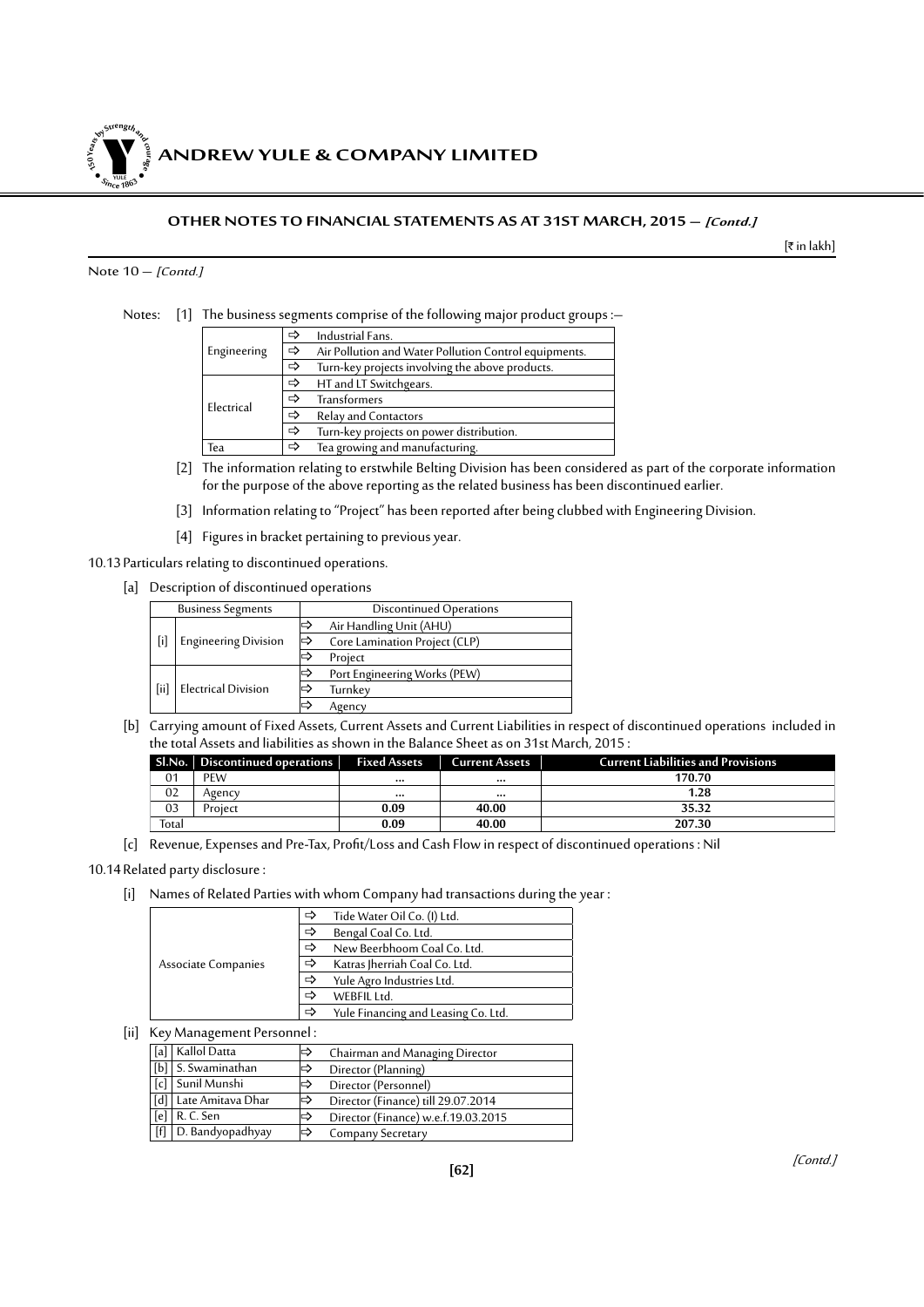## OTHER NOTES TO FINANCIAL STATEMENTS AS AT 31ST MARCH, 2015 — *[Contd.]*

[₹ in lakh]

Note 10 — *[Contd.]*

Notes: [1] The business segments comprise of the following major product groups :—

| | |
|---|---|
| Engineering | ⇨ Industrial Fans. |
| | ⇨ Air Pollution and Water Pollution Control equipments. |
| | ⇨ Turn-key projects involving the above products. |
| Electrical | ⇨ HT and LT Switchgears. |
| | ⇨ Transformers |
| | ⇨ Relay and Contactors |
| | ⇨ Turn-key projects on power distribution. |
| Tea | ⇨ Tea growing and manufacturing. |

[2] The information relating to erstwhile Belting Division has been considered as part of the corporate information for the purpose of the above reporting as the related business has been discontinued earlier.

[3] Information relating to "Project" has been reported after being clubbed with Engineering Division.

[4] Figures in bracket pertaining to previous year.

10.13 Particulars relating to discontinued operations.

[a] Description of discontinued operations

| | Business Segments | Discontinued Operations |
|---|---|---|
| [i] | Engineering Division | ⇨ Air Handling Unit (AHU) |
| | | ⇨ Core Lamination Project (CLP) |
| | | ⇨ Project |
| [ii] | Electrical Division | ⇨ Port Engineering Works (PEW) |
| | | ⇨ Turnkey |
| | | ⇨ Agency |

[b] Carrying amount of Fixed Assets, Current Assets and Current Liabilities in respect of discontinued operations included in the total Assets and liabilities as shown in the Balance Sheet as on 31st March, 2015 :

| Sl.No. | Discontinued operations | Fixed Assets | Current Assets | Current Liabilities and Provisions |
|---|---|---|---|---|
| 01 | PEW | ... | ... | 170.70 |
| 02 | Agency | ... | ... | 1.28 |
| 03 | Project | 0.09 | 40.00 | 35.32 |
| Total | | 0.09 | 40.00 | 207.30 |

[c] Revenue, Expenses and Pre-Tax, Profit/Loss and Cash Flow in respect of discontinued operations : Nil

10.14 Related party disclosure :

[i] Names of Related Parties with whom Company had transactions during the year :

| | |
|---|---|
| Associate Companies | ⇨ Tide Water Oil Co. (I) Ltd. |
| | ⇨ Bengal Coal Co. Ltd. |
| | ⇨ New Beerbhoom Coal Co. Ltd. |
| | ⇨ Katras Jherriah Coal Co. Ltd. |
| | ⇨ Yule Agro Industries Ltd. |
| | ⇨ WEBFIL Ltd. |
| | ⇨ Yule Financing and Leasing Co. Ltd. |

[ii] Key Management Personnel :

| | | |
|---|---|---|
| [a] | Kallol Datta | ⇨ Chairman and Managing Director |
| [b] | S. Swaminathan | ⇨ Director (Planning) |
| [c] | Sunil Munshi | ⇨ Director (Personnel) |
| [d] | Late Amitava Dhar | ⇨ Director (Finance) till 29.07.2014 |
| [e] | R. C. Sen | ⇨ Director (Finance) w.e.f.19.03.2015 |
| [f] | D. Bandyopadhyay | ⇨ Company Secretary |

*[Contd.]*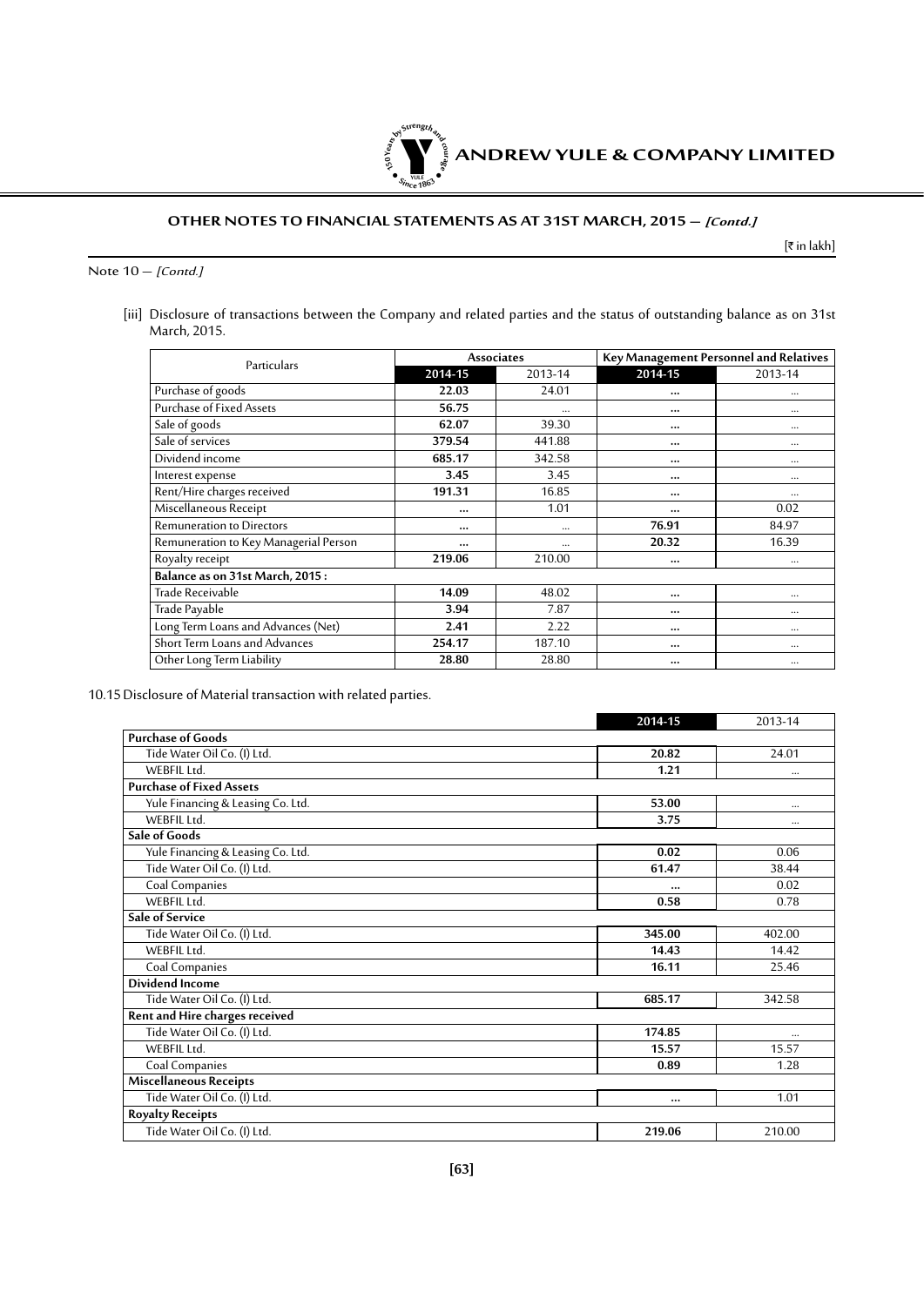## OTHER NOTES TO FINANCIAL STATEMENTS AS AT 31ST MARCH, 2015 – *[Contd.]*

[₹ in lakh]

Note 10 – *[Contd.]*

[iii] Disclosure of transactions between the Company and related parties and the status of outstanding balance as on 31st March, 2015.

| Particulars | Associates | | Key Management Personnel and Relatives | |
|---|---|---|---|---|
| | **2014-15** | 2013-14 | **2014-15** | 2013-14 |
| Purchase of goods | **22.03** | 24.01 | **...** | ... |
| Purchase of Fixed Assets | **56.75** | ... | **...** | ... |
| Sale of goods | **62.07** | 39.30 | **...** | ... |
| Sale of services | **379.54** | 441.88 | **...** | ... |
| Dividend income | **685.17** | 342.58 | **...** | ... |
| Interest expense | **3.45** | 3.45 | **...** | ... |
| Rent/Hire charges received | **191.31** | 16.85 | **...** | ... |
| Miscellaneous Receipt | **...** | 1.01 | **...** | 0.02 |
| Remuneration to Directors | **...** | ... | **76.91** | 84.97 |
| Remuneration to Key Managerial Person | **...** | ... | **20.32** | 16.39 |
| Royalty receipt | **219.06** | 210.00 | **...** | ... |
| **Balance as on 31st March, 2015 :** | | | | |
| Trade Receivable | **14.09** | 48.02 | **...** | ... |
| Trade Payable | **3.94** | 7.87 | **...** | ... |
| Long Term Loans and Advances (Net) | **2.41** | 2.22 | **...** | ... |
| Short Term Loans and Advances | **254.17** | 187.10 | **...** | ... |
| Other Long Term Liability | **28.80** | 28.80 | **...** | ... |

10.15 Disclosure of Material transaction with related parties.

| | **2014-15** | 2013-14 |
|---|---|---|
| **Purchase of Goods** | | |
| Tide Water Oil Co. (I) Ltd. | **20.82** | 24.01 |
| WEBFIL Ltd. | **1.21** | ... |
| **Purchase of Fixed Assets** | | |
| Yule Financing & Leasing Co. Ltd. | **53.00** | ... |
| WEBFIL Ltd. | **3.75** | ... |
| **Sale of Goods** | | |
| Yule Financing & Leasing Co. Ltd. | **0.02** | 0.06 |
| Tide Water Oil Co. (I) Ltd. | **61.47** | 38.44 |
| Coal Companies | **...** | 0.02 |
| WEBFIL Ltd. | **0.58** | 0.78 |
| **Sale of Service** | | |
| Tide Water Oil Co. (I) Ltd. | **345.00** | 402.00 |
| WEBFIL Ltd. | **14.43** | 14.42 |
| Coal Companies | **16.11** | 25.46 |
| **Dividend Income** | | |
| Tide Water Oil Co. (I) Ltd. | **685.17** | 342.58 |
| **Rent and Hire charges received** | | |
| Tide Water Oil Co. (I) Ltd. | **174.85** | ... |
| WEBFIL Ltd. | **15.57** | 15.57 |
| Coal Companies | **0.89** | 1.28 |
| **Miscellaneous Receipts** | | |
| Tide Water Oil Co. (I) Ltd. | **...** | 1.01 |
| **Royalty Receipts** | | |
| Tide Water Oil Co. (I) Ltd. | **219.06** | 210.00 |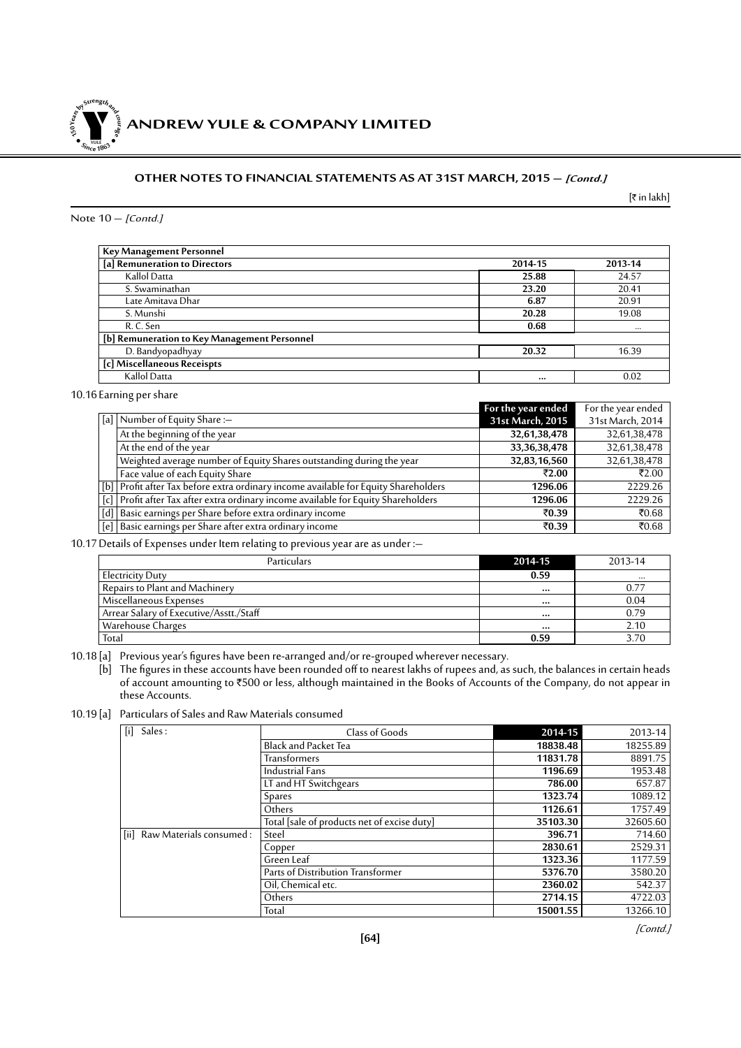## OTHER NOTES TO FINANCIAL STATEMENTS AS AT 31ST MARCH, 2015 — *[Contd.]*

[₹ in lakh]

Note 10 — *[Contd.]*

| Key Management Personnel | | |
|---|---|---|
| **[a] Remuneration to Directors** | **2014-15** | **2013-14** |
| Kallol Datta | **25.88** | 24.57 |
| S. Swaminathan | **23.20** | 20.41 |
| Late Amitava Dhar | **6.87** | 20.91 |
| S. Munshi | **20.28** | 19.08 |
| R. C. Sen | **0.68** | ... |
| **[b] Remuneration to Key Management Personnel** | | |
| D. Bandyopadhyay | **20.32** | 16.39 |
| **[c] Miscellaneous Receispts** | | |
| Kallol Datta | **...** | 0.02 |

10.16 Earning per share

| | | For the year ended 31st March, 2015 | For the year ended 31st March, 2014 |
|---|---|---|---|
| [a] | Number of Equity Share :— | | |
| | At the beginning of the year | **32,61,38,478** | 32,61,38,478 |
| | At the end of the year | **33,36,38,478** | 32,61,38,478 |
| | Weighted average number of Equity Shares outstanding during the year | **32,83,16,560** | 32,61,38,478 |
| | Face value of each Equity Share | **₹2.00** | ₹2.00 |
| [b] | Profit after Tax before extra ordinary income available for Equity Shareholders | **1296.06** | 2229.26 |
| [c] | Profit after Tax after extra ordinary income available for Equity Shareholders | **1296.06** | 2229.26 |
| [d] | Basic earnings per Share before extra ordinary income | **₹0.39** | ₹0.68 |
| [e] | Basic earnings per Share after extra ordinary income | **₹0.39** | ₹0.68 |

10.17 Details of Expenses under Item relating to previous year are as under :—

| Particulars | 2014-15 | 2013-14 |
|---|---|---|
| Electricity Duty | **0.59** | ... |
| Repairs to Plant and Machinery | **...** | 0.77 |
| Miscellaneous Expenses | **...** | 0.04 |
| Arrear Salary of Executive/Asstt./Staff | **...** | 0.79 |
| Warehouse Charges | **...** | 2.10 |
| Total | **0.59** | 3.70 |

10.18 [a] Previous year's figures have been re-arranged and/or re-grouped wherever necessary.

[b] The figures in these accounts have been rounded off to nearest lakhs of rupees and, as such, the balances in certain heads of account amounting to ₹500 or less, although maintained in the Books of Accounts of the Company, do not appear in these Accounts.

10.19 [a] Particulars of Sales and Raw Materials consumed

| | Class of Goods | 2014-15 | 2013-14 |
|---|---|---|---|
| [i] Sales : | Black and Packet Tea | **18838.48** | 18255.89 |
| | Transformers | **11831.78** | 8891.75 |
| | Industrial Fans | **1196.69** | 1953.48 |
| | LT and HT Switchgears | **786.00** | 657.87 |
| | Spares | **1323.74** | 1089.12 |
| | Others | **1126.61** | 1757.49 |
| | Total [sale of products net of excise duty] | **35103.30** | 32605.60 |
| [ii] Raw Materials consumed : | Steel | **396.71** | 714.60 |
| | Copper | **2830.61** | 2529.31 |
| | Green Leaf | **1323.36** | 1177.59 |
| | Parts of Distribution Transformer | **5376.70** | 3580.20 |
| | Oil, Chemical etc. | **2360.02** | 542.37 |
| | Others | **2714.15** | 4722.03 |
| | Total | **15001.55** | 13266.10 |

*[Contd.]*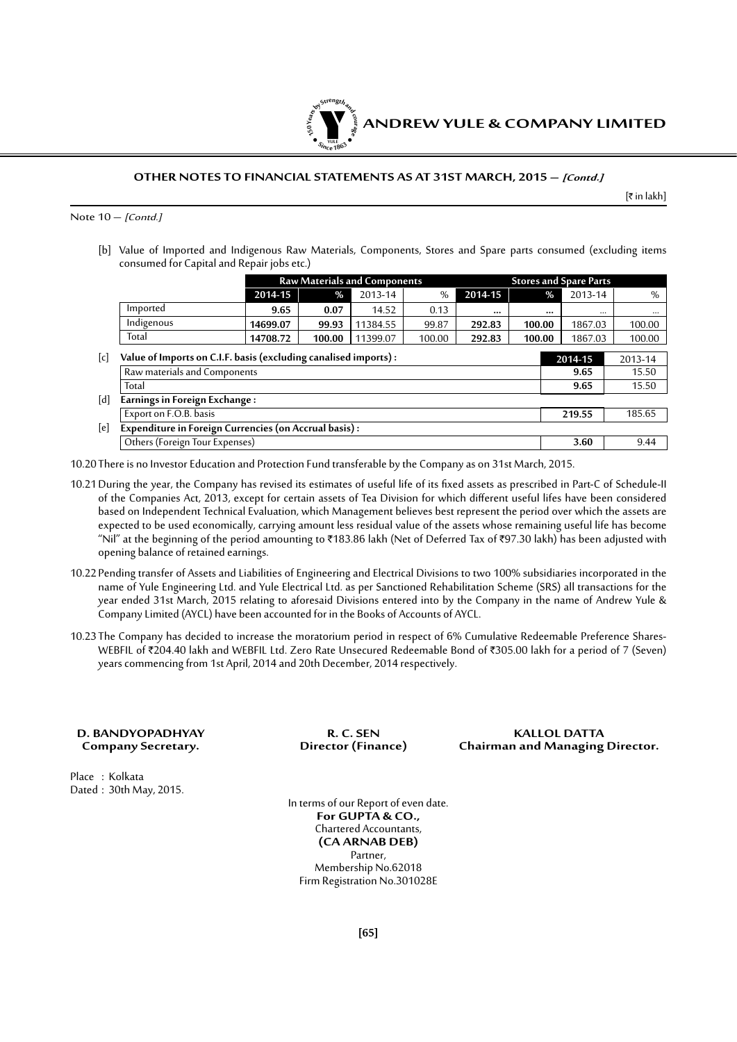## OTHER NOTES TO FINANCIAL STATEMENTS AS AT 31ST MARCH, 2015 – *[Contd.]*

[₹ in lakh]

Note 10 – *[Contd.]*

[b] Value of Imported and Indigenous Raw Materials, Components, Stores and Spare parts consumed (excluding items consumed for Capital and Repair jobs etc.)

| | Raw Materials and Components | | | | Stores and Spare Parts | | | |
|---|---|---|---|---|---|---|---|---|
| | **2014-15** | **%** | 2013-14 | % | **2014-15** | **%** | 2013-14 | % |
| Imported | **9.65** | **0.07** | 14.52 | 0.13 | **...** | **...** | ... | ... |
| Indigenous | **14699.07** | **99.93** | 11384.55 | 99.87 | **292.83** | **100.00** | 1867.03 | 100.00 |
| Total | **14708.72** | **100.00** | 11399.07 | 100.00 | **292.83** | **100.00** | 1867.03 | 100.00 |

| | | 2014-15 | 2013-14 |
|---|---|---|---|
| [c] | **Value of Imports on C.I.F. basis (excluding canalised imports) :** | | |
| | Raw materials and Components | **9.65** | 15.50 |
| | Total | **9.65** | 15.50 |
| [d] | **Earnings in Foreign Exchange :** | | |
| | Export on F.O.B. basis | **219.55** | 185.65 |
| [e] | **Expenditure in Foreign Currencies (on Accrual basis) :** | | |
| | Others (Foreign Tour Expenses) | **3.60** | 9.44 |

10.20 There is no Investor Education and Protection Fund transferable by the Company as on 31st March, 2015.

10.21 During the year, the Company has revised its estimates of useful life of its fixed assets as prescribed in Part-C of Schedule-II of the Companies Act, 2013, except for certain assets of Tea Division for which different useful lifes have been considered based on Independent Technical Evaluation, which Management believes best represent the period over which the assets are expected to be used economically, carrying amount less residual value of the assets whose remaining useful life has become "Nil" at the beginning of the period amounting to ₹183.86 lakh (Net of Deferred Tax of ₹97.30 lakh) has been adjusted with opening balance of retained earnings.

10.22 Pending transfer of Assets and Liabilities of Engineering and Electrical Divisions to two 100% subsidiaries incorporated in the name of Yule Engineering Ltd. and Yule Electrical Ltd. as per Sanctioned Rehabilitation Scheme (SRS) all transactions for the year ended 31st March, 2015 relating to aforesaid Divisions entered into by the Company in the name of Andrew Yule & Company Limited (AYCL) have been accounted for in the Books of Accounts of AYCL.

10.23 The Company has decided to increase the moratorium period in respect of 6% Cumulative Redeemable Preference Shares-WEBFIL of ₹204.40 lakh and WEBFIL Ltd. Zero Rate Unsecured Redeemable Bond of ₹305.00 lakh for a period of 7 (Seven) years commencing from 1st April, 2014 and 20th December, 2014 respectively.

**D. BANDYOPADHYAY**
**Company Secretary.**

**R. C. SEN**
**Director (Finance)**

**KALLOL DATTA**
**Chairman and Managing Director.**

Place : Kolkata
Dated : 30th May, 2015.

In terms of our Report of even date.
**For GUPTA & CO.,**
Chartered Accountants,
**(CA ARNAB DEB)**
Partner,
Membership No.62018
Firm Registration No.301028E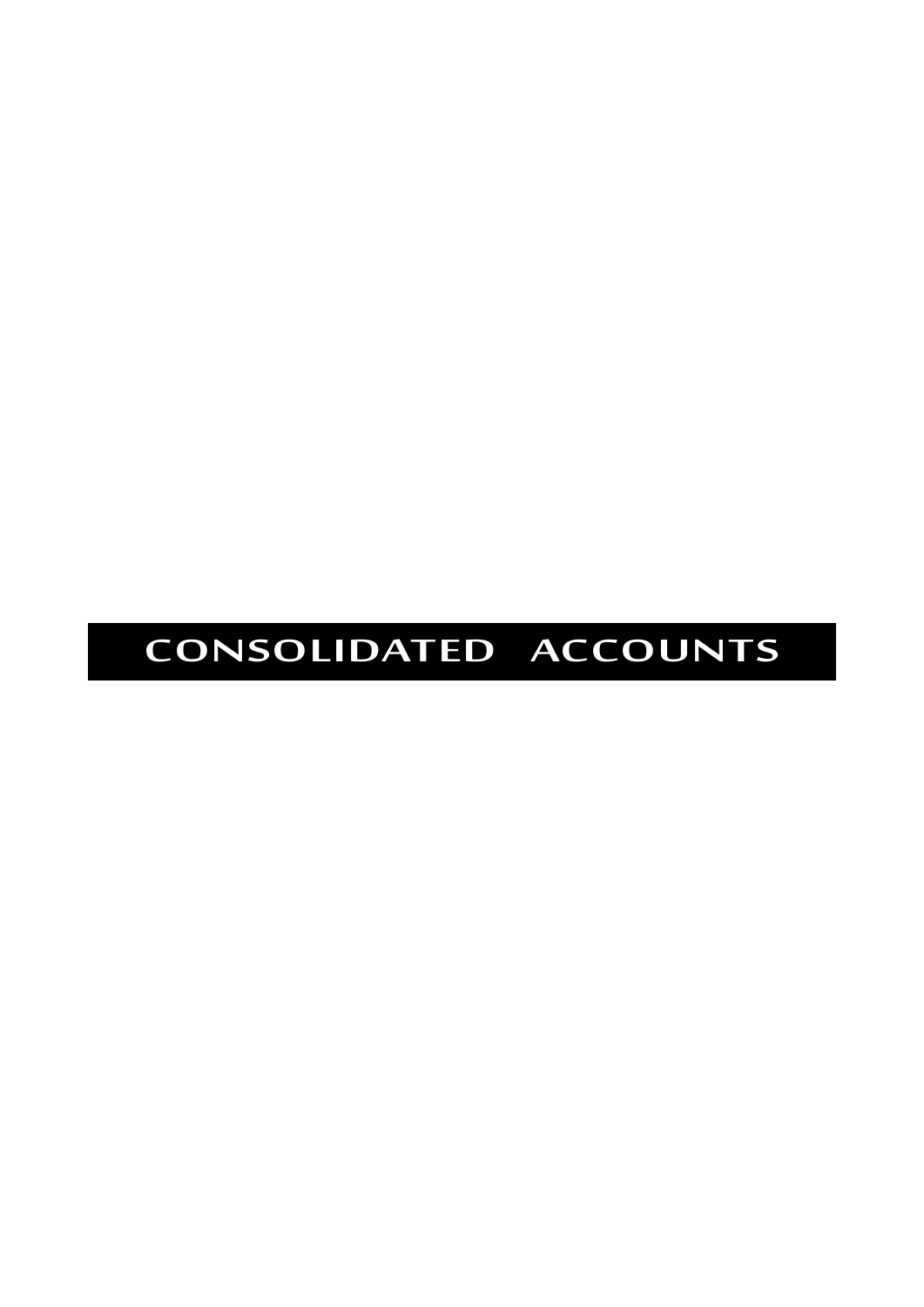# CONSOLIDATED ACCOUNTS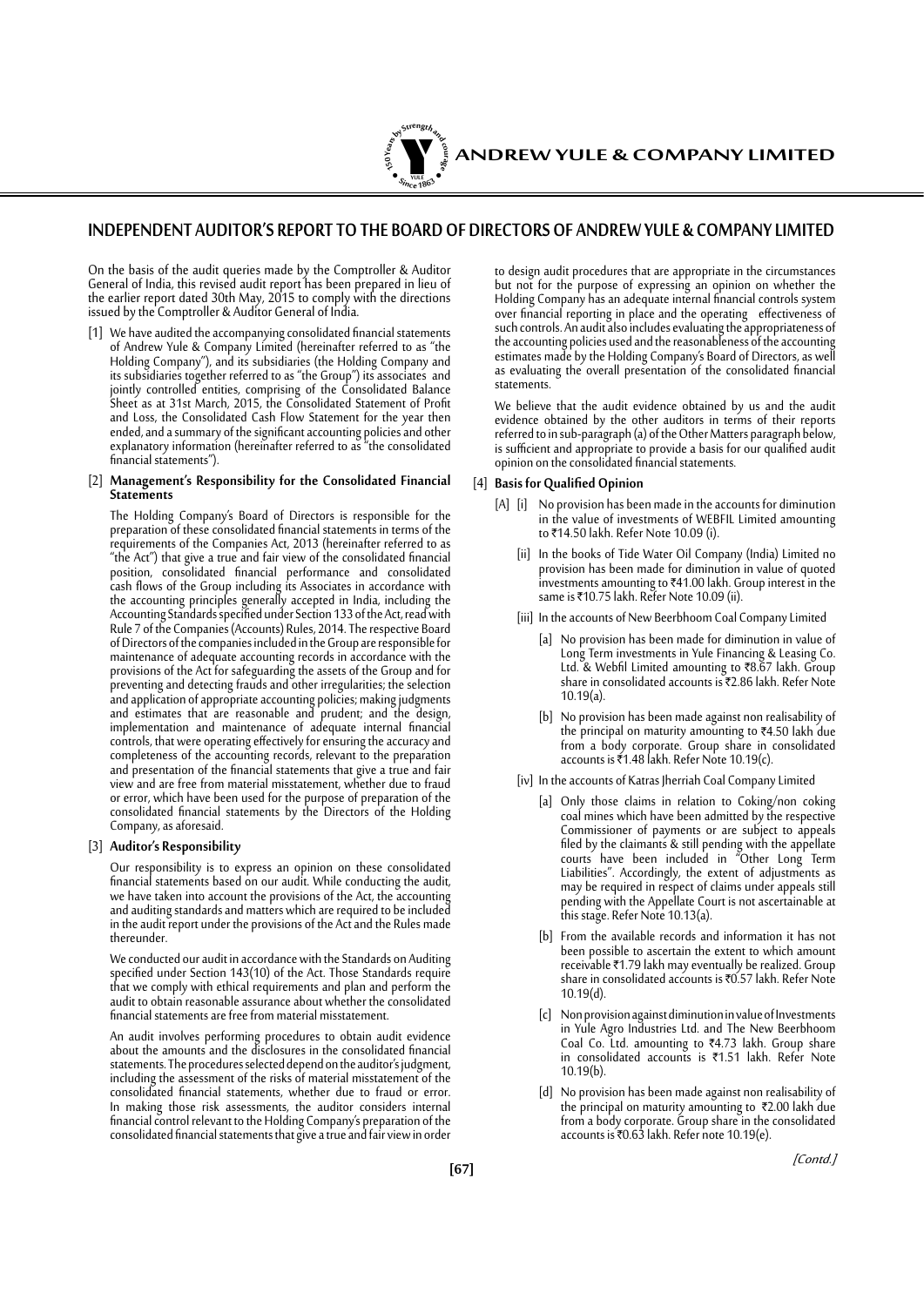# INDEPENDENT AUDITOR'S REPORT TO THE BOARD OF DIRECTORS OF ANDREW YULE & COMPANY LIMITED

On the basis of the audit queries made by the Comptroller & Auditor General of India, this revised audit report has been prepared in lieu of the earlier report dated 30th May, 2015 to comply with the directions issued by the Comptroller & Auditor General of India.

[1] We have audited the accompanying consolidated financial statements of Andrew Yule & Company Limited (hereinafter referred to as "the Holding Company"), and its subsidiaries (the Holding Company and its subsidiaries together referred to as "the Group") its associates and jointly controlled entities, comprising of the Consolidated Balance Sheet as at 31st March, 2015, the Consolidated Statement of Profit and Loss, the Consolidated Cash Flow Statement for the year then ended, and a summary of the significant accounting policies and other explanatory information (hereinafter referred to as "the consolidated financial statements").

[2] **Management's Responsibility for the Consolidated Financial Statements**

The Holding Company's Board of Directors is responsible for the preparation of these consolidated financial statements in terms of the requirements of the Companies Act, 2013 (hereinafter referred to as "the Act") that give a true and fair view of the consolidated financial position, consolidated financial performance and consolidated cash flows of the Group including its Associates in accordance with the accounting principles generally accepted in India, including the Accounting Standards specified under Section 133 of the Act, read with Rule 7 of the Companies (Accounts) Rules, 2014. The respective Board of Directors of the companies included in the Group are responsible for maintenance of adequate accounting records in accordance with the provisions of the Act for safeguarding the assets of the Group and for preventing and detecting frauds and other irregularities; the selection and application of appropriate accounting policies; making judgments and estimates that are reasonable and prudent; and the design, implementation and maintenance of adequate internal financial controls, that were operating effectively for ensuring the accuracy and completeness of the accounting records, relevant to the preparation and presentation of the financial statements that give a true and fair view and are free from material misstatement, whether due to fraud or error, which have been used for the purpose of preparation of the consolidated financial statements by the Directors of the Holding Company, as aforesaid.

[3] **Auditor's Responsibility**

Our responsibility is to express an opinion on these consolidated financial statements based on our audit. While conducting the audit, we have taken into account the provisions of the Act, the accounting and auditing standards and matters which are required to be included in the audit report under the provisions of the Act and the Rules made thereunder.

We conducted our audit in accordance with the Standards on Auditing specified under Section 143(10) of the Act. Those Standards require that we comply with ethical requirements and plan and perform the audit to obtain reasonable assurance about whether the consolidated financial statements are free from material misstatement.

An audit involves performing procedures to obtain audit evidence about the amounts and the disclosures in the consolidated financial statements. The procedures selected depend on the auditor's judgment, including the assessment of the risks of material misstatement of the consolidated financial statements, whether due to fraud or error. In making those risk assessments, the auditor considers internal financial control relevant to the Holding Company's preparation of the consolidated financial statements that give a true and fair view in order to design audit procedures that are appropriate in the circumstances but not for the purpose of expressing an opinion on whether the Holding Company has an adequate internal financial controls system over financial reporting in place and the operating effectiveness of such controls. An audit also includes evaluating the appropriateness of the accounting policies used and the reasonableness of the accounting estimates made by the Holding Company's Board of Directors, as well as evaluating the overall presentation of the consolidated financial statements.

We believe that the audit evidence obtained by us and the audit evidence obtained by the other auditors in terms of their reports referred to in sub-paragraph (a) of the Other Matters paragraph below, is sufficient and appropriate to provide a basis for our qualified audit opinion on the consolidated financial statements.

[4] **Basis for Qualified Opinion**

[A] [i] No provision has been made in the accounts for diminution in the value of investments of WEBFIL Limited amounting to ₹14.50 lakh. Refer Note 10.09 (i).

[ii] In the books of Tide Water Oil Company (India) Limited no provision has been made for diminution in value of quoted investments amounting to ₹41.00 lakh. Group interest in the same is ₹10.75 lakh. Refer Note 10.09 (ii).

[iii] In the accounts of New Beerbhoom Coal Company Limited

[a] No provision has been made for diminution in value of Long Term investments in Yule Financing & Leasing Co. Ltd. & Webfil Limited amounting to ₹8.67 lakh. Group share in consolidated accounts is ₹2.86 lakh. Refer Note 10.19(a).

[b] No provision has been made against non realisability of the principal on maturity amounting to ₹4.50 lakh due from a body corporate. Group share in consolidated accounts is ₹1.48 lakh. Refer Note 10.19(c).

[iv] In the accounts of Katras Jherriah Coal Company Limited

[a] Only those claims in relation to Coking/non coking coal mines which have been admitted by the respective Commissioner of payments or are subject to appeals filed by the claimants & still pending with the appellate courts have been included in "Other Long Term Liabilities". Accordingly, the extent of adjustments as may be required in respect of claims under appeals still pending with the Appellate Court is not ascertainable at this stage. Refer Note 10.13(a).

[b] From the available records and information it has not been possible to ascertain the extent to which amount receivable ₹1.79 lakh may eventually be realized. Group share in consolidated accounts is ₹0.57 lakh. Refer Note 10.19(d).

[c] Non provision against diminution in value of Investments in Yule Agro Industries Ltd. and The New Beerbhoom Coal Co. Ltd. amounting to ₹4.73 lakh. Group share in consolidated accounts is ₹1.51 lakh. Refer Note 10.19(b).

[d] No provision has been made against non realisability of the principal on maturity amounting to ₹2.00 lakh due from a body corporate. Group share in the consolidated accounts is ₹0.63 lakh. Refer note 10.19(e).

*[Contd.]*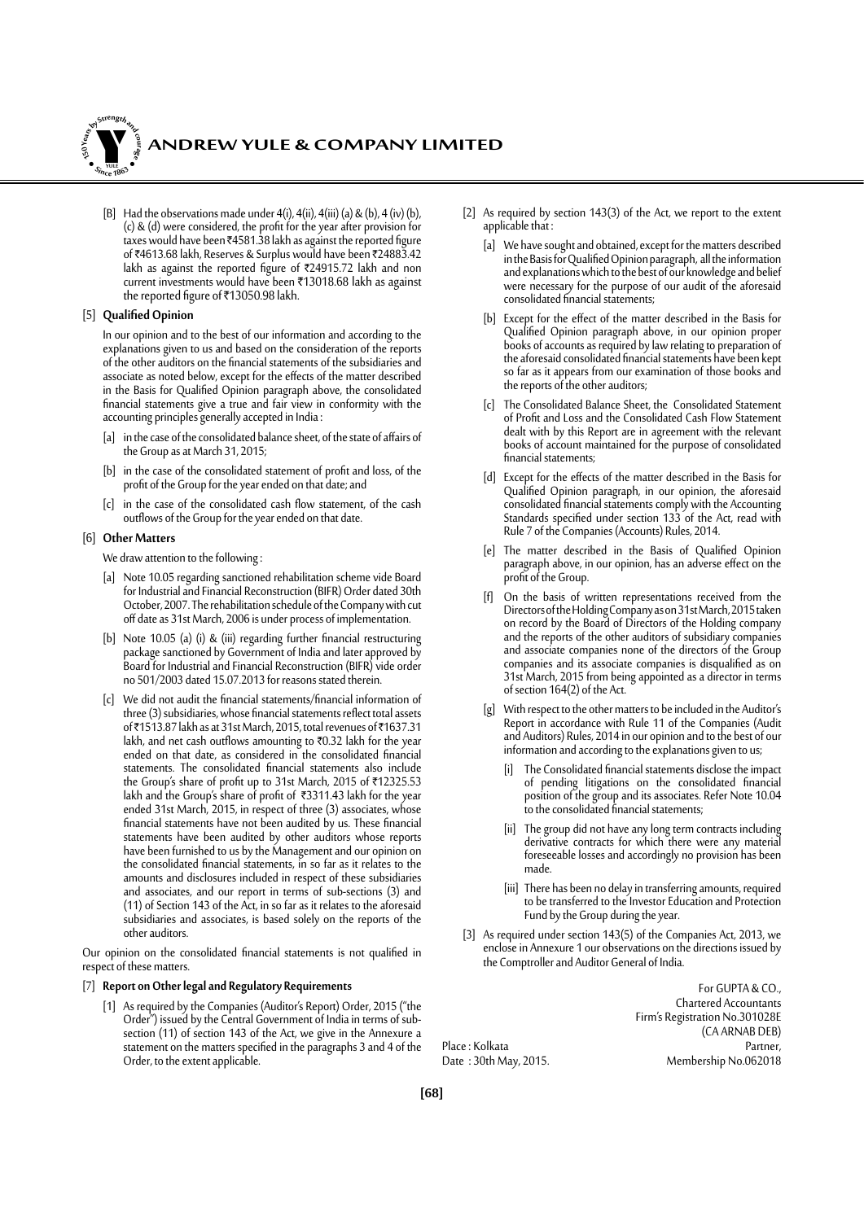[B] Had the observations made under 4(i), 4(ii), 4(iii) (a) & (b), 4 (iv) (b), (c) & (d) were considered, the profit for the year after provision for taxes would have been ₹4581.38 lakh as against the reported figure of ₹4613.68 lakh, Reserves & Surplus would have been ₹24883.42 lakh as against the reported figure of ₹24915.72 lakh and non current investments would have been ₹13018.68 lakh as against the reported figure of ₹13050.98 lakh.

[5] **Qualified Opinion**

In our opinion and to the best of our information and according to the explanations given to us and based on the consideration of the reports of the other auditors on the financial statements of the subsidiaries and associate as noted below, except for the effects of the matter described in the Basis for Qualified Opinion paragraph above, the consolidated financial statements give a true and fair view in conformity with the accounting principles generally accepted in India :

[a] in the case of the consolidated balance sheet, of the state of affairs of the Group as at March 31, 2015;

[b] in the case of the consolidated statement of profit and loss, of the profit of the Group for the year ended on that date; and

[c] in the case of the consolidated cash flow statement, of the cash outflows of the Group for the year ended on that date.

[6] **Other Matters**

We draw attention to the following :

[a] Note 10.05 regarding sanctioned rehabilitation scheme vide Board for Industrial and Financial Reconstruction (BIFR) Order dated 30th October, 2007. The rehabilitation schedule of the Company with cut off date as 31st March, 2006 is under process of implementation.

[b] Note 10.05 (a) (i) & (iii) regarding further financial restructuring package sanctioned by Government of India and later approved by Board for Industrial and Financial Reconstruction (BIFR) vide order no 501/2003 dated 15.07.2013 for reasons stated therein.

[c] We did not audit the financial statements/financial information of three (3) subsidiaries, whose financial statements reflect total assets of ₹1513.87 lakh as at 31st March, 2015, total revenues of ₹1637.31 lakh, and net cash outflows amounting to ₹0.32 lakh for the year ended on that date, as considered in the consolidated financial statements. The consolidated financial statements also include the Group's share of profit up to 31st March, 2015 of ₹12325.53 lakh and the Group's share of profit of ₹3311.43 lakh for the year ended 31st March, 2015, in respect of three (3) associates, whose financial statements have not been audited by us. These financial statements have been audited by other auditors whose reports have been furnished to us by the Management and our opinion on the consolidated financial statements, in so far as it relates to the amounts and disclosures included in respect of these subsidiaries and associates, and our report in terms of sub-sections (3) and (11) of Section 143 of the Act, in so far as it relates to the aforesaid subsidiaries and associates, is based solely on the reports of the other auditors.

Our opinion on the consolidated financial statements is not qualified in respect of these matters.

[7] **Report on Other legal and Regulatory Requirements**

[1] As required by the Companies (Auditor's Report) Order, 2015 ("the Order") issued by the Central Government of India in terms of sub-section (11) of section 143 of the Act, we give in the Annexure a statement on the matters specified in the paragraphs 3 and 4 of the Order, to the extent applicable.

[2] As required by section 143(3) of the Act, we report to the extent applicable that :

[a] We have sought and obtained, except for the matters described in the Basis for Qualified Opinion paragraph, all the information and explanations which to the best of our knowledge and belief were necessary for the purpose of our audit of the aforesaid consolidated financial statements;

[b] Except for the effect of the matter described in the Basis for Qualified Opinion paragraph above, in our opinion proper books of accounts as required by law relating to preparation of the aforesaid consolidated financial statements have been kept so far as it appears from our examination of those books and the reports of the other auditors;

[c] The Consolidated Balance Sheet, the Consolidated Statement of Profit and Loss and the Consolidated Cash Flow Statement dealt with by this Report are in agreement with the relevant books of account maintained for the purpose of consolidated financial statements;

[d] Except for the effects of the matter described in the Basis for Qualified Opinion paragraph, in our opinion, the aforesaid consolidated financial statements comply with the Accounting Standards specified under section 133 of the Act, read with Rule 7 of the Companies (Accounts) Rules, 2014.

[e] The matter described in the Basis of Qualified Opinion paragraph above, in our opinion, has an adverse effect on the profit of the Group.

[f] On the basis of written representations received from the Directors of the Holding Company as on 31st March, 2015 taken on record by the Board of Directors of the Holding company and the reports of the other auditors of subsidiary companies and associate companies none of the directors of the Group companies and its associate companies is disqualified as on 31st March, 2015 from being appointed as a director in terms of section 164(2) of the Act.

[g] With respect to the other matters to be included in the Auditor's Report in accordance with Rule 11 of the Companies (Audit and Auditors) Rules, 2014 in our opinion and to the best of our information and according to the explanations given to us;

[i] The Consolidated financial statements disclose the impact of pending litigations on the consolidated financial position of the group and its associates. Refer Note 10.04 to the consolidated financial statements;

[ii] The group did not have any long term contracts including derivative contracts for which there were any material foreseeable losses and accordingly no provision has been made.

[iii] There has been no delay in transferring amounts, required to be transferred to the Investor Education and Protection Fund by the Group during the year.

[3] As required under section 143(5) of the Companies Act, 2013, we enclose in Annexure 1 our observations on the directions issued by the Comptroller and Auditor General of India.

For GUPTA & CO.,
Chartered Accountants
Firm's Registration No.301028E
(CA ARNAB DEB)
Partner,
Membership No.062018

Place : Kolkata
Date : 30th May, 2015.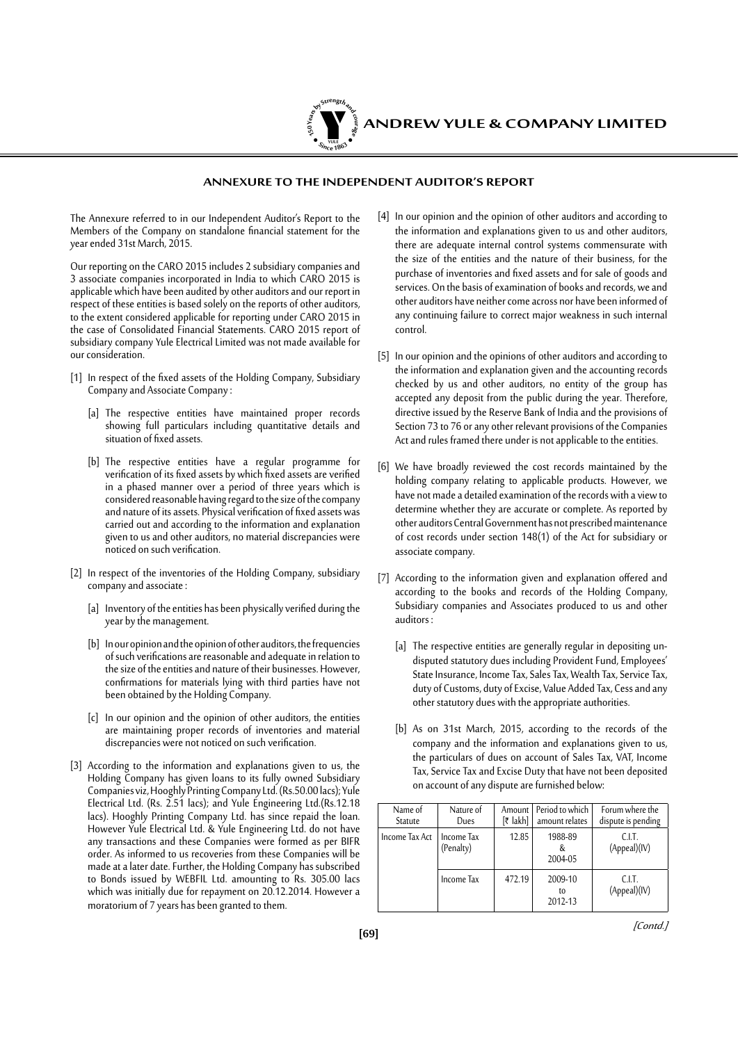## ANNEXURE TO THE INDEPENDENT AUDITOR'S REPORT

The Annexure referred to in our Independent Auditor's Report to the Members of the Company on standalone financial statement for the year ended 31st March, 2015.

Our reporting on the CARO 2015 includes 2 subsidiary companies and 3 associate companies incorporated in India to which CARO 2015 is applicable which have been audited by other auditors and our report in respect of these entities is based solely on the reports of other auditors, to the extent considered applicable for reporting under CARO 2015 in the case of Consolidated Financial Statements. CARO 2015 report of subsidiary company Yule Electrical Limited was not made available for our consideration.

[1] In respect of the fixed assets of the Holding Company, Subsidiary Company and Associate Company :

[a] The respective entities have maintained proper records showing full particulars including quantitative details and situation of fixed assets.

[b] The respective entities have a regular programme for verification of its fixed assets by which fixed assets are verified in a phased manner over a period of three years which is considered reasonable having regard to the size of the company and nature of its assets. Physical verification of fixed assets was carried out and according to the information and explanation given to us and other auditors, no material discrepancies were noticed on such verification.

[2] In respect of the inventories of the Holding Company, subsidiary company and associate :

[a] Inventory of the entities has been physically verified during the year by the management.

[b] In our opinion and the opinion of other auditors, the frequencies of such verifications are reasonable and adequate in relation to the size of the entities and nature of their businesses. However, confirmations for materials lying with third parties have not been obtained by the Holding Company.

[c] In our opinion and the opinion of other auditors, the entities are maintaining proper records of inventories and material discrepancies were not noticed on such verification.

[3] According to the information and explanations given to us, the Holding Company has given loans to its fully owned Subsidiary Companies viz, Hooghly Printing Company Ltd. (Rs.50.00 lacs); Yule Electrical Ltd. (Rs. 2.51 lacs); and Yule Engineering Ltd.(Rs.12.18 lacs). Hooghly Printing Company Ltd. has since repaid the loan. However Yule Electrical Ltd. & Yule Engineering Ltd. do not have any transactions and these Companies were formed as per BIFR order. As informed to us recoveries from these Companies will be made at a later date. Further, the Holding Company has subscribed to Bonds issued by WEBFIL Ltd. amounting to Rs. 305.00 lacs which was initially due for repayment on 20.12.2014. However a moratorium of 7 years has been granted to them.

[4] In our opinion and the opinion of other auditors and according to the information and explanations given to us and other auditors, there are adequate internal control systems commensurate with the size of the entities and the nature of their business, for the purchase of inventories and fixed assets and for sale of goods and services. On the basis of examination of books and records, we and other auditors have neither come across nor have been informed of any continuing failure to correct major weakness in such internal control.

[5] In our opinion and the opinions of other auditors and according to the information and explanation given and the accounting records checked by us and other auditors, no entity of the group has accepted any deposit from the public during the year. Therefore, directive issued by the Reserve Bank of India and the provisions of Section 73 to 76 or any other relevant provisions of the Companies Act and rules framed there under is not applicable to the entities.

[6] We have broadly reviewed the cost records maintained by the holding company relating to applicable products. However, we have not made a detailed examination of the records with a view to determine whether they are accurate or complete. As reported by other auditors Central Government has not prescribed maintenance of cost records under section 148(1) of the Act for subsidiary or associate company.

[7] According to the information given and explanation offered and according to the books and records of the Holding Company, Subsidiary companies and Associates produced to us and other auditors :

[a] The respective entities are generally regular in depositing undisputed statutory dues including Provident Fund, Employees' State Insurance, Income Tax, Sales Tax, Wealth Tax, Service Tax, duty of Customs, duty of Excise, Value Added Tax, Cess and any other statutory dues with the appropriate authorities.

[b] As on 31st March, 2015, according to the records of the company and the information and explanations given to us, the particulars of dues on account of Sales Tax, VAT, Income Tax, Service Tax and Excise Duty that have not been deposited on account of any dispute are furnished below:

| Name of Statute | Nature of Dues | Amount [₹ lakh] | Period to which amount relates | Forum where the dispute is pending |
|---|---|---|---|---|
| Income Tax Act | Income Tax (Penalty) | 12.85 | 1988-89 & 2004-05 | C.I.T. (Appeal)(IV) |
| | Income Tax | 472.19 | 2009-10 to 2012-13 | C.I.T. (Appeal)(IV) |

*[Contd.]*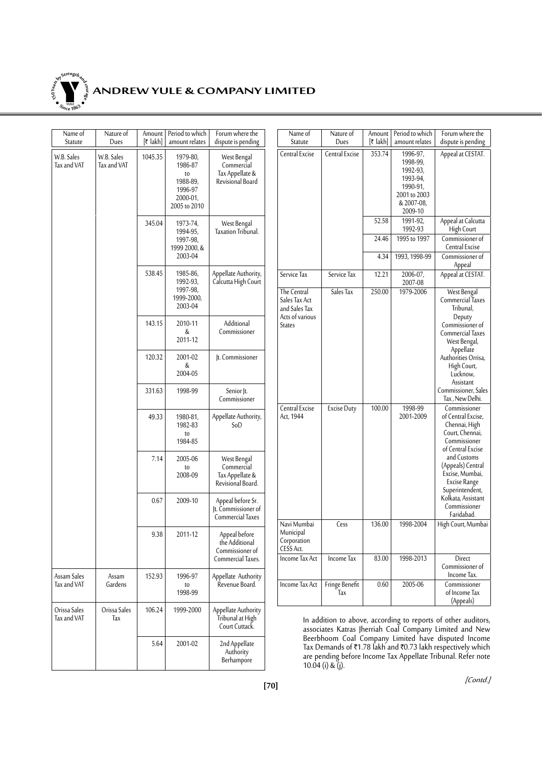| Name of Statute | Nature of Dues | Amount [₹ lakh] | Period to which amount relates | Forum where the dispute is pending |
|---|---|---|---|---|
| W.B. Sales Tax and VAT | W.B. Sales Tax and VAT | 1045.35 | 1979-80, 1986-87 to 1988-89, 1996-97 2000-01, 2005 to 2010 | West Bengal Commercial Tax Appellate & Revisional Board |
| | | 345.04 | 1973-74, 1994-95, 1997-98, 1999 2000, & 2003-04 | West Bengal Taxation Tribunal. |
| | | 538.45 | 1985-86, 1992-93, 1997-98, 1999-2000, 2003-04 | Appellate Authority, Calcutta High Court |
| | | 143.15 | 2010-11 & 2011-12 | Additional Commissioner |
| | | 120.32 | 2001-02 & 2004-05 | Jt. Commissioner |
| | | 331.63 | 1998-99 | Senior Jt. Commissioner |
| | | 49.33 | 1980-81, 1982-83 to 1984-85 | Appellate Authority, SoD |
| | | 7.14 | 2005-06 to 2008-09 | West Bengal Commercial Tax Appellate & Revisional Board. |
| | | 0.67 | 2009-10 | Appeal before Sr. Jt. Commissioner of Commercial Taxes |
| | | 9.38 | 2011-12 | Appeal before the Additional Commissioner of Commercial Taxes. |
| Assam Sales Tax and VAT | Assam Gardens | 152.93 | 1996-97 to 1998-99 | Appellate Authority Revenue Board. |
| Orissa Sales Tax and VAT | Orissa Sales Tax | 106.24 | 1999-2000 | Appellate Authority Tribunal at High Court Cuttack. |
| | | 5.64 | 2001-02 | 2nd Appellate Authority Berhampore |
| Central Excise | Central Excise | 353.74 | 1996-97, 1998-99, 1992-93, 1993-94, 1990-91, 2001 to 2003 & 2007-08, 2009-10 | Appeal at CESTAT. |
| | | 52.58 | 1991-92, 1992-93 | Appeal at Calcutta High Court |
| | | 24.46 | 1995 to 1997 | Commissioner of Central Excise |
| | | 4.34 | 1993, 1998-99 | Commissioner of Appeal |
| Service Tax | Service Tax | 12.21 | 2006-07, 2007-08 | Appeal at CESTAT. |
| The Central Sales Tax Act and Sales Tax Acts of various States | Sales Tax | 250.00 | 1979-2006 | West Bengal Commercial Taxes Tribunal, Deputy Commissioner of Commercial Taxes West Bengal, Appellate Authorities Orissa, High Court, Lucknow, Assistant Commissioner, Sales Tax, New Delhi. |
| Central Excise Act, 1944 | Excise Duty | 100.00 | 1998-99 2001-2009 | Commissioner of Central Excise, Chennai, High Court, Chennai, Commissioner of Central Excise and Customs (Appeals) Central Excise, Mumbai, Excise Range Superintendent, Kolkata, Assistant Commissioner Faridabad. |
| Navi Mumbai Municipal Corporation CESS Act. | Cess | 136.00 | 1998-2004 | High Court, Mumbai |
| Income Tax Act | Income Tax | 83.00 | 1998-2013 | Direct Commissioner of Income Tax. |
| Income Tax Act | Fringe Benefit Tax | 0.60 | 2005-06 | Commissioner of Income Tax (Appeals) |

In addition to above, according to reports of other auditors, associates Katras Jherriah Coal Company Limited and New Beerbhoom Coal Company Limited have disputed Income Tax Demands of ₹1.78 lakh and ₹0.73 lakh respectively which are pending before Income Tax Appellate Tribunal. Refer note 10.04 (i) & (j).

*[Contd.]*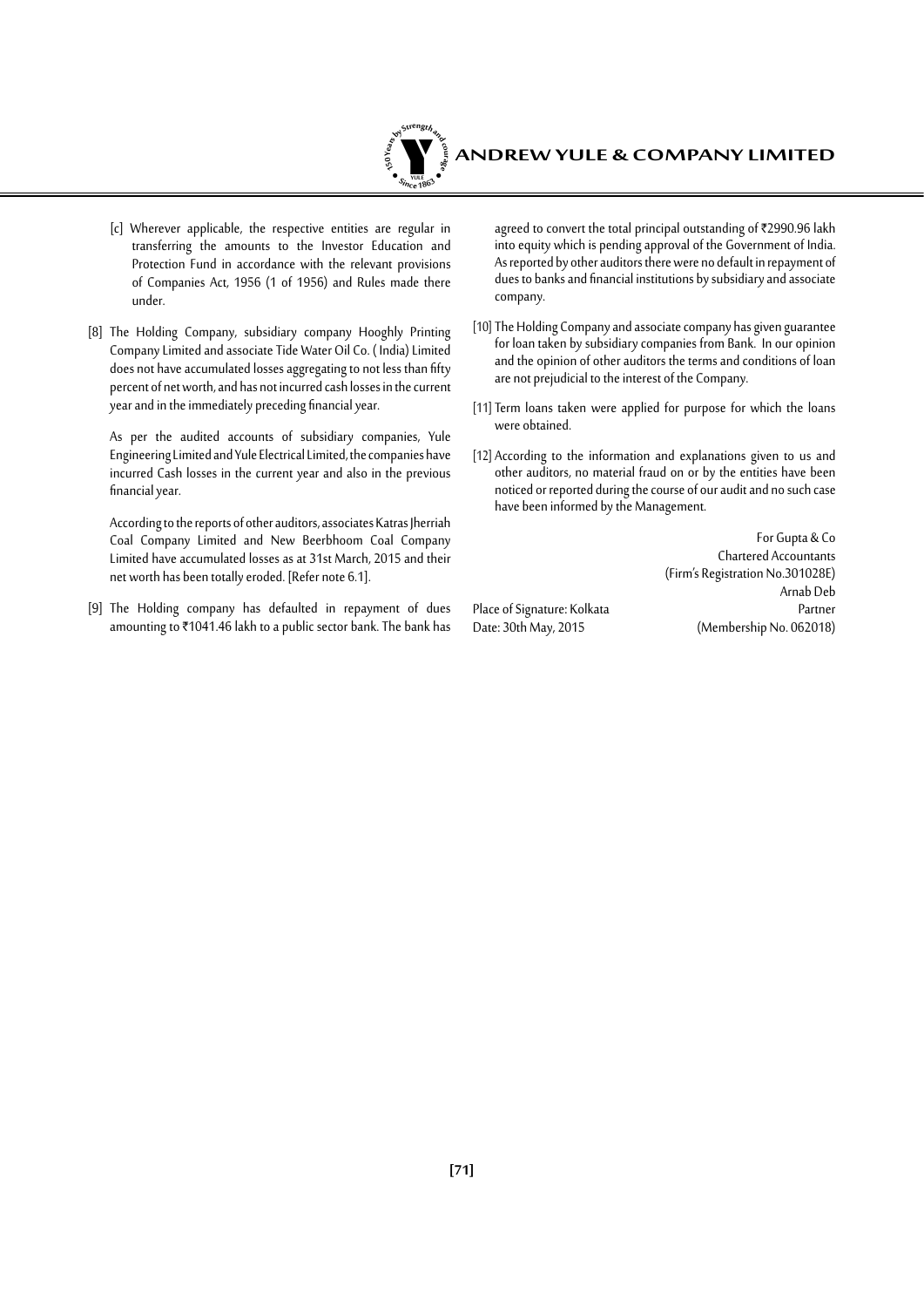[c] Wherever applicable, the respective entities are regular in transferring the amounts to the Investor Education and Protection Fund in accordance with the relevant provisions of Companies Act, 1956 (1 of 1956) and Rules made there under.

[8] The Holding Company, subsidiary company Hooghly Printing Company Limited and associate Tide Water Oil Co. ( India) Limited does not have accumulated losses aggregating to not less than fifty percent of net worth, and has not incurred cash losses in the current year and in the immediately preceding financial year.

As per the audited accounts of subsidiary companies, Yule Engineering Limited and Yule Electrical Limited, the companies have incurred Cash losses in the current year and also in the previous financial year.

According to the reports of other auditors, associates Katras Jherriah Coal Company Limited and New Beerbhoom Coal Company Limited have accumulated losses as at 31st March, 2015 and their net worth has been totally eroded. [Refer note 6.1].

[9] The Holding company has defaulted in repayment of dues amounting to ₹1041.46 lakh to a public sector bank. The bank has agreed to convert the total principal outstanding of ₹2990.96 lakh into equity which is pending approval of the Government of India. As reported by other auditors there were no default in repayment of dues to banks and financial institutions by subsidiary and associate company.

[10] The Holding Company and associate company has given guarantee for loan taken by subsidiary companies from Bank. In our opinion and the opinion of other auditors the terms and conditions of loan are not prejudicial to the interest of the Company.

[11] Term loans taken were applied for purpose for which the loans were obtained.

[12] According to the information and explanations given to us and other auditors, no material fraud on or by the entities have been noticed or reported during the course of our audit and no such case have been informed by the Management.

For Gupta & Co
Chartered Accountants
(Firm's Registration No.301028E)
Arnab Deb
Partner
(Membership No. 062018)

Place of Signature: Kolkata
Date: 30th May, 2015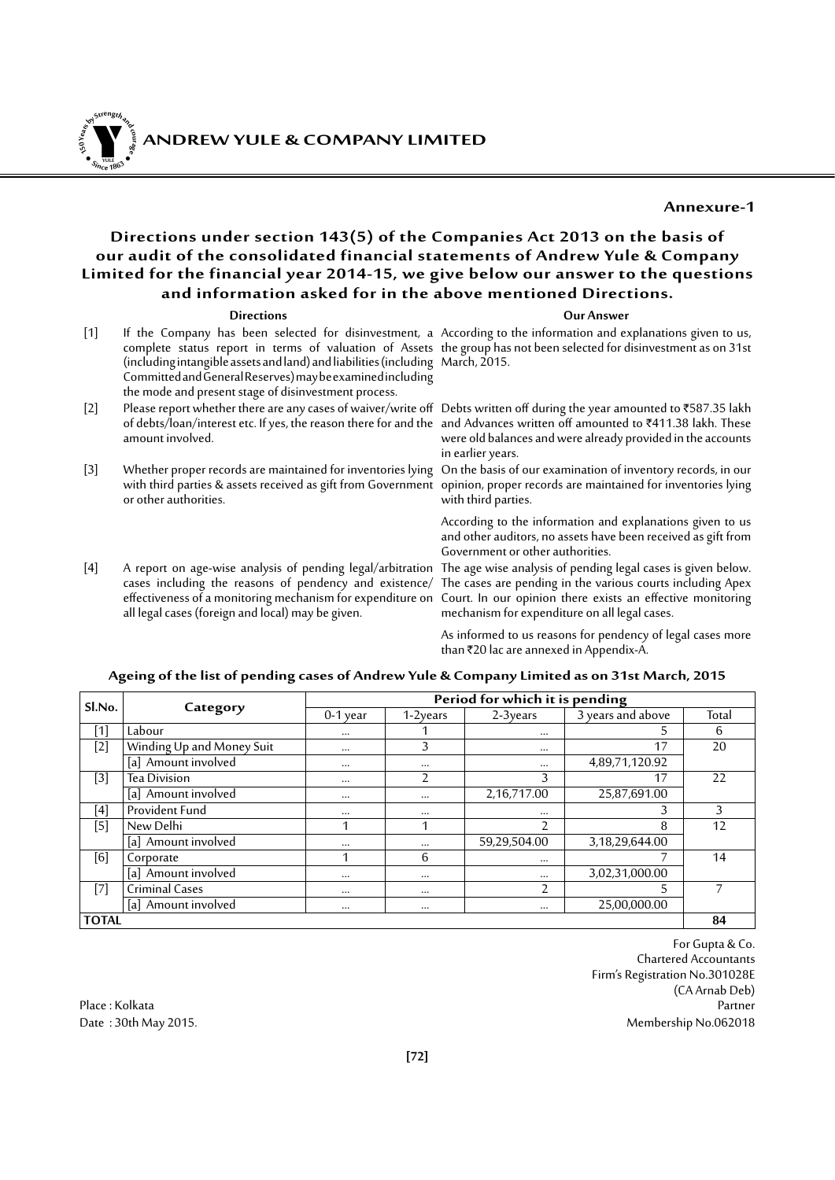## Annexure-1

### Directions under section 143(5) of the Companies Act 2013 on the basis of our audit of the consolidated financial statements of Andrew Yule & Company Limited for the financial year 2014-15, we give below our answer to the questions and information asked for in the above mentioned Directions.

| | Directions | Our Answer |
|---|---|---|
| [1] | If the Company has been selected for disinvestment, a complete status report in terms of valuation of Assets (including intangible assets and land) and liabilities (including Committed and General Reserves) may be examined including the mode and present stage of disinvestment process. | According to the information and explanations given to us, the group has not been selected for disinvestment as on 31st March, 2015. |
| [2] | Please report whether there are any cases of waiver/write off of debts/loan/interest etc. If yes, the reason there for and the amount involved. | Debts written off during the year amounted to ₹587.35 lakh and Advances written off amounted to ₹411.38 lakh. These were old balances and were already provided in the accounts in earlier years. |
| [3] | Whether proper records are maintained for inventories lying with third parties & assets received as gift from Government or other authorities. | On the basis of our examination of inventory records, in our opinion, proper records are maintained for inventories lying with third parties.<br><br>According to the information and explanations given to us and other auditors, no assets have been received as gift from Government or other authorities. |
| [4] | A report on age-wise analysis of pending legal/arbitration cases including the reasons of pendency and existence/ effectiveness of a monitoring mechanism for expenditure on all legal cases (foreign and local) may be given. | The age wise analysis of pending legal cases is given below. The cases are pending in the various courts including Apex Court. In our opinion there exists an effective monitoring mechanism for expenditure on all legal cases.<br><br>As informed to us reasons for pendency of legal cases more than ₹20 lac are annexed in Appendix-A. |

**Ageing of the list of pending cases of Andrew Yule & Company Limited as on 31st March, 2015**

| Sl.No. | Category | Period for which it is pending | | | | |
|---|---|---|---|---|---|---|
| | | 0-1 year | 1-2years | 2-3years | 3 years and above | Total |
| [1] | Labour | ... | 1 | ... | 5 | 6 |
| [2] | Winding Up and Money Suit | ... | 3 | ... | 17 | 20 |
| | [a] Amount involved | ... | ... | ... | 4,89,71,120.92 | |
| [3] | Tea Division | ... | 2 | 3 | 17 | 22 |
| | [a] Amount involved | ... | ... | 2,16,717.00 | 25,87,691.00 | |
| [4] | Provident Fund | ... | ... | ... | 3 | 3 |
| [5] | New Delhi | 1 | 1 | 2 | 8 | 12 |
| | [a] Amount involved | ... | ... | 59,29,504.00 | 3,18,29,644.00 | |
| [6] | Corporate | 1 | 6 | ... | 7 | 14 |
| | [a] Amount involved | ... | ... | ... | 3,02,31,000.00 | |
| [7] | Criminal Cases | ... | ... | 2 | 5 | 7 |
| | [a] Amount involved | ... | ... | ... | 25,00,000.00 | |
| **TOTAL** | | | | | | **84** |

For Gupta & Co.
Chartered Accountants
Firm's Registration No.301028E
(CA Arnab Deb)
Partner
Membership No.062018

Place : Kolkata
Date : 30th May 2015.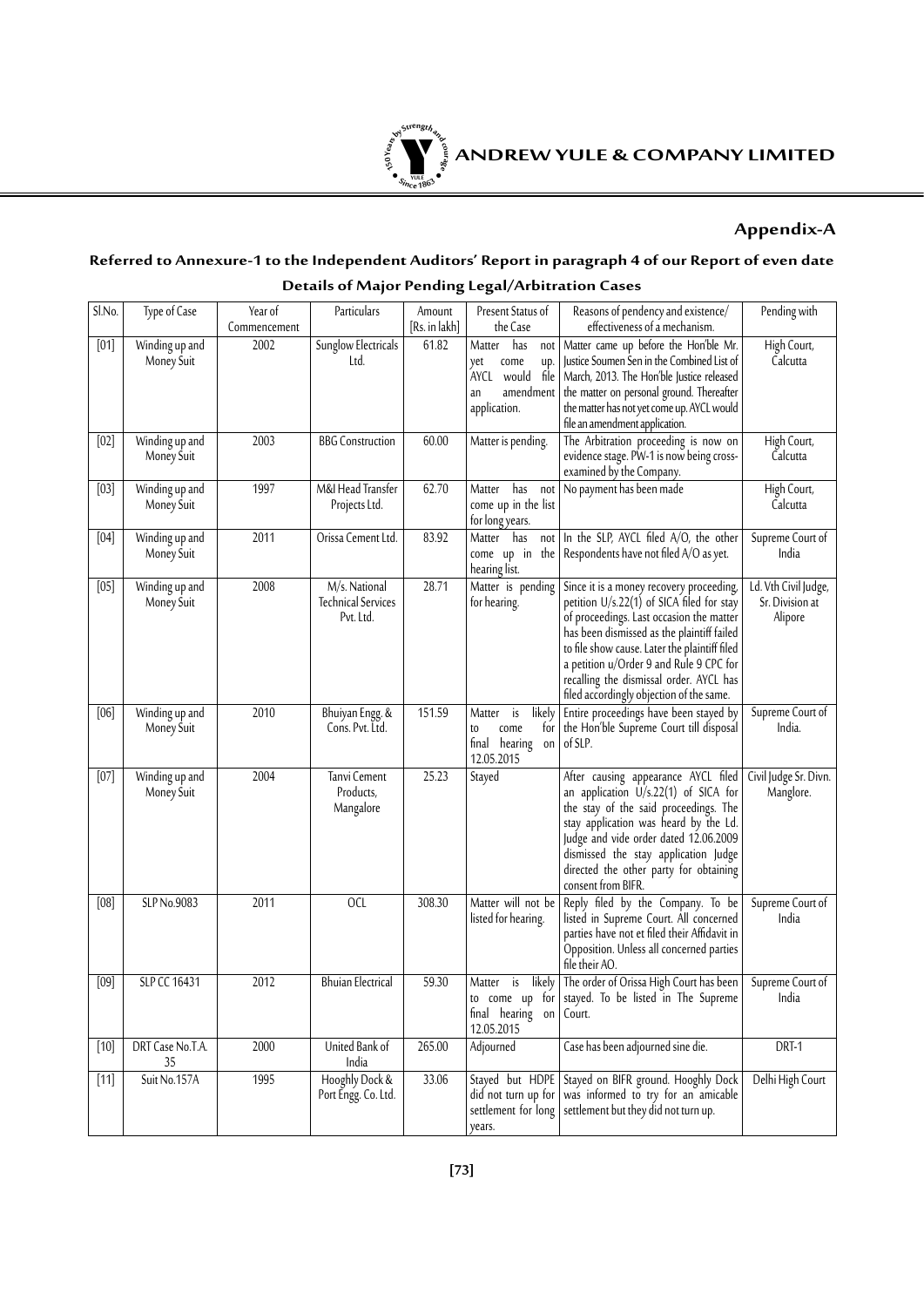## Appendix-A

### Referred to Annexure-1 to the Independent Auditors' Report in paragraph 4 of our Report of even date

### Details of Major Pending Legal/Arbitration Cases

| Sl.No. | Type of Case | Year of Commencement | Particulars | Amount [Rs. in lakh] | Present Status of the Case | Reasons of pendency and existence/ effectiveness of a mechanism. | Pending with |
|---|---|---|---|---|---|---|---|
| [01] | Winding up and Money Suit | 2002 | Sunglow Electricals Ltd. | 61.82 | Matter has not yet come up. AYCL would file an amendment application. | Matter came up before the Hon'ble Mr. Justice Soumen Sen in the Combined List of March, 2013. The Hon'ble Justice released the matter on personal ground. Thereafter the matter has not yet come up. AYCL would file an amendment application. | High Court, Calcutta |
| [02] | Winding up and Money Suit | 2003 | BBG Construction | 60.00 | Matter is pending. | The Arbitration proceeding is now on evidence stage. PW-1 is now being cross-examined by the Company. | High Court, Calcutta |
| [03] | Winding up and Money Suit | 1997 | M&I Head Transfer Projects Ltd. | 62.70 | Matter has not come up in the list for long years. | No payment has been made | High Court, Calcutta |
| [04] | Winding up and Money Suit | 2011 | Orissa Cement Ltd. | 83.92 | Matter has not come up in the hearing list. | In the SLP, AYCL filed A/O, the other Respondents have not filed A/O as yet. | Supreme Court of India |
| [05] | Winding up and Money Suit | 2008 | M/s. National Technical Services Pvt. Ltd. | 28.71 | Matter is pending for hearing. | Since it is a money recovery proceeding, petition U/s.22(1) of SICA filed for stay of proceedings. Last occasion the matter has been dismissed as the plaintiff failed to file show cause. Later the plaintiff filed a petition u/Order 9 and Rule 9 CPC for recalling the dismissal order. AYCL has filed accordingly objection of the same. | Ld. Vth Civil Judge, Sr. Division at Alipore |
| [06] | Winding up and Money Suit | 2010 | Bhuiyan Engg. & Cons. Pvt. Ltd. | 151.59 | Matter is likely to come for final hearing on 12.05.2015 | Entire proceedings have been stayed by the Hon'ble Supreme Court till disposal of SLP. | Supreme Court of India. |
| [07] | Winding up and Money Suit | 2004 | Tanvi Cement Products, Mangalore | 25.23 | Stayed | After causing appearance AYCL filed an application U/s.22(1) of SICA for the stay of the said proceedings. The stay application was heard by the Ld. Judge and vide order dated 12.06.2009 dismissed the stay application Judge directed the other party for obtaining consent from BIFR. | Civil Judge Sr. Divn. Manglore. |
| [08] | SLP No.9083 | 2011 | OCL | 308.30 | Matter will not be listed for hearing. | Reply filed by the Company. To be listed in Supreme Court. All concerned parties have not et filed their Affidavit in Opposition. Unless all concerned parties file their AO. | Supreme Court of India |
| [09] | SLP CC 16431 | 2012 | Bhuian Electrical | 59.30 | Matter is likely to come up for final hearing on 12.05.2015 | The order of Orissa High Court has been stayed. To be listed in The Supreme Court. | Supreme Court of India |
| [10] | DRT Case No.T.A. 35 | 2000 | United Bank of India | 265.00 | Adjourned | Case has been adjourned sine die. | DRT-1 |
| [11] | Suit No.157A | 1995 | Hooghly Dock & Port Engg. Co. Ltd. | 33.06 | Stayed but HDPE did not turn up for settlement for long years. | Stayed on BIFR ground. Hooghly Dock was informed to try for an amicable settlement but they did not turn up. | Delhi High Court |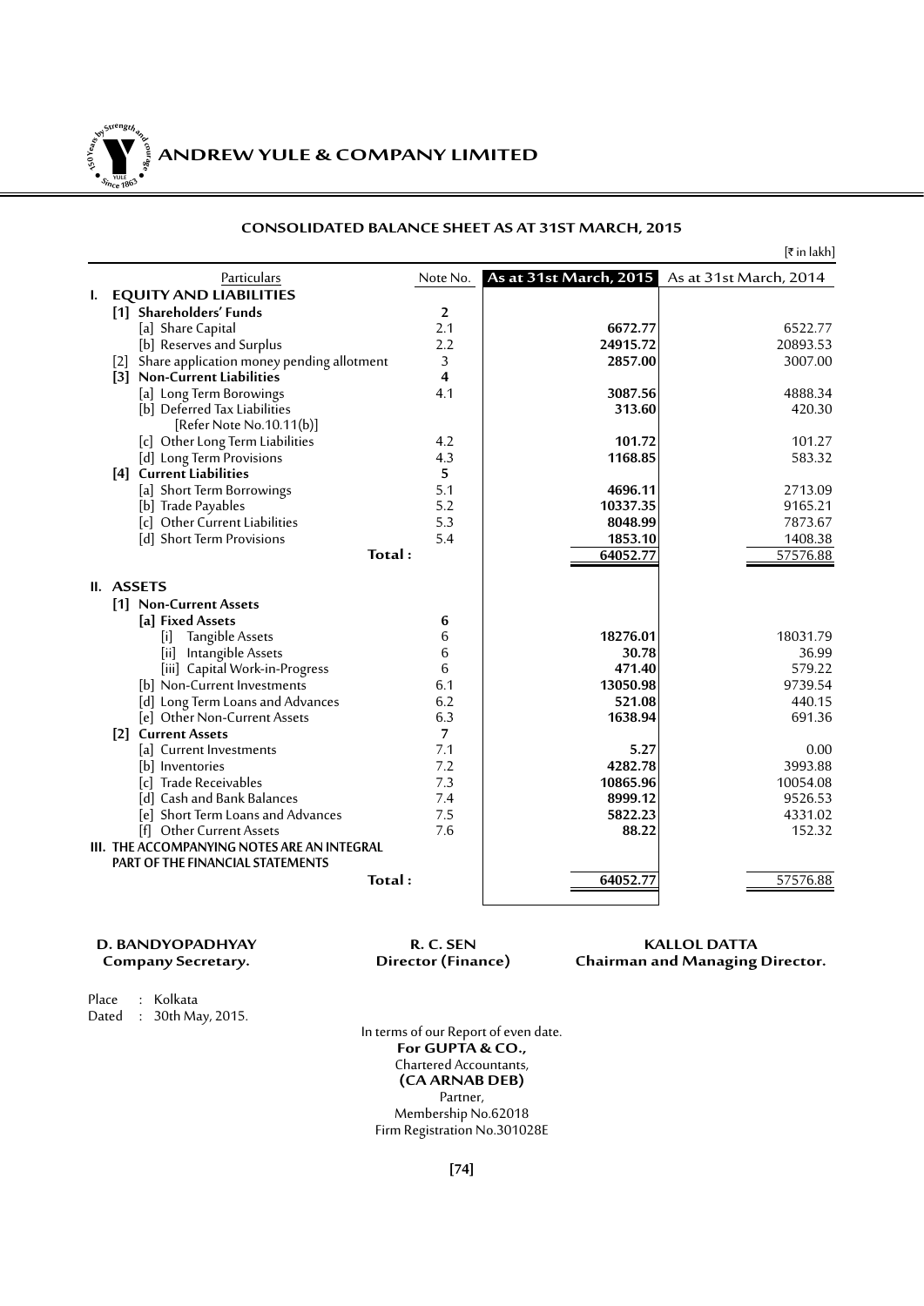# ANDREW YULE & COMPANY LIMITED

## CONSOLIDATED BALANCE SHEET AS AT 31ST MARCH, 2015

[₹ in lakh]

| Particulars | Note No. | As at 31st March, 2015 | As at 31st March, 2014 |
|---|---|---|---|
| **I. EQUITY AND LIABILITIES** | | | |
| **[1] Shareholders' Funds** | **2** | | |
| [a] Share Capital | 2.1 | **6672.77** | 6522.77 |
| [b] Reserves and Surplus | 2.2 | **24915.72** | 20893.53 |
| [2] Share application money pending allotment | 3 | **2857.00** | 3007.00 |
| **[3] Non-Current Liabilities** | **4** | | |
| [a] Long Term Borowings | 4.1 | **3087.56** | 4888.34 |
| [b] Deferred Tax Liabilities [Refer Note No.10.11(b)] | | **313.60** | 420.30 |
| [c] Other Long Term Liabilities | 4.2 | **101.72** | 101.27 |
| [d] Long Term Provisions | 4.3 | **1168.85** | 583.32 |
| **[4] Current Liabilities** | **5** | | |
| [a] Short Term Borrowings | 5.1 | **4696.11** | 2713.09 |
| [b] Trade Payables | 5.2 | **10337.35** | 9165.21 |
| [c] Other Current Liabilities | 5.3 | **8048.99** | 7873.67 |
| [d] Short Term Provisions | 5.4 | **1853.10** | 1408.38 |
| **Total :** | | **64052.77** | 57576.88 |
| **II. ASSETS** | | | |
| **[1] Non-Current Assets** | | | |
| **[a] Fixed Assets** | **6** | | |
| [i] Tangible Assets | 6 | **18276.01** | 18031.79 |
| [ii] Intangible Assets | 6 | **30.78** | 36.99 |
| [iii] Capital Work-in-Progress | 6 | **471.40** | 579.22 |
| [b] Non-Current Investments | 6.1 | **13050.98** | 9739.54 |
| [d] Long Term Loans and Advances | 6.2 | **521.08** | 440.15 |
| [e] Other Non-Current Assets | 6.3 | **1638.94** | 691.36 |
| **[2] Current Assets** | **7** | | |
| [a] Current Investments | 7.1 | **5.27** | 0.00 |
| [b] Inventories | 7.2 | **4282.78** | 3993.88 |
| [c] Trade Receivables | 7.3 | **10865.96** | 10054.08 |
| [d] Cash and Bank Balances | 7.4 | **8999.12** | 9526.53 |
| [e] Short Term Loans and Advances | 7.5 | **5822.23** | 4331.02 |
| [f] Other Current Assets | 7.6 | **88.22** | 152.32 |
| **III. THE ACCOMPANYING NOTES ARE AN INTEGRAL PART OF THE FINANCIAL STATEMENTS** | | | |
| **Total :** | | **64052.77** | 57576.88 |

**D. BANDYOPADHYAY**
**Company Secretary.**

**R. C. SEN**
**Director (Finance)**

**KALLOL DATTA**
**Chairman and Managing Director.**

Place : Kolkata
Dated : 30th May, 2015.

In terms of our Report of even date.
**For GUPTA & CO.,**
Chartered Accountants,
**(CA ARNAB DEB)**
Partner,
Membership No.62018
Firm Registration No.301028E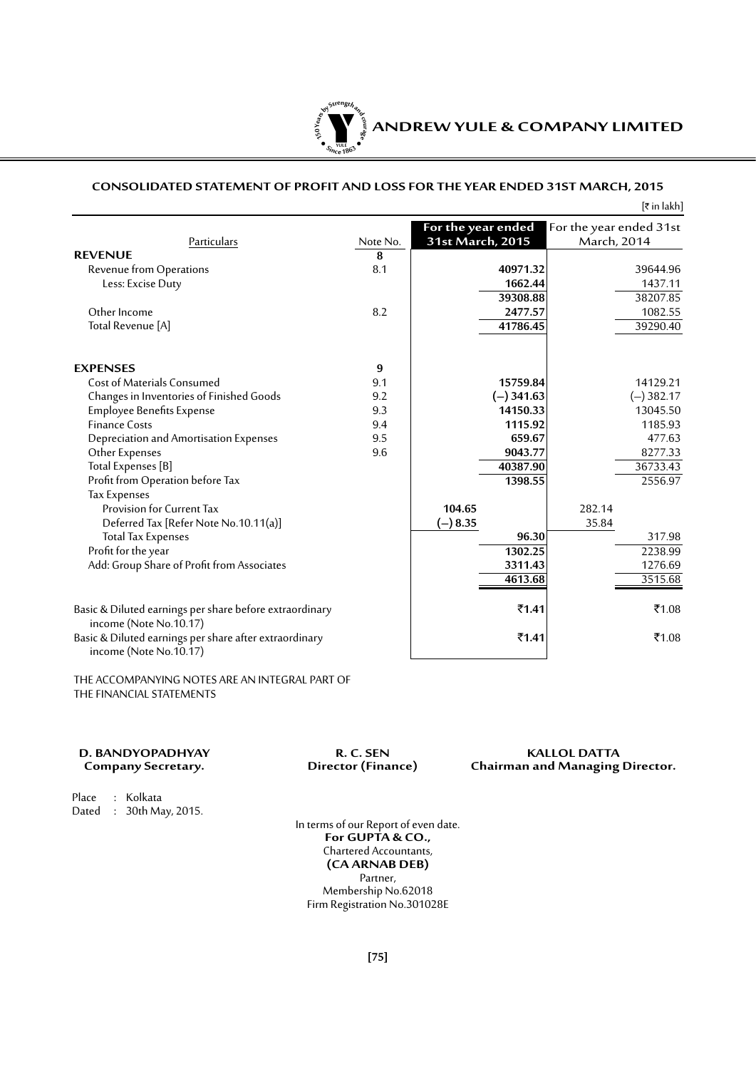# CONSOLIDATED STATEMENT OF PROFIT AND LOSS FOR THE YEAR ENDED 31ST MARCH, 2015

[₹ in lakh]

| Particulars | Note No. | For the year ended 31st March, 2015 | | For the year ended 31st March, 2014 | |
|---|---|---|---|---|---|
| **REVENUE** | **8** | | | | |
| Revenue from Operations | 8.1 | | **40971.32** | | 39644.96 |
| Less: Excise Duty | | | **1662.44** | | 1437.11 |
| | | | **39308.88** | | 38207.85 |
| Other Income | 8.2 | | **2477.57** | | 1082.55 |
| Total Revenue [A] | | | **41786.45** | | 39290.40 |
| **EXPENSES** | **9** | | | | |
| Cost of Materials Consumed | 9.1 | | **15759.84** | | 14129.21 |
| Changes in Inventories of Finished Goods | 9.2 | | **(–) 341.63** | | (–) 382.17 |
| Employee Benefits Expense | 9.3 | | **14150.33** | | 13045.50 |
| Finance Costs | 9.4 | | **1115.92** | | 1185.93 |
| Depreciation and Amortisation Expenses | 9.5 | | **659.67** | | 477.63 |
| Other Expenses | 9.6 | | **9043.77** | | 8277.33 |
| Total Expenses [B] | | | **40387.90** | | 36733.43 |
| Profit from Operation before Tax | | | **1398.55** | | 2556.97 |
| Tax Expenses | | | | | |
| Provision for Current Tax | | **104.65** | | 282.14 | |
| Deferred Tax [Refer Note No.10.11(a)] | | **(–) 8.35** | | 35.84 | |
| Total Tax Expenses | | | **96.30** | | 317.98 |
| Profit for the year | | | **1302.25** | | 2238.99 |
| Add: Group Share of Profit from Associates | | | **3311.43** | | 1276.69 |
| | | | **4613.68** | | 3515.68 |
| Basic & Diluted earnings per share before extraordinary income (Note No.10.17) | | | **₹1.41** | | ₹1.08 |
| Basic & Diluted earnings per share after extraordinary income (Note No.10.17) | | | **₹1.41** | | ₹1.08 |

THE ACCOMPANYING NOTES ARE AN INTEGRAL PART OF THE FINANCIAL STATEMENTS

**D. BANDYOPADHYAY**
**Company Secretary.**

**R. C. SEN**
**Director (Finance)**

**KALLOL DATTA**
**Chairman and Managing Director.**

Place : Kolkata
Dated : 30th May, 2015.

In terms of our Report of even date.
**For GUPTA & CO.,**
Chartered Accountants,
**(CA ARNAB DEB)**
Partner,
Membership No.62018
Firm Registration No.301028E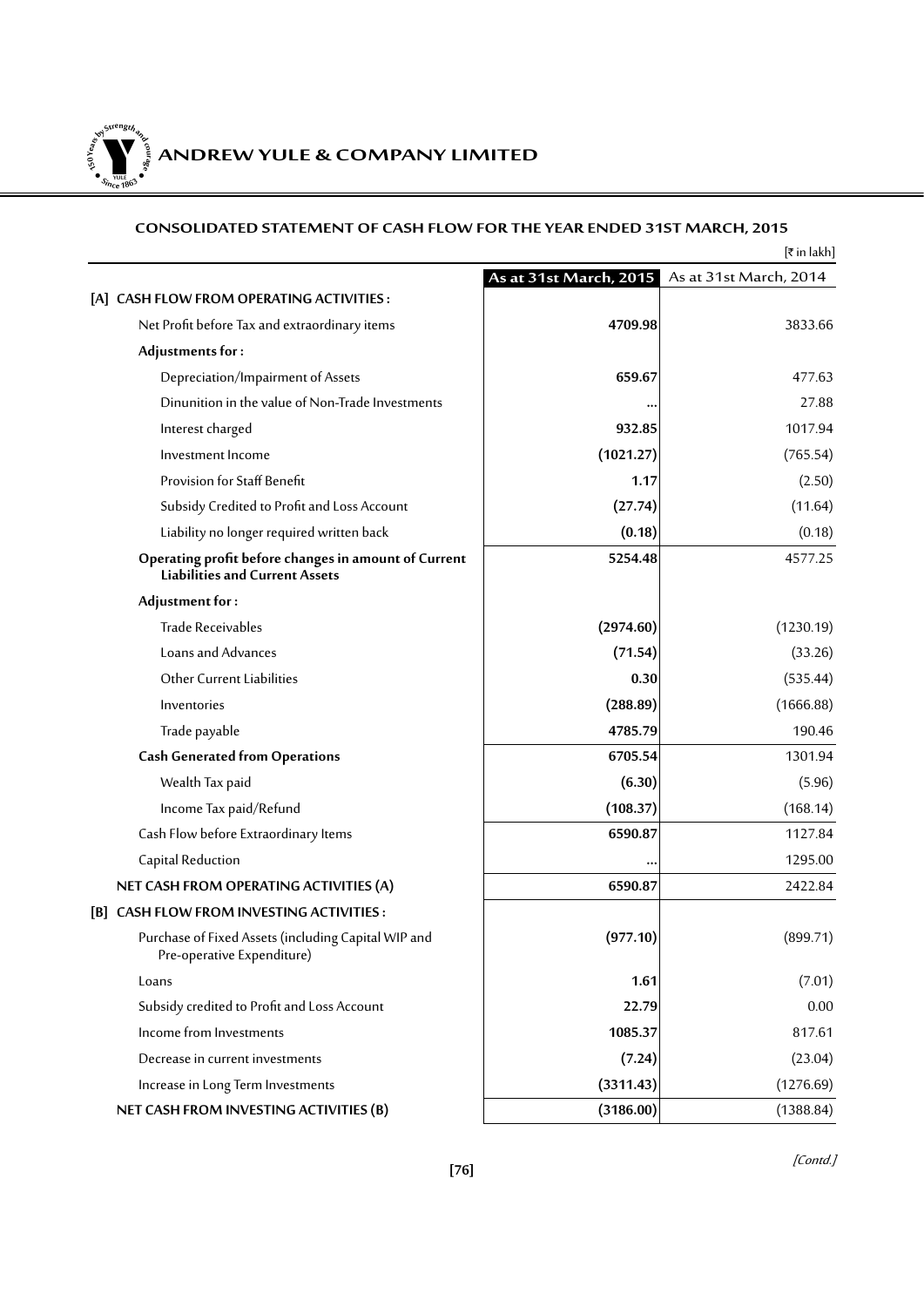## CONSOLIDATED STATEMENT OF CASH FLOW FOR THE YEAR ENDED 31ST MARCH, 2015

[₹ in lakh]

| | **As at 31st March, 2015** | As at 31st March, 2014 |
|---|---|---|
| **[A] CASH FLOW FROM OPERATING ACTIVITIES :** | | |
| Net Profit before Tax and extraordinary items | **4709.98** | 3833.66 |
| **Adjustments for :** | | |
| Depreciation/Impairment of Assets | **659.67** | 477.63 |
| Dinunition in the value of Non-Trade Investments | **...** | 27.88 |
| Interest charged | **932.85** | 1017.94 |
| Investment Income | **(1021.27)** | (765.54) |
| Provision for Staff Benefit | **1.17** | (2.50) |
| Subsidy Credited to Profit and Loss Account | **(27.74)** | (11.64) |
| Liability no longer required written back | **(0.18)** | (0.18) |
| **Operating profit before changes in amount of Current Liabilities and Current Assets** | **5254.48** | 4577.25 |
| **Adjustment for :** | | |
| Trade Receivables | **(2974.60)** | (1230.19) |
| Loans and Advances | **(71.54)** | (33.26) |
| Other Current Liabilities | **0.30** | (535.44) |
| Inventories | **(288.89)** | (1666.88) |
| Trade payable | **4785.79** | 190.46 |
| **Cash Generated from Operations** | **6705.54** | 1301.94 |
| Wealth Tax paid | **(6.30)** | (5.96) |
| Income Tax paid/Refund | **(108.37)** | (168.14) |
| Cash Flow before Extraordinary Items | **6590.87** | 1127.84 |
| Capital Reduction | **...** | 1295.00 |
| **NET CASH FROM OPERATING ACTIVITIES (A)** | **6590.87** | 2422.84 |
| **[B] CASH FLOW FROM INVESTING ACTIVITIES :** | | |
| Purchase of Fixed Assets (including Capital WIP and Pre-operative Expenditure) | **(977.10)** | (899.71) |
| Loans | **1.61** | (7.01) |
| Subsidy credited to Profit and Loss Account | **22.79** | 0.00 |
| Income from Investments | **1085.37** | 817.61 |
| Decrease in current investments | **(7.24)** | (23.04) |
| Increase in Long Term Investments | **(3311.43)** | (1276.69) |
| **NET CASH FROM INVESTING ACTIVITIES (B)** | **(3186.00)** | (1388.84) |

*[Contd.]*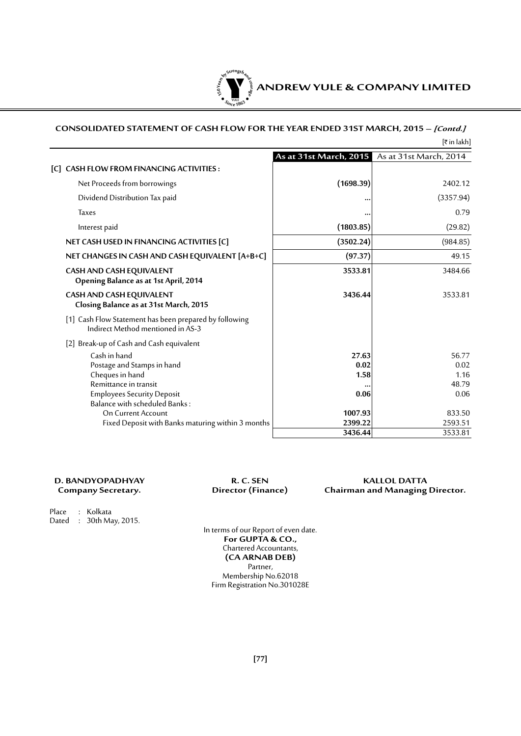## CONSOLIDATED STATEMENT OF CASH FLOW FOR THE YEAR ENDED 31ST MARCH, 2015 – *[Contd.]*

[₹ in lakh]

| | As at 31st March, 2015 | As at 31st March, 2014 |
|---|---|---|
| **[C] CASH FLOW FROM FINANCING ACTIVITIES :** | | |
| Net Proceeds from borrowings | **(1698.39)** | 2402.12 |
| Dividend Distribution Tax paid | **...** | (3357.94) |
| Taxes | **...** | 0.79 |
| Interest paid | **(1803.85)** | (29.82) |
| **NET CASH USED IN FINANCING ACTIVITIES [C]** | **(3502.24)** | (984.85) |
| **NET CHANGES IN CASH AND CASH EQUIVALENT [A+B+C]** | **(97.37)** | 49.15 |
| **CASH AND CASH EQUIVALENT Opening Balance as at 1st April, 2014** | **3533.81** | 3484.66 |
| **CASH AND CASH EQUIVALENT Closing Balance as at 31st March, 2015** | **3436.44** | 3533.81 |
| [1] Cash Flow Statement has been prepared by following Indirect Method mentioned in AS-3 | | |
| [2] Break-up of Cash and Cash equivalent | | |
| Cash in hand | **27.63** | 56.77 |
| Postage and Stamps in hand | **0.02** | 0.02 |
| Cheques in hand | **1.58** | 1.16 |
| Remittance in transit | **...** | 48.79 |
| Employees Security Deposit | **0.06** | 0.06 |
| Balance with scheduled Banks : | | |
| On Current Account | **1007.93** | 833.50 |
| Fixed Deposit with Banks maturing within 3 months | **2399.22** | 2593.51 |
| | **3436.44** | 3533.81 |

**D. BANDYOPADHYAY**
**Company Secretary.**

**R. C. SEN**
**Director (Finance)**

**KALLOL DATTA**
**Chairman and Managing Director.**

Place : Kolkata
Dated : 30th May, 2015.

In terms of our Report of even date.
**For GUPTA & CO.,**
Chartered Accountants,
**(CA ARNAB DEB)**
Partner,
Membership No.62018
Firm Registration No.301028E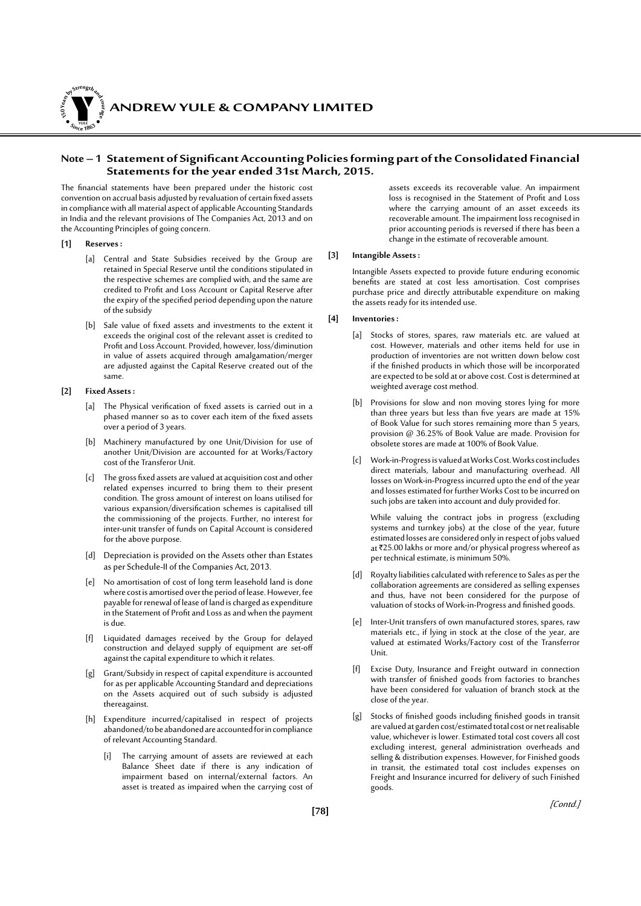## Note – 1 Statement of Significant Accounting Policies forming part of the Consolidated Financial Statements for the year ended 31st March, 2015.

The financial statements have been prepared under the historic cost convention on accrual basis adjusted by revaluation of certain fixed assets in compliance with all material aspect of applicable Accounting Standards in India and the relevant provisions of The Companies Act, 2013 and on the Accounting Principles of going concern.

**[1] Reserves :**

[a] Central and State Subsidies received by the Group are retained in Special Reserve until the conditions stipulated in the respective schemes are complied with, and the same are credited to Profit and Loss Account or Capital Reserve after the expiry of the specified period depending upon the nature of the subsidy

[b] Sale value of fixed assets and investments to the extent it exceeds the original cost of the relevant asset is credited to Profit and Loss Account. Provided, however, loss/diminution in value of assets acquired through amalgamation/merger are adjusted against the Capital Reserve created out of the same.

**[2] Fixed Assets :**

[a] The Physical verification of fixed assets is carried out in a phased manner so as to cover each item of the fixed assets over a period of 3 years.

[b] Machinery manufactured by one Unit/Division for use of another Unit/Division are accounted for at Works/Factory cost of the Transferor Unit.

[c] The gross fixed assets are valued at acquisition cost and other related expenses incurred to bring them to their present condition. The gross amount of interest on loans utilised for various expansion/diversification schemes is capitalised till the commissioning of the projects. Further, no interest for inter-unit transfer of funds on Capital Account is considered for the above purpose.

[d] Depreciation is provided on the Assets other than Estates as per Schedule-II of the Companies Act, 2013.

[e] No amortisation of cost of long term leasehold land is done where cost is amortised over the period of lease. However, fee payable for renewal of lease of land is charged as expenditure in the Statement of Profit and Loss as and when the payment is due.

[f] Liquidated damages received by the Group for delayed construction and delayed supply of equipment are set-off against the capital expenditure to which it relates.

[g] Grant/Subsidy in respect of capital expenditure is accounted for as per applicable Accounting Standard and depreciations on the Assets acquired out of such subsidy is adjusted thereagainst.

[h] Expenditure incurred/capitalised in respect of projects abandoned/to be abandoned are accounted for in compliance of relevant Accounting Standard.

[i] The carrying amount of assets are reviewed at each Balance Sheet date if there is any indication of impairment based on internal/external factors. An asset is treated as impaired when the carrying cost of assets exceeds its recoverable value. An impairment loss is recognised in the Statement of Profit and Loss where the carrying amount of an asset exceeds its recoverable amount. The impairment loss recognised in prior accounting periods is reversed if there has been a change in the estimate of recoverable amount.

**[3] Intangible Assets :**

Intangible Assets expected to provide future enduring economic benefits are stated at cost less amortisation. Cost comprises purchase price and directly attributable expenditure on making the assets ready for its intended use.

**[4] Inventories :**

[a] Stocks of stores, spares, raw materials etc. are valued at cost. However, materials and other items held for use in production of inventories are not written down below cost if the finished products in which those will be incorporated are expected to be sold at or above cost. Cost is determined at weighted average cost method.

[b] Provisions for slow and non moving stores lying for more than three years but less than five years are made at 15% of Book Value for such stores remaining more than 5 years, provision @ 36.25% of Book Value are made. Provision for obsolete stores are made at 100% of Book Value.

[c] Work-in-Progress is valued at Works Cost. Works cost includes direct materials, labour and manufacturing overhead. All losses on Work-in-Progress incurred upto the end of the year and losses estimated for further Works Cost to be incurred on such jobs are taken into account and duly provided for.

While valuing the contract jobs in progress (excluding systems and turnkey jobs) at the close of the year, future estimated losses are considered only in respect of jobs valued at ₹25.00 lakhs or more and/or physical progress whereof as per technical estimate, is minimum 50%.

[d] Royalty liabilities calculated with reference to Sales as per the collaboration agreements are considered as selling expenses and thus, have not been considered for the purpose of valuation of stocks of Work-in-Progress and finished goods.

[e] Inter-Unit transfers of own manufactured stores, spares, raw materials etc., if lying in stock at the close of the year, are valued at estimated Works/Factory cost of the Transferror Unit.

[f] Excise Duty, Insurance and Freight outward in connection with transfer of finished goods from factories to branches have been considered for valuation of branch stock at the close of the year.

[g] Stocks of finished goods including finished goods in transit are valued at garden cost/estimated total cost or net realisable value, whichever is lower. Estimated total cost covers all cost excluding interest, general administration overheads and selling & distribution expenses. However, for Finished goods in transit, the estimated total cost includes expenses on Freight and Insurance incurred for delivery of such Finished goods.

*[Contd.]*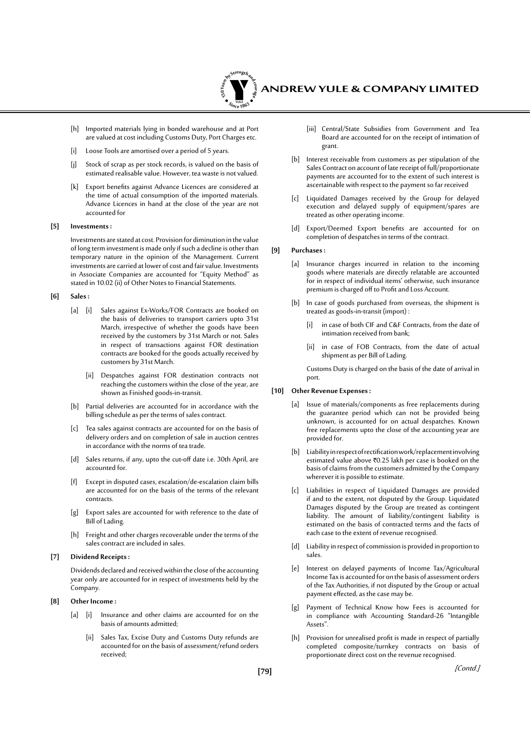[h] Imported materials lying in bonded warehouse and at Port are valued at cost including Customs Duty, Port Charges etc.

[i] Loose Tools are amortised over a period of 5 years.

[j] Stock of scrap as per stock records, is valued on the basis of estimated realisable value. However, tea waste is not valued.

[k] Export benefits against Advance Licences are considered at the time of actual consumption of the imported materials. Advance Licences in hand at the close of the year are not accounted for

**[5] Investments :**

Investments are stated at cost. Provision for diminution in the value of long term investment is made only if such a decline is other than temporary nature in the opinion of the Management. Current investments are carried at lower of cost and fair value. Investments in Associate Companies are accounted for "Equity Method" as stated in 10.02 (ii) of Other Notes to Financial Statements.

**[6] Sales :**

[a] [i] Sales against Ex-Works/FOR Contracts are booked on the basis of deliveries to transport carriers upto 31st March, irrespective of whether the goods have been received by the customers by 31st March or not. Sales in respect of transactions against FOR destination contracts are booked for the goods actually received by customers by 31st March.

[ii] Despatches against FOR destination contracts not reaching the customers within the close of the year, are shown as Finished goods-in-transit.

[b] Partial deliveries are accounted for in accordance with the billing schedule as per the terms of sales contract.

[c] Tea sales against contracts are accounted for on the basis of delivery orders and on completion of sale in auction centres in accordance with the norms of tea trade.

[d] Sales returns, if any, upto the cut-off date i.e. 30th April, are accounted for.

[f] Except in disputed cases, escalation/de-escalation claim bills are accounted for on the basis of the terms of the relevant contracts.

[g] Export sales are accounted for with reference to the date of Bill of Lading.

[h] Freight and other charges recoverable under the terms of the sales contract are included in sales.

**[7] Dividend Receipts :**

Dividends declared and received within the close of the accounting year only are accounted for in respect of investments held by the Company.

**[8] Other Income :**

[a] [i] Insurance and other claims are accounted for on the basis of amounts admitted;

[ii] Sales Tax, Excise Duty and Customs Duty refunds are accounted for on the basis of assessment/refund orders received;

[iii] Central/State Subsidies from Government and Tea Board are accounted for on the receipt of intimation of grant.

[b] Interest receivable from customers as per stipulation of the Sales Contract on account of late receipt of full/proportionate payments are accounted for to the extent of such interest is ascertainable with respect to the payment so far received

[c] Liquidated Damages received by the Group for delayed execution and delayed supply of equipment/spares are treated as other operating income.

[d] Export/Deemed Export benefits are accounted for on completion of despatches in terms of the contract.

**[9] Purchases :**

[a] Insurance charges incurred in relation to the incoming goods where materials are directly relatable are accounted for in respect of individual items' otherwise, such insurance premium is charged off to Profit and Loss Account.

[b] In case of goods purchased from overseas, the shipment is treated as goods-in-transit (import) :

[i] in case of both CIF and C&F Contracts, from the date of intimation received from bank;

[ii] in case of FOB Contracts, from the date of actual shipment as per Bill of Lading.

Customs Duty is charged on the basis of the date of arrival in port.

**[10] Other Revenue Expenses :**

[a] Issue of materials/components as free replacements during the guarantee period which can not be provided being unknown, is accounted for on actual despatches. Known free replacements upto the close of the accounting year are provided for.

[b] Liability in respect of rectification work/replacement involving estimated value above ₹0.25 lakh per case is booked on the basis of claims from the customers admitted by the Company wherever it is possible to estimate.

[c] Liabilities in respect of Liquidated Damages are provided if and to the extent, not disputed by the Group. Liquidated Damages disputed by the Group are treated as contingent liability. The amount of liability/contingent liability is estimated on the basis of contracted terms and the facts of each case to the extent of revenue recognised.

[d] Liability in respect of commission is provided in proportion to sales.

[e] Interest on delayed payments of Income Tax/Agricultural Income Tax is accounted for on the basis of assessment orders of the Tax Authorities, if not disputed by the Group or actual payment effected, as the case may be.

[g] Payment of Technical Know how Fees is accounted for in compliance with Accounting Standard-26 "Intangible Assets".

[h] Provision for unrealised profit is made in respect of partially completed composite/turnkey contracts on basis of proportionate direct cost on the revenue recognised.

*[Contd.]*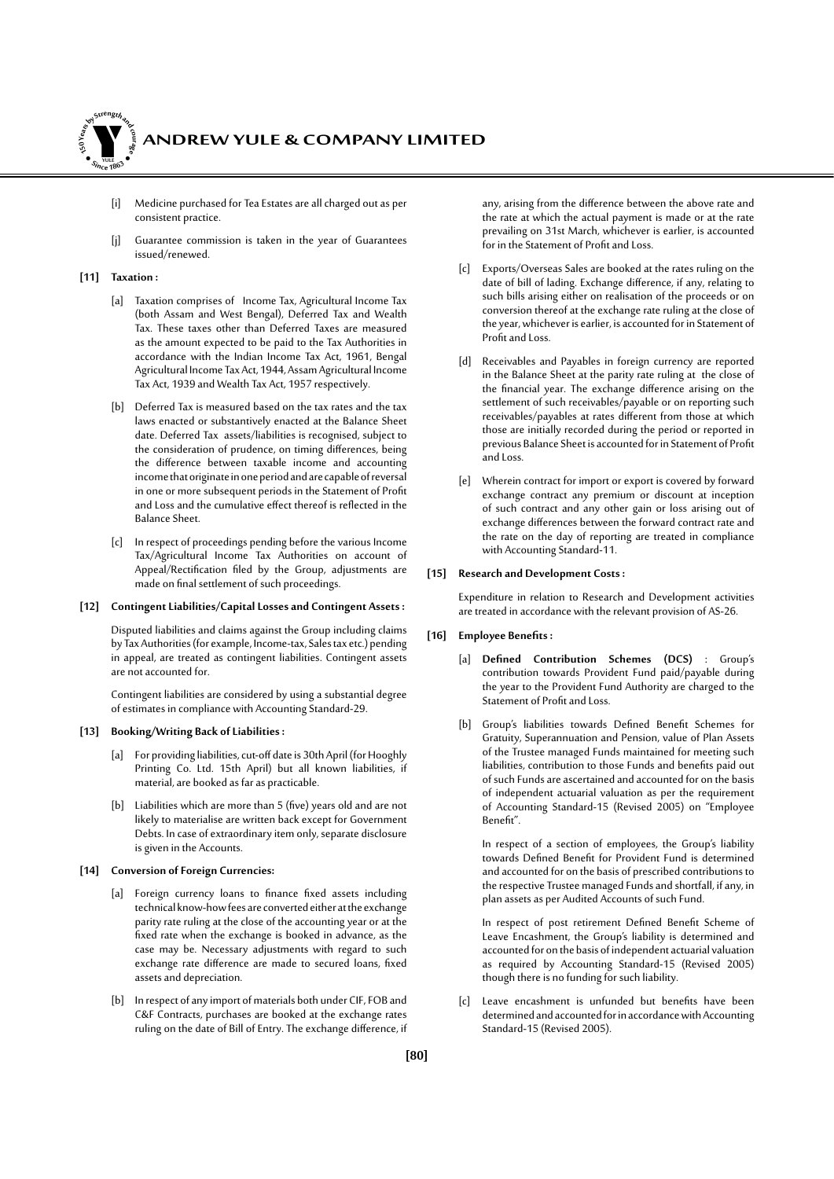[i] Medicine purchased for Tea Estates are all charged out as per consistent practice.

[j] Guarantee commission is taken in the year of Guarantees issued/renewed.

**[11] Taxation :**

[a] Taxation comprises of Income Tax, Agricultural Income Tax (both Assam and West Bengal), Deferred Tax and Wealth Tax. These taxes other than Deferred Taxes are measured as the amount expected to be paid to the Tax Authorities in accordance with the Indian Income Tax Act, 1961, Bengal Agricultural Income Tax Act, 1944, Assam Agricultural Income Tax Act, 1939 and Wealth Tax Act, 1957 respectively.

[b] Deferred Tax is measured based on the tax rates and the tax laws enacted or substantively enacted at the Balance Sheet date. Deferred Tax assets/liabilities is recognised, subject to the consideration of prudence, on timing differences, being the difference between taxable income and accounting income that originate in one period and are capable of reversal in one or more subsequent periods in the Statement of Profit and Loss and the cumulative effect thereof is reflected in the Balance Sheet.

[c] In respect of proceedings pending before the various Income Tax/Agricultural Income Tax Authorities on account of Appeal/Rectification filed by the Group, adjustments are made on final settlement of such proceedings.

**[12] Contingent Liabilities/Capital Losses and Contingent Assets :**

Disputed liabilities and claims against the Group including claims by Tax Authorities (for example, Income-tax, Sales tax etc.) pending in appeal, are treated as contingent liabilities. Contingent assets are not accounted for.

Contingent liabilities are considered by using a substantial degree of estimates in compliance with Accounting Standard-29.

**[13] Booking/Writing Back of Liabilities :**

[a] For providing liabilities, cut-off date is 30th April (for Hooghly Printing Co. Ltd. 15th April) but all known liabilities, if material, are booked as far as practicable.

[b] Liabilities which are more than 5 (five) years old and are not likely to materialise are written back except for Government Debts. In case of extraordinary item only, separate disclosure is given in the Accounts.

**[14] Conversion of Foreign Currencies:**

[a] Foreign currency loans to finance fixed assets including technical know-how fees are converted either at the exchange parity rate ruling at the close of the accounting year or at the fixed rate when the exchange is booked in advance, as the case may be. Necessary adjustments with regard to such exchange rate difference are made to secured loans, fixed assets and depreciation.

[b] In respect of any import of materials both under CIF, FOB and C&F Contracts, purchases are booked at the exchange rates ruling on the date of Bill of Entry. The exchange difference, if any, arising from the difference between the above rate and the rate at which the actual payment is made or at the rate prevailing on 31st March, whichever is earlier, is accounted for in the Statement of Profit and Loss.

[c] Exports/Overseas Sales are booked at the rates ruling on the date of bill of lading. Exchange difference, if any, relating to such bills arising either on realisation of the proceeds or on conversion thereof at the exchange rate ruling at the close of the year, whichever is earlier, is accounted for in Statement of Profit and Loss.

[d] Receivables and Payables in foreign currency are reported in the Balance Sheet at the parity rate ruling at the close of the financial year. The exchange difference arising on the settlement of such receivables/payable or on reporting such receivables/payables at rates different from those at which those are initially recorded during the period or reported in previous Balance Sheet is accounted for in Statement of Profit and Loss.

[e] Wherein contract for import or export is covered by forward exchange contract any premium or discount at inception of such contract and any other gain or loss arising out of exchange differences between the forward contract rate and the rate on the day of reporting are treated in compliance with Accounting Standard-11.

**[15] Research and Development Costs :**

Expenditure in relation to Research and Development activities are treated in accordance with the relevant provision of AS-26.

**[16] Employee Benefits :**

[a] **Defined Contribution Schemes (DCS)** : Group's contribution towards Provident Fund paid/payable during the year to the Provident Fund Authority are charged to the Statement of Profit and Loss.

[b] Group's liabilities towards Defined Benefit Schemes for Gratuity, Superannuation and Pension, value of Plan Assets of the Trustee managed Funds maintained for meeting such liabilities, contribution to those Funds and benefits paid out of such Funds are ascertained and accounted for on the basis of independent actuarial valuation as per the requirement of Accounting Standard-15 (Revised 2005) on "Employee Benefit".

In respect of a section of employees, the Group's liability towards Defined Benefit for Provident Fund is determined and accounted for on the basis of prescribed contributions to the respective Trustee managed Funds and shortfall, if any, in plan assets as per Audited Accounts of such Fund.

In respect of post retirement Defined Benefit Scheme of Leave Encashment, the Group's liability is determined and accounted for on the basis of independent actuarial valuation as required by Accounting Standard-15 (Revised 2005) though there is no funding for such liability.

[c] Leave encashment is unfunded but benefits have been determined and accounted for in accordance with Accounting Standard-15 (Revised 2005).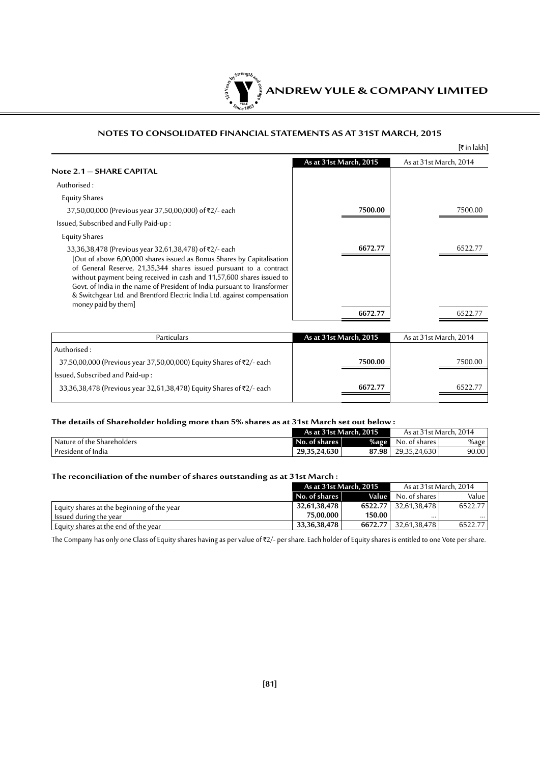## NOTES TO CONSOLIDATED FINANCIAL STATEMENTS AS AT 31ST MARCH, 2015

[₹ in lakh]

| | As at 31st March, 2015 | As at 31st March, 2014 |
|---|---|---|
| **Note 2.1 — SHARE CAPITAL** | | |
| Authorised : | | |
| Equity Shares | | |
| 37,50,00,000 (Previous year 37,50,00,000) of ₹2/- each | **7500.00** | 7500.00 |
| Issued, Subscribed and Fully Paid-up : | | |
| Equity Shares | | |
| 33,36,38,478 (Previous year 32,61,38,478) of ₹2/- each [Out of above 6,00,000 shares issued as Bonus Shares by Capitalisation of General Reserve, 21,35,344 shares issued pursuant to a contract without payment being received in cash and 11,57,600 shares issued to Govt. of India in the name of President of India pursuant to Transformer & Switchgear Ltd. and Brentford Electric India Ltd. against compensation money paid by them] | **6672.77** | 6522.77 |
| | **6672.77** | 6522.77 |

| Particulars | As at 31st March, 2015 | As at 31st March, 2014 |
|---|---|---|
| Authorised : | | |
| 37,50,00,000 (Previous year 37,50,00,000) Equity Shares of ₹2/- each | **7500.00** | 7500.00 |
| Issued, Subscribed and Paid-up : | | |
| 33,36,38,478 (Previous year 32,61,38,478) Equity Shares of ₹2/- each | **6672.77** | 6522.77 |

**The details of Shareholder holding more than 5% shares as at 31st March set out below :**

| | As at 31st March, 2015 | | As at 31st March, 2014 | |
|---|---|---|---|---|
| Nature of the Shareholders | No. of shares | %age | No. of shares | %age |
| President of India | **29,35,24,630** | **87.98** | 29,35,24,630 | 90.00 |

**The reconciliation of the number of shares outstanding as at 31st March :**

| | As at 31st March, 2015 | | As at 31st March, 2014 | |
|---|---|---|---|---|
| | No. of shares | Value | No. of shares | Value |
| Equity shares at the beginning of the year | **32,61,38,478** | **6522.77** | 32,61,38,478 | 6522.77 |
| Issued during the year | **75,00,000** | **150.00** | ... | ... |
| Equity shares at the end of the year | **33,36,38,478** | **6672.77** | 32,61,38,478 | 6522.77 |

The Company has only one Class of Equity shares having as per value of ₹2/- per share. Each holder of Equity shares is entitled to one Vote per share.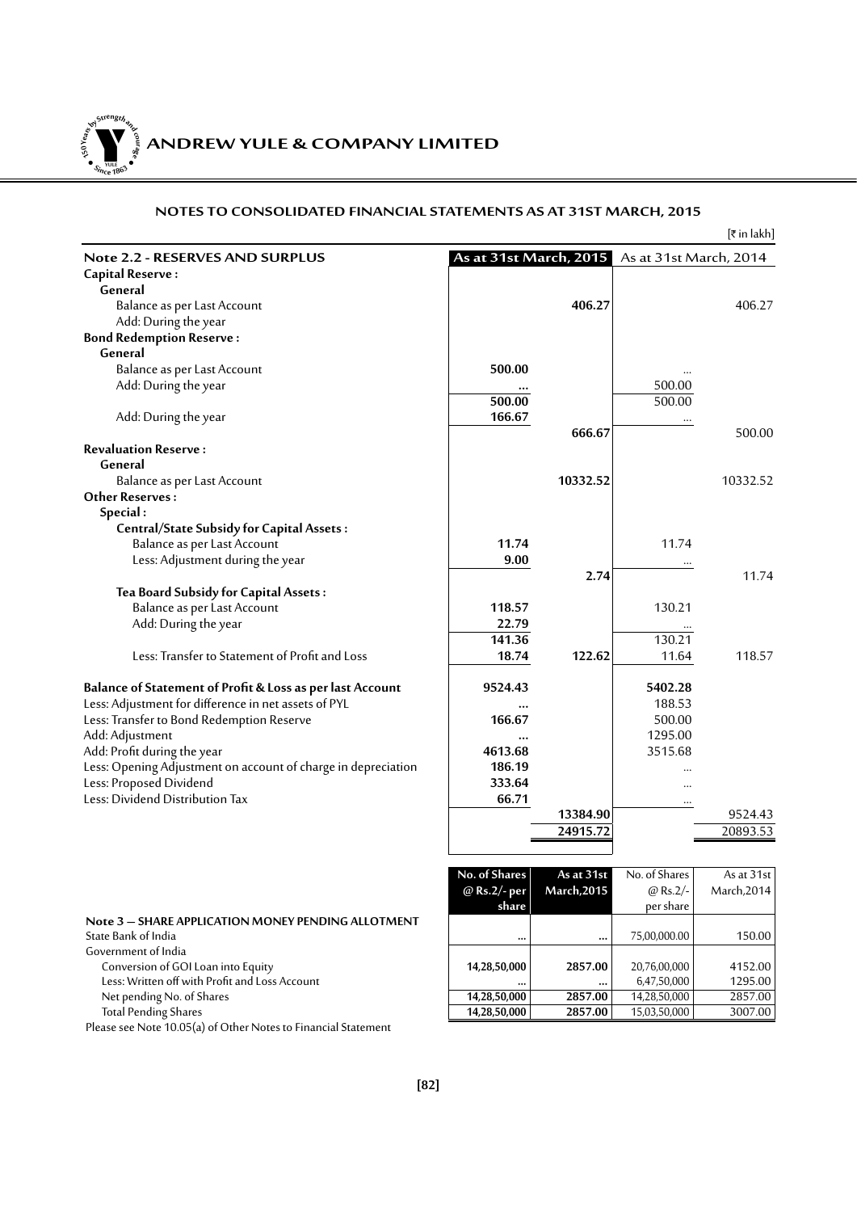## NOTES TO CONSOLIDATED FINANCIAL STATEMENTS AS AT 31ST MARCH, 2015

[₹ in lakh]

| Note 2.2 - RESERVES AND SURPLUS | As at 31st March, 2015 | | As at 31st March, 2014 | |
|---|---|---|---|---|
| **Capital Reserve :** | | | | |
| **General** | | | | |
| Balance as per Last Account | | **406.27** | | 406.27 |
| Add: During the year | | | | |
| **Bond Redemption Reserve :** | | | | |
| **General** | | | | |
| Balance as per Last Account | **500.00** | | ... | |
| Add: During the year | **...** | | 500.00 | |
| | **500.00** | | 500.00 | |
| Add: During the year | **166.67** | | ... | |
| | | **666.67** | | 500.00 |
| **Revaluation Reserve :** | | | | |
| **General** | | | | |
| Balance as per Last Account | | **10332.52** | | 10332.52 |
| **Other Reserves :** | | | | |
| **Special :** | | | | |
| **Central/State Subsidy for Capital Assets :** | | | | |
| Balance as per Last Account | **11.74** | | 11.74 | |
| Less: Adjustment during the year | **9.00** | | ... | |
| | | **2.74** | | 11.74 |
| **Tea Board Subsidy for Capital Assets :** | | | | |
| Balance as per Last Account | **118.57** | | 130.21 | |
| Add: During the year | **22.79** | | ... | |
| | **141.36** | | 130.21 | |
| Less: Transfer to Statement of Profit and Loss | **18.74** | **122.62** | 11.64 | 118.57 |
| **Balance of Statement of Profit & Loss as per last Account** | **9524.43** | | 5402.28 | |
| Less: Adjustment for difference in net assets of PYL | **...** | | 188.53 | |
| Less: Transfer to Bond Redemption Reserve | **166.67** | | 500.00 | |
| Add: Adjustment | **...** | | 1295.00 | |
| Add: Profit during the year | **4613.68** | | 3515.68 | |
| Less: Opening Adjustment on account of charge in depreciation | **186.19** | | ... | |
| Less: Proposed Dividend | **333.64** | | ... | |
| Less: Dividend Distribution Tax | **66.71** | | ... | |
| | | **13384.90** | | 9524.43 |
| | | **24915.72** | | 20893.53 |

| Note 3 — SHARE APPLICATION MONEY PENDING ALLOTMENT | No. of Shares @ Rs.2/- per share | As at 31st March,2015 | No. of Shares @ Rs.2/- per share | As at 31st March,2014 |
|---|---|---|---|---|
| State Bank of India | ... | ... | 75,00,000.00 | 150.00 |
| Government of India | | | | |
| Conversion of GOI Loan into Equity | 14,28,50,000 | 2857.00 | 20,76,00,000 | 4152.00 |
| Less: Written off with Profit and Loss Account | ... | ... | 6,47,50,000 | 1295.00 |
| Net pending No. of Shares | 14,28,50,000 | 2857.00 | 14,28,50,000 | 2857.00 |
| Total Pending Shares | 14,28,50,000 | 2857.00 | 15,03,50,000 | 3007.00 |

Please see Note 10.05(a) of Other Notes to Financial Statement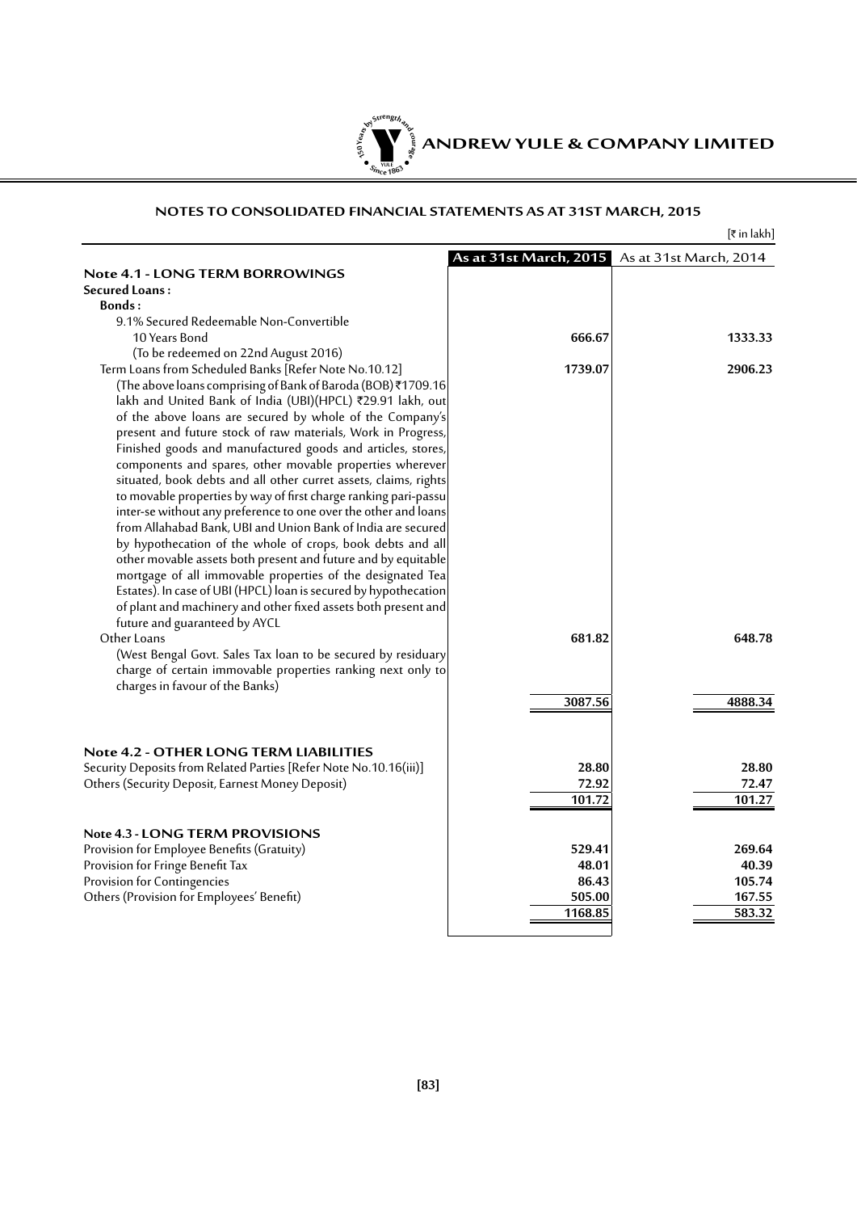## NOTES TO CONSOLIDATED FINANCIAL STATEMENTS AS AT 31ST MARCH, 2015

[₹ in lakh]

| | **As at 31st March, 2015** | As at 31st March, 2014 |
|---|---|---|
| **Note 4.1 - LONG TERM BORROWINGS** | | |
| **Secured Loans :** | | |
| **Bonds :** | | |
| 9.1% Secured Redeemable Non-Convertible 10 Years Bond (To be redeemed on 22nd August 2016) | **666.67** | **1333.33** |
| Term Loans from Scheduled Banks [Refer Note No.10.12] (The above loans comprising of Bank of Baroda (BOB) ₹1709.16 lakh and United Bank of India (UBI)(HPCL) ₹29.91 lakh, out of the above loans are secured by whole of the Company's present and future stock of raw materials, Work in Progress, Finished goods and manufactured goods and articles, stores, components and spares, other movable properties wherever situated, book debts and all other curret assets, claims, rights to movable properties by way of first charge ranking pari-passu inter-se without any preference to one over the other and loans from Allahabad Bank, UBI and Union Bank of India are secured by hypothecation of the whole of crops, book debts and all other movable assets both present and future and by equitable mortgage of all immovable properties of the designated Tea Estates). In case of UBI (HPCL) loan is secured by hypothecation of plant and machinery and other fixed assets both present and future and guaranteed by AYCL | **1739.07** | **2906.23** |
| Other Loans (West Bengal Govt. Sales Tax loan to be secured by residuary charge of certain immovable properties ranking next only to charges in favour of the Banks) | **681.82** | **648.78** |
| | **3087.56** | **4888.34** |
| **Note 4.2 - OTHER LONG TERM LIABILITIES** | | |
| Security Deposits from Related Parties [Refer Note No.10.16(iii)] | **28.80** | **28.80** |
| Others (Security Deposit, Earnest Money Deposit) | **72.92** | **72.47** |
| | **101.72** | **101.27** |
| **Note 4.3 - LONG TERM PROVISIONS** | | |
| Provision for Employee Benefits (Gratuity) | **529.41** | **269.64** |
| Provision for Fringe Benefit Tax | **48.01** | **40.39** |
| Provision for Contingencies | **86.43** | **105.74** |
| Others (Provision for Employees' Benefit) | **505.00** | **167.55** |
| | **1168.85** | **583.32** |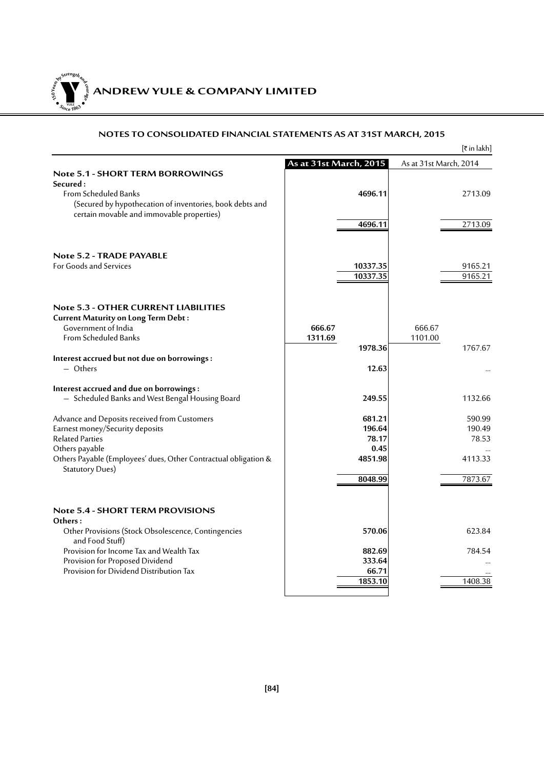## NOTES TO CONSOLIDATED FINANCIAL STATEMENTS AS AT 31ST MARCH, 2015

[₹ in lakh]

| | As at 31st March, 2015 | | As at 31st March, 2014 | |
|---|---|---|---|---|
| **Note 5.1 - SHORT TERM BORROWINGS** | | | | |
| **Secured :** | | | | |
| From Scheduled Banks | | **4696.11** | | 2713.09 |
| (Secured by hypothecation of inventories, book debts and certain movable and immovable properties) | | | | |
| | | **4696.11** | | 2713.09 |
| **Note 5.2 - TRADE PAYABLE** | | | | |
| For Goods and Services | | **10337.35** | | 9165.21 |
| | | **10337.35** | | 9165.21 |
| **Note 5.3 - OTHER CURRENT LIABILITIES** | | | | |
| **Current Maturity on Long Term Debt :** | | | | |
| Government of India | **666.67** | | 666.67 | |
| From Scheduled Banks | **1311.69** | | 1101.00 | |
| | | **1978.36** | | 1767.67 |
| **Interest accrued but not due on borrowings :** | | | | |
| – Others | | **12.63** | | ... |
| **Interest accrued and due on borrowings :** | | | | |
| – Scheduled Banks and West Bengal Housing Board | | **249.55** | | 1132.66 |
| Advance and Deposits received from Customers | | **681.21** | | 590.99 |
| Earnest money/Security deposits | | **196.64** | | 190.49 |
| Related Parties | | **78.17** | | 78.53 |
| Others payable | | **0.45** | | ... |
| Others Payable (Employees' dues, Other Contractual obligation & Statutory Dues) | | **4851.98** | | 4113.33 |
| | | **8048.99** | | 7873.67 |
| **Note 5.4 - SHORT TERM PROVISIONS** | | | | |
| **Others :** | | | | |
| Other Provisions (Stock Obsolescence, Contingencies and Food Stuff) | | **570.06** | | 623.84 |
| Provision for Income Tax and Wealth Tax | | **882.69** | | 784.54 |
| Provision for Proposed Dividend | | **333.64** | | ... |
| Provision for Dividend Distribution Tax | | **66.71** | | ... |
| | | **1853.10** | | 1408.38 |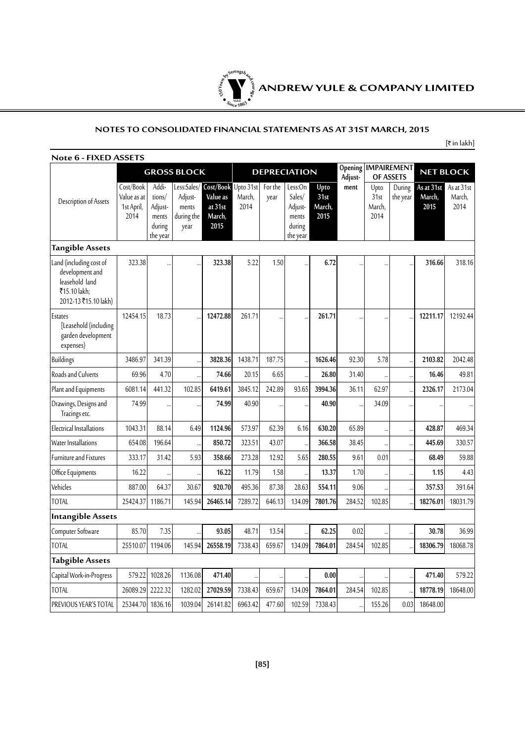# ANDREW YULE & COMPANY LIMITED

## NOTES TO CONSOLIDATED FINANCIAL STATEMENTS AS AT 31ST MARCH, 2015

[₹ in lakh]

### Note 6 - FIXED ASSETS

| Description of Assets | GROSS BLOCK | | | | DEPRECIATION | | | | Opening Adjust- ment | IMPAIREMENT OF ASSETS | | NET BLOCK | |
|---|---|---|---|---|---|---|---|---|---|---|---|---|---|
| | Cost/Book Value as at 1st April, 2014 | Addi- tions/ Adjust- ments during the year | Less:Sales/ Adjust- ments during the year | Cost/Book Value as at 31st March, 2015 | Upto 31st March, 2014 | For the year | Less:On Sales/ Adjust- ments during the year | Upto 31st March, 2015 | | Upto 31st March, 2014 | During the year | As at 31st March, 2015 | As at 31st March, 2014 |
| **Tangible Assets** | | | | | | | | | | | | | |
| Land (including cost of development and leasehold land ₹15.10 lakh; 2012-13 ₹15.10 lakh) | 323.38 | ... | ... | 323.38 | 5.22 | 1.50 | ... | 6.72 | ... | ... | ... | 316.66 | 318.16 |
| Estates [Leasehold (including garden development expenses) | 12454.15 | 18.73 | ... | 12472.88 | 261.71 | ... | ... | 261.71 | ... | ... | ... | 12211.17 | 12192.44 |
| Buildings | 3486.97 | 341.39 | ... | 3828.36 | 1438.71 | 187.75 | ... | 1626.46 | 92.30 | 5.78 | ... | 2103.82 | 2042.48 |
| Roads and Culverts | 69.96 | 4.70 | ... | 74.66 | 20.15 | 6.65 | ... | 26.80 | 31.40 | ... | ... | 16.46 | 49.81 |
| Plant and Equipments | 6081.14 | 441.32 | 102.85 | 6419.61 | 3845.12 | 242.89 | 93.65 | 3994.36 | 36.11 | 62.97 | ... | 2326.17 | 2173.04 |
| Drawings, Designs and Tracings etc. | 74.99 | ... | ... | 74.99 | 40.90 | ... | ... | 40.90 | ... | 34.09 | ... | ... | ... |
| Electrical Installations | 1043.31 | 88.14 | 6.49 | 1124.96 | 573.97 | 62.39 | 6.16 | 630.20 | 65.89 | ... | ... | 428.87 | 469.34 |
| Water Installations | 654.08 | 196.64 | ... | 850.72 | 323.51 | 43.07 | ... | 366.58 | 38.45 | ... | ... | 445.69 | 330.57 |
| Furniture and Fixtures | 333.17 | 31.42 | 5.93 | 358.66 | 273.28 | 12.92 | 5.65 | 280.55 | 9.61 | 0.01 | ... | 68.49 | 59.88 |
| Office Equipments | 16.22 | ... | ... | 16.22 | 11.79 | 1.58 | ... | 13.37 | 1.70 | ... | ... | 1.15 | 4.43 |
| Vehicles | 887.00 | 64.37 | 30.67 | 920.70 | 495.36 | 87.38 | 28.63 | 554.11 | 9.06 | ... | ... | 357.53 | 391.64 |
| TOTAL | 25424.37 | 1186.71 | 145.94 | 26465.14 | 7289.72 | 646.13 | 134.09 | 7801.76 | 284.52 | 102.85 | ... | 18276.01 | 18031.79 |
| **Intangible Assets** | | | | | | | | | | | | | |
| Computer Software | 85.70 | 7.35 | ... | 93.05 | 48.71 | 13.54 | ... | 62.25 | 0.02 | ... | ... | 30.78 | 36.99 |
| TOTAL | 25510.07 | 1194.06 | 145.94 | 26558.19 | 7338.43 | 659.67 | 134.09 | 7864.01 | 284.54 | 102.85 | ... | 18306.79 | 18068.78 |
| **Tabgible Assets** | | | | | | | | | | | | | |
| Capital Work-in-Progress | 579.22 | 1028.26 | 1136.08 | 471.40 | ... | ... | ... | 0.00 | ... | ... | ... | 471.40 | 579.22 |
| TOTAL | 26089.29 | 2222.32 | 1282.02 | 27029.59 | 7338.43 | 659.67 | 134.09 | 7864.01 | 284.54 | 102.85 | ... | 18778.19 | 18648.00 |
| PREVIOUS YEAR'S TOTAL | 25344.70 | 1836.16 | 1039.04 | 26141.82 | 6963.42 | 477.60 | 102.59 | 7338.43 | ... | 155.26 | 0.03 | 18648.00 | |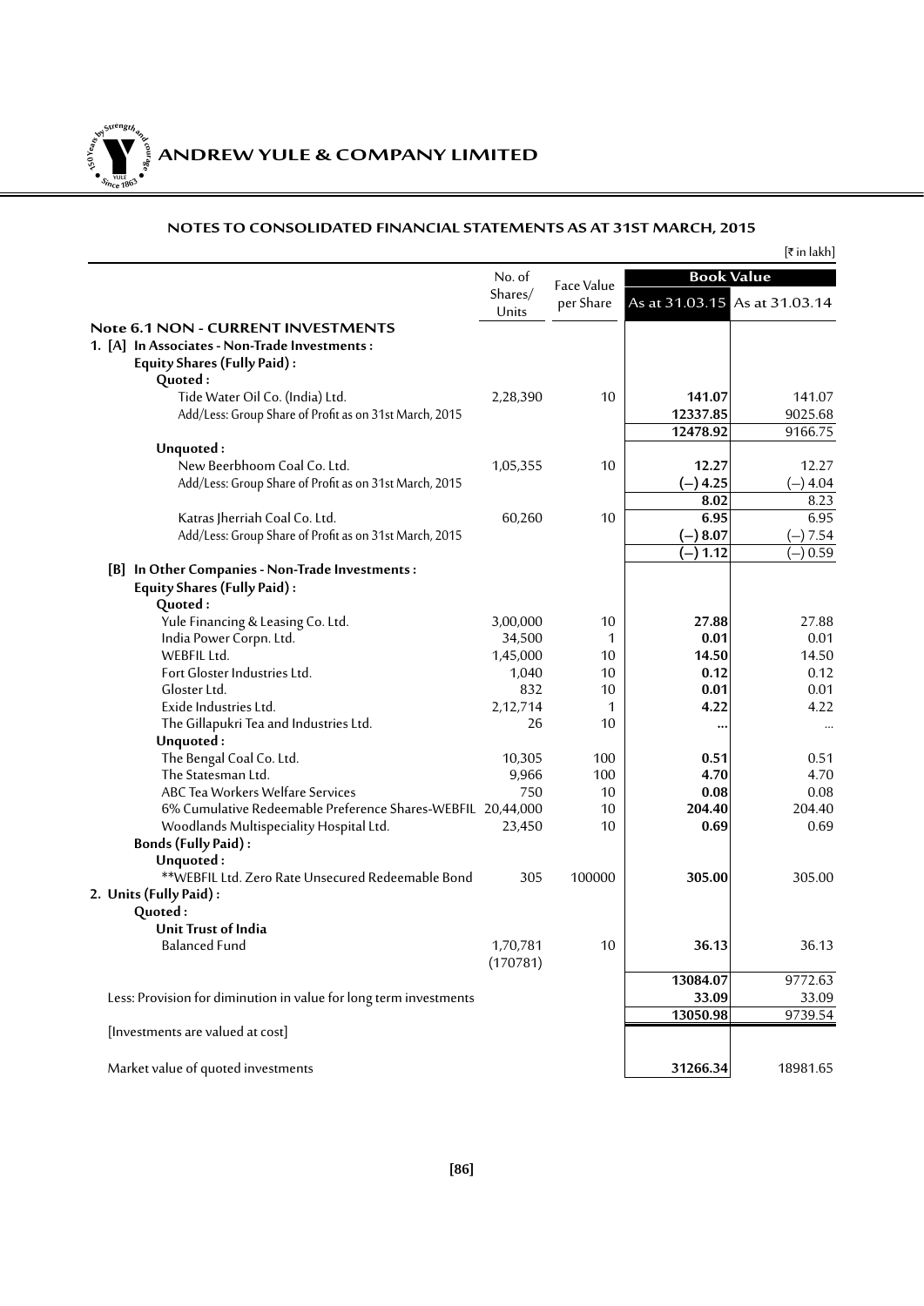## NOTES TO CONSOLIDATED FINANCIAL STATEMENTS AS AT 31ST MARCH, 2015

[₹ in lakh]

| | No. of Shares/ Units | Face Value per Share | Book Value | |
|---|---|---|---|---|
| | | | As at 31.03.15 | As at 31.03.14 |
| **Note 6.1 NON - CURRENT INVESTMENTS** | | | | |
| **1. [A] In Associates - Non-Trade Investments :** | | | | |
| **Equity Shares (Fully Paid) :** | | | | |
| **Quoted :** | | | | |
| Tide Water Oil Co. (India) Ltd. | 2,28,390 | 10 | **141.07** | 141.07 |
| Add/Less: Group Share of Profit as on 31st March, 2015 | | | **12337.85** | 9025.68 |
| | | | **12478.92** | 9166.75 |
| **Unquoted :** | | | | |
| New Beerbhoom Coal Co. Ltd. | 1,05,355 | 10 | **12.27** | 12.27 |
| Add/Less: Group Share of Profit as on 31st March, 2015 | | | **(–) 4.25** | (–) 4.04 |
| | | | **8.02** | 8.23 |
| Katras Jherriah Coal Co. Ltd. | 60,260 | 10 | **6.95** | 6.95 |
| Add/Less: Group Share of Profit as on 31st March, 2015 | | | **(–) 8.07** | (–) 7.54 |
| | | | **(–) 1.12** | (–) 0.59 |
| **[B] In Other Companies - Non-Trade Investments :** | | | | |
| **Equity Shares (Fully Paid) :** | | | | |
| **Quoted :** | | | | |
| Yule Financing & Leasing Co. Ltd. | 3,00,000 | 10 | **27.88** | 27.88 |
| India Power Corpn. Ltd. | 34,500 | 1 | **0.01** | 0.01 |
| WEBFIL Ltd. | 1,45,000 | 10 | **14.50** | 14.50 |
| Fort Gloster Industries Ltd. | 1,040 | 10 | **0.12** | 0.12 |
| Gloster Ltd. | 832 | 10 | **0.01** | 0.01 |
| Exide Industries Ltd. | 2,12,714 | 1 | **4.22** | 4.22 |
| The Gillapukri Tea and Industries Ltd. | 26 | 10 | **...** | ... |
| **Unquoted :** | | | | |
| The Bengal Coal Co. Ltd. | 10,305 | 100 | **0.51** | 0.51 |
| The Statesman Ltd. | 9,966 | 100 | **4.70** | 4.70 |
| ABC Tea Workers Welfare Services | 750 | 10 | **0.08** | 0.08 |
| 6% Cumulative Redeemable Preference Shares-WEBFIL | 20,44,000 | 10 | **204.40** | 204.40 |
| Woodlands Multispeciality Hospital Ltd. | 23,450 | 10 | **0.69** | 0.69 |
| **Bonds (Fully Paid) :** | | | | |
| **Unquoted :** | | | | |
| **WEBFIL Ltd. Zero Rate Unsecured Redeemable Bond | 305 | 100000 | **305.00** | 305.00 |
| **2. Units (Fully Paid) :** | | | | |
| **Quoted :** | | | | |
| **Unit Trust of India** | | | | |
| Balanced Fund | 1,70,781 (170781) | 10 | **36.13** | 36.13 |
| | | | **13084.07** | 9772.63 |
| Less: Provision for diminution in value for long term investments | | | **33.09** | 33.09 |
| | | | **13050.98** | 9739.54 |
| [Investments are valued at cost] | | | | |
| Market value of quoted investments | | | **31266.34** | 18981.65 |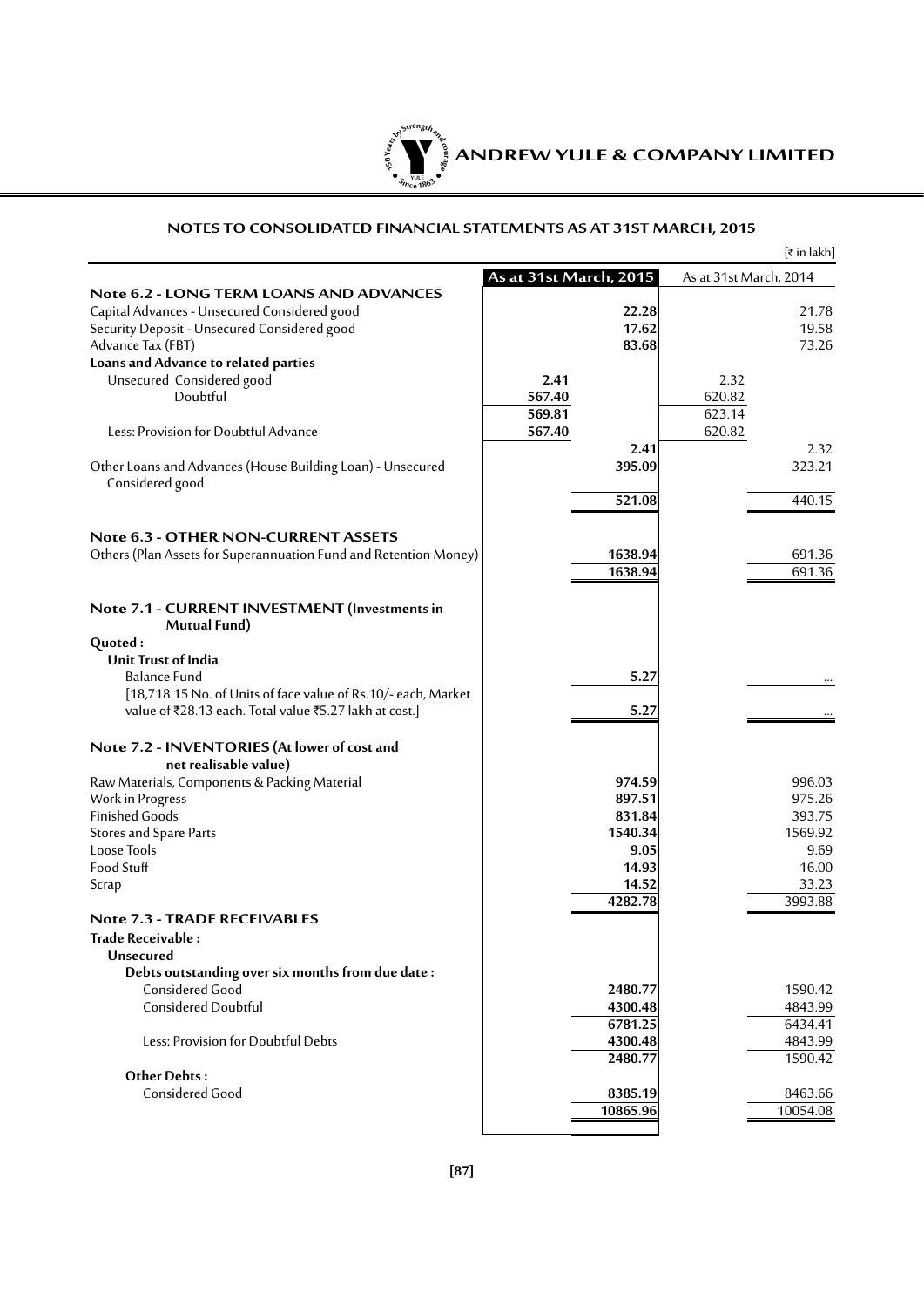## NOTES TO CONSOLIDATED FINANCIAL STATEMENTS AS AT 31ST MARCH, 2015

[₹ in lakh]

| | As at 31st March, 2015 | | As at 31st March, 2014 | |
|---|---|---|---|---|
| **Note 6.2 - LONG TERM LOANS AND ADVANCES** | | | | |
| Capital Advances - Unsecured Considered good | | **22.28** | | 21.78 |
| Security Deposit - Unsecured Considered good | | **17.62** | | 19.58 |
| Advance Tax (FBT) | | **83.68** | | 73.26 |
| **Loans and Advance to related parties** | | | | |
| Unsecured Considered good | **2.41** | | 2.32 | |
| Doubtful | **567.40** | | 620.82 | |
| | **569.81** | | 623.14 | |
| Less: Provision for Doubtful Advance | **567.40** | | 620.82 | |
| | | **2.41** | | 2.32 |
| Other Loans and Advances (House Building Loan) - Unsecured Considered good | | **395.09** | | 323.21 |
| | | **521.08** | | 440.15 |
| **Note 6.3 - OTHER NON-CURRENT ASSETS** | | | | |
| Others (Plan Assets for Superannuation Fund and Retention Money) | | **1638.94** | | 691.36 |
| | | **1638.94** | | 691.36 |
| **Note 7.1 - CURRENT INVESTMENT (Investments in Mutual Fund)** | | | | |
| **Quoted :** | | | | |
| **Unit Trust of India** | | | | |
| Balance Fund | | **5.27** | | ... |
| [18,718.15 No. of Units of face value of Rs.10/- each, Market value of ₹28.13 each. Total value ₹5.27 lakh at cost.] | | **5.27** | | ... |
| **Note 7.2 - INVENTORIES (At lower of cost and net realisable value)** | | | | |
| Raw Materials, Components & Packing Material | | **974.59** | | 996.03 |
| Work in Progress | | **897.51** | | 975.26 |
| Finished Goods | | **831.84** | | 393.75 |
| Stores and Spare Parts | | **1540.34** | | 1569.92 |
| Loose Tools | | **9.05** | | 9.69 |
| Food Stuff | | **14.93** | | 16.00 |
| Scrap | | **14.52** | | 33.23 |
| | | **4282.78** | | 3993.88 |
| **Note 7.3 - TRADE RECEIVABLES** | | | | |
| **Trade Receivable :** | | | | |
| **Unsecured** | | | | |
| **Debts outstanding over six months from due date :** | | | | |
| Considered Good | | **2480.77** | | 1590.42 |
| Considered Doubtful | | **4300.48** | | 4843.99 |
| | | **6781.25** | | 6434.41 |
| Less: Provision for Doubtful Debts | | **4300.48** | | 4843.99 |
| | | **2480.77** | | 1590.42 |
| **Other Debts :** | | | | |
| Considered Good | | **8385.19** | | 8463.66 |
| | | **10865.96** | | 10054.08 |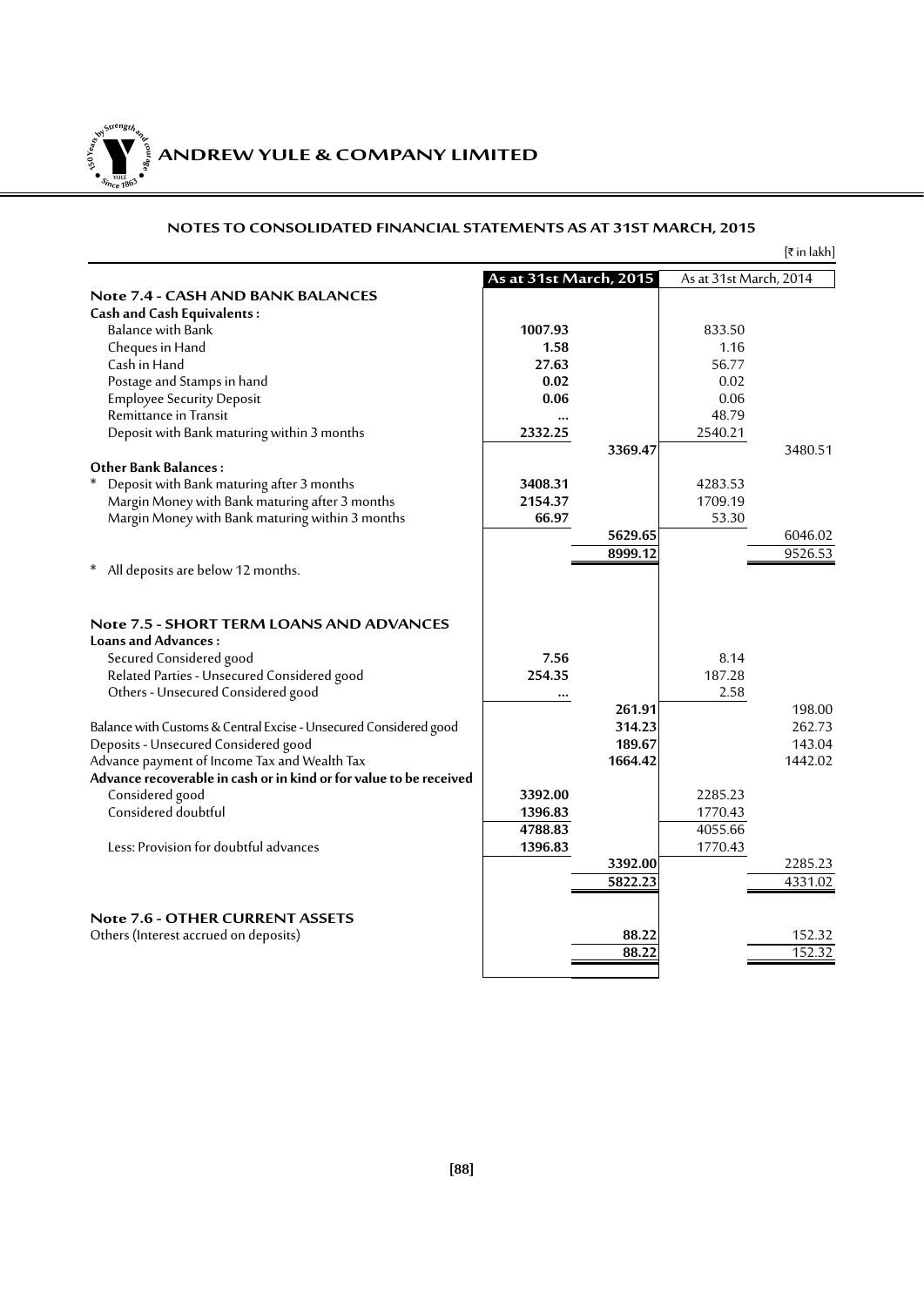## NOTES TO CONSOLIDATED FINANCIAL STATEMENTS AS AT 31ST MARCH, 2015

[₹ in lakh]

| | As at 31st March, 2015 | | As at 31st March, 2014 | |
|---|---|---|---|---|
| **Note 7.4 - CASH AND BANK BALANCES** | | | | |
| **Cash and Cash Equivalents :** | | | | |
| Balance with Bank | **1007.93** | | 833.50 | |
| Cheques in Hand | **1.58** | | 1.16 | |
| Cash in Hand | **27.63** | | 56.77 | |
| Postage and Stamps in hand | **0.02** | | 0.02 | |
| Employee Security Deposit | **0.06** | | 0.06 | |
| Remittance in Transit | **...** | | 48.79 | |
| Deposit with Bank maturing within 3 months | **2332.25** | | 2540.21 | |
| | | **3369.47** | | 3480.51 |
| **Other Bank Balances :** | | | | |
| * Deposit with Bank maturing after 3 months | **3408.31** | | 4283.53 | |
| Margin Money with Bank maturing after 3 months | **2154.37** | | 1709.19 | |
| Margin Money with Bank maturing within 3 months | **66.97** | | 53.30 | |
| | | **5629.65** | | 6046.02 |
| | | **8999.12** | | 9526.53 |
| * All deposits are below 12 months. | | | | |
| **Note 7.5 - SHORT TERM LOANS AND ADVANCES** | | | | |
| **Loans and Advances :** | | | | |
| Secured Considered good | **7.56** | | 8.14 | |
| Related Parties - Unsecured Considered good | **254.35** | | 187.28 | |
| Others - Unsecured Considered good | **...** | | 2.58 | |
| | | **261.91** | | 198.00 |
| Balance with Customs & Central Excise - Unsecured Considered good | | **314.23** | | 262.73 |
| Deposits - Unsecured Considered good | | **189.67** | | 143.04 |
| Advance payment of Income Tax and Wealth Tax | | **1664.42** | | 1442.02 |
| **Advance recoverable in cash or in kind or for value to be received** | | | | |
| Considered good | **3392.00** | | 2285.23 | |
| Considered doubtful | **1396.83** | | 1770.43 | |
| | **4788.83** | | 4055.66 | |
| Less: Provision for doubtful advances | **1396.83** | | 1770.43 | |
| | | **3392.00** | | 2285.23 |
| | | **5822.23** | | 4331.02 |
| **Note 7.6 - OTHER CURRENT ASSETS** | | | | |
| Others (Interest accrued on deposits) | | **88.22** | | 152.32 |
| | | **88.22** | | 152.32 |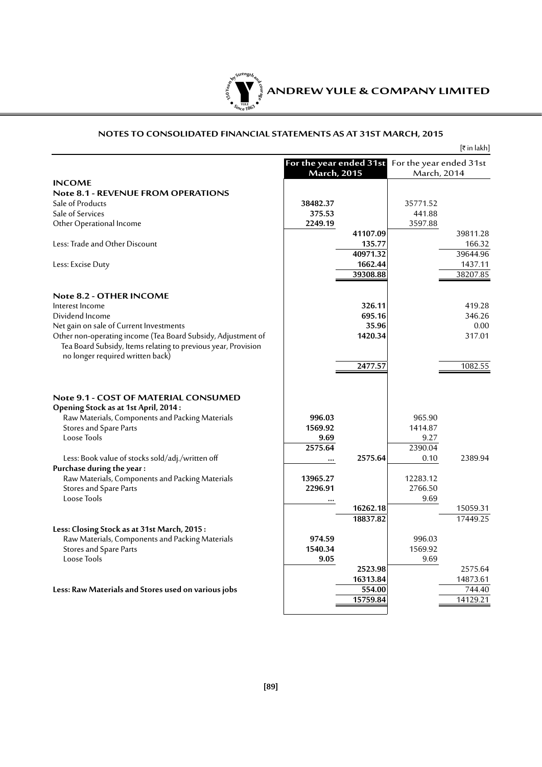# NOTES TO CONSOLIDATED FINANCIAL STATEMENTS AS AT 31ST MARCH, 2015

[₹ in lakh]

| | For the year ended 31st March, 2015 | | For the year ended 31st March, 2014 | |
|---|---|---|---|---|
| **INCOME** | | | | |
| **Note 8.1 - REVENUE FROM OPERATIONS** | | | | |
| Sale of Products | **38482.37** | | 35771.52 | |
| Sale of Services | **375.53** | | 441.88 | |
| Other Operational Income | **2249.19** | | 3597.88 | |
| | | **41107.09** | | 39811.28 |
| Less: Trade and Other Discount | | **135.77** | | 166.32 |
| | | **40971.32** | | 39644.96 |
| Less: Excise Duty | | **1662.44** | | 1437.11 |
| | | **39308.88** | | 38207.85 |
| **Note 8.2 - OTHER INCOME** | | | | |
| Interest Income | | **326.11** | | 419.28 |
| Dividend Income | | **695.16** | | 346.26 |
| Net gain on sale of Current Investments | | **35.96** | | 0.00 |
| Other non-operating income (Tea Board Subsidy, Adjustment of Tea Board Subsidy, Items relating to previous year, Provision no longer required written back) | | **1420.34** | | 317.01 |
| | | **2477.57** | | 1082.55 |
| **Note 9.1 - COST OF MATERIAL CONSUMED** | | | | |
| **Opening Stock as at 1st April, 2014 :** | | | | |
| Raw Materials, Components and Packing Materials | **996.03** | | 965.90 | |
| Stores and Spare Parts | **1569.92** | | 1414.87 | |
| Loose Tools | **9.69** | | 9.27 | |
| | **2575.64** | | 2390.04 | |
| Less: Book value of stocks sold/adj./written off | **...** | **2575.64** | 0.10 | 2389.94 |
| **Purchase during the year :** | | | | |
| Raw Materials, Components and Packing Materials | **13965.27** | | 12283.12 | |
| Stores and Spare Parts | **2296.91** | | 2766.50 | |
| Loose Tools | **...** | | 9.69 | |
| | | **16262.18** | | 15059.31 |
| | | **18837.82** | | 17449.25 |
| **Less: Closing Stock as at 31st March, 2015 :** | | | | |
| Raw Materials, Components and Packing Materials | **974.59** | | 996.03 | |
| Stores and Spare Parts | **1540.34** | | 1569.92 | |
| Loose Tools | **9.05** | | 9.69 | |
| | | **2523.98** | | 2575.64 |
| | | **16313.84** | | 14873.61 |
| **Less: Raw Materials and Stores used on various jobs** | | **554.00** | | 744.40 |
| | | **15759.84** | | 14129.21 |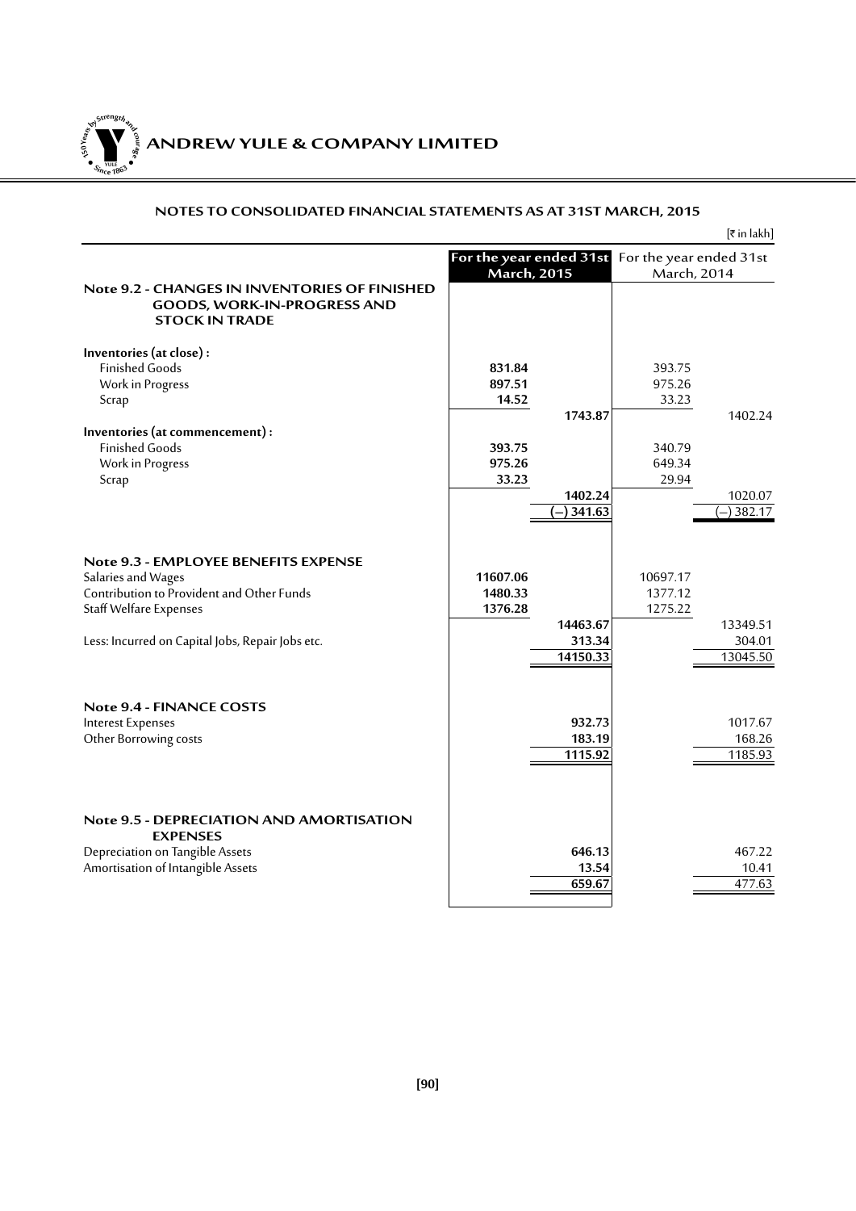## NOTES TO CONSOLIDATED FINANCIAL STATEMENTS AS AT 31ST MARCH, 2015

[₹ in lakh]

| | For the year ended 31st March, 2015 | | For the year ended 31st March, 2014 | |
|---|---|---|---|---|
| **Note 9.2 - CHANGES IN INVENTORIES OF FINISHED GOODS, WORK-IN-PROGRESS AND STOCK IN TRADE** | | | | |
| **Inventories (at close) :** | | | | |
| Finished Goods | **831.84** | | 393.75 | |
| Work in Progress | **897.51** | | 975.26 | |
| Scrap | **14.52** | | 33.23 | |
| | | **1743.87** | | 1402.24 |
| **Inventories (at commencement) :** | | | | |
| Finished Goods | **393.75** | | 340.79 | |
| Work in Progress | **975.26** | | 649.34 | |
| Scrap | **33.23** | | 29.94 | |
| | | **1402.24** | | 1020.07 |
| | | **(–) 341.63** | | (–) 382.17 |
| **Note 9.3 - EMPLOYEE BENEFITS EXPENSE** | | | | |
| Salaries and Wages | **11607.06** | | 10697.17 | |
| Contribution to Provident and Other Funds | **1480.33** | | 1377.12 | |
| Staff Welfare Expenses | **1376.28** | | 1275.22 | |
| | | **14463.67** | | 13349.51 |
| Less: Incurred on Capital Jobs, Repair Jobs etc. | | **313.34** | | 304.01 |
| | | **14150.33** | | 13045.50 |
| **Note 9.4 - FINANCE COSTS** | | | | |
| Interest Expenses | | **932.73** | | 1017.67 |
| Other Borrowing costs | | **183.19** | | 168.26 |
| | | **1115.92** | | 1185.93 |
| **Note 9.5 - DEPRECIATION AND AMORTISATION EXPENSES** | | | | |
| Depreciation on Tangible Assets | | **646.13** | | 467.22 |
| Amortisation of Intangible Assets | | **13.54** | | 10.41 |
| | | **659.67** | | 477.63 |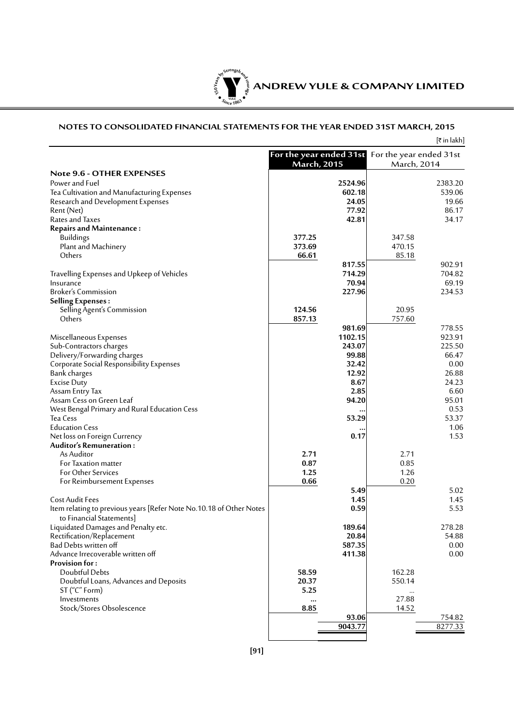## NOTES TO CONSOLIDATED FINANCIAL STATEMENTS FOR THE YEAR ENDED 31ST MARCH, 2015

[₹ in lakh]

| | For the year ended 31st March, 2015 | | For the year ended 31st March, 2014 | |
|---|---|---|---|---|
| **Note 9.6 - OTHER EXPENSES** | | | | |
| Power and Fuel | | **2524.96** | | 2383.20 |
| Tea Cultivation and Manufacturing Expenses | | **602.18** | | 539.06 |
| Research and Development Expenses | | **24.05** | | 19.66 |
| Rent (Net) | | **77.92** | | 86.17 |
| Rates and Taxes | | **42.81** | | 34.17 |
| **Repairs and Maintenance :** | | | | |
| Buildings | **377.25** | | 347.58 | |
| Plant and Machinery | **373.69** | | 470.15 | |
| Others | **66.61** | | 85.18 | |
| | | **817.55** | | 902.91 |
| Travelling Expenses and Upkeep of Vehicles | | **714.29** | | 704.82 |
| Insurance | | **70.94** | | 69.19 |
| Broker's Commission | | **227.96** | | 234.53 |
| **Selling Expenses :** | | | | |
| Selling Agent's Commission | **124.56** | | 20.95 | |
| Others | **857.13** | | 757.60 | |
| | | **981.69** | | 778.55 |
| Miscellaneous Expenses | | **1102.15** | | 923.91 |
| Sub-Contractors charges | | **243.07** | | 225.50 |
| Delivery/Forwarding charges | | **99.88** | | 66.47 |
| Corporate Social Responsibility Expenses | | **32.42** | | 0.00 |
| Bank charges | | **12.92** | | 26.88 |
| Excise Duty | | **8.67** | | 24.23 |
| Assam Entry Tax | | **2.85** | | 6.60 |
| Assam Cess on Green Leaf | | **94.20** | | 95.01 |
| West Bengal Primary and Rural Education Cess | | **...** | | 0.53 |
| Tea Cess | | **53.29** | | 53.37 |
| Education Cess | | **...** | | 1.06 |
| Net loss on Foreign Currency | | **0.17** | | 1.53 |
| **Auditor's Remuneration :** | | | | |
| As Auditor | **2.71** | | 2.71 | |
| For Taxation matter | **0.87** | | 0.85 | |
| For Other Services | **1.25** | | 1.26 | |
| For Reimbursement Expenses | **0.66** | | 0.20 | |
| | | **5.49** | | 5.02 |
| Cost Audit Fees | | **1.45** | | 1.45 |
| Item relating to previous years [Refer Note No.10.18 of Other Notes to Financial Statements] | | **0.59** | | 5.53 |
| Liquidated Damages and Penalty etc. | | **189.64** | | 278.28 |
| Rectification/Replacement | | **20.84** | | 54.88 |
| Bad Debts written off | | **587.35** | | 0.00 |
| Advance Irrecoverable written off | | **411.38** | | 0.00 |
| **Provision for :** | | | | |
| Doubtful Debts | **58.59** | | 162.28 | |
| Doubtful Loans, Advances and Deposits | **20.37** | | 550.14 | |
| ST ("C" Form) | **5.25** | | ... | |
| Investments | **...** | | 27.88 | |
| Stock/Stores Obsolescence | **8.85** | | 14.52 | |
| | | **93.06** | | 754.82 |
| | | **9043.77** | | 8277.33 |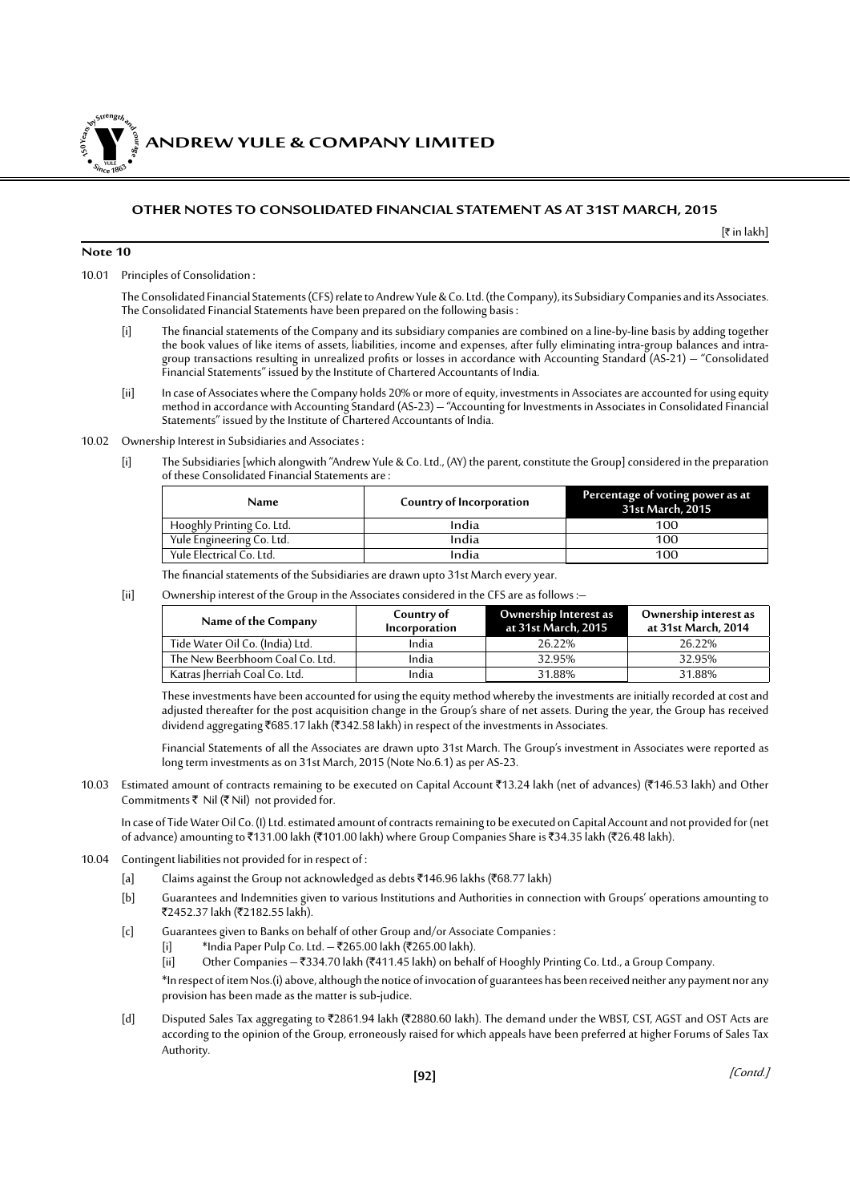# OTHER NOTES TO CONSOLIDATED FINANCIAL STATEMENT AS AT 31ST MARCH, 2015

[₹ in lakh]

## Note 10

10.01 Principles of Consolidation :

The Consolidated Financial Statements (CFS) relate to Andrew Yule & Co. Ltd. (the Company), its Subsidiary Companies and its Associates. The Consolidated Financial Statements have been prepared on the following basis :

[i] The financial statements of the Company and its subsidiary companies are combined on a line-by-line basis by adding together the book values of like items of assets, liabilities, income and expenses, after fully eliminating intra-group balances and intra-group transactions resulting in unrealized profits or losses in accordance with Accounting Standard (AS-21) – "Consolidated Financial Statements" issued by the Institute of Chartered Accountants of India.

[ii] In case of Associates where the Company holds 20% or more of equity, investments in Associates are accounted for using equity method in accordance with Accounting Standard (AS-23) – "Accounting for Investments in Associates in Consolidated Financial Statements" issued by the Institute of Chartered Accountants of India.

10.02 Ownership Interest in Subsidiaries and Associates :

[i] The Subsidiaries [which alongwith "Andrew Yule & Co. Ltd., (AY) the parent, constitute the Group] considered in the preparation of these Consolidated Financial Statements are :

| Name | Country of Incorporation | Percentage of voting power as at 31st March, 2015 |
|---|---|---|
| Hooghly Printing Co. Ltd. | India | 100 |
| Yule Engineering Co. Ltd. | India | 100 |
| Yule Electrical Co. Ltd. | India | 100 |

The financial statements of the Subsidiaries are drawn upto 31st March every year.

[ii] Ownership interest of the Group in the Associates considered in the CFS are as follows :–

| Name of the Company | Country of Incorporation | Ownership Interest as at 31st March, 2015 | Ownership interest as at 31st March, 2014 |
|---|---|---|---|
| Tide Water Oil Co. (India) Ltd. | India | 26.22% | 26.22% |
| The New Beerbhoom Coal Co. Ltd. | India | 32.95% | 32.95% |
| Katras Jherriah Coal Co. Ltd. | India | 31.88% | 31.88% |

These investments have been accounted for using the equity method whereby the investments are initially recorded at cost and adjusted thereafter for the post acquisition change in the Group's share of net assets. During the year, the Group has received dividend aggregating ₹685.17 lakh (₹342.58 lakh) in respect of the investments in Associates.

Financial Statements of all the Associates are drawn upto 31st March. The Group's investment in Associates were reported as long term investments as on 31st March, 2015 (Note No.6.1) as per AS-23.

10.03 Estimated amount of contracts remaining to be executed on Capital Account ₹13.24 lakh (net of advances) (₹146.53 lakh) and Other Commitments ₹ Nil (₹ Nil) not provided for.

In case of Tide Water Oil Co. (I) Ltd. estimated amount of contracts remaining to be executed on Capital Account and not provided for (net of advance) amounting to ₹131.00 lakh (₹101.00 lakh) where Group Companies Share is ₹34.35 lakh (₹26.48 lakh).

10.04 Contingent liabilities not provided for in respect of :

[a] Claims against the Group not acknowledged as debts ₹146.96 lakhs (₹68.77 lakh)

[b] Guarantees and Indemnities given to various Institutions and Authorities in connection with Groups' operations amounting to ₹2452.37 lakh (₹2182.55 lakh).

[c] Guarantees given to Banks on behalf of other Group and/or Associate Companies :

[i] *India Paper Pulp Co. Ltd. – ₹265.00 lakh (₹265.00 lakh).

[ii] Other Companies – ₹334.70 lakh (₹411.45 lakh) on behalf of Hooghly Printing Co. Ltd., a Group Company.

*In respect of item Nos.(i) above, although the notice of invocation of guarantees has been received neither any payment nor any provision has been made as the matter is sub-judice.

[d] Disputed Sales Tax aggregating to ₹2861.94 lakh (₹2880.60 lakh). The demand under the WBST, CST, AGST and OST Acts are according to the opinion of the Group, erroneously raised for which appeals have been preferred at higher Forums of Sales Tax Authority.

*[Contd.]*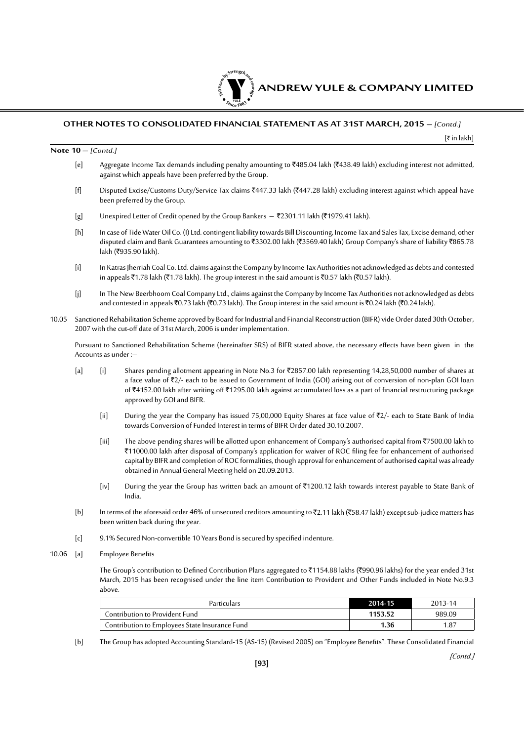## OTHER NOTES TO CONSOLIDATED FINANCIAL STATEMENT AS AT 31ST MARCH, 2015 — *[Contd.]*

[₹ in lakh]

**Note 10** — *[Contd.]*

[e] Aggregate Income Tax demands including penalty amounting to ₹485.04 lakh (₹438.49 lakh) excluding interest not admitted, against which appeals have been preferred by the Group.

[f] Disputed Excise/Customs Duty/Service Tax claims ₹447.33 lakh (₹447.28 lakh) excluding interest against which appeal have been preferred by the Group.

[g] Unexpired Letter of Credit opened by the Group Bankers — ₹2301.11 lakh (₹1979.41 lakh).

[h] In case of Tide Water Oil Co. (I) Ltd. contingent liability towards Bill Discounting, Income Tax and Sales Tax, Excise demand, other disputed claim and Bank Guarantees amounting to ₹3302.00 lakh (₹3569.40 lakh) Group Company's share of liability ₹865.78 lakh (₹935.90 lakh).

[i] In Katras Jherriah Coal Co. Ltd. claims against the Company by Income Tax Authorities not acknowledged as debts and contested in appeals ₹1.78 lakh (₹1.78 lakh). The group interest in the said amount is ₹0.57 lakh (₹0.57 lakh).

[j] In The New Beerbhoom Coal Company Ltd., claims against the Company by Income Tax Authorities not acknowledged as debts and contested in appeals ₹0.73 lakh (₹0.73 lakh). The Group interest in the said amount is ₹0.24 lakh (₹0.24 lakh).

10.05 Sanctioned Rehabilitation Scheme approved by Board for Industrial and Financial Reconstruction (BIFR) vide Order dated 30th October, 2007 with the cut-off date of 31st March, 2006 is under implementation.

Pursuant to Sanctioned Rehabilitation Scheme (hereinafter SRS) of BIFR stated above, the necessary effects have been given in the Accounts as under :—

[a] [i] Shares pending allotment appearing in Note No.3 for ₹2857.00 lakh representing 14,28,50,000 number of shares at a face value of ₹2/- each to be issued to Government of India (GOI) arising out of conversion of non-plan GOI loan of ₹4152.00 lakh after writing off ₹1295.00 lakh against accumulated loss as a part of financial restructuring package approved by GOI and BIFR.

[ii] During the year the Company has issued 75,00,000 Equity Shares at face value of ₹2/- each to State Bank of India towards Conversion of Funded Interest in terms of BIFR Order dated 30.10.2007.

[iii] The above pending shares will be allotted upon enhancement of Company's authorised capital from ₹7500.00 lakh to ₹11000.00 lakh after disposal of Company's application for waiver of ROC filing fee for enhancement of authorised capital by BIFR and completion of ROC formalities, though approval for enhancement of authorised capital was already obtained in Annual General Meeting held on 20.09.2013.

[iv] During the year the Group has written back an amount of ₹1200.12 lakh towards interest payable to State Bank of India.

[b] In terms of the aforesaid order 46% of unsecured creditors amounting to ₹2.11 lakh (₹58.47 lakh) except sub-judice matters has been written back during the year.

[c] 9.1% Secured Non-convertible 10 Years Bond is secured by specified indenture.

10.06 [a] Employee Benefits

The Group's contribution to Defined Contribution Plans aggregated to ₹1154.88 lakhs (₹990.96 lakhs) for the year ended 31st March, 2015 has been recognised under the line item Contribution to Provident and Other Funds included in Note No.9.3 above.

| Particulars | 2014-15 | 2013-14 |
|---|---|---|
| Contribution to Provident Fund | **1153.52** | 989.09 |
| Contribution to Employees State Insurance Fund | **1.36** | 1.87 |

[b] The Group has adopted Accounting Standard-15 (AS-15) (Revised 2005) on "Employee Benefits". These Consolidated Financial

*[Contd.]*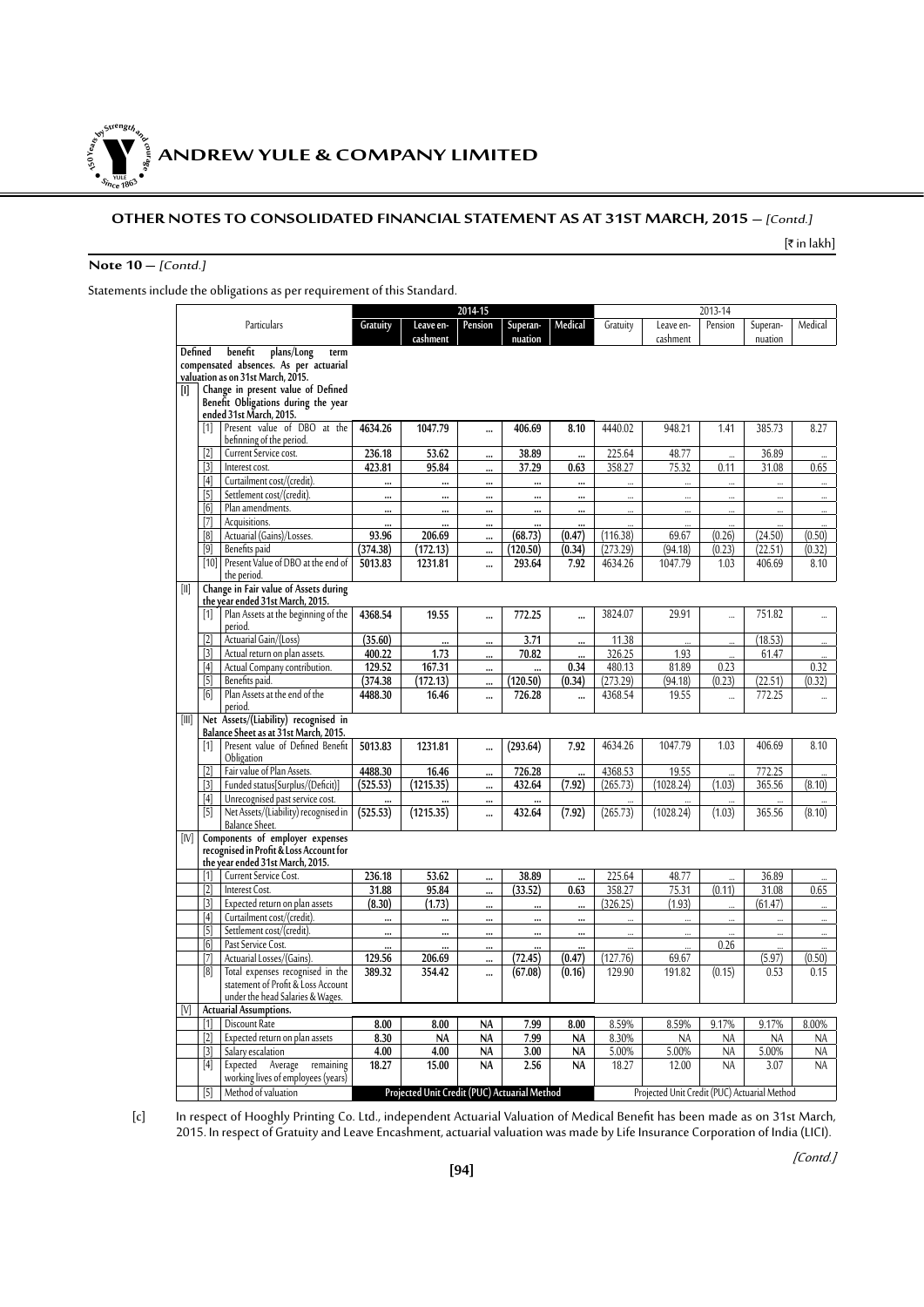## OTHER NOTES TO CONSOLIDATED FINANCIAL STATEMENT AS AT 31ST MARCH, 2015 — *[Contd.]*

[₹ in lakh]

**Note 10** — *[Contd.]*

Statements include the obligations as per requirement of this Standard.

| | | Particulars | 2014-15 | | | | | 2013-14 | | | | |
|---|---|---|---|---|---|---|---|---|---|---|---|---|
| | | | Gratuity | Leave en-cashment | Pension | Superan-nuation | Medical | Gratuity | Leave en-cashment | Pension | Superan-nuation | Medical |
| Defined benefit plans/Long term compensated absences. As per actuarial valuation as on 31st March, 2015. | | | | | | | | | | | | |
| [I] | | Change in present value of Defined Benefit Obligations during the year ended 31st March, 2015. | | | | | | | | | | |
| | [1] | Present value of DBO at the befinning of the period. | 4634.26 | 1047.79 | ... | 406.69 | 8.10 | 4440.02 | 948.21 | 1.41 | 385.73 | 8.27 |
| | [2] | Current Service cost. | 236.18 | 53.62 | ... | 38.89 | ... | 225.64 | 48.77 | ... | 36.89 | ... |
| | [3] | Interest cost. | 423.81 | 95.84 | ... | 37.29 | 0.63 | 358.27 | 75.32 | 0.11 | 31.08 | 0.65 |
| | [4] | Curtailment cost/(credit). | ... | ... | ... | ... | ... | ... | ... | ... | ... | ... |
| | [5] | Settlement cost/(credit). | ... | ... | ... | ... | ... | ... | ... | ... | ... | ... |
| | [6] | Plan amendments. | ... | ... | ... | ... | ... | ... | ... | ... | ... | ... |
| | [7] | Acquisitions. | ... | ... | ... | ... | ... | ... | ... | ... | ... | ... |
| | [8] | Actuarial (Gains)/Losses. | 93.96 | 206.69 | ... | (68.73) | (0.47) | (116.38) | 69.67 | (0.26) | (24.50) | (0.50) |
| | [9] | Benefits paid | (374.38) | (172.13) | ... | (120.50) | (0.34) | (273.29) | (94.18) | (0.23) | (22.51) | (0.32) |
| | [10] | Present Value of DBO at the end of the period. | 5013.83 | 1231.81 | ... | 293.64 | 7.92 | 4634.26 | 1047.79 | 1.03 | 406.69 | 8.10 |
| [II] | | Change in Fair value of Assets during the year ended 31st March, 2015. | | | | | | | | | | |
| | [1] | Plan Assets at the beginning of the period. | 4368.54 | 19.55 | ... | 772.25 | ... | 3824.07 | 29.91 | ... | 751.82 | ... |
| | [2] | Actuarial Gain/(Loss) | (35.60) | ... | ... | 3.71 | ... | 11.38 | ... | ... | (18.53) | ... |
| | [3] | Actual return on plan assets. | 400.22 | 1.73 | ... | 70.82 | ... | 326.25 | 1.93 | ... | 61.47 | ... |
| | [4] | Actual Company contribution. | 129.52 | 167.31 | ... | ... | 0.34 | 480.13 | 81.89 | 0.23 | | 0.32 |
| | [5] | Benefits paid. | (374.38) | (172.13) | ... | (120.50) | (0.34) | (273.29) | (94.18) | (0.23) | (22.51) | (0.32) |
| | [6] | Plan Assets at the end of the period. | 4488.30 | 16.46 | ... | 726.28 | ... | 4368.54 | 19.55 | ... | 772.25 | ... |
| [III] | | Net Assets/(Liability) recognised in Balance Sheet as at 31st March, 2015. | | | | | | | | | | |
| | [1] | Present value of Defined Benefit Obligation | 5013.83 | 1231.81 | ... | (293.64) | 7.92 | 4634.26 | 1047.79 | 1.03 | 406.69 | 8.10 |
| | [2] | Fair value of Plan Assets. | 4488.30 | 16.46 | ... | 726.28 | ... | 4368.53 | 19.55 | ... | 772.25 | ... |
| | [3] | Funded status[Surplus/(Deficit)] | (525.53) | (1215.35) | ... | 432.64 | (7.92) | (265.73) | (1028.24) | (1.03) | 365.56 | (8.10) |
| | [4] | Unrecognised past service cost. | ... | ... | ... | ... | | ... | ... | ... | ... | ... |
| | [5] | Net Assets/(Liability) recognised in Balance Sheet. | (525.53) | (1215.35) | ... | 432.64 | (7.92) | (265.73) | (1028.24) | (1.03) | 365.56 | (8.10) |
| [IV] | | Components of employer expenses recognised in Profit & Loss Account for the year ended 31st March, 2015. | | | | | | | | | | |
| | [1] | Current Service Cost. | 236.18 | 53.62 | ... | 38.89 | ... | 225.64 | 48.77 | ... | 36.89 | ... |
| | [2] | Interest Cost. | 31.88 | 95.84 | ... | (33.52) | 0.63 | 358.27 | 75.31 | (0.11) | 31.08 | 0.65 |
| | [3] | Expected return on plan assets | (8.30) | (1.73) | ... | ... | ... | (326.25) | (1.93) | ... | (61.47) | ... |
| | [4] | Curtailment cost/(credit). | ... | ... | ... | ... | ... | ... | ... | ... | ... | ... |
| | [5] | Settlement cost/(credit). | ... | ... | ... | ... | ... | ... | ... | ... | ... | ... |
| | [6] | Past Service Cost. | ... | ... | ... | ... | ... | ... | ... | 0.26 | ... | ... |
| | [7] | Actuarial Losses/(Gains). | 129.56 | 206.69 | ... | (72.45) | (0.47) | (127.76) | 69.67 | | (5.97) | (0.50) |
| | [8] | Total expenses recognised in the statement of Profit & Loss Account under the head Salaries & Wages. | 389.32 | 354.42 | ... | (67.08) | (0.16) | 129.90 | 191.82 | (0.15) | 0.53 | 0.15 |
| [V] | | Actuarial Assumptions. | | | | | | | | | | |
| | [1] | Discount Rate | 8.00 | 8.00 | NA | 7.99 | 8.00 | 8.59% | 8.59% | 9.17% | 9.17% | 8.00% |
| | [2] | Expected return on plan assets | 8.30 | NA | NA | 7.99 | NA | 8.30% | NA | NA | NA | NA |
| | [3] | Salary escalation | 4.00 | 4.00 | NA | 3.00 | NA | 5.00% | 5.00% | NA | 5.00% | NA |
| | [4] | Expected Average remaining working lives of employees (years) | 18.27 | 15.00 | NA | 2.56 | NA | 18.27 | 12.00 | NA | 3.07 | NA |
| | [5] | Method of valuation | Projected Unit Credit (PUC) Actuarial Method | | | | | Projected Unit Credit (PUC) Actuarial Method | | | | |

[c] In respect of Hooghly Printing Co. Ltd., independent Actuarial Valuation of Medical Benefit has been made as on 31st March, 2015. In respect of Gratuity and Leave Encashment, actuarial valuation was made by Life Insurance Corporation of India (LICI).

*[Contd.]*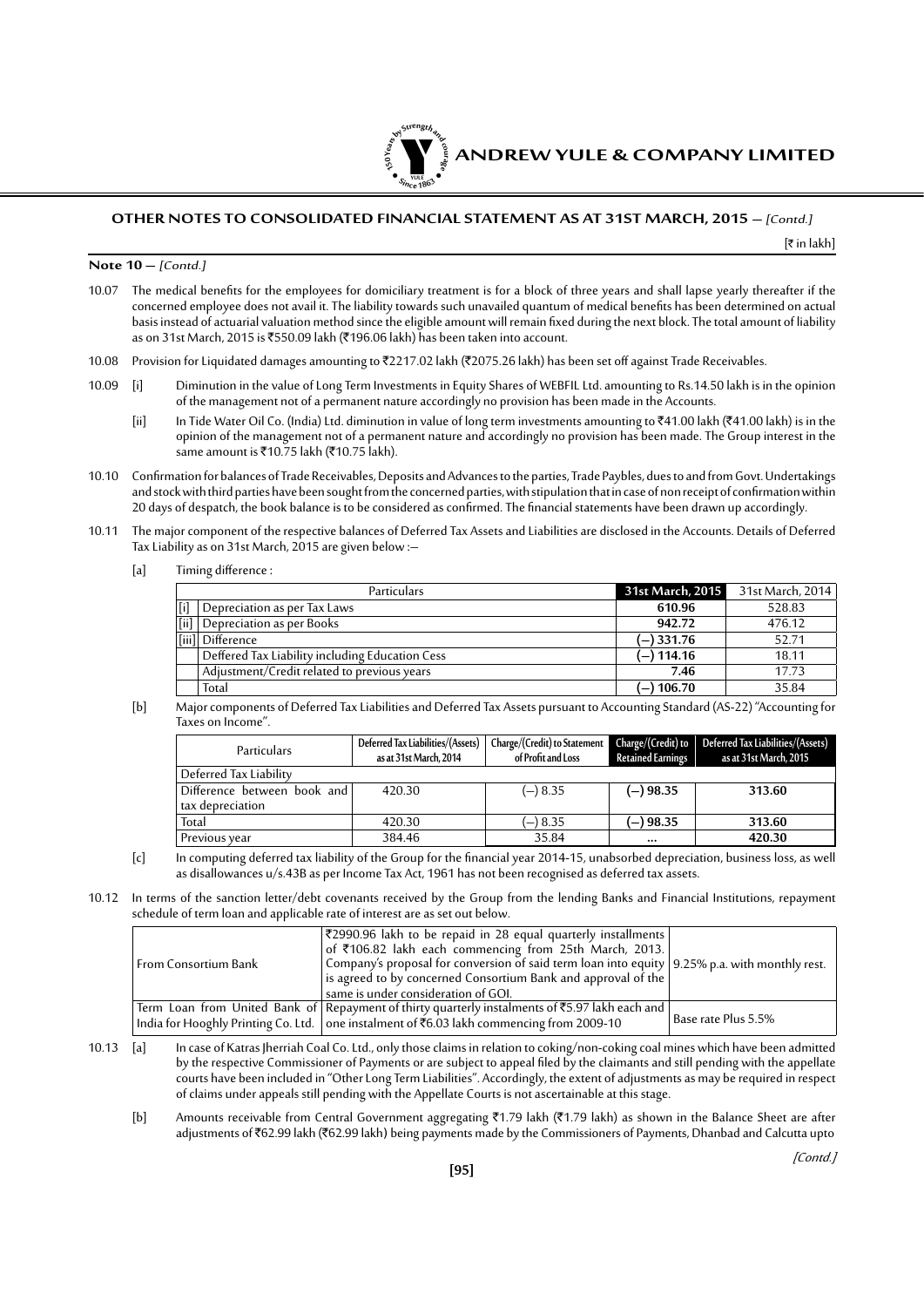## OTHER NOTES TO CONSOLIDATED FINANCIAL STATEMENT AS AT 31ST MARCH, 2015 — *[Contd.]*

[₹ in lakh]

**Note 10** — *[Contd.]*

10.07 The medical benefits for the employees for domiciliary treatment is for a block of three years and shall lapse yearly thereafter if the concerned employee does not avail it. The liability towards such unavailed quantum of medical benefits has been determined on actual basis instead of actuarial valuation method since the eligible amount will remain fixed during the next block. The total amount of liability as on 31st March, 2015 is ₹550.09 lakh (₹196.06 lakh) has been taken into account.

10.08 Provision for Liquidated damages amounting to ₹2217.02 lakh (₹2075.26 lakh) has been set off against Trade Receivables.

10.09 [i] Diminution in the value of Long Term Investments in Equity Shares of WEBFIL Ltd. amounting to Rs.14.50 lakh is in the opinion of the management not of a permanent nature accordingly no provision has been made in the Accounts.

[ii] In Tide Water Oil Co. (India) Ltd. diminution in value of long term investments amounting to ₹41.00 lakh (₹41.00 lakh) is in the opinion of the management not of a permanent nature and accordingly no provision has been made. The Group interest in the same amount is ₹10.75 lakh (₹10.75 lakh).

10.10 Confirmation for balances of Trade Receivables, Deposits and Advances to the parties, Trade Paybles, dues to and from Govt. Undertakings and stock with third parties have been sought from the concerned parties, with stipulation that in case of non receipt of confirmation within 20 days of despatch, the book balance is to be considered as confirmed. The financial statements have been drawn up accordingly.

10.11 The major component of the respective balances of Deferred Tax Assets and Liabilities are disclosed in the Accounts. Details of Deferred Tax Liability as on 31st March, 2015 are given below :—

[a] Timing difference :

| | Particulars | 31st March, 2015 | 31st March, 2014 |
|---|---|---|---|
| [i] | Depreciation as per Tax Laws | **610.96** | 528.83 |
| [ii] | Depreciation as per Books | **942.72** | 476.12 |
| [iii] | Difference | **(—) 331.76** | 52.71 |
| | Deffered Tax Liability including Education Cess | **(—) 114.16** | 18.11 |
| | Adjustment/Credit related to previous years | **7.46** | 17.73 |
| | Total | **(—) 106.70** | 35.84 |

[b] Major components of Deferred Tax Liabilities and Deferred Tax Assets pursuant to Accounting Standard (AS-22) "Accounting for Taxes on Income".

| Particulars | Deferred Tax Liabilities/(Assets) as at 31st March, 2014 | Charge/(Credit) to Statement of Profit and Loss | Charge/(Credit) to Retained Earnings | Deferred Tax Liabilities/(Assets) as at 31st March, 2015 |
|---|---|---|---|---|
| Deferred Tax Liability | | | | |
| Difference between book and tax depreciation | 420.30 | (—) 8.35 | **(—) 98.35** | **313.60** |
| Total | 420.30 | (—) 8.35 | **(—) 98.35** | **313.60** |
| Previous year | 384.46 | 35.84 | ... | **420.30** |

[c] In computing deferred tax liability of the Group for the financial year 2014-15, unabsorbed depreciation, business loss, as well as disallowances u/s.43B as per Income Tax Act, 1961 has not been recognised as deferred tax assets.

10.12 In terms of the sanction letter/debt covenants received by the Group from the lending Banks and Financial Institutions, repayment schedule of term loan and applicable rate of interest are as set out below.

| | | |
|---|---|---|
| From Consortium Bank | ₹2990.96 lakh to be repaid in 28 equal quarterly installments of ₹106.82 lakh each commencing from 25th March, 2013. Company's proposal for conversion of said term loan into equity is agreed to by concerned Consortium Bank and approval of the same is under consideration of GOI. | 9.25% p.a. with monthly rest. |
| Term Loan from United Bank of India for Hooghly Printing Co. Ltd. | Repayment of thirty quarterly instalments of ₹5.97 lakh each and one instalment of ₹6.03 lakh commencing from 2009-10 | Base rate Plus 5.5% |

10.13 [a] In case of Katras Jherriah Coal Co. Ltd., only those claims in relation to coking/non-coking coal mines which have been admitted by the respective Commissioner of Payments or are subject to appeal filed by the claimants and still pending with the appellate courts have been included in "Other Long Term Liabilities". Accordingly, the extent of adjustments as may be required in respect of claims under appeals still pending with the Appellate Courts is not ascertainable at this stage.

[b] Amounts receivable from Central Government aggregating ₹1.79 lakh (₹1.79 lakh) as shown in the Balance Sheet are after adjustments of ₹62.99 lakh (₹62.99 lakh) being payments made by the Commissioners of Payments, Dhanbad and Calcutta upto

*[Contd.]*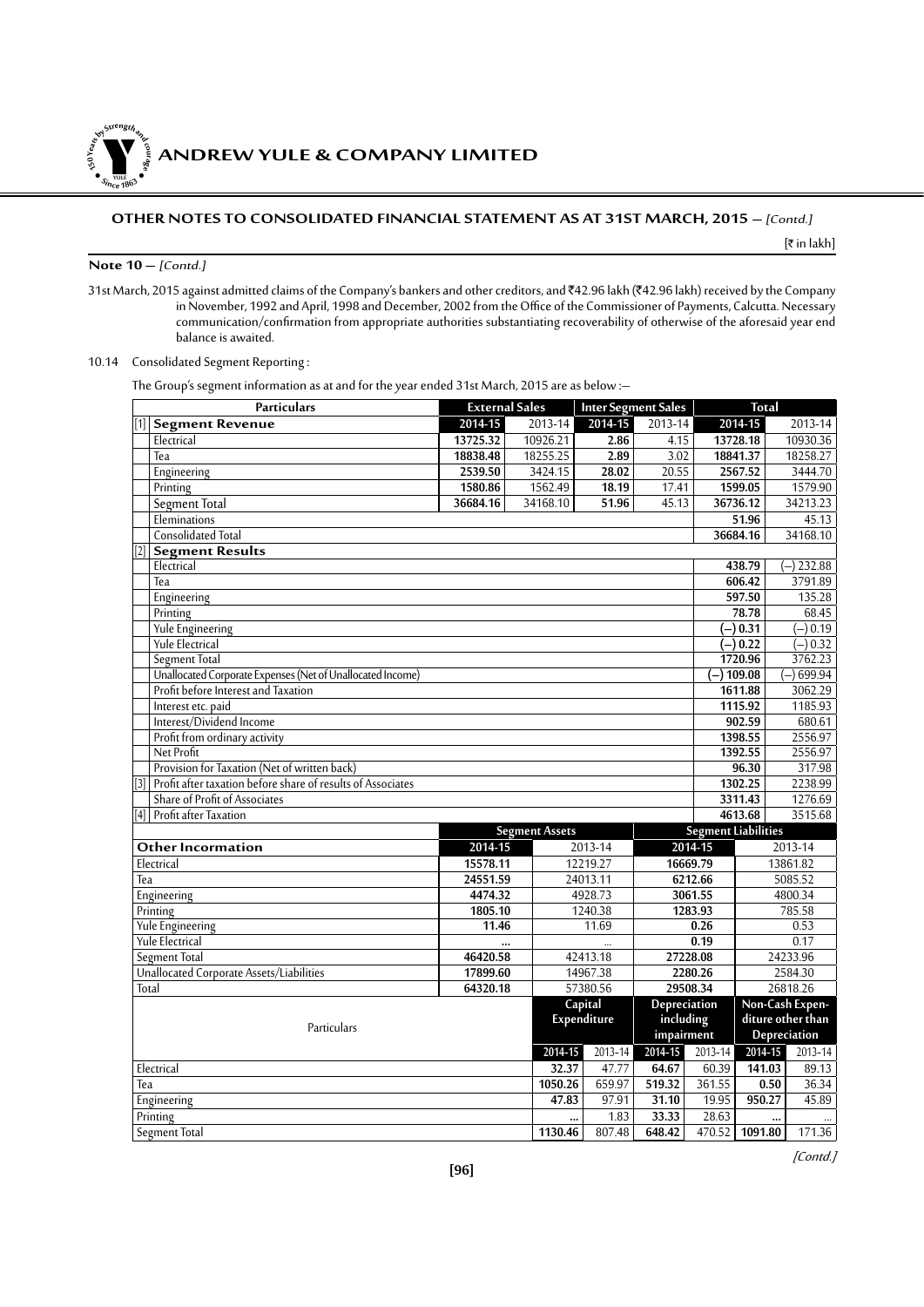## OTHER NOTES TO CONSOLIDATED FINANCIAL STATEMENT AS AT 31ST MARCH, 2015 — *[Contd.]*

[₹ in lakh]

**Note 10 —** *[Contd.]*

31st March, 2015 against admitted claims of the Company's bankers and other creditors, and ₹42.96 lakh (₹42.96 lakh) received by the Company in November, 1992 and April, 1998 and December, 2002 from the Office of the Commissioner of Payments, Calcutta. Necessary communication/confirmation from appropriate authorities substantiating recoverability of otherwise of the aforesaid year end balance is awaited.

10.14 Consolidated Segment Reporting :

The Group's segment information as at and for the year ended 31st March, 2015 are as below :—

| | Particulars | External Sales | | Inter Segment Sales | | Total | |
|---|---|---|---|---|---|---|---|
| [1] | **Segment Revenue** | **2014-15** | 2013-14 | **2014-15** | 2013-14 | **2014-15** | 2013-14 |
| | Electrical | **13725.32** | 10926.21 | **2.86** | 4.15 | **13728.18** | 10930.36 |
| | Tea | **18838.48** | 18255.25 | **2.89** | 3.02 | **18841.37** | 18258.27 |
| | Engineering | **2539.50** | 3424.15 | **28.02** | 20.55 | **2567.52** | 3444.70 |
| | Printing | **1580.86** | 1562.49 | **18.19** | 17.41 | **1599.05** | 1579.90 |
| | Segment Total | **36684.16** | 34168.10 | **51.96** | 45.13 | **36736.12** | 34213.23 |
| | Eleminations | | | | | **51.96** | 45.13 |
| | Consolidated Total | | | | | **36684.16** | 34168.10 |
| [2] | **Segment Results** | | | | | | |
| | Electrical | | | | | **438.79** | (–) 232.88 |
| | Tea | | | | | **606.42** | 3791.89 |
| | Engineering | | | | | **597.50** | 135.28 |
| | Printing | | | | | **78.78** | 68.45 |
| | Yule Engineering | | | | | **(–) 0.31** | (–) 0.19 |
| | Yule Electrical | | | | | **(–) 0.22** | (–) 0.32 |
| | Segment Total | | | | | **1720.96** | 3762.23 |
| | Unallocated Corporate Expenses (Net of Unallocated Income) | | | | | **(–) 109.08** | (–) 699.94 |
| | Profit before Interest and Taxation | | | | | **1611.88** | 3062.29 |
| | Interest etc. paid | | | | | **1115.92** | 1185.93 |
| | Interest/Dividend Income | | | | | **902.59** | 680.61 |
| | Profit from ordinary activity | | | | | **1398.55** | 2556.97 |
| | Net Profit | | | | | **1392.55** | 2556.97 |
| | Provision for Taxation (Net of written back) | | | | | **96.30** | 317.98 |
| [3] | Profit after taxation before share of results of Associates | | | | | **1302.25** | 2238.99 |
| | Share of Profit of Associates | | | | | **3311.43** | 1276.69 |
| [4] | Profit after Taxation | | | | | **4613.68** | 3515.68 |

| | Segment Assets | | Segment Liabilities | |
|---|---|---|---|---|
| **Other Incormation** | **2014-15** | 2013-14 | **2014-15** | 2013-14 |
| Electrical | **15578.11** | 12219.27 | **16669.79** | 13861.82 |
| Tea | **24551.59** | 24013.11 | **6212.66** | 5085.52 |
| Engineering | **4474.32** | 4928.73 | **3061.55** | 4800.34 |
| Printing | **1805.10** | 1240.38 | **1283.93** | 785.58 |
| Yule Engineering | **11.46** | 11.69 | **0.26** | 0.53 |
| Yule Electrical | **...** | ... | **0.19** | 0.17 |
| Segment Total | **46420.58** | 42413.18 | **27228.08** | 24233.96 |
| Unallocated Corporate Assets/Liabilities | **17899.60** | 14967.38 | **2280.26** | 2584.30 |
| Total | **64320.18** | 57380.56 | **29508.34** | 26818.26 |

| Particulars | Capital Expenditure | | Depreciation including impairment | | Non-Cash Expenditure other than Depreciation | |
|---|---|---|---|---|---|---|
| | **2014-15** | 2013-14 | **2014-15** | 2013-14 | **2014-15** | 2013-14 |
| Electrical | **32.37** | 47.77 | **64.67** | 60.39 | **141.03** | 89.13 |
| Tea | **1050.26** | 659.97 | **519.32** | 361.55 | **0.50** | 36.34 |
| Engineering | **47.83** | 97.91 | **31.10** | 19.95 | **950.27** | 45.89 |
| Printing | **...** | 1.83 | **33.33** | 28.63 | **...** | ... |
| Segment Total | **1130.46** | 807.48 | **648.42** | 470.52 | **1091.80** | 171.36 |

*[Contd.]*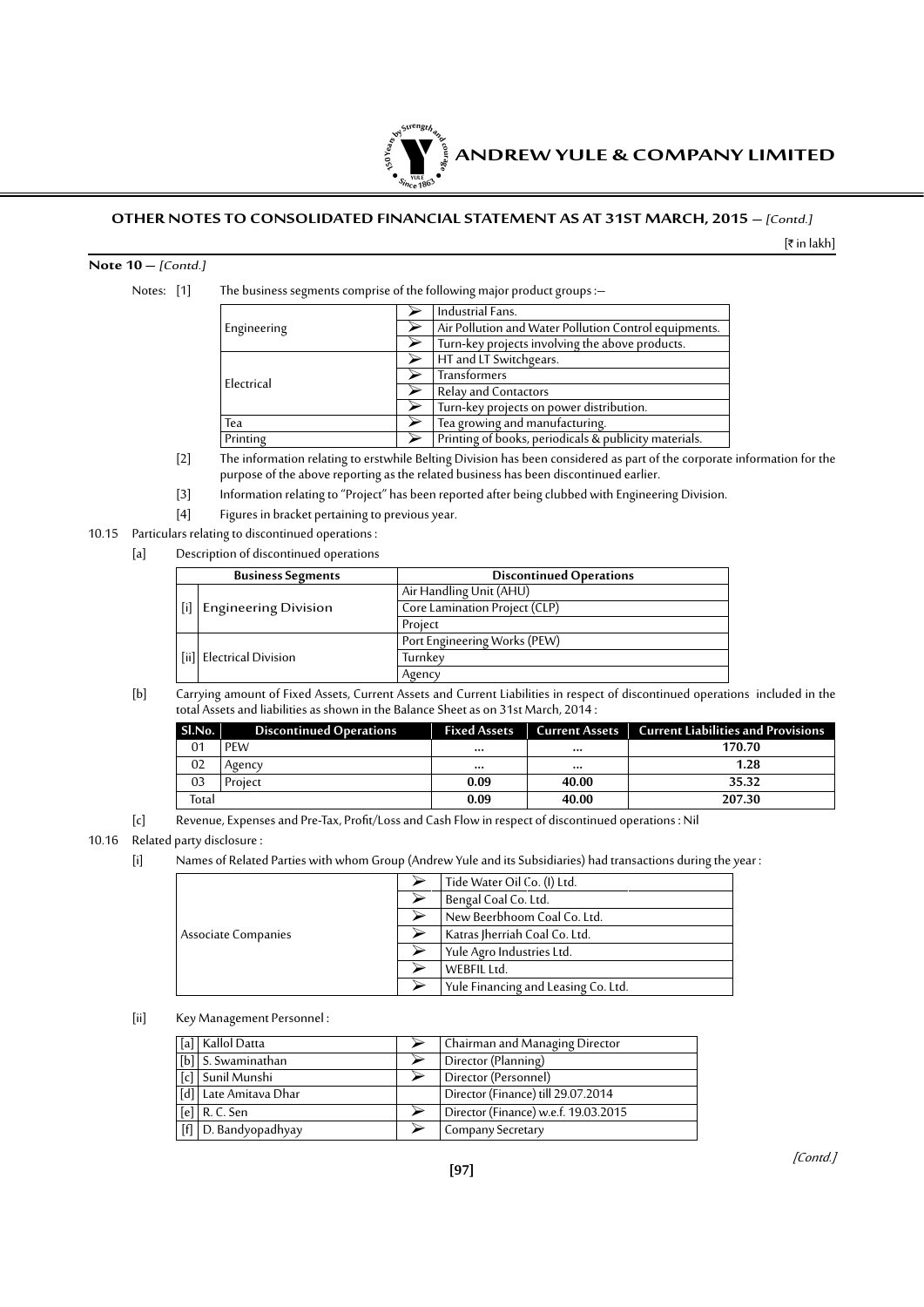## OTHER NOTES TO CONSOLIDATED FINANCIAL STATEMENT AS AT 31ST MARCH, 2015 — *[Contd.]*

[₹ in lakh]

**Note 10** — *[Contd.]*

Notes: [1] The business segments comprise of the following major product groups :—

| | | |
|---|---|---|
| Engineering | ➢ | Industrial Fans. |
| | ➢ | Air Pollution and Water Pollution Control equipments. |
| | ➢ | Turn-key projects involving the above products. |
| Electrical | ➢ | HT and LT Switchgears. |
| | ➢ | Transformers |
| | ➢ | Relay and Contactors |
| | ➢ | Turn-key projects on power distribution. |
| Tea | ➢ | Tea growing and manufacturing. |
| Printing | ➢ | Printing of books, periodicals & publicity materials. |

[2] The information relating to erstwhile Belting Division has been considered as part of the corporate information for the purpose of the above reporting as the related business has been discontinued earlier.

[3] Information relating to "Project" has been reported after being clubbed with Engineering Division.

[4] Figures in bracket pertaining to previous year.

10.15 Particulars relating to discontinued operations :

[a] Description of discontinued operations

| Business Segments | Discontinued Operations |
|---|---|
| [i] Engineering Division | Air Handling Unit (AHU) |
| | Core Lamination Project (CLP) |
| | Project |
| [ii] Electrical Division | Port Engineering Works (PEW) |
| | Turnkey |
| | Agency |

[b] Carrying amount of Fixed Assets, Current Assets and Current Liabilities in respect of discontinued operations included in the total Assets and liabilities as shown in the Balance Sheet as on 31st March, 2014 :

| Sl.No. | Discontinued Operations | Fixed Assets | Current Assets | Current Liabilities and Provisions |
|---|---|---|---|---|
| 01 | PEW | ... | ... | **170.70** |
| 02 | Agency | ... | ... | **1.28** |
| 03 | Project | **0.09** | **40.00** | **35.32** |
| Total | | **0.09** | **40.00** | **207.30** |

[c] Revenue, Expenses and Pre-Tax, Profit/Loss and Cash Flow in respect of discontinued operations : Nil

10.16 Related party disclosure :

[i] Names of Related Parties with whom Group (Andrew Yule and its Subsidiaries) had transactions during the year :

| | | |
|---|---|---|
| Associate Companies | ➢ | Tide Water Oil Co. (I) Ltd. |
| | ➢ | Bengal Coal Co. Ltd. |
| | ➢ | New Beerbhoom Coal Co. Ltd. |
| | ➢ | Katras Jherriah Coal Co. Ltd. |
| | ➢ | Yule Agro Industries Ltd. |
| | ➢ | WEBFIL Ltd. |
| | ➢ | Yule Financing and Leasing Co. Ltd. |

[ii] Key Management Personnel :

| | | | |
|---|---|---|---|
| [a] | Kallol Datta | ➢ | Chairman and Managing Director |
| [b] | S. Swaminathan | ➢ | Director (Planning) |
| [c] | Sunil Munshi | ➢ | Director (Personnel) |
| [d] | Late Amitava Dhar | | Director (Finance) till 29.07.2014 |
| [e] | R. C. Sen | ➢ | Director (Finance) w.e.f. 19.03.2015 |
| [f] | D. Bandyopadhyay | ➢ | Company Secretary |

*[Contd.]*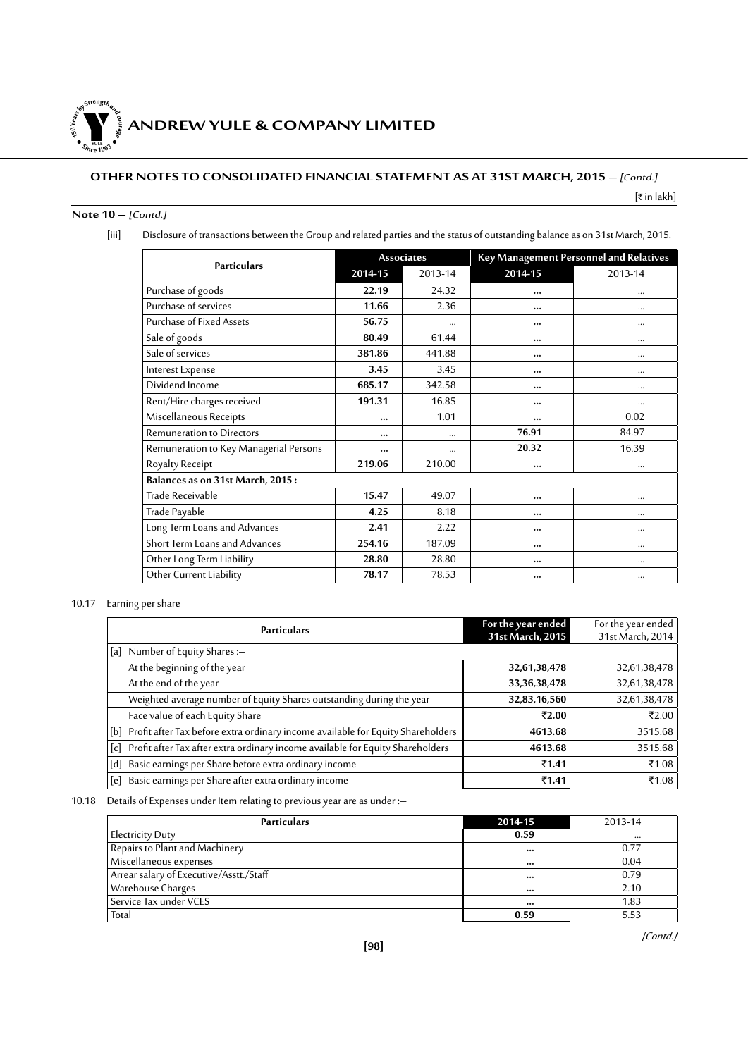## OTHER NOTES TO CONSOLIDATED FINANCIAL STATEMENT AS AT 31ST MARCH, 2015 — *[Contd.]*

[₹ in lakh]

**Note 10 —** *[Contd.]*

[iii] Disclosure of transactions between the Group and related parties and the status of outstanding balance as on 31st March, 2015.

| Particulars | Associates | | Key Management Personnel and Relatives | |
|---|---|---|---|---|
| | **2014-15** | 2013-14 | **2014-15** | 2013-14 |
| Purchase of goods | **22.19** | 24.32 | **...** | ... |
| Purchase of services | **11.66** | 2.36 | **...** | ... |
| Purchase of Fixed Assets | **56.75** | ... | **...** | ... |
| Sale of goods | **80.49** | 61.44 | **...** | ... |
| Sale of services | **381.86** | 441.88 | **...** | ... |
| Interest Expense | **3.45** | 3.45 | **...** | ... |
| Dividend Income | **685.17** | 342.58 | **...** | ... |
| Rent/Hire charges received | **191.31** | 16.85 | **...** | ... |
| Miscellaneous Receipts | **...** | 1.01 | **...** | 0.02 |
| Remuneration to Directors | **...** | ... | **76.91** | 84.97 |
| Remuneration to Key Managerial Persons | **...** | ... | **20.32** | 16.39 |
| Royalty Receipt | **219.06** | 210.00 | **...** | ... |
| **Balances as on 31st March, 2015 :** | | | | |
| Trade Receivable | **15.47** | 49.07 | **...** | ... |
| Trade Payable | **4.25** | 8.18 | **...** | ... |
| Long Term Loans and Advances | **2.41** | 2.22 | **...** | ... |
| Short Term Loans and Advances | **254.16** | 187.09 | **...** | ... |
| Other Long Term Liability | **28.80** | 28.80 | **...** | ... |
| Other Current Liability | **78.17** | 78.53 | **...** | ... |

10.17 Earning per share

| | Particulars | For the year ended 31st March, 2015 | For the year ended 31st March, 2014 |
|---|---|---|---|
| [a] | Number of Equity Shares :— | | |
| | At the beginning of the year | **32,61,38,478** | 32,61,38,478 |
| | At the end of the year | **33,36,38,478** | 32,61,38,478 |
| | Weighted average number of Equity Shares outstanding during the year | **32,83,16,560** | 32,61,38,478 |
| | Face value of each Equity Share | **₹2.00** | ₹2.00 |
| [b] | Profit after Tax before extra ordinary income available for Equity Shareholders | **4613.68** | 3515.68 |
| [c] | Profit after Tax after extra ordinary income available for Equity Shareholders | **4613.68** | 3515.68 |
| [d] | Basic earnings per Share before extra ordinary income | **₹1.41** | ₹1.08 |
| [e] | Basic earnings per Share after extra ordinary income | **₹1.41** | ₹1.08 |

10.18 Details of Expenses under Item relating to previous year are as under :—

| Particulars | 2014-15 | 2013-14 |
|---|---|---|
| Electricity Duty | **0.59** | ... |
| Repairs to Plant and Machinery | **...** | 0.77 |
| Miscellaneous expenses | **...** | 0.04 |
| Arrear salary of Executive/Asstt./Staff | **...** | 0.79 |
| Warehouse Charges | **...** | 2.10 |
| Service Tax under VCES | **...** | 1.83 |
| Total | **0.59** | 5.53 |

*[Contd.]*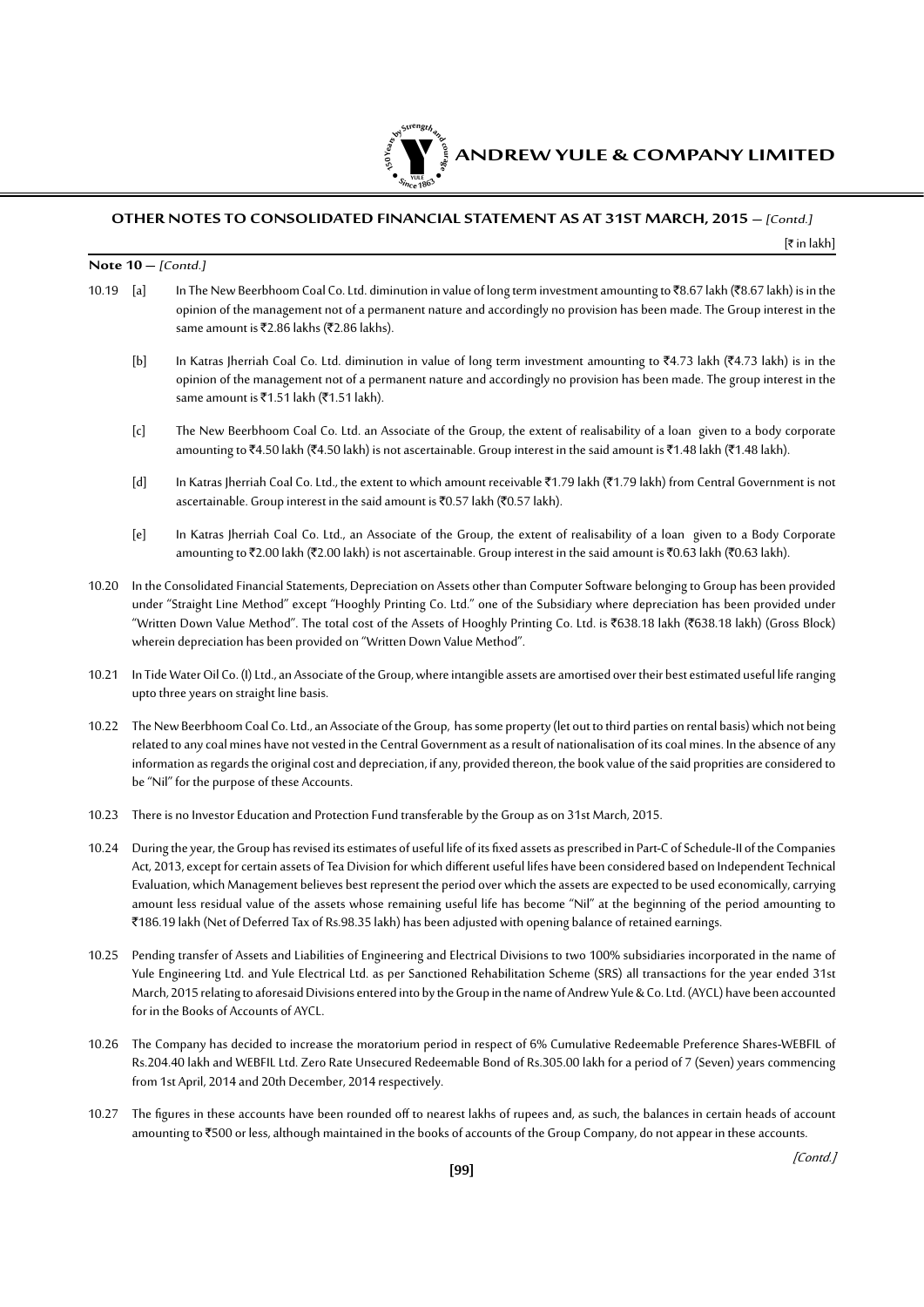## OTHER NOTES TO CONSOLIDATED FINANCIAL STATEMENT AS AT 31ST MARCH, 2015 – *[Contd.]*

[₹ in lakh]

**Note 10** – *[Contd.]*

10.19 [a] In The New Beerbhoom Coal Co. Ltd. diminution in value of long term investment amounting to ₹8.67 lakh (₹8.67 lakh) is in the opinion of the management not of a permanent nature and accordingly no provision has been made. The Group interest in the same amount is ₹2.86 lakhs (₹2.86 lakhs).

[b] In Katras Jherriah Coal Co. Ltd. diminution in value of long term investment amounting to ₹4.73 lakh (₹4.73 lakh) is in the opinion of the management not of a permanent nature and accordingly no provision has been made. The group interest in the same amount is ₹1.51 lakh (₹1.51 lakh).

[c] The New Beerbhoom Coal Co. Ltd. an Associate of the Group, the extent of realisability of a loan given to a body corporate amounting to ₹4.50 lakh (₹4.50 lakh) is not ascertainable. Group interest in the said amount is ₹1.48 lakh (₹1.48 lakh).

[d] In Katras Jherriah Coal Co. Ltd., the extent to which amount receivable ₹1.79 lakh (₹1.79 lakh) from Central Government is not ascertainable. Group interest in the said amount is ₹0.57 lakh (₹0.57 lakh).

[e] In Katras Jherriah Coal Co. Ltd., an Associate of the Group, the extent of realisability of a loan given to a Body Corporate amounting to ₹2.00 lakh (₹2.00 lakh) is not ascertainable. Group interest in the said amount is ₹0.63 lakh (₹0.63 lakh).

10.20 In the Consolidated Financial Statements, Depreciation on Assets other than Computer Software belonging to Group has been provided under "Straight Line Method" except "Hooghly Printing Co. Ltd." one of the Subsidiary where depreciation has been provided under "Written Down Value Method". The total cost of the Assets of Hooghly Printing Co. Ltd. is ₹638.18 lakh (₹638.18 lakh) (Gross Block) wherein depreciation has been provided on "Written Down Value Method".

10.21 In Tide Water Oil Co. (I) Ltd., an Associate of the Group, where intangible assets are amortised over their best estimated useful life ranging upto three years on straight line basis.

10.22 The New Beerbhoom Coal Co. Ltd., an Associate of the Group, has some property (let out to third parties on rental basis) which not being related to any coal mines have not vested in the Central Government as a result of nationalisation of its coal mines. In the absence of any information as regards the original cost and depreciation, if any, provided thereon, the book value of the said proprities are considered to be "Nil" for the purpose of these Accounts.

10.23 There is no Investor Education and Protection Fund transferable by the Group as on 31st March, 2015.

10.24 During the year, the Group has revised its estimates of useful life of its fixed assets as prescribed in Part-C of Schedule-II of the Companies Act, 2013, except for certain assets of Tea Division for which different useful lifes have been considered based on Independent Technical Evaluation, which Management believes best represent the period over which the assets are expected to be used economically, carrying amount less residual value of the assets whose remaining useful life has become "Nil" at the beginning of the period amounting to ₹186.19 lakh (Net of Deferred Tax of Rs.98.35 lakh) has been adjusted with opening balance of retained earnings.

10.25 Pending transfer of Assets and Liabilities of Engineering and Electrical Divisions to two 100% subsidiaries incorporated in the name of Yule Engineering Ltd. and Yule Electrical Ltd. as per Sanctioned Rehabilitation Scheme (SRS) all transactions for the year ended 31st March, 2015 relating to aforesaid Divisions entered into by the Group in the name of Andrew Yule & Co. Ltd. (AYCL) have been accounted for in the Books of Accounts of AYCL.

10.26 The Company has decided to increase the moratorium period in respect of 6% Cumulative Redeemable Preference Shares-WEBFIL of Rs.204.40 lakh and WEBFIL Ltd. Zero Rate Unsecured Redeemable Bond of Rs.305.00 lakh for a period of 7 (Seven) years commencing from 1st April, 2014 and 20th December, 2014 respectively.

10.27 The figures in these accounts have been rounded off to nearest lakhs of rupees and, as such, the balances in certain heads of account amounting to ₹500 or less, although maintained in the books of accounts of the Group Company, do not appear in these accounts.

*[Contd.]*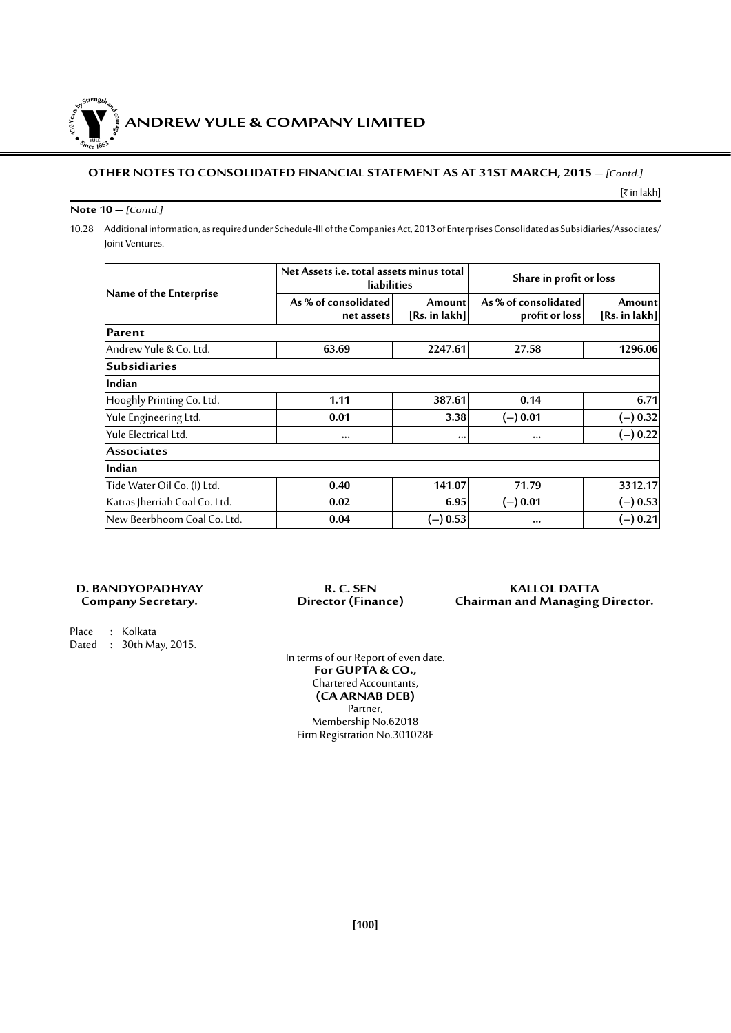## OTHER NOTES TO CONSOLIDATED FINANCIAL STATEMENT AS AT 31ST MARCH, 2015 — *[Contd.]*

[₹ in lakh]

**Note 10 —** *[Contd.]*

10.28 Additional information, as required under Schedule-III of the Companies Act, 2013 of Enterprises Consolidated as Subsidiaries/Associates/ Joint Ventures.

| Name of the Enterprise | Net Assets i.e. total assets minus total liabilities | | Share in profit or loss | |
|---|---|---|---|---|
| | As % of consolidated net assets | Amount [Rs. in lakh] | As % of consolidated profit or loss | Amount [Rs. in lakh] |
| **Parent** | | | | |
| Andrew Yule & Co. Ltd. | **63.69** | **2247.61** | **27.58** | **1296.06** |
| **Subsidiaries** | | | | |
| **Indian** | | | | |
| Hooghly Printing Co. Ltd. | **1.11** | **387.61** | **0.14** | **6.71** |
| Yule Engineering Ltd. | **0.01** | **3.38** | **(—) 0.01** | **(—) 0.32** |
| Yule Electrical Ltd. | **...** | **...** | **...** | **(—) 0.22** |
| **Associates** | | | | |
| **Indian** | | | | |
| Tide Water Oil Co. (I) Ltd. | **0.40** | **141.07** | **71.79** | **3312.17** |
| Katras Jherriah Coal Co. Ltd. | **0.02** | **6.95** | **(—) 0.01** | **(—) 0.53** |
| New Beerbhoom Coal Co. Ltd. | **0.04** | **(—) 0.53** | **...** | **(—) 0.21** |

**D. BANDYOPADHYAY**
**Company Secretary.**

**R. C. SEN**
**Director (Finance)**

**KALLOL DATTA**
**Chairman and Managing Director.**

Place : Kolkata
Dated : 30th May, 2015.

In terms of our Report of even date.
**For GUPTA & CO.,**
Chartered Accountants,
**(CA ARNAB DEB)**
Partner,
Membership No.62018
Firm Registration No.301028E